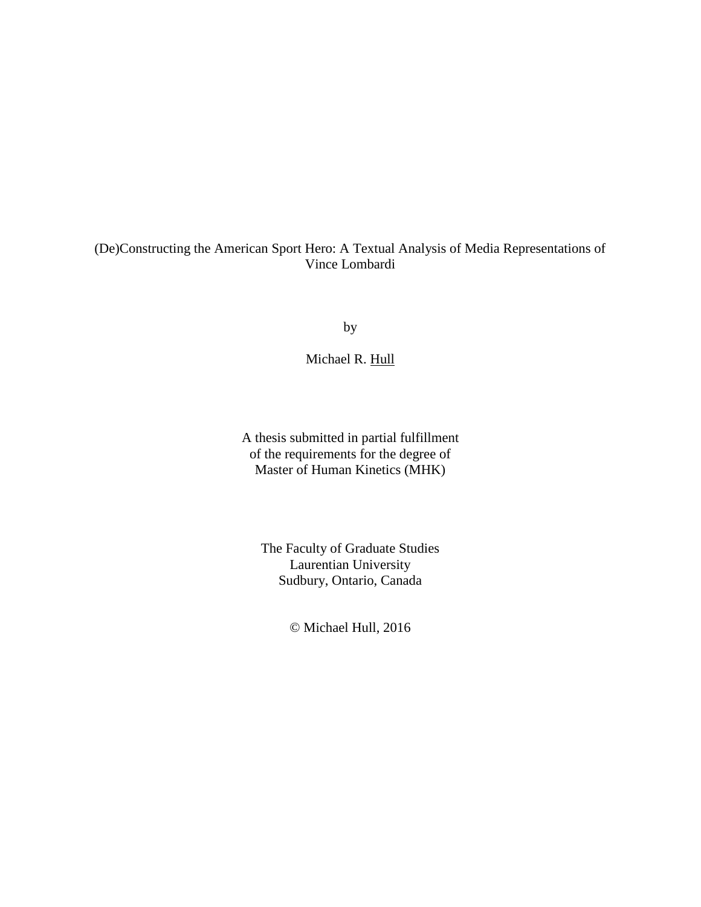# (De)Constructing the American Sport Hero: A Textual Analysis of Media Representations of Vince Lombardi

by

Michael R. Hull

A thesis submitted in partial fulfillment
of the requirements for the degree of
Master of Human Kinetics (MHK)

The Faculty of Graduate Studies
Laurentian University
Sudbury, Ontario, Canada

© Michael Hull, 2016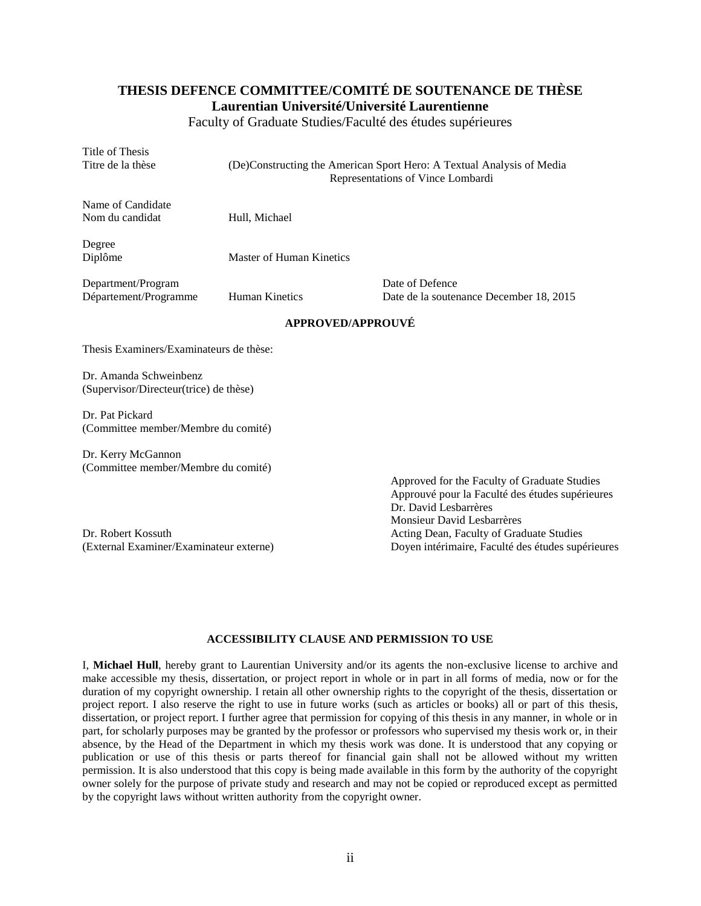# THESIS DEFENCE COMMITTEE/COMITÉ DE SOUTENANCE DE THÈSE

## Laurentian Université/Université Laurentienne

Faculty of Graduate Studies/Faculté des études supérieures

| | | |
|---|---|---|
| Title of Thesis<br>Titre de la thèse | (De)Constructing the American Sport Hero: A Textual Analysis of Media Representations of Vince Lombardi | |
| Name of Candidate<br>Nom du candidat | Hull, Michael | |
| Degree<br>Diplôme | Master of Human Kinetics | |
| Department/Program<br>Département/Programme | Human Kinetics | Date of Defence<br>Date de la soutenance December 18, 2015 |

**APPROVED/APPROUVÉ**

Thesis Examiners/Examinateurs de thèse:

Dr. Amanda Schweinbenz
(Supervisor/Directeur(trice) de thèse)

Dr. Pat Pickard
(Committee member/Membre du comité)

Dr. Kerry McGannon
(Committee member/Membre du comité)

Dr. Robert Kossuth
(External Examiner/Examinateur externe)

Approved for the Faculty of Graduate Studies
Approuvé pour la Faculté des études supérieures
Dr. David Lesbarrères
Monsieur David Lesbarrères
Acting Dean, Faculty of Graduate Studies
Doyen intérimaire, Faculté des études supérieures

**ACCESSIBILITY CLAUSE AND PERMISSION TO USE**

I, **Michael Hull**, hereby grant to Laurentian University and/or its agents the non-exclusive license to archive and make accessible my thesis, dissertation, or project report in whole or in part in all forms of media, now or for the duration of my copyright ownership. I retain all other ownership rights to the copyright of the thesis, dissertation or project report. I also reserve the right to use in future works (such as articles or books) all or part of this thesis, dissertation, or project report. I further agree that permission for copying of this thesis in any manner, in whole or in part, for scholarly purposes may be granted by the professor or professors who supervised my thesis work or, in their absence, by the Head of the Department in which my thesis work was done. It is understood that any copying or publication or use of this thesis or parts thereof for financial gain shall not be allowed without my written permission. It is also understood that this copy is being made available in this form by the authority of the copyright owner solely for the purpose of private study and research and may not be copied or reproduced except as permitted by the copyright laws without written authority from the copyright owner.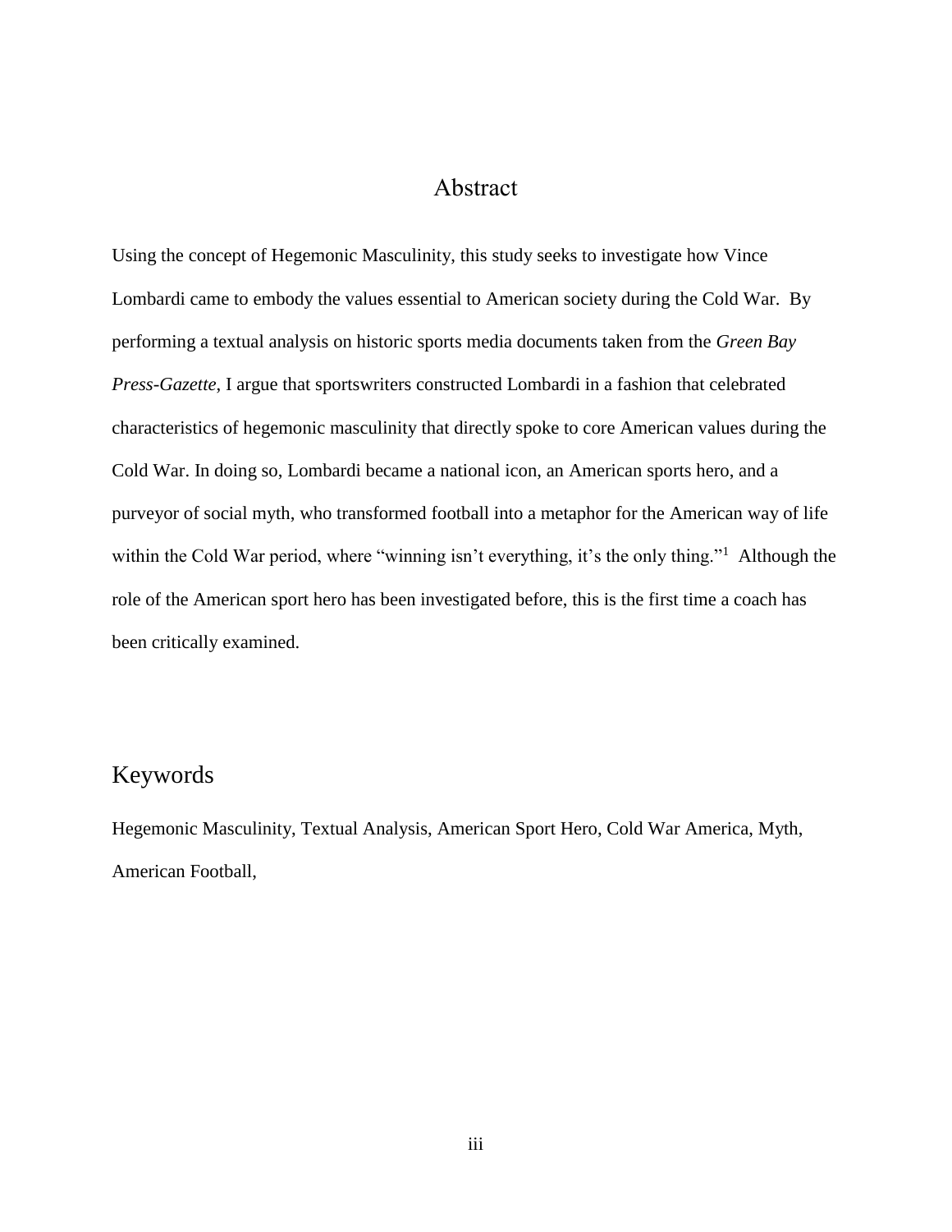# Abstract

Using the concept of Hegemonic Masculinity, this study seeks to investigate how Vince Lombardi came to embody the values essential to American society during the Cold War. By performing a textual analysis on historic sports media documents taken from the *Green Bay Press-Gazette*, I argue that sportswriters constructed Lombardi in a fashion that celebrated characteristics of hegemonic masculinity that directly spoke to core American values during the Cold War. In doing so, Lombardi became a national icon, an American sports hero, and a purveyor of social myth, who transformed football into a metaphor for the American way of life within the Cold War period, where "winning isn't everything, it's the only thing."[1] Although the role of the American sport hero has been investigated before, this is the first time a coach has been critically examined.

# Keywords

Hegemonic Masculinity, Textual Analysis, American Sport Hero, Cold War America, Myth, American Football,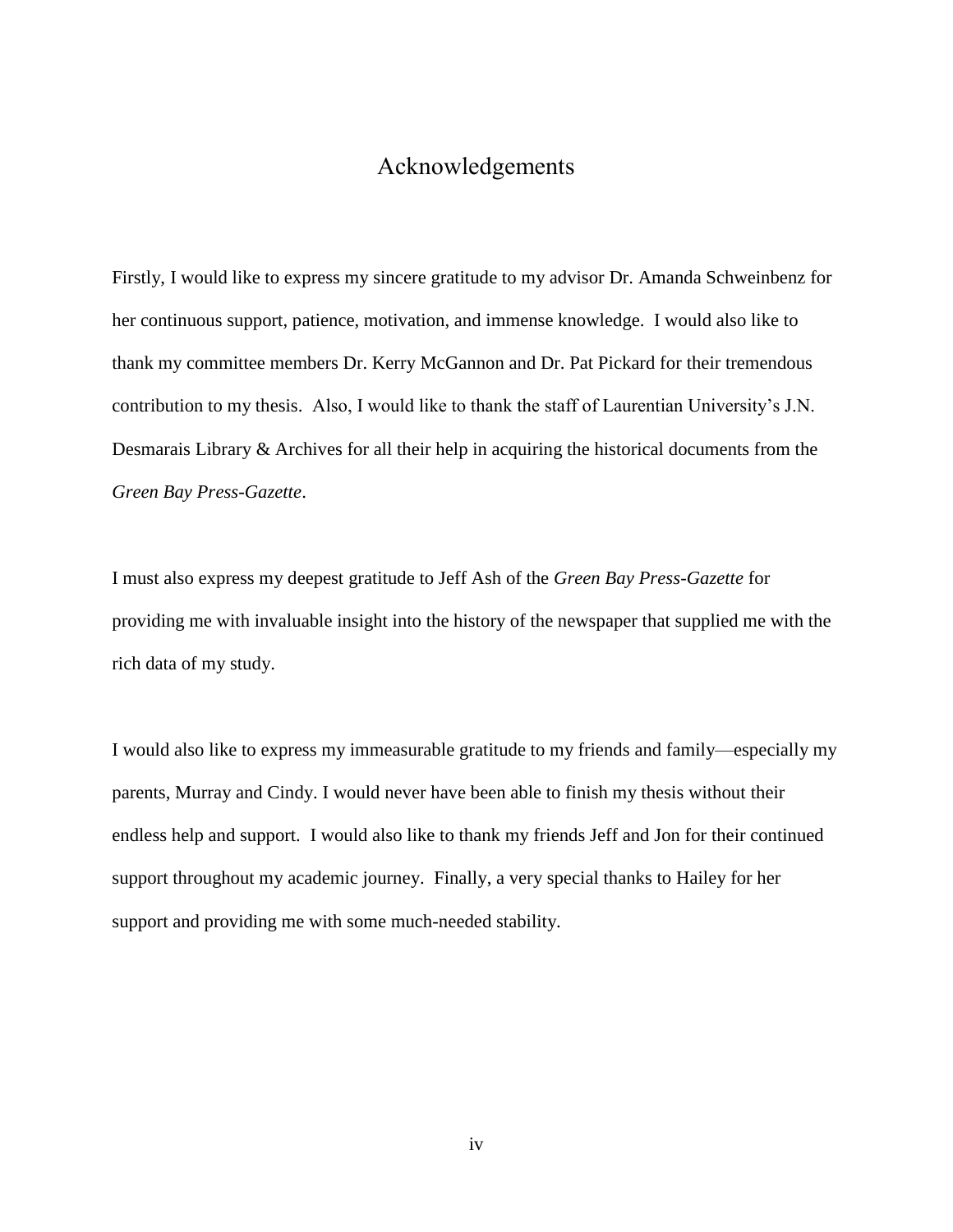# Acknowledgements

Firstly, I would like to express my sincere gratitude to my advisor Dr. Amanda Schweinbenz for her continuous support, patience, motivation, and immense knowledge. I would also like to thank my committee members Dr. Kerry McGannon and Dr. Pat Pickard for their tremendous contribution to my thesis. Also, I would like to thank the staff of Laurentian University's J.N. Desmarais Library & Archives for all their help in acquiring the historical documents from the *Green Bay Press-Gazette*.

I must also express my deepest gratitude to Jeff Ash of the *Green Bay Press-Gazette* for providing me with invaluable insight into the history of the newspaper that supplied me with the rich data of my study.

I would also like to express my immeasurable gratitude to my friends and family—especially my parents, Murray and Cindy. I would never have been able to finish my thesis without their endless help and support. I would also like to thank my friends Jeff and Jon for their continued support throughout my academic journey. Finally, a very special thanks to Hailey for her support and providing me with some much-needed stability.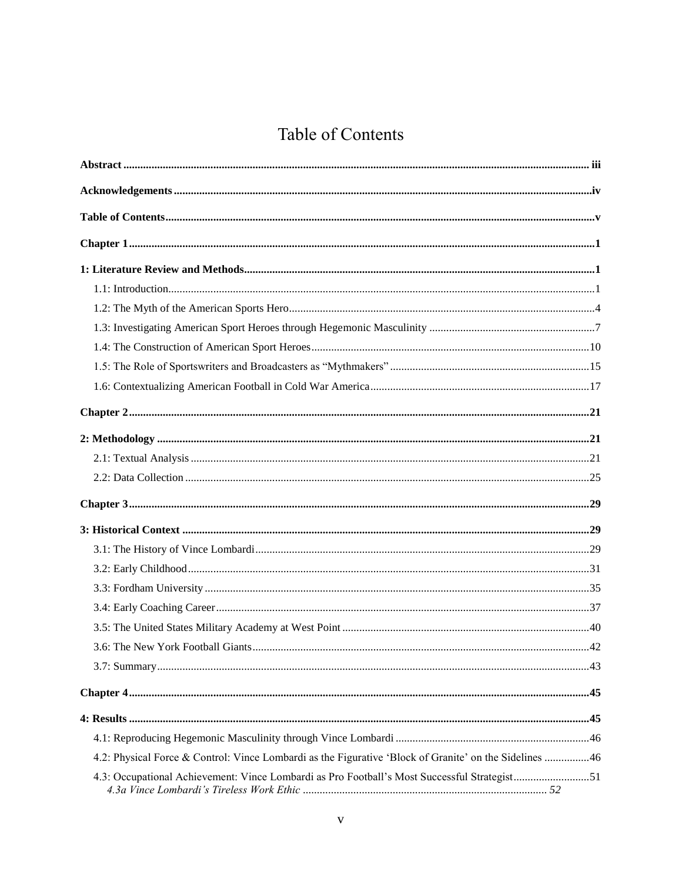# Table of Contents

**Abstract** .......... iii

**Acknowledgements** .......... iv

**Table of Contents** .......... v

**Chapter 1** .......... 1

**1: Literature Review and Methods** .......... 1

- 1.1: Introduction .......... 1
- 1.2: The Myth of the American Sports Hero .......... 4
- 1.3: Investigating American Sport Heroes through Hegemonic Masculinity .......... 7
- 1.4: The Construction of American Sport Heroes .......... 10
- 1.5: The Role of Sportswriters and Broadcasters as "Mythmakers" .......... 15
- 1.6: Contextualizing American Football in Cold War America .......... 17

**Chapter 2** .......... 21

**2: Methodology** .......... 21

- 2.1: Textual Analysis .......... 21
- 2.2: Data Collection .......... 25

**Chapter 3** .......... 29

**3: Historical Context** .......... 29

- 3.1: The History of Vince Lombardi .......... 29
- 3.2: Early Childhood .......... 31
- 3.3: Fordham University .......... 35
- 3.4: Early Coaching Career .......... 37
- 3.5: The United States Military Academy at West Point .......... 40
- 3.6: The New York Football Giants .......... 42
- 3.7: Summary .......... 43

**Chapter 4** .......... 45

**4: Results** .......... 45

- 4.1: Reproducing Hegemonic Masculinity through Vince Lombardi .......... 46
- 4.2: Physical Force & Control: Vince Lombardi as the Figurative 'Block of Granite' on the Sidelines .......... 46
- 4.3: Occupational Achievement: Vince Lombardi as Pro Football's Most Successful Strategist .......... 51
  - *4.3a Vince Lombardi's Tireless Work Ethic* .......... *52*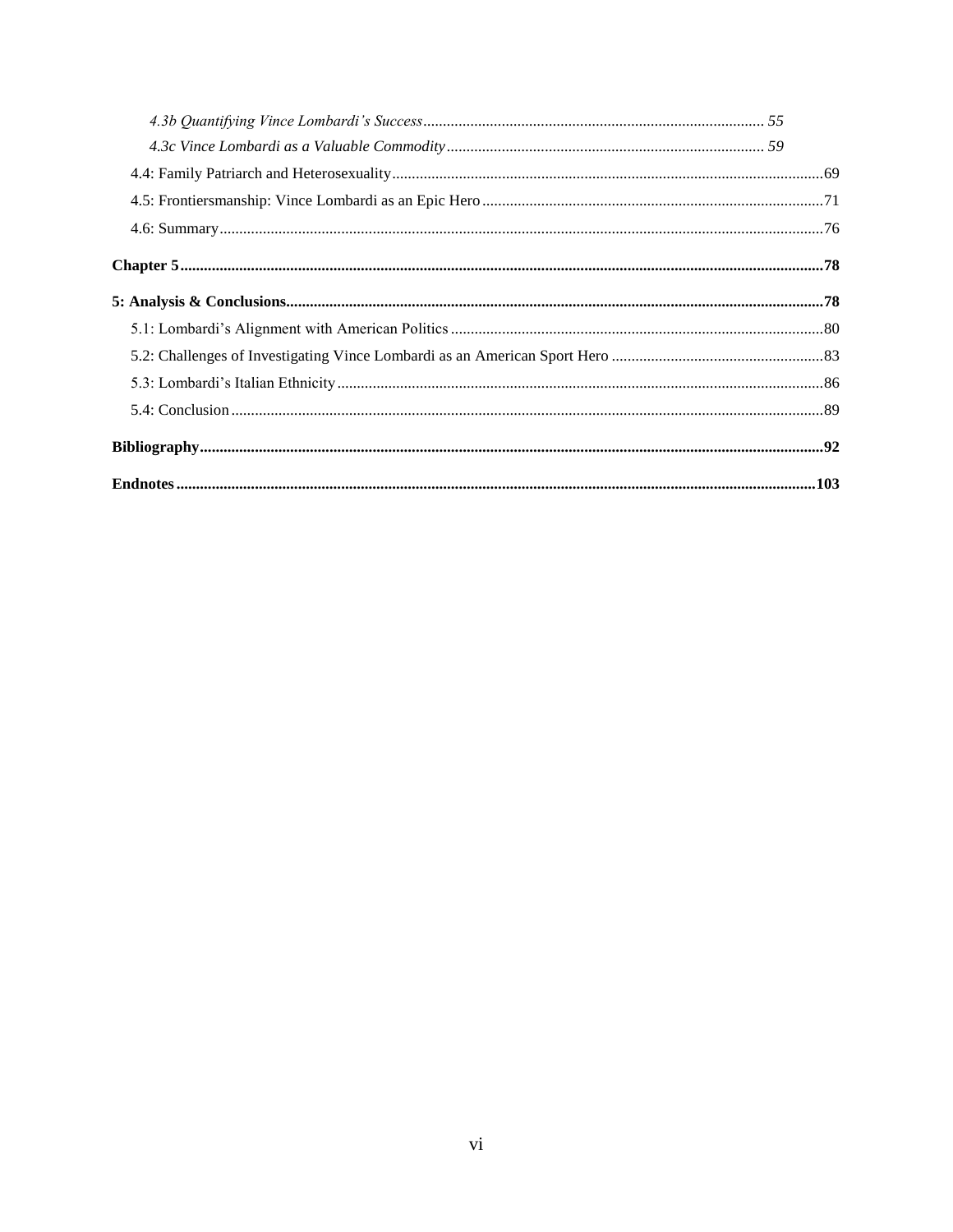*4.3b Quantifying Vince Lombardi's Success* ..... 55

*4.3c Vince Lombardi as a Valuable Commodity* ..... 59

4.4: Family Patriarch and Heterosexuality ..... 69

4.5: Frontiersmanship: Vince Lombardi as an Epic Hero ..... 71

4.6: Summary ..... 76

**Chapter 5 ..... 78**

**5: Analysis & Conclusions ..... 78**

5.1: Lombardi's Alignment with American Politics ..... 80

5.2: Challenges of Investigating Vince Lombardi as an American Sport Hero ..... 83

5.3: Lombardi's Italian Ethnicity ..... 86

5.4: Conclusion ..... 89

**Bibliography ..... 92**

**Endnotes ..... 103**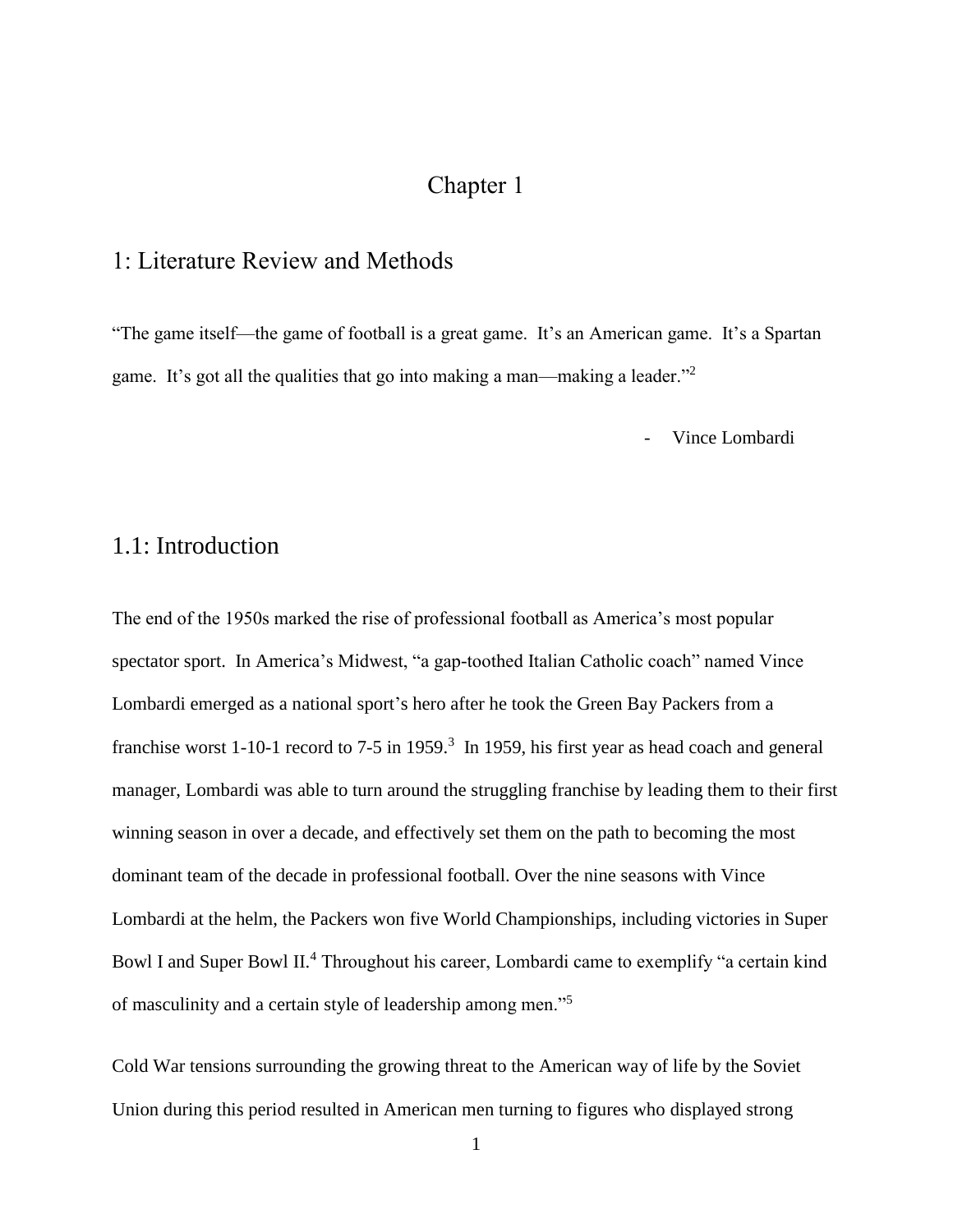# Chapter 1

## 1: Literature Review and Methods

"The game itself—the game of football is a great game. It's an American game. It's a Spartan game. It's got all the qualities that go into making a man—making a leader."[2]

- Vince Lombardi

## 1.1: Introduction

The end of the 1950s marked the rise of professional football as America's most popular spectator sport. In America's Midwest, "a gap-toothed Italian Catholic coach" named Vince Lombardi emerged as a national sport's hero after he took the Green Bay Packers from a franchise worst 1-10-1 record to 7-5 in 1959.[3] In 1959, his first year as head coach and general manager, Lombardi was able to turn around the struggling franchise by leading them to their first winning season in over a decade, and effectively set them on the path to becoming the most dominant team of the decade in professional football. Over the nine seasons with Vince Lombardi at the helm, the Packers won five World Championships, including victories in Super Bowl I and Super Bowl II.[4] Throughout his career, Lombardi came to exemplify "a certain kind of masculinity and a certain style of leadership among men."[5]

Cold War tensions surrounding the growing threat to the American way of life by the Soviet Union during this period resulted in American men turning to figures who displayed strong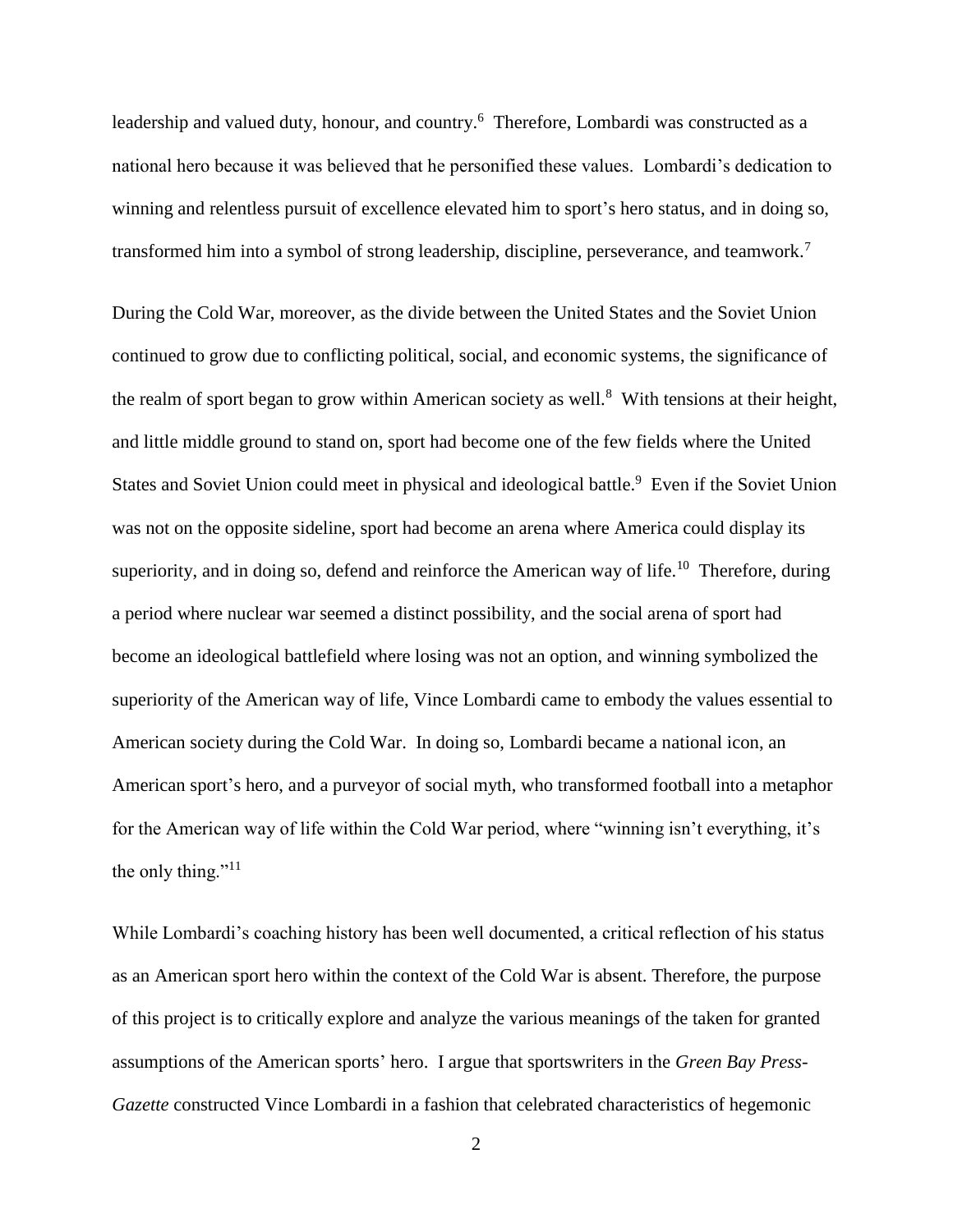leadership and valued duty, honour, and country.[6] Therefore, Lombardi was constructed as a national hero because it was believed that he personified these values. Lombardi's dedication to winning and relentless pursuit of excellence elevated him to sport's hero status, and in doing so, transformed him into a symbol of strong leadership, discipline, perseverance, and teamwork.[7]

During the Cold War, moreover, as the divide between the United States and the Soviet Union continued to grow due to conflicting political, social, and economic systems, the significance of the realm of sport began to grow within American society as well.[8] With tensions at their height, and little middle ground to stand on, sport had become one of the few fields where the United States and Soviet Union could meet in physical and ideological battle.[9] Even if the Soviet Union was not on the opposite sideline, sport had become an arena where America could display its superiority, and in doing so, defend and reinforce the American way of life.[10] Therefore, during a period where nuclear war seemed a distinct possibility, and the social arena of sport had become an ideological battlefield where losing was not an option, and winning symbolized the superiority of the American way of life, Vince Lombardi came to embody the values essential to American society during the Cold War. In doing so, Lombardi became a national icon, an American sport's hero, and a purveyor of social myth, who transformed football into a metaphor for the American way of life within the Cold War period, where "winning isn't everything, it's the only thing."[11]

While Lombardi's coaching history has been well documented, a critical reflection of his status as an American sport hero within the context of the Cold War is absent. Therefore, the purpose of this project is to critically explore and analyze the various meanings of the taken for granted assumptions of the American sports' hero. I argue that sportswriters in the *Green Bay Press-Gazette* constructed Vince Lombardi in a fashion that celebrated characteristics of hegemonic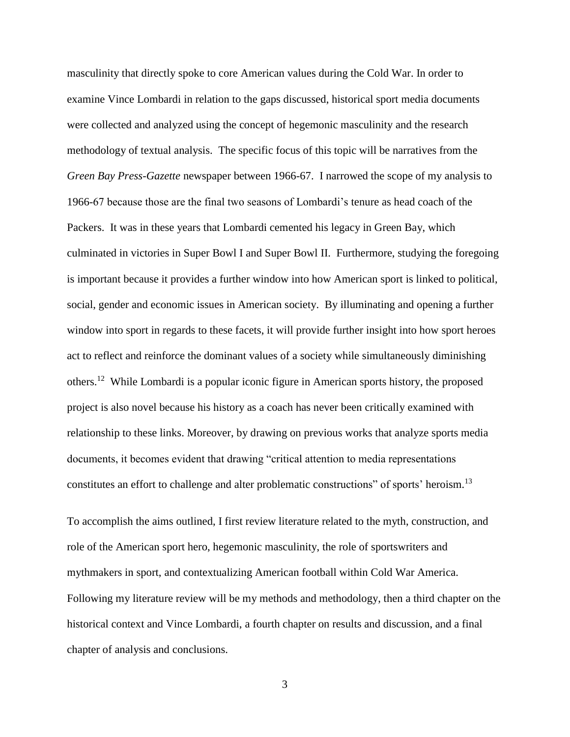masculinity that directly spoke to core American values during the Cold War. In order to examine Vince Lombardi in relation to the gaps discussed, historical sport media documents were collected and analyzed using the concept of hegemonic masculinity and the research methodology of textual analysis. The specific focus of this topic will be narratives from the *Green Bay Press-Gazette* newspaper between 1966-67. I narrowed the scope of my analysis to 1966-67 because those are the final two seasons of Lombardi's tenure as head coach of the Packers. It was in these years that Lombardi cemented his legacy in Green Bay, which culminated in victories in Super Bowl I and Super Bowl II. Furthermore, studying the foregoing is important because it provides a further window into how American sport is linked to political, social, gender and economic issues in American society. By illuminating and opening a further window into sport in regards to these facets, it will provide further insight into how sport heroes act to reflect and reinforce the dominant values of a society while simultaneously diminishing others.[12] While Lombardi is a popular iconic figure in American sports history, the proposed project is also novel because his history as a coach has never been critically examined with relationship to these links. Moreover, by drawing on previous works that analyze sports media documents, it becomes evident that drawing "critical attention to media representations constitutes an effort to challenge and alter problematic constructions" of sports' heroism.[13]

To accomplish the aims outlined, I first review literature related to the myth, construction, and role of the American sport hero, hegemonic masculinity, the role of sportswriters and mythmakers in sport, and contextualizing American football within Cold War America. Following my literature review will be my methods and methodology, then a third chapter on the historical context and Vince Lombardi, a fourth chapter on results and discussion, and a final chapter of analysis and conclusions.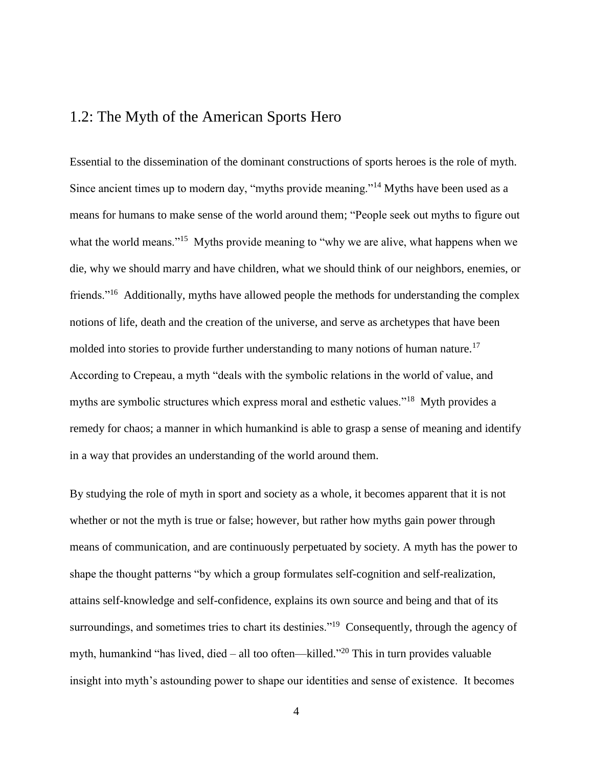## 1.2: The Myth of the American Sports Hero

Essential to the dissemination of the dominant constructions of sports heroes is the role of myth. Since ancient times up to modern day, "myths provide meaning."[14] Myths have been used as a means for humans to make sense of the world around them; "People seek out myths to figure out what the world means."[15] Myths provide meaning to "why we are alive, what happens when we die, why we should marry and have children, what we should think of our neighbors, enemies, or friends."[16] Additionally, myths have allowed people the methods for understanding the complex notions of life, death and the creation of the universe, and serve as archetypes that have been molded into stories to provide further understanding to many notions of human nature.[17] According to Crepeau, a myth "deals with the symbolic relations in the world of value, and myths are symbolic structures which express moral and esthetic values."[18] Myth provides a remedy for chaos; a manner in which humankind is able to grasp a sense of meaning and identify in a way that provides an understanding of the world around them.

By studying the role of myth in sport and society as a whole, it becomes apparent that it is not whether or not the myth is true or false; however, but rather how myths gain power through means of communication, and are continuously perpetuated by society. A myth has the power to shape the thought patterns "by which a group formulates self-cognition and self-realization, attains self-knowledge and self-confidence, explains its own source and being and that of its surroundings, and sometimes tries to chart its destinies."[19] Consequently, through the agency of myth, humankind "has lived, died – all too often—killed."[20] This in turn provides valuable insight into myth's astounding power to shape our identities and sense of existence. It becomes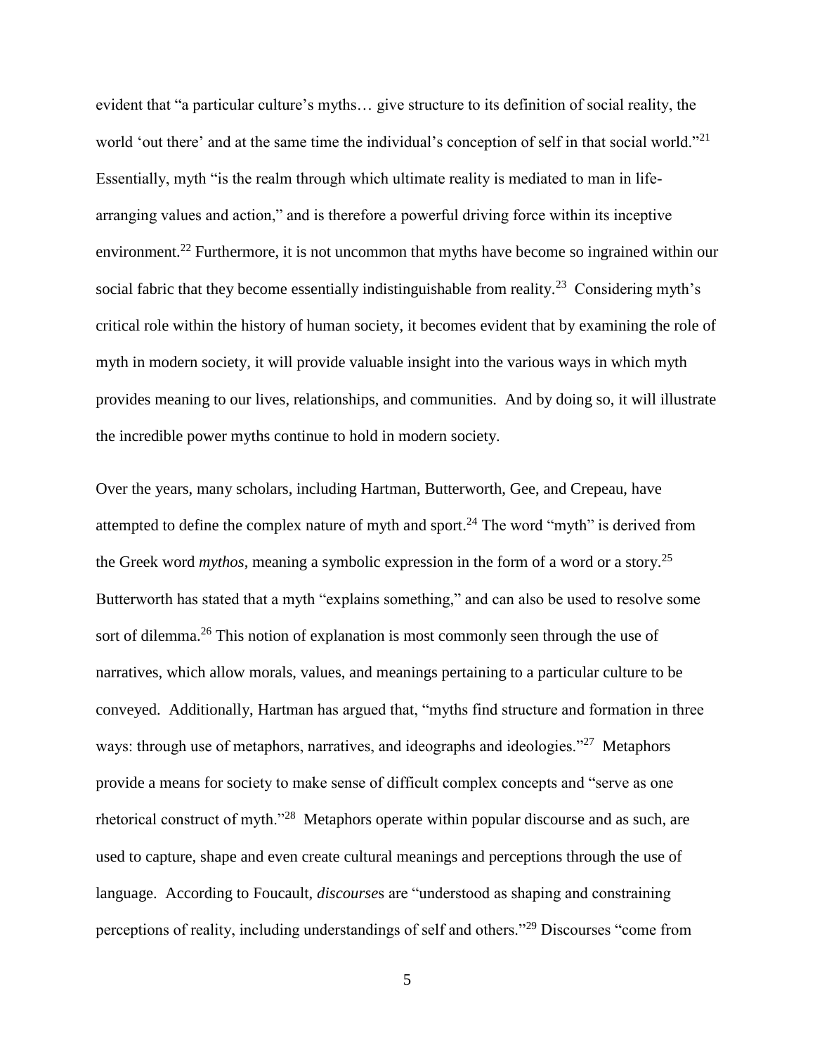evident that "a particular culture's myths… give structure to its definition of social reality, the world 'out there' and at the same time the individual's conception of self in that social world."[21] Essentially, myth "is the realm through which ultimate reality is mediated to man in life-arranging values and action," and is therefore a powerful driving force within its inceptive environment.[22] Furthermore, it is not uncommon that myths have become so ingrained within our social fabric that they become essentially indistinguishable from reality.[23] Considering myth's critical role within the history of human society, it becomes evident that by examining the role of myth in modern society, it will provide valuable insight into the various ways in which myth provides meaning to our lives, relationships, and communities. And by doing so, it will illustrate the incredible power myths continue to hold in modern society.

Over the years, many scholars, including Hartman, Butterworth, Gee, and Crepeau, have attempted to define the complex nature of myth and sport.[24] The word "myth" is derived from the Greek word *mythos*, meaning a symbolic expression in the form of a word or a story.[25] Butterworth has stated that a myth "explains something," and can also be used to resolve some sort of dilemma.[26] This notion of explanation is most commonly seen through the use of narratives, which allow morals, values, and meanings pertaining to a particular culture to be conveyed. Additionally, Hartman has argued that, "myths find structure and formation in three ways: through use of metaphors, narratives, and ideographs and ideologies."[27] Metaphors provide a means for society to make sense of difficult complex concepts and "serve as one rhetorical construct of myth."[28] Metaphors operate within popular discourse and as such, are used to capture, shape and even create cultural meanings and perceptions through the use of language. According to Foucault, *discourse*s are "understood as shaping and constraining perceptions of reality, including understandings of self and others."[29] Discourses "come from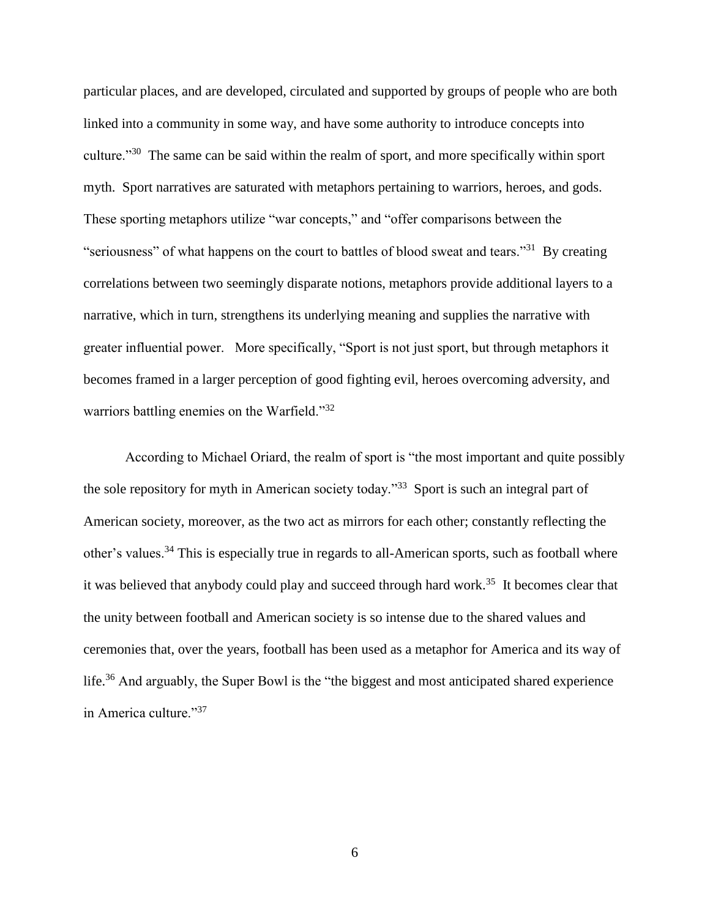particular places, and are developed, circulated and supported by groups of people who are both linked into a community in some way, and have some authority to introduce concepts into culture."[30] The same can be said within the realm of sport, and more specifically within sport myth. Sport narratives are saturated with metaphors pertaining to warriors, heroes, and gods. These sporting metaphors utilize "war concepts," and "offer comparisons between the "seriousness" of what happens on the court to battles of blood sweat and tears."[31] By creating correlations between two seemingly disparate notions, metaphors provide additional layers to a narrative, which in turn, strengthens its underlying meaning and supplies the narrative with greater influential power. More specifically, "Sport is not just sport, but through metaphors it becomes framed in a larger perception of good fighting evil, heroes overcoming adversity, and warriors battling enemies on the Warfield."[32]

According to Michael Oriard, the realm of sport is "the most important and quite possibly the sole repository for myth in American society today."[33] Sport is such an integral part of American society, moreover, as the two act as mirrors for each other; constantly reflecting the other's values.[34] This is especially true in regards to all-American sports, such as football where it was believed that anybody could play and succeed through hard work.[35] It becomes clear that the unity between football and American society is so intense due to the shared values and ceremonies that, over the years, football has been used as a metaphor for America and its way of life.[36] And arguably, the Super Bowl is the "the biggest and most anticipated shared experience in America culture."[37]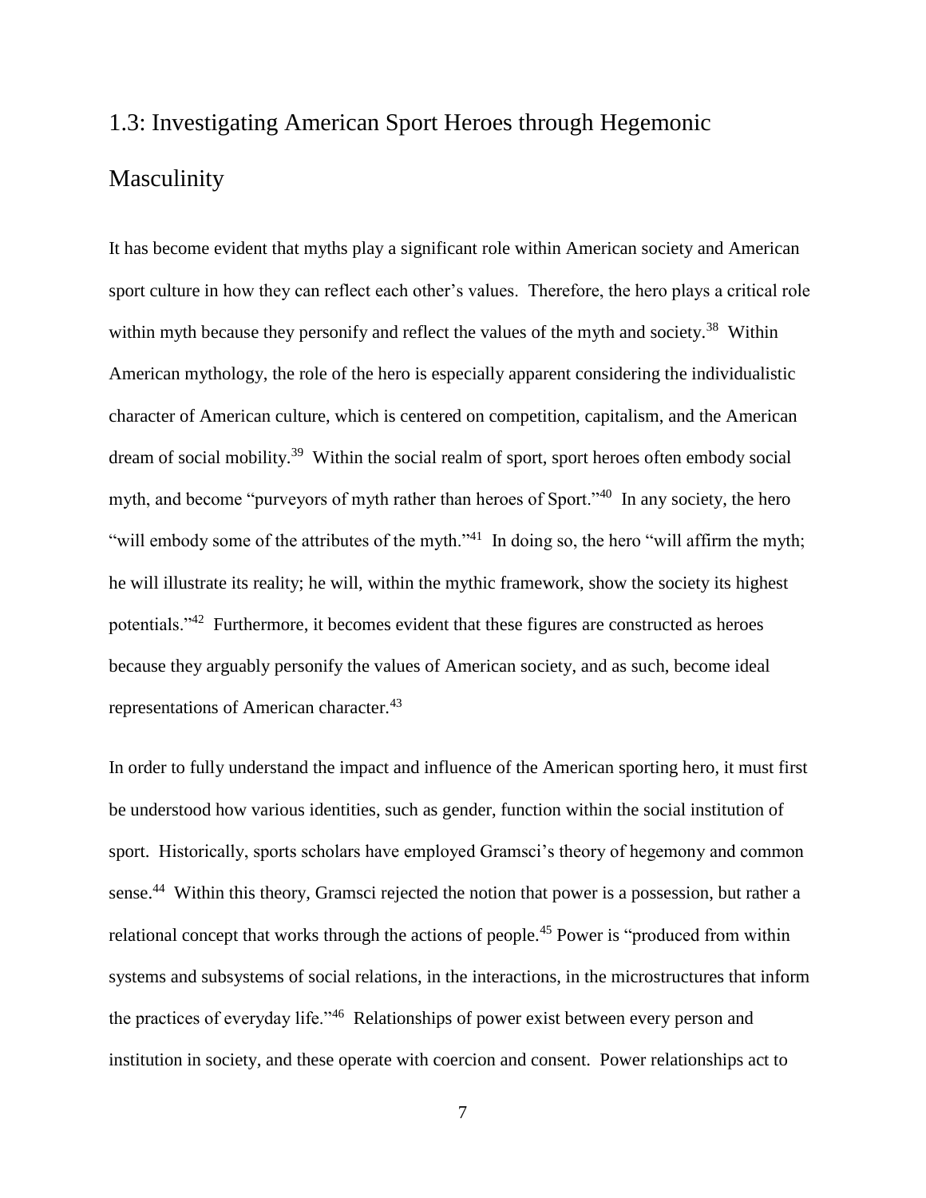## 1.3: Investigating American Sport Heroes through Hegemonic Masculinity

It has become evident that myths play a significant role within American society and American sport culture in how they can reflect each other's values. Therefore, the hero plays a critical role within myth because they personify and reflect the values of the myth and society.[38] Within American mythology, the role of the hero is especially apparent considering the individualistic character of American culture, which is centered on competition, capitalism, and the American dream of social mobility.[39] Within the social realm of sport, sport heroes often embody social myth, and become "purveyors of myth rather than heroes of Sport."[40] In any society, the hero "will embody some of the attributes of the myth."[41] In doing so, the hero "will affirm the myth; he will illustrate its reality; he will, within the mythic framework, show the society its highest potentials."[42] Furthermore, it becomes evident that these figures are constructed as heroes because they arguably personify the values of American society, and as such, become ideal representations of American character.[43]

In order to fully understand the impact and influence of the American sporting hero, it must first be understood how various identities, such as gender, function within the social institution of sport. Historically, sports scholars have employed Gramsci's theory of hegemony and common sense.[44] Within this theory, Gramsci rejected the notion that power is a possession, but rather a relational concept that works through the actions of people.[45] Power is "produced from within systems and subsystems of social relations, in the interactions, in the microstructures that inform the practices of everyday life."[46] Relationships of power exist between every person and institution in society, and these operate with coercion and consent. Power relationships act to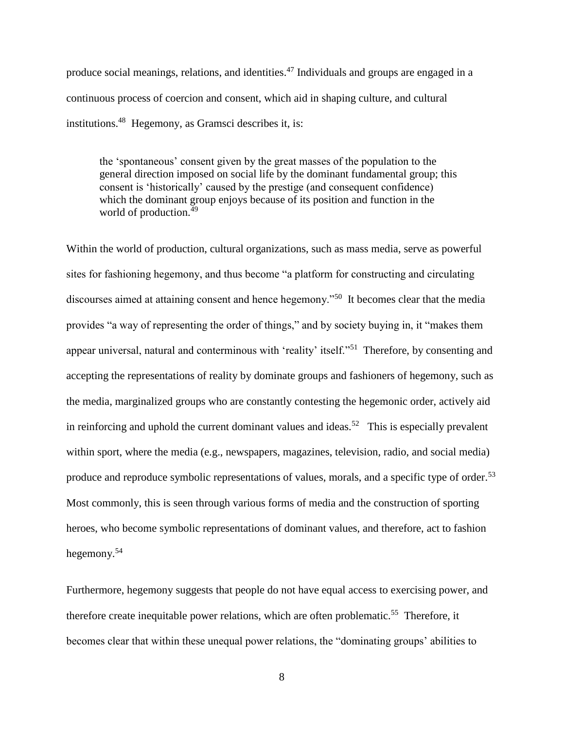produce social meanings, relations, and identities.[47] Individuals and groups are engaged in a continuous process of coercion and consent, which aid in shaping culture, and cultural institutions.[48] Hegemony, as Gramsci describes it, is:

> the 'spontaneous' consent given by the great masses of the population to the general direction imposed on social life by the dominant fundamental group; this consent is 'historically' caused by the prestige (and consequent confidence) which the dominant group enjoys because of its position and function in the world of production.[49]

Within the world of production, cultural organizations, such as mass media, serve as powerful sites for fashioning hegemony, and thus become "a platform for constructing and circulating discourses aimed at attaining consent and hence hegemony."[50] It becomes clear that the media provides "a way of representing the order of things," and by society buying in, it "makes them appear universal, natural and conterminous with 'reality' itself."[51] Therefore, by consenting and accepting the representations of reality by dominate groups and fashioners of hegemony, such as the media, marginalized groups who are constantly contesting the hegemonic order, actively aid in reinforcing and uphold the current dominant values and ideas.[52] This is especially prevalent within sport, where the media (e.g., newspapers, magazines, television, radio, and social media) produce and reproduce symbolic representations of values, morals, and a specific type of order.[53] Most commonly, this is seen through various forms of media and the construction of sporting heroes, who become symbolic representations of dominant values, and therefore, act to fashion hegemony.[54]

Furthermore, hegemony suggests that people do not have equal access to exercising power, and therefore create inequitable power relations, which are often problematic.[55] Therefore, it becomes clear that within these unequal power relations, the "dominating groups' abilities to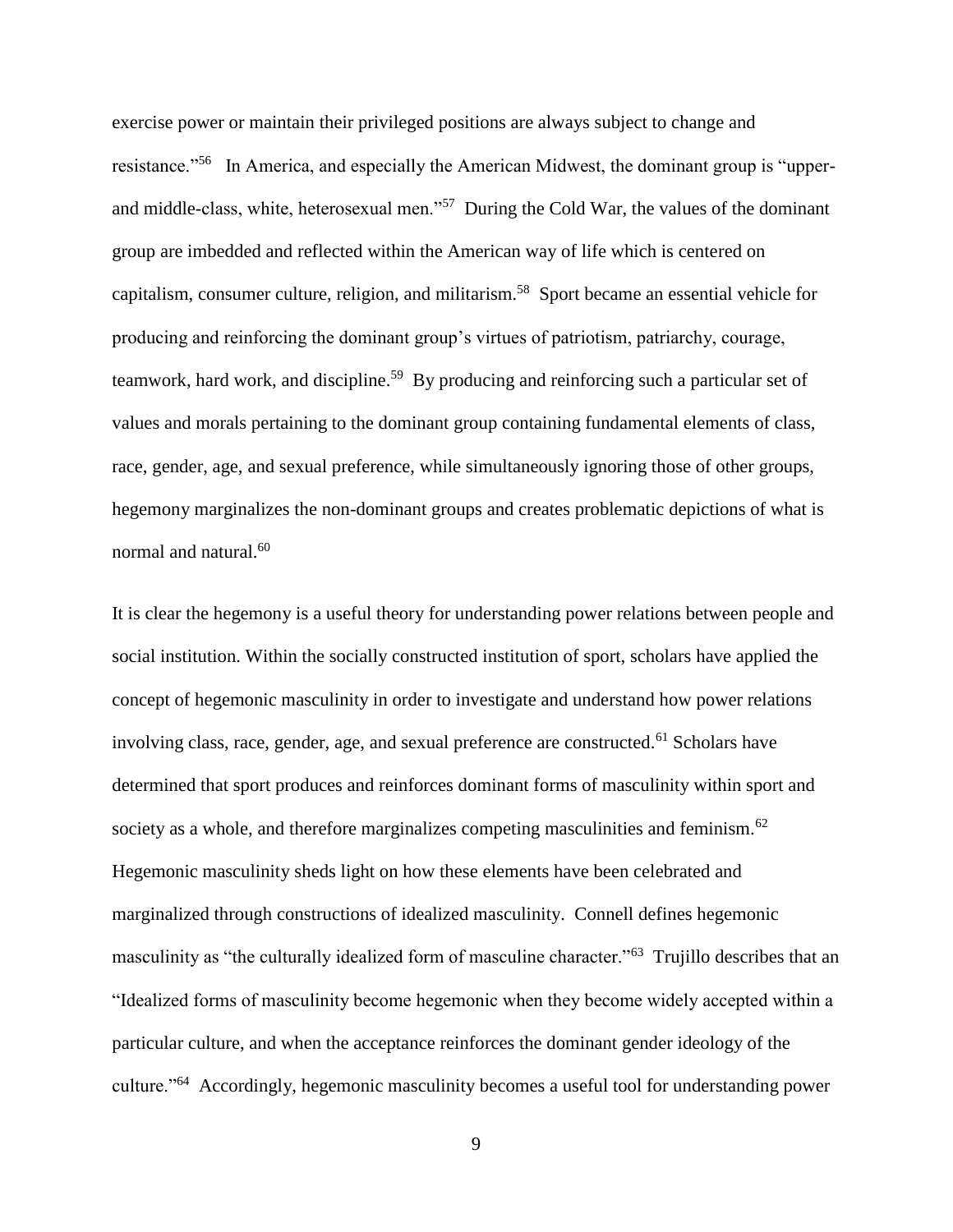exercise power or maintain their privileged positions are always subject to change and resistance."[56] In America, and especially the American Midwest, the dominant group is "upper- and middle-class, white, heterosexual men."[57] During the Cold War, the values of the dominant group are imbedded and reflected within the American way of life which is centered on capitalism, consumer culture, religion, and militarism.[58] Sport became an essential vehicle for producing and reinforcing the dominant group's virtues of patriotism, patriarchy, courage, teamwork, hard work, and discipline.[59] By producing and reinforcing such a particular set of values and morals pertaining to the dominant group containing fundamental elements of class, race, gender, age, and sexual preference, while simultaneously ignoring those of other groups, hegemony marginalizes the non-dominant groups and creates problematic depictions of what is normal and natural.[60]

It is clear the hegemony is a useful theory for understanding power relations between people and social institution. Within the socially constructed institution of sport, scholars have applied the concept of hegemonic masculinity in order to investigate and understand how power relations involving class, race, gender, age, and sexual preference are constructed.[61] Scholars have determined that sport produces and reinforces dominant forms of masculinity within sport and society as a whole, and therefore marginalizes competing masculinities and feminism.[62] Hegemonic masculinity sheds light on how these elements have been celebrated and marginalized through constructions of idealized masculinity. Connell defines hegemonic masculinity as "the culturally idealized form of masculine character."[63] Trujillo describes that an "Idealized forms of masculinity become hegemonic when they become widely accepted within a particular culture, and when the acceptance reinforces the dominant gender ideology of the culture."[64] Accordingly, hegemonic masculinity becomes a useful tool for understanding power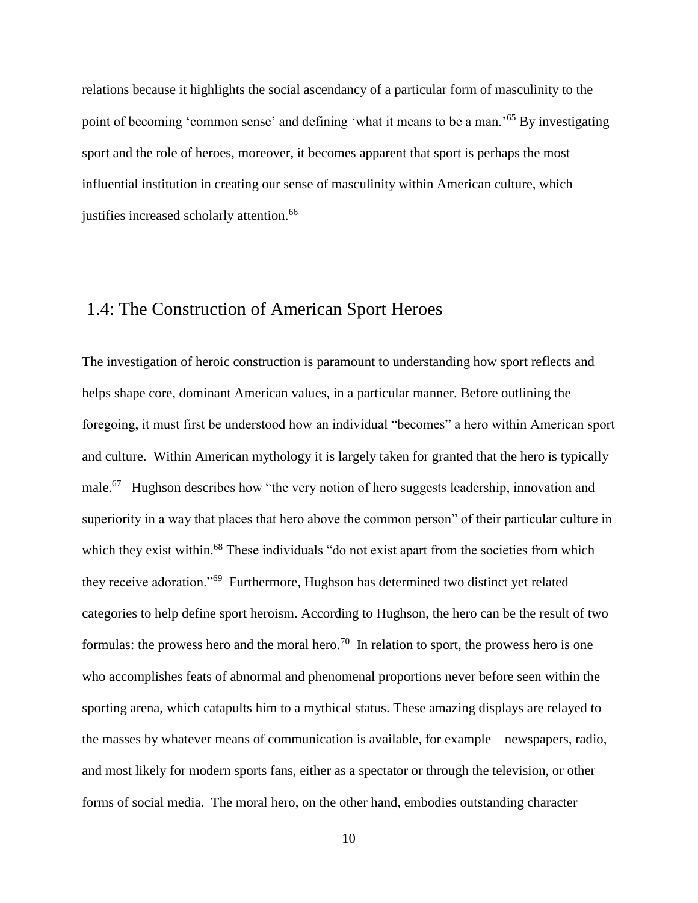relations because it highlights the social ascendancy of a particular form of masculinity to the point of becoming 'common sense' and defining 'what it means to be a man.'[65] By investigating sport and the role of heroes, moreover, it becomes apparent that sport is perhaps the most influential institution in creating our sense of masculinity within American culture, which justifies increased scholarly attention.[66]

## 1.4: The Construction of American Sport Heroes

The investigation of heroic construction is paramount to understanding how sport reflects and helps shape core, dominant American values, in a particular manner. Before outlining the foregoing, it must first be understood how an individual "becomes" a hero within American sport and culture. Within American mythology it is largely taken for granted that the hero is typically male.[67] Hughson describes how "the very notion of hero suggests leadership, innovation and superiority in a way that places that hero above the common person" of their particular culture in which they exist within.[68] These individuals "do not exist apart from the societies from which they receive adoration."[69] Furthermore, Hughson has determined two distinct yet related categories to help define sport heroism. According to Hughson, the hero can be the result of two formulas: the prowess hero and the moral hero.[70] In relation to sport, the prowess hero is one who accomplishes feats of abnormal and phenomenal proportions never before seen within the sporting arena, which catapults him to a mythical status. These amazing displays are relayed to the masses by whatever means of communication is available, for example—newspapers, radio, and most likely for modern sports fans, either as a spectator or through the television, or other forms of social media. The moral hero, on the other hand, embodies outstanding character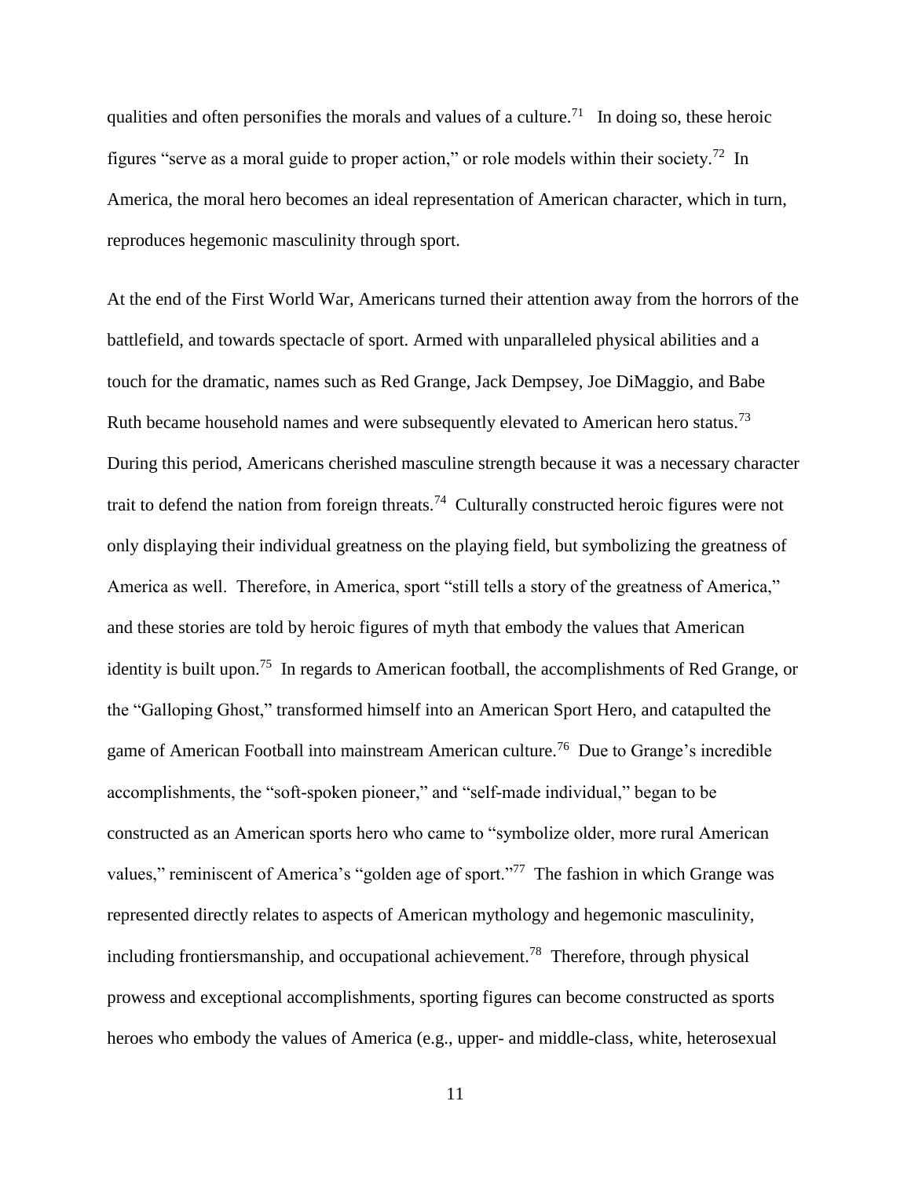qualities and often personifies the morals and values of a culture.[71] In doing so, these heroic figures "serve as a moral guide to proper action," or role models within their society.[72] In America, the moral hero becomes an ideal representation of American character, which in turn, reproduces hegemonic masculinity through sport.

At the end of the First World War, Americans turned their attention away from the horrors of the battlefield, and towards spectacle of sport. Armed with unparalleled physical abilities and a touch for the dramatic, names such as Red Grange, Jack Dempsey, Joe DiMaggio, and Babe Ruth became household names and were subsequently elevated to American hero status.[73] During this period, Americans cherished masculine strength because it was a necessary character trait to defend the nation from foreign threats.[74] Culturally constructed heroic figures were not only displaying their individual greatness on the playing field, but symbolizing the greatness of America as well. Therefore, in America, sport "still tells a story of the greatness of America," and these stories are told by heroic figures of myth that embody the values that American identity is built upon.[75] In regards to American football, the accomplishments of Red Grange, or the "Galloping Ghost," transformed himself into an American Sport Hero, and catapulted the game of American Football into mainstream American culture.[76] Due to Grange's incredible accomplishments, the "soft-spoken pioneer," and "self-made individual," began to be constructed as an American sports hero who came to "symbolize older, more rural American values," reminiscent of America's "golden age of sport."[77] The fashion in which Grange was represented directly relates to aspects of American mythology and hegemonic masculinity, including frontiersmanship, and occupational achievement.[78] Therefore, through physical prowess and exceptional accomplishments, sporting figures can become constructed as sports heroes who embody the values of America (e.g., upper- and middle-class, white, heterosexual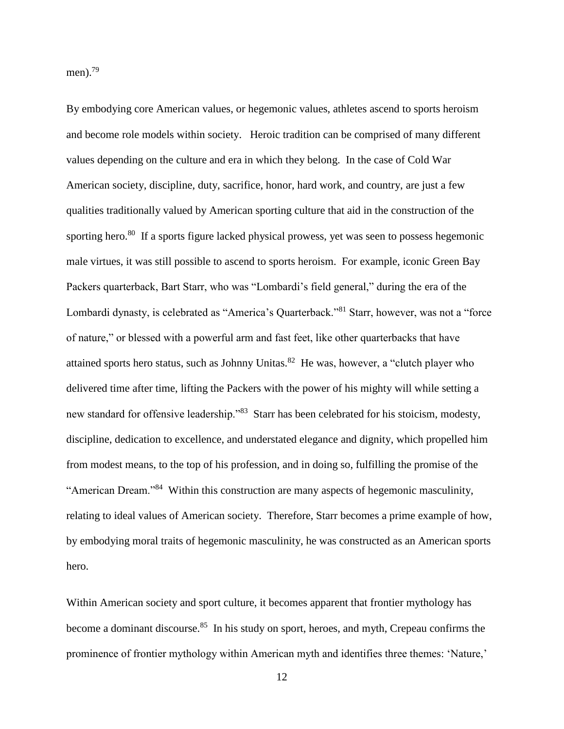men).[79]

By embodying core American values, or hegemonic values, athletes ascend to sports heroism and become role models within society. Heroic tradition can be comprised of many different values depending on the culture and era in which they belong. In the case of Cold War American society, discipline, duty, sacrifice, honor, hard work, and country, are just a few qualities traditionally valued by American sporting culture that aid in the construction of the sporting hero.[80] If a sports figure lacked physical prowess, yet was seen to possess hegemonic male virtues, it was still possible to ascend to sports heroism. For example, iconic Green Bay Packers quarterback, Bart Starr, who was "Lombardi's field general," during the era of the Lombardi dynasty, is celebrated as "America's Quarterback."[81] Starr, however, was not a "force of nature," or blessed with a powerful arm and fast feet, like other quarterbacks that have attained sports hero status, such as Johnny Unitas.[82] He was, however, a "clutch player who delivered time after time, lifting the Packers with the power of his mighty will while setting a new standard for offensive leadership."[83] Starr has been celebrated for his stoicism, modesty, discipline, dedication to excellence, and understated elegance and dignity, which propelled him from modest means, to the top of his profession, and in doing so, fulfilling the promise of the "American Dream."[84] Within this construction are many aspects of hegemonic masculinity, relating to ideal values of American society. Therefore, Starr becomes a prime example of how, by embodying moral traits of hegemonic masculinity, he was constructed as an American sports hero.

Within American society and sport culture, it becomes apparent that frontier mythology has become a dominant discourse.[85] In his study on sport, heroes, and myth, Crepeau confirms the prominence of frontier mythology within American myth and identifies three themes: 'Nature,'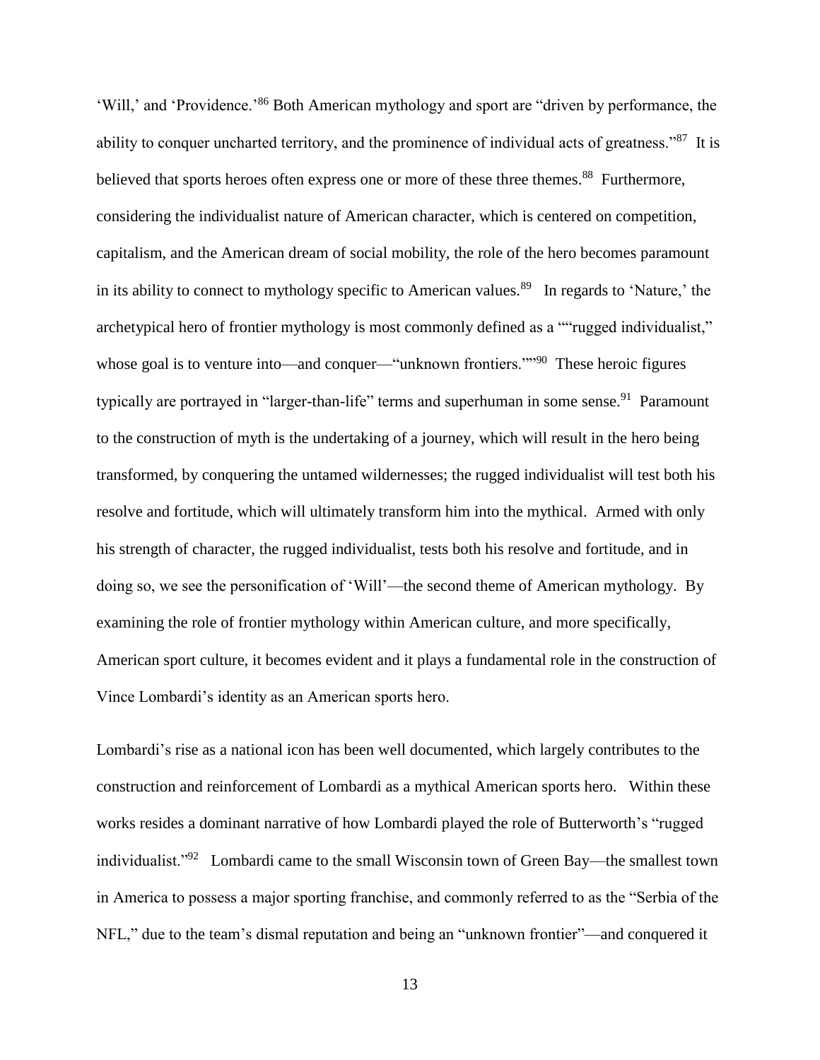'Will,' and 'Providence.'[86] Both American mythology and sport are "driven by performance, the ability to conquer uncharted territory, and the prominence of individual acts of greatness."[87] It is believed that sports heroes often express one or more of these three themes.[88] Furthermore, considering the individualist nature of American character, which is centered on competition, capitalism, and the American dream of social mobility, the role of the hero becomes paramount in its ability to connect to mythology specific to American values.[89] In regards to 'Nature,' the archetypical hero of frontier mythology is most commonly defined as a ""rugged individualist," whose goal is to venture into—and conquer—"unknown frontiers.""[90] These heroic figures typically are portrayed in "larger-than-life" terms and superhuman in some sense.[91] Paramount to the construction of myth is the undertaking of a journey, which will result in the hero being transformed, by conquering the untamed wildernesses; the rugged individualist will test both his resolve and fortitude, which will ultimately transform him into the mythical. Armed with only his strength of character, the rugged individualist, tests both his resolve and fortitude, and in doing so, we see the personification of 'Will'—the second theme of American mythology. By examining the role of frontier mythology within American culture, and more specifically, American sport culture, it becomes evident and it plays a fundamental role in the construction of Vince Lombardi's identity as an American sports hero.

Lombardi's rise as a national icon has been well documented, which largely contributes to the construction and reinforcement of Lombardi as a mythical American sports hero. Within these works resides a dominant narrative of how Lombardi played the role of Butterworth's "rugged individualist."[92] Lombardi came to the small Wisconsin town of Green Bay—the smallest town in America to possess a major sporting franchise, and commonly referred to as the "Serbia of the NFL," due to the team's dismal reputation and being an "unknown frontier"—and conquered it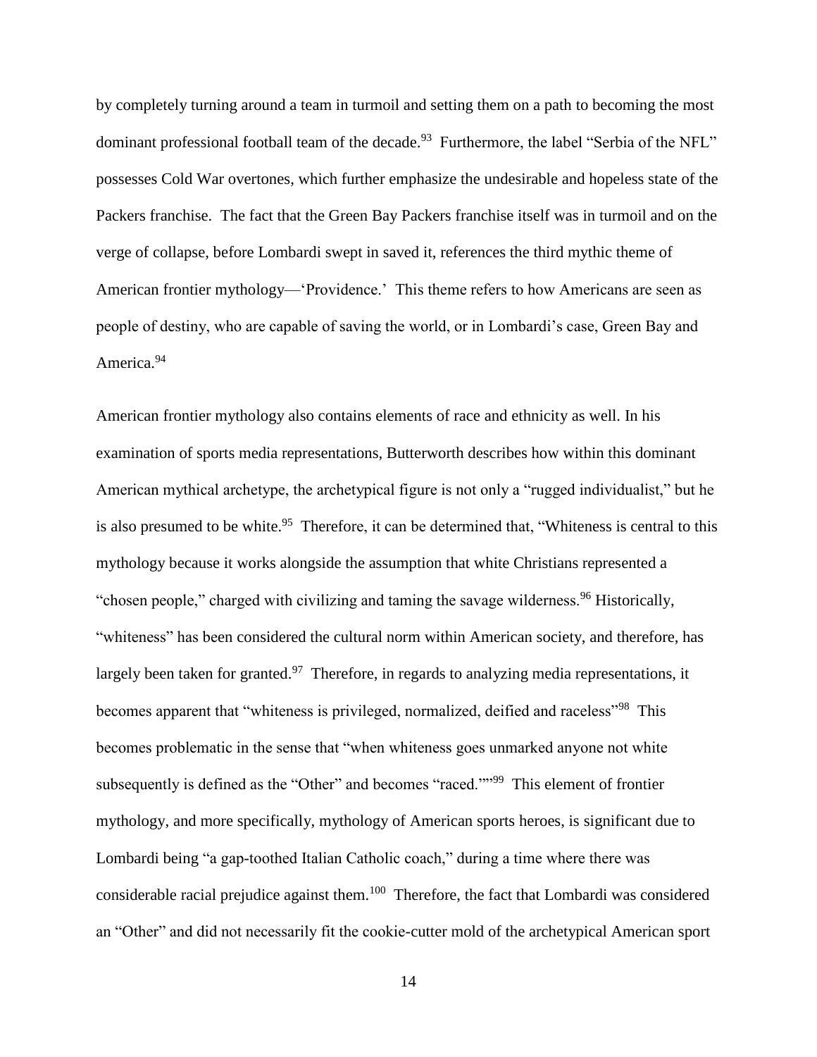by completely turning around a team in turmoil and setting them on a path to becoming the most dominant professional football team of the decade.[93] Furthermore, the label "Serbia of the NFL" possesses Cold War overtones, which further emphasize the undesirable and hopeless state of the Packers franchise. The fact that the Green Bay Packers franchise itself was in turmoil and on the verge of collapse, before Lombardi swept in saved it, references the third mythic theme of American frontier mythology—'Providence.' This theme refers to how Americans are seen as people of destiny, who are capable of saving the world, or in Lombardi's case, Green Bay and America.[94]

American frontier mythology also contains elements of race and ethnicity as well. In his examination of sports media representations, Butterworth describes how within this dominant American mythical archetype, the archetypical figure is not only a "rugged individualist," but he is also presumed to be white.[95] Therefore, it can be determined that, "Whiteness is central to this mythology because it works alongside the assumption that white Christians represented a "chosen people," charged with civilizing and taming the savage wilderness.[96] Historically, "whiteness" has been considered the cultural norm within American society, and therefore, has largely been taken for granted.[97] Therefore, in regards to analyzing media representations, it becomes apparent that "whiteness is privileged, normalized, deified and raceless"[98] This becomes problematic in the sense that "when whiteness goes unmarked anyone not white subsequently is defined as the "Other" and becomes "raced.""[99] This element of frontier mythology, and more specifically, mythology of American sports heroes, is significant due to Lombardi being "a gap-toothed Italian Catholic coach," during a time where there was considerable racial prejudice against them.[100] Therefore, the fact that Lombardi was considered an "Other" and did not necessarily fit the cookie-cutter mold of the archetypical American sport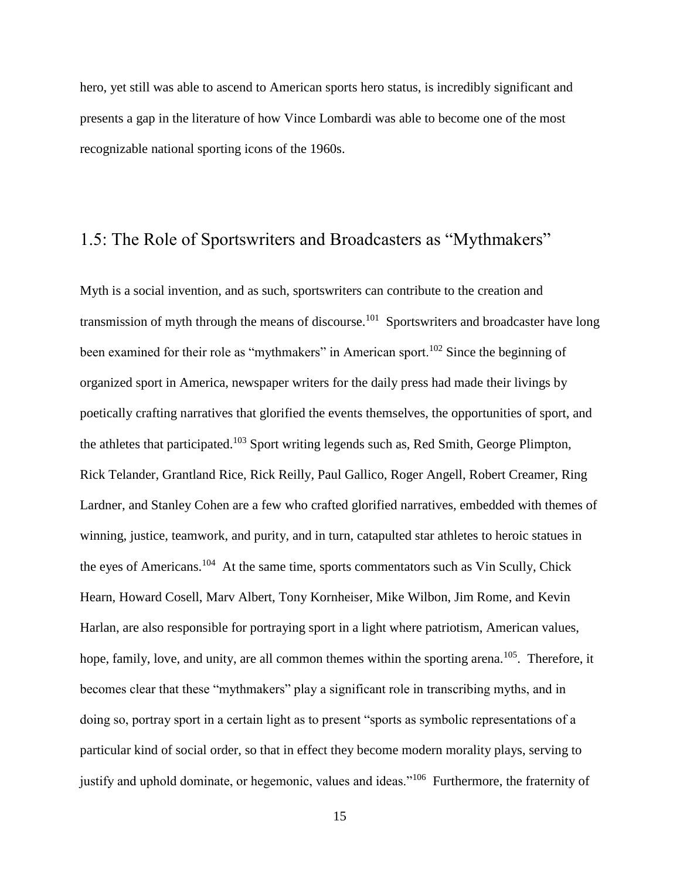hero, yet still was able to ascend to American sports hero status, is incredibly significant and presents a gap in the literature of how Vince Lombardi was able to become one of the most recognizable national sporting icons of the 1960s.

## 1.5: The Role of Sportswriters and Broadcasters as "Mythmakers"

Myth is a social invention, and as such, sportswriters can contribute to the creation and transmission of myth through the means of discourse.[101] Sportswriters and broadcaster have long been examined for their role as "mythmakers" in American sport.[102] Since the beginning of organized sport in America, newspaper writers for the daily press had made their livings by poetically crafting narratives that glorified the events themselves, the opportunities of sport, and the athletes that participated.[103] Sport writing legends such as, Red Smith, George Plimpton, Rick Telander, Grantland Rice, Rick Reilly, Paul Gallico, Roger Angell, Robert Creamer, Ring Lardner, and Stanley Cohen are a few who crafted glorified narratives, embedded with themes of winning, justice, teamwork, and purity, and in turn, catapulted star athletes to heroic statues in the eyes of Americans.[104] At the same time, sports commentators such as Vin Scully, Chick Hearn, Howard Cosell, Marv Albert, Tony Kornheiser, Mike Wilbon, Jim Rome, and Kevin Harlan, are also responsible for portraying sport in a light where patriotism, American values, hope, family, love, and unity, are all common themes within the sporting arena.[105]. Therefore, it becomes clear that these "mythmakers" play a significant role in transcribing myths, and in doing so, portray sport in a certain light as to present "sports as symbolic representations of a particular kind of social order, so that in effect they become modern morality plays, serving to justify and uphold dominate, or hegemonic, values and ideas."[106] Furthermore, the fraternity of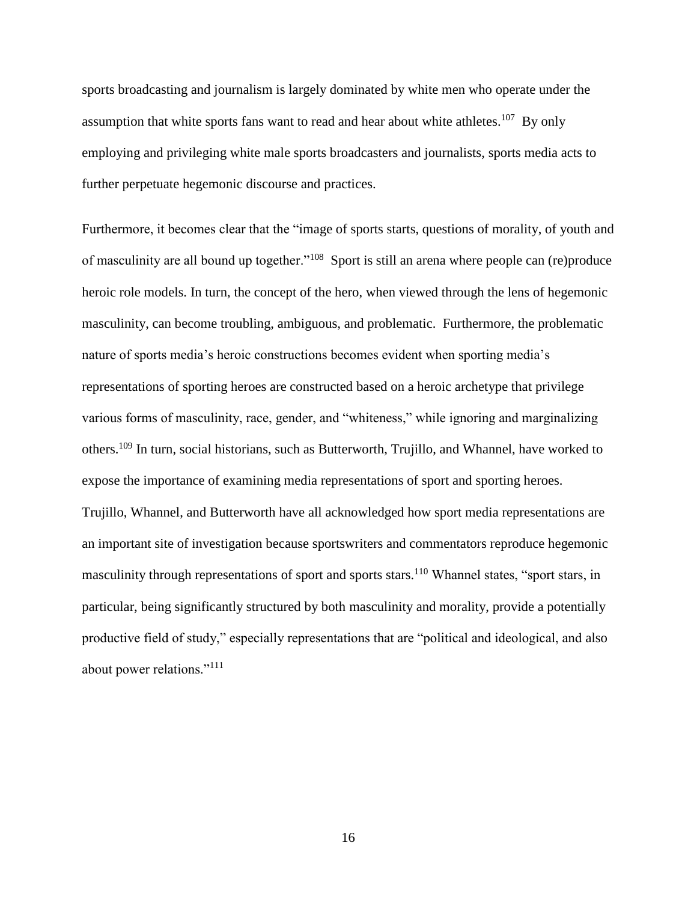sports broadcasting and journalism is largely dominated by white men who operate under the assumption that white sports fans want to read and hear about white athletes.[107] By only employing and privileging white male sports broadcasters and journalists, sports media acts to further perpetuate hegemonic discourse and practices.

Furthermore, it becomes clear that the "image of sports starts, questions of morality, of youth and of masculinity are all bound up together."[108] Sport is still an arena where people can (re)produce heroic role models. In turn, the concept of the hero, when viewed through the lens of hegemonic masculinity, can become troubling, ambiguous, and problematic. Furthermore, the problematic nature of sports media's heroic constructions becomes evident when sporting media's representations of sporting heroes are constructed based on a heroic archetype that privilege various forms of masculinity, race, gender, and "whiteness," while ignoring and marginalizing others.[109] In turn, social historians, such as Butterworth, Trujillo, and Whannel, have worked to expose the importance of examining media representations of sport and sporting heroes. Trujillo, Whannel, and Butterworth have all acknowledged how sport media representations are an important site of investigation because sportswriters and commentators reproduce hegemonic masculinity through representations of sport and sports stars.[110] Whannel states, "sport stars, in particular, being significantly structured by both masculinity and morality, provide a potentially productive field of study," especially representations that are "political and ideological, and also about power relations."[111]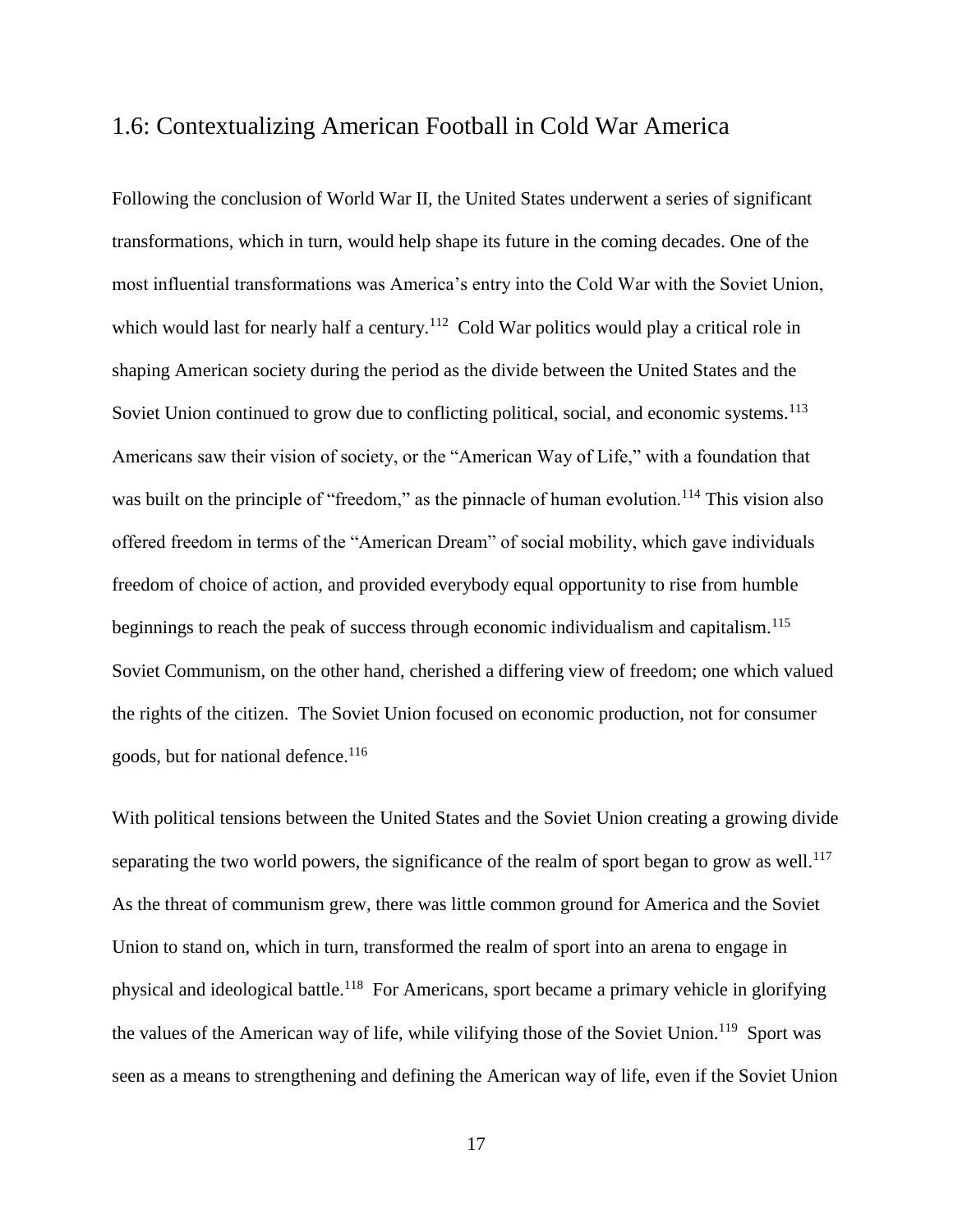## 1.6: Contextualizing American Football in Cold War America

Following the conclusion of World War II, the United States underwent a series of significant transformations, which in turn, would help shape its future in the coming decades. One of the most influential transformations was America's entry into the Cold War with the Soviet Union, which would last for nearly half a century.[112] Cold War politics would play a critical role in shaping American society during the period as the divide between the United States and the Soviet Union continued to grow due to conflicting political, social, and economic systems.[113] Americans saw their vision of society, or the "American Way of Life," with a foundation that was built on the principle of "freedom," as the pinnacle of human evolution.[114] This vision also offered freedom in terms of the "American Dream" of social mobility, which gave individuals freedom of choice of action, and provided everybody equal opportunity to rise from humble beginnings to reach the peak of success through economic individualism and capitalism.[115] Soviet Communism, on the other hand, cherished a differing view of freedom; one which valued the rights of the citizen. The Soviet Union focused on economic production, not for consumer goods, but for national defence.[116]

With political tensions between the United States and the Soviet Union creating a growing divide separating the two world powers, the significance of the realm of sport began to grow as well.[117] As the threat of communism grew, there was little common ground for America and the Soviet Union to stand on, which in turn, transformed the realm of sport into an arena to engage in physical and ideological battle.[118] For Americans, sport became a primary vehicle in glorifying the values of the American way of life, while vilifying those of the Soviet Union.[119] Sport was seen as a means to strengthening and defining the American way of life, even if the Soviet Union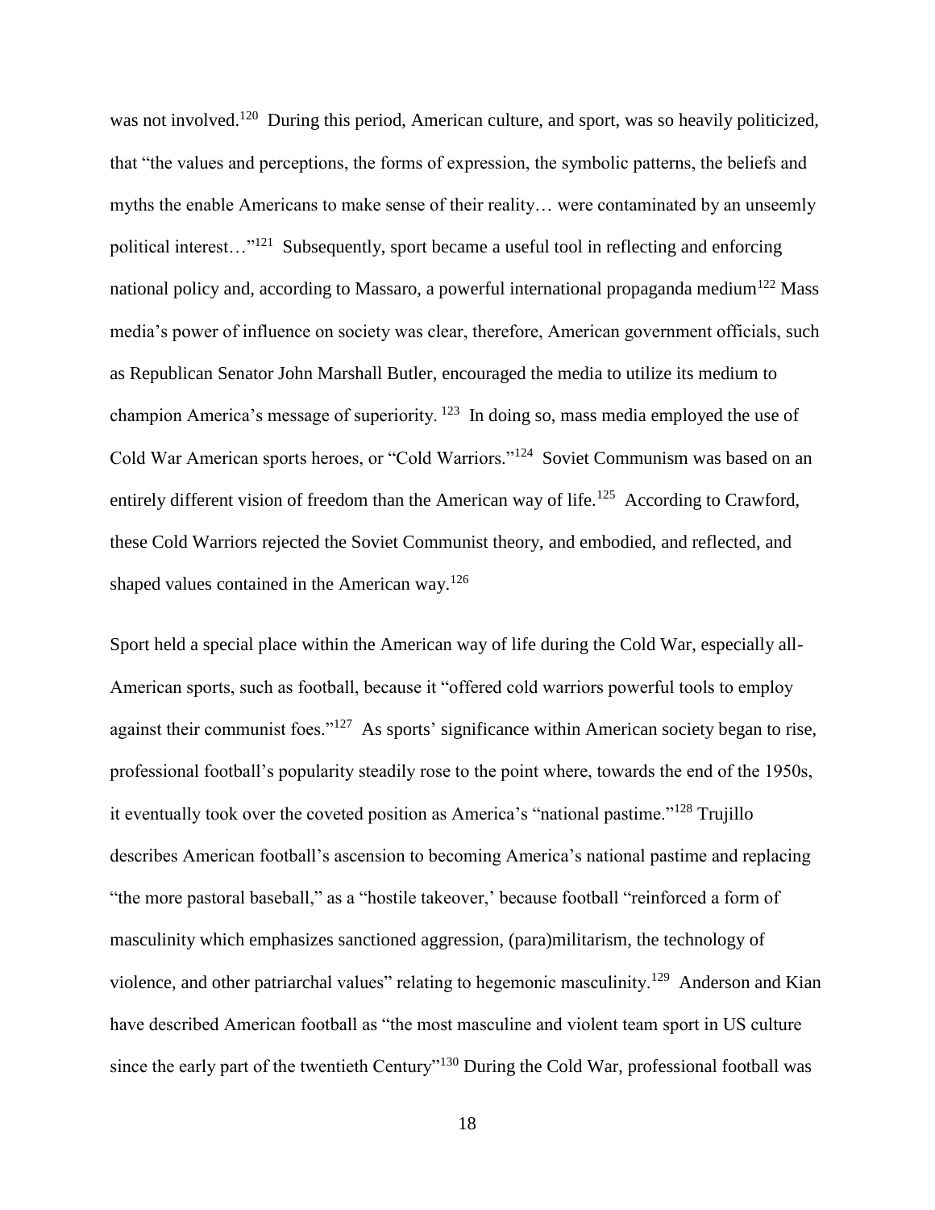was not involved.[120] During this period, American culture, and sport, was so heavily politicized, that "the values and perceptions, the forms of expression, the symbolic patterns, the beliefs and myths the enable Americans to make sense of their reality… were contaminated by an unseemly political interest…"[121] Subsequently, sport became a useful tool in reflecting and enforcing national policy and, according to Massaro, a powerful international propaganda medium[122] Mass media's power of influence on society was clear, therefore, American government officials, such as Republican Senator John Marshall Butler, encouraged the media to utilize its medium to champion America's message of superiority. [123] In doing so, mass media employed the use of Cold War American sports heroes, or "Cold Warriors."[124] Soviet Communism was based on an entirely different vision of freedom than the American way of life.[125] According to Crawford, these Cold Warriors rejected the Soviet Communist theory, and embodied, and reflected, and shaped values contained in the American way.[126]

Sport held a special place within the American way of life during the Cold War, especially all-American sports, such as football, because it "offered cold warriors powerful tools to employ against their communist foes."[127] As sports' significance within American society began to rise, professional football's popularity steadily rose to the point where, towards the end of the 1950s, it eventually took over the coveted position as America's "national pastime."[128] Trujillo describes American football's ascension to becoming America's national pastime and replacing "the more pastoral baseball," as a "hostile takeover,' because football "reinforced a form of masculinity which emphasizes sanctioned aggression, (para)militarism, the technology of violence, and other patriarchal values" relating to hegemonic masculinity.[129] Anderson and Kian have described American football as "the most masculine and violent team sport in US culture since the early part of the twentieth Century"[130] During the Cold War, professional football was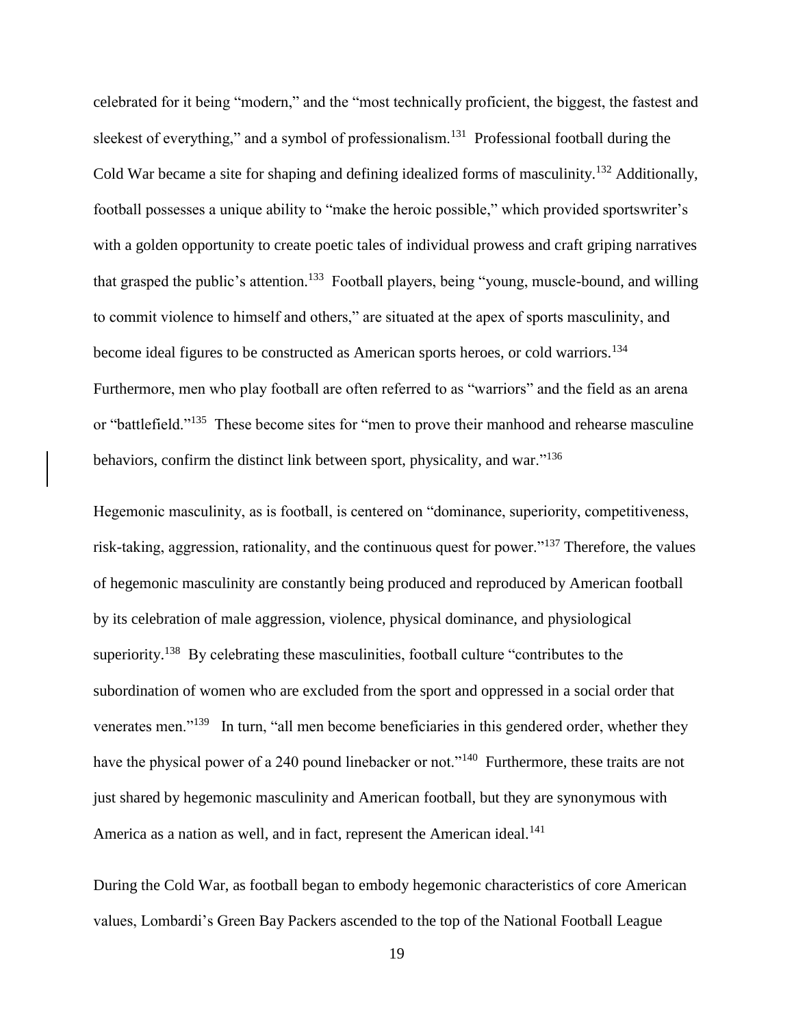celebrated for it being "modern," and the "most technically proficient, the biggest, the fastest and sleekest of everything," and a symbol of professionalism.[131] Professional football during the Cold War became a site for shaping and defining idealized forms of masculinity.[132] Additionally, football possesses a unique ability to "make the heroic possible," which provided sportswriter's with a golden opportunity to create poetic tales of individual prowess and craft griping narratives that grasped the public's attention.[133] Football players, being "young, muscle-bound, and willing to commit violence to himself and others," are situated at the apex of sports masculinity, and become ideal figures to be constructed as American sports heroes, or cold warriors.[134] Furthermore, men who play football are often referred to as "warriors" and the field as an arena or "battlefield."[135] These become sites for "men to prove their manhood and rehearse masculine behaviors, confirm the distinct link between sport, physicality, and war."[136]

Hegemonic masculinity, as is football, is centered on "dominance, superiority, competitiveness, risk-taking, aggression, rationality, and the continuous quest for power."[137] Therefore, the values of hegemonic masculinity are constantly being produced and reproduced by American football by its celebration of male aggression, violence, physical dominance, and physiological superiority.[138] By celebrating these masculinities, football culture "contributes to the subordination of women who are excluded from the sport and oppressed in a social order that venerates men."[139] In turn, "all men become beneficiaries in this gendered order, whether they have the physical power of a 240 pound linebacker or not."[140] Furthermore, these traits are not just shared by hegemonic masculinity and American football, but they are synonymous with America as a nation as well, and in fact, represent the American ideal.[141]

During the Cold War, as football began to embody hegemonic characteristics of core American values, Lombardi's Green Bay Packers ascended to the top of the National Football League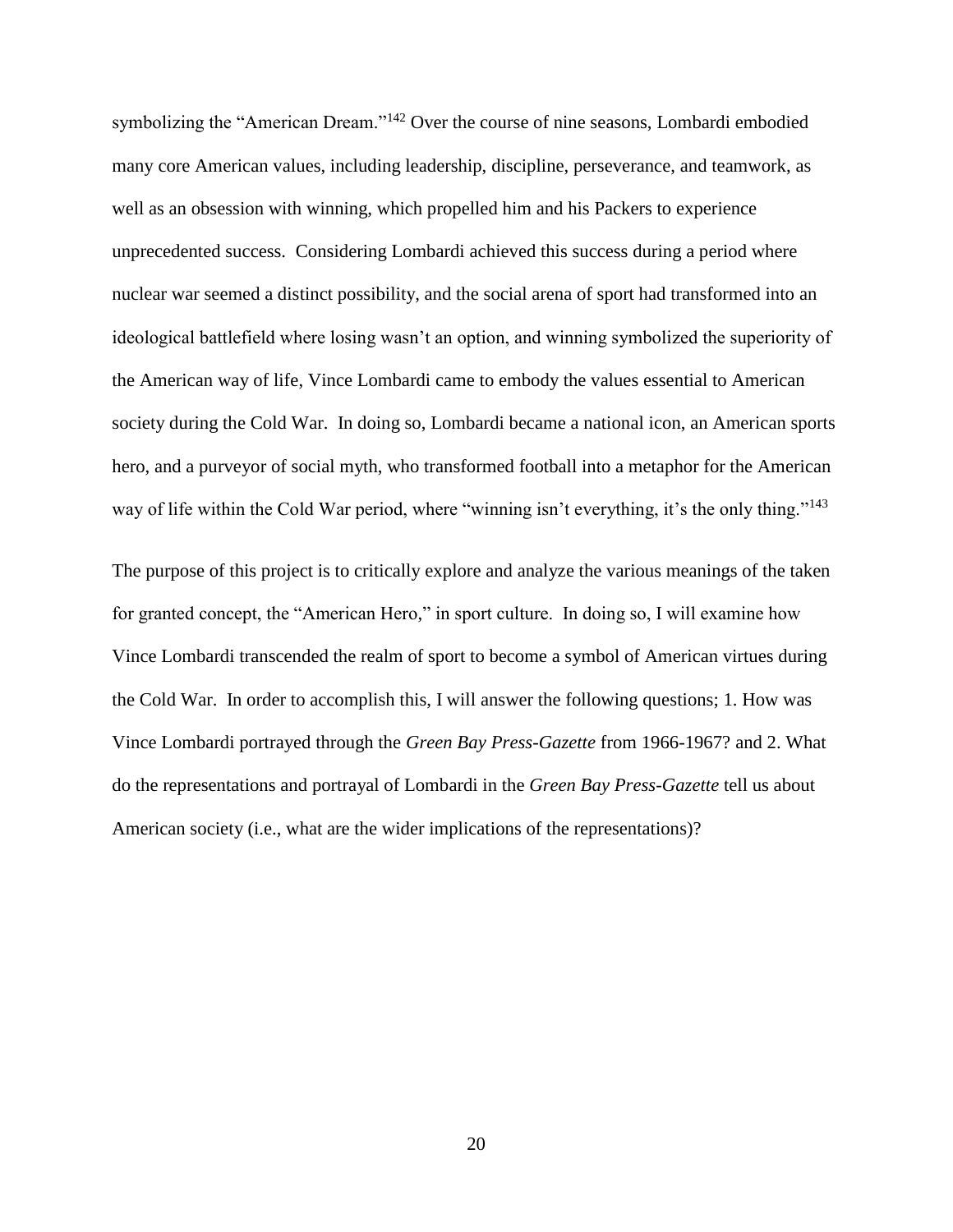symbolizing the "American Dream."[142] Over the course of nine seasons, Lombardi embodied many core American values, including leadership, discipline, perseverance, and teamwork, as well as an obsession with winning, which propelled him and his Packers to experience unprecedented success. Considering Lombardi achieved this success during a period where nuclear war seemed a distinct possibility, and the social arena of sport had transformed into an ideological battlefield where losing wasn't an option, and winning symbolized the superiority of the American way of life, Vince Lombardi came to embody the values essential to American society during the Cold War. In doing so, Lombardi became a national icon, an American sports hero, and a purveyor of social myth, who transformed football into a metaphor for the American way of life within the Cold War period, where "winning isn't everything, it's the only thing."[143]

The purpose of this project is to critically explore and analyze the various meanings of the taken for granted concept, the "American Hero," in sport culture. In doing so, I will examine how Vince Lombardi transcended the realm of sport to become a symbol of American virtues during the Cold War. In order to accomplish this, I will answer the following questions; 1. How was Vince Lombardi portrayed through the *Green Bay Press-Gazette* from 1966-1967? and 2. What do the representations and portrayal of Lombardi in the *Green Bay Press-Gazette* tell us about American society (i.e., what are the wider implications of the representations)?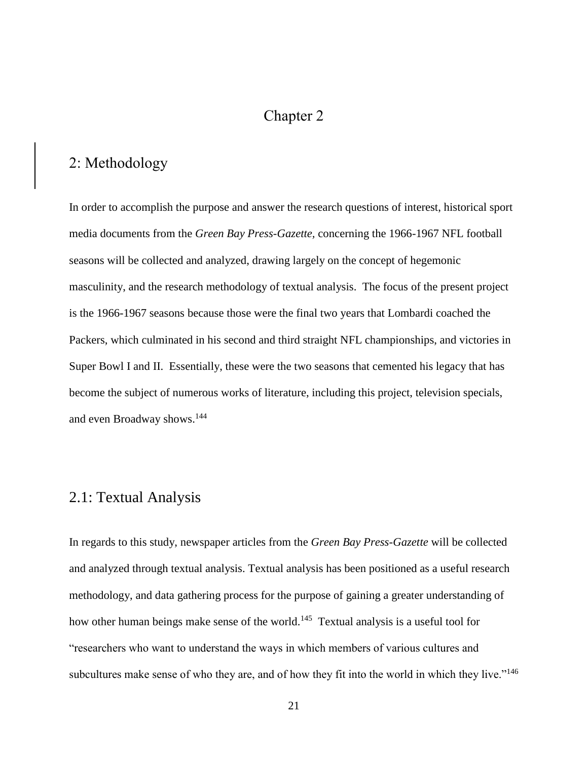# Chapter 2

## 2: Methodology

In order to accomplish the purpose and answer the research questions of interest, historical sport media documents from the *Green Bay Press-Gazette*, concerning the 1966-1967 NFL football seasons will be collected and analyzed, drawing largely on the concept of hegemonic masculinity, and the research methodology of textual analysis. The focus of the present project is the 1966-1967 seasons because those were the final two years that Lombardi coached the Packers, which culminated in his second and third straight NFL championships, and victories in Super Bowl I and II. Essentially, these were the two seasons that cemented his legacy that has become the subject of numerous works of literature, including this project, television specials, and even Broadway shows.[144]

## 2.1: Textual Analysis

In regards to this study, newspaper articles from the *Green Bay Press-Gazette* will be collected and analyzed through textual analysis. Textual analysis has been positioned as a useful research methodology, and data gathering process for the purpose of gaining a greater understanding of how other human beings make sense of the world.[145] Textual analysis is a useful tool for "researchers who want to understand the ways in which members of various cultures and subcultures make sense of who they are, and of how they fit into the world in which they live."[146]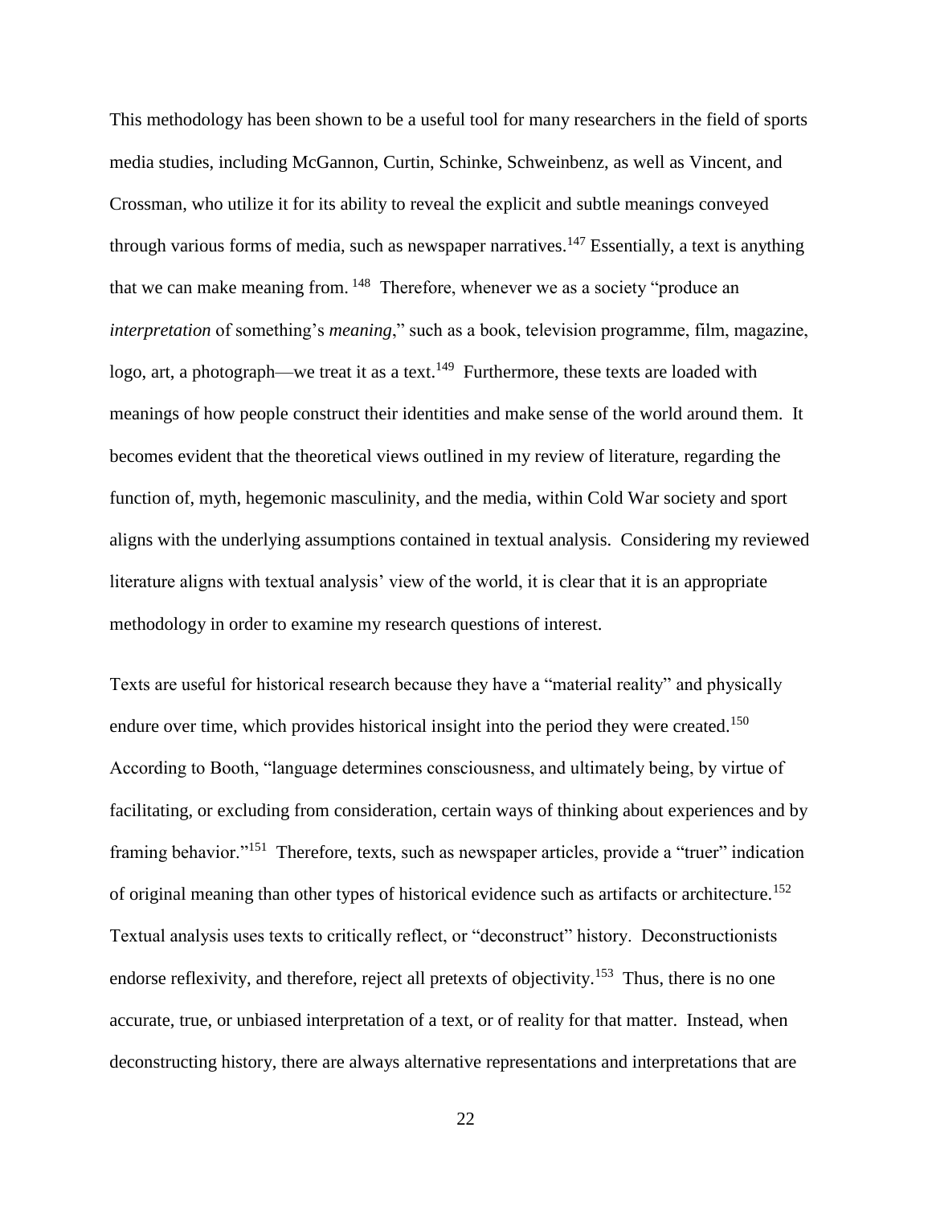This methodology has been shown to be a useful tool for many researchers in the field of sports media studies, including McGannon, Curtin, Schinke, Schweinbenz, as well as Vincent, and Crossman, who utilize it for its ability to reveal the explicit and subtle meanings conveyed through various forms of media, such as newspaper narratives.[147] Essentially, a text is anything that we can make meaning from. [148] Therefore, whenever we as a society "produce an *interpretation* of something's *meaning*," such as a book, television programme, film, magazine, logo, art, a photograph—we treat it as a text.[149] Furthermore, these texts are loaded with meanings of how people construct their identities and make sense of the world around them. It becomes evident that the theoretical views outlined in my review of literature, regarding the function of, myth, hegemonic masculinity, and the media, within Cold War society and sport aligns with the underlying assumptions contained in textual analysis. Considering my reviewed literature aligns with textual analysis' view of the world, it is clear that it is an appropriate methodology in order to examine my research questions of interest.

Texts are useful for historical research because they have a "material reality" and physically endure over time, which provides historical insight into the period they were created.[150] According to Booth, "language determines consciousness, and ultimately being, by virtue of facilitating, or excluding from consideration, certain ways of thinking about experiences and by framing behavior."[151] Therefore, texts, such as newspaper articles, provide a "truer" indication of original meaning than other types of historical evidence such as artifacts or architecture.[152] Textual analysis uses texts to critically reflect, or "deconstruct" history. Deconstructionists endorse reflexivity, and therefore, reject all pretexts of objectivity.[153] Thus, there is no one accurate, true, or unbiased interpretation of a text, or of reality for that matter. Instead, when deconstructing history, there are always alternative representations and interpretations that are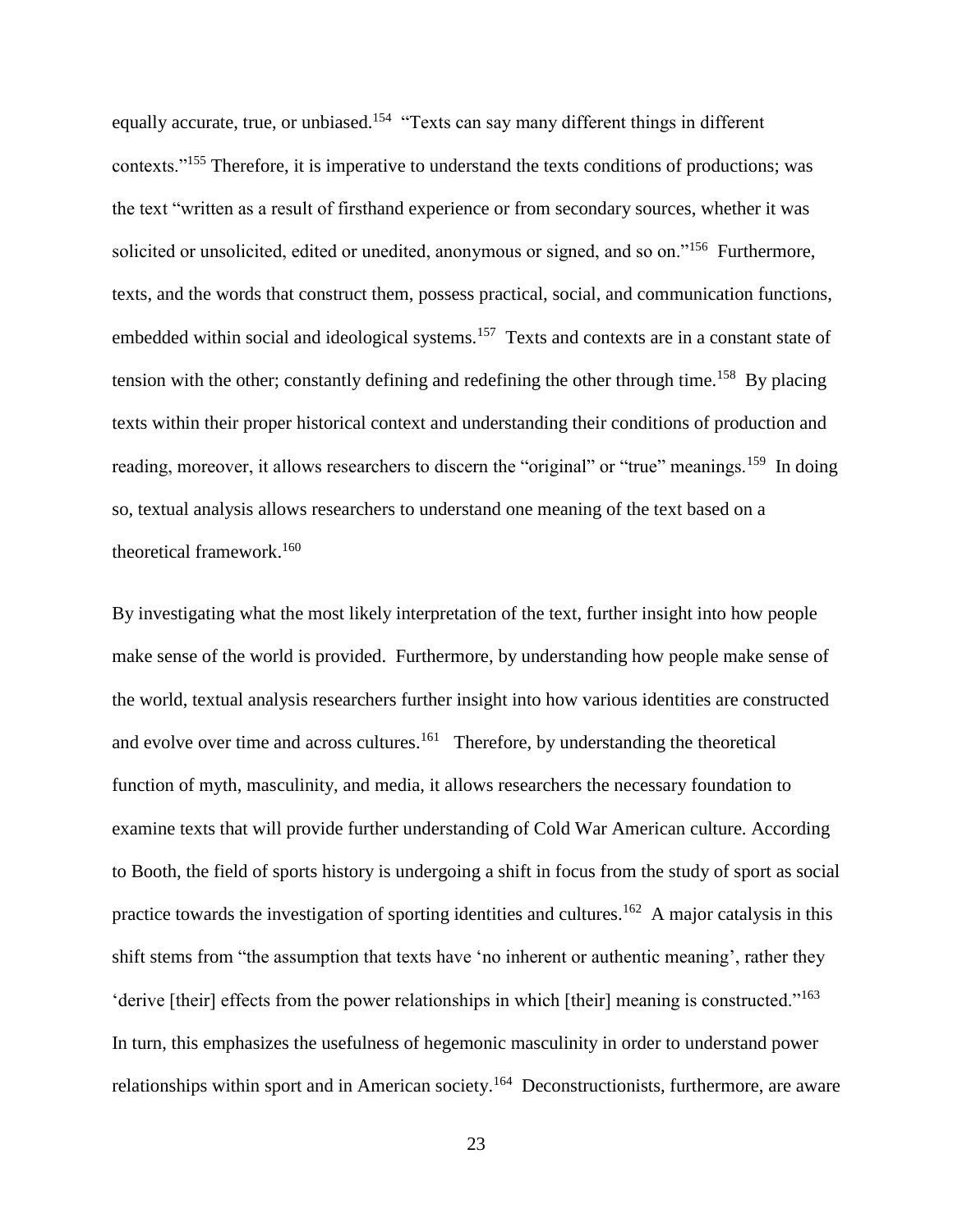equally accurate, true, or unbiased.[154] "Texts can say many different things in different contexts."[155] Therefore, it is imperative to understand the texts conditions of productions; was the text "written as a result of firsthand experience or from secondary sources, whether it was solicited or unsolicited, edited or unedited, anonymous or signed, and so on."[156] Furthermore, texts, and the words that construct them, possess practical, social, and communication functions, embedded within social and ideological systems.[157] Texts and contexts are in a constant state of tension with the other; constantly defining and redefining the other through time.[158] By placing texts within their proper historical context and understanding their conditions of production and reading, moreover, it allows researchers to discern the "original" or "true" meanings.[159] In doing so, textual analysis allows researchers to understand one meaning of the text based on a theoretical framework.[160]

By investigating what the most likely interpretation of the text, further insight into how people make sense of the world is provided. Furthermore, by understanding how people make sense of the world, textual analysis researchers further insight into how various identities are constructed and evolve over time and across cultures.[161] Therefore, by understanding the theoretical function of myth, masculinity, and media, it allows researchers the necessary foundation to examine texts that will provide further understanding of Cold War American culture. According to Booth, the field of sports history is undergoing a shift in focus from the study of sport as social practice towards the investigation of sporting identities and cultures.[162] A major catalysis in this shift stems from "the assumption that texts have 'no inherent or authentic meaning', rather they 'derive [their] effects from the power relationships in which [their] meaning is constructed."[163] In turn, this emphasizes the usefulness of hegemonic masculinity in order to understand power relationships within sport and in American society.[164] Deconstructionists, furthermore, are aware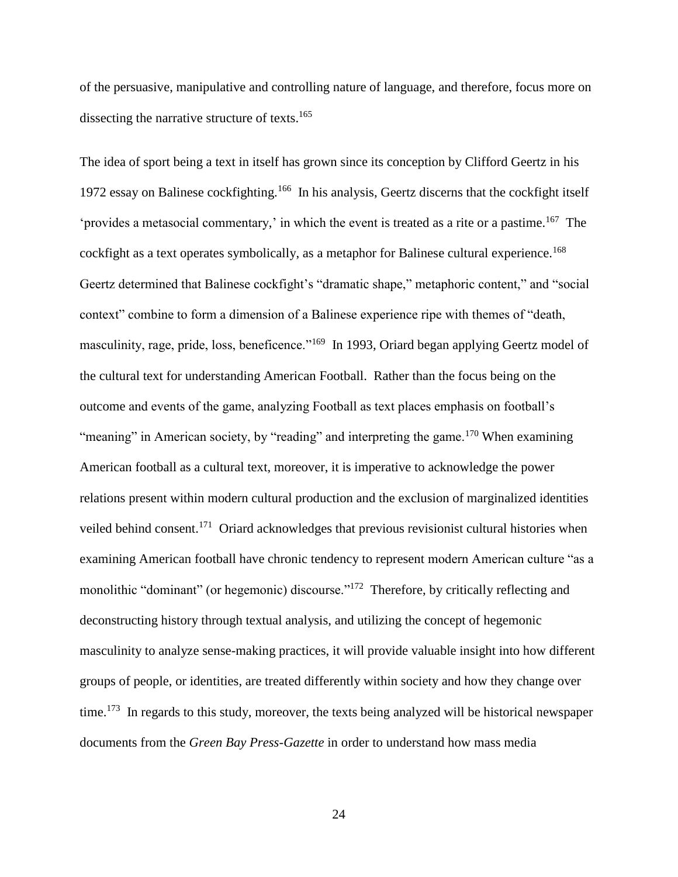of the persuasive, manipulative and controlling nature of language, and therefore, focus more on dissecting the narrative structure of texts.[165]

The idea of sport being a text in itself has grown since its conception by Clifford Geertz in his 1972 essay on Balinese cockfighting.[166] In his analysis, Geertz discerns that the cockfight itself 'provides a metasocial commentary,' in which the event is treated as a rite or a pastime.[167] The cockfight as a text operates symbolically, as a metaphor for Balinese cultural experience.[168] Geertz determined that Balinese cockfight's "dramatic shape," metaphoric content," and "social context" combine to form a dimension of a Balinese experience ripe with themes of "death, masculinity, rage, pride, loss, beneficence."[169] In 1993, Oriard began applying Geertz model of the cultural text for understanding American Football. Rather than the focus being on the outcome and events of the game, analyzing Football as text places emphasis on football's "meaning" in American society, by "reading" and interpreting the game.[170] When examining American football as a cultural text, moreover, it is imperative to acknowledge the power relations present within modern cultural production and the exclusion of marginalized identities veiled behind consent.[171] Oriard acknowledges that previous revisionist cultural histories when examining American football have chronic tendency to represent modern American culture "as a monolithic "dominant" (or hegemonic) discourse."[172] Therefore, by critically reflecting and deconstructing history through textual analysis, and utilizing the concept of hegemonic masculinity to analyze sense-making practices, it will provide valuable insight into how different groups of people, or identities, are treated differently within society and how they change over time.[173] In regards to this study, moreover, the texts being analyzed will be historical newspaper documents from the *Green Bay Press-Gazette* in order to understand how mass media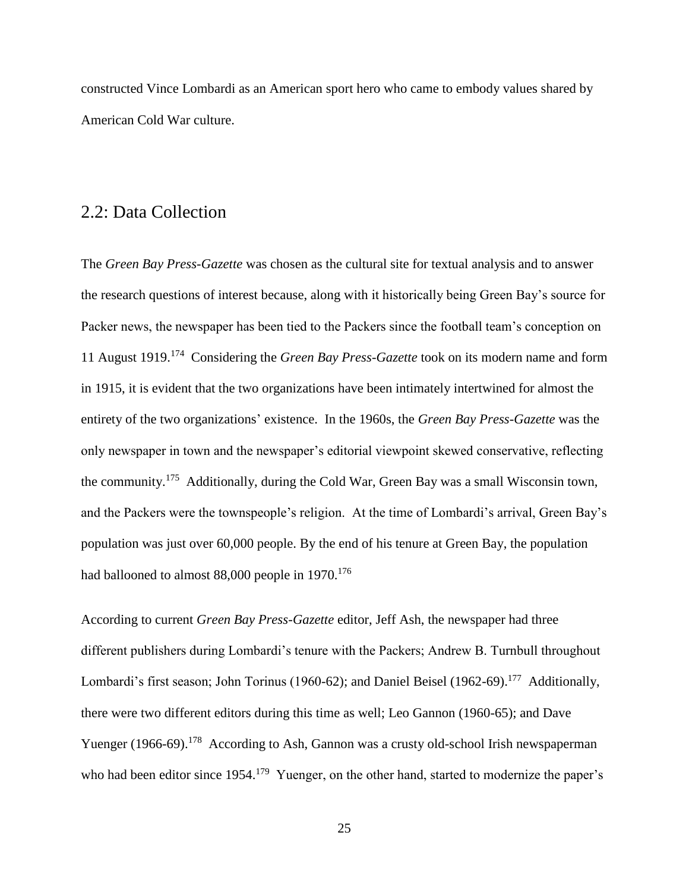constructed Vince Lombardi as an American sport hero who came to embody values shared by American Cold War culture.

## 2.2: Data Collection

The *Green Bay Press-Gazette* was chosen as the cultural site for textual analysis and to answer the research questions of interest because, along with it historically being Green Bay's source for Packer news, the newspaper has been tied to the Packers since the football team's conception on 11 August 1919.[174] Considering the *Green Bay Press-Gazette* took on its modern name and form in 1915, it is evident that the two organizations have been intimately intertwined for almost the entirety of the two organizations' existence. In the 1960s, the *Green Bay Press-Gazette* was the only newspaper in town and the newspaper's editorial viewpoint skewed conservative, reflecting the community.[175] Additionally, during the Cold War, Green Bay was a small Wisconsin town, and the Packers were the townspeople's religion. At the time of Lombardi's arrival, Green Bay's population was just over 60,000 people. By the end of his tenure at Green Bay, the population had ballooned to almost 88,000 people in 1970.[176]

According to current *Green Bay Press-Gazette* editor, Jeff Ash, the newspaper had three different publishers during Lombardi's tenure with the Packers; Andrew B. Turnbull throughout Lombardi's first season; John Torinus (1960-62); and Daniel Beisel (1962-69).[177] Additionally, there were two different editors during this time as well; Leo Gannon (1960-65); and Dave Yuenger (1966-69).[178] According to Ash, Gannon was a crusty old-school Irish newspaperman who had been editor since 1954.[179] Yuenger, on the other hand, started to modernize the paper's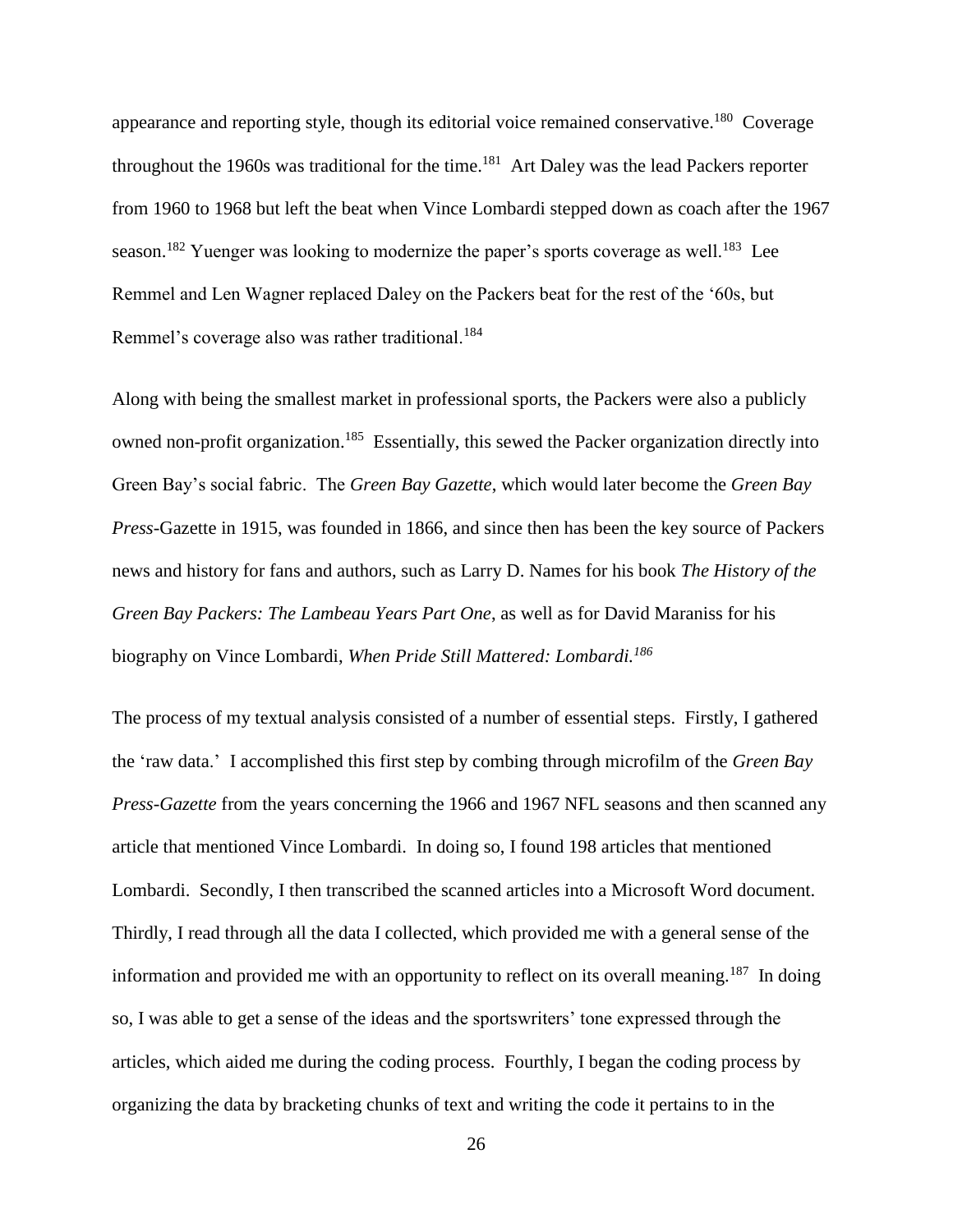appearance and reporting style, though its editorial voice remained conservative.[180] Coverage throughout the 1960s was traditional for the time.[181] Art Daley was the lead Packers reporter from 1960 to 1968 but left the beat when Vince Lombardi stepped down as coach after the 1967 season.[182] Yuenger was looking to modernize the paper's sports coverage as well.[183] Lee Remmel and Len Wagner replaced Daley on the Packers beat for the rest of the '60s, but Remmel's coverage also was rather traditional.[184]

Along with being the smallest market in professional sports, the Packers were also a publicly owned non-profit organization.[185] Essentially, this sewed the Packer organization directly into Green Bay's social fabric. The *Green Bay Gazette*, which would later become the *Green Bay Press*-Gazette in 1915, was founded in 1866, and since then has been the key source of Packers news and history for fans and authors, such as Larry D. Names for his book *The History of the Green Bay Packers: The Lambeau Years Part One*, as well as for David Maraniss for his biography on Vince Lombardi, *When Pride Still Mattered: Lombardi.*[186]

The process of my textual analysis consisted of a number of essential steps. Firstly, I gathered the 'raw data.' I accomplished this first step by combing through microfilm of the *Green Bay Press-Gazette* from the years concerning the 1966 and 1967 NFL seasons and then scanned any article that mentioned Vince Lombardi. In doing so, I found 198 articles that mentioned Lombardi. Secondly, I then transcribed the scanned articles into a Microsoft Word document. Thirdly, I read through all the data I collected, which provided me with a general sense of the information and provided me with an opportunity to reflect on its overall meaning.[187] In doing so, I was able to get a sense of the ideas and the sportswriters' tone expressed through the articles, which aided me during the coding process. Fourthly, I began the coding process by organizing the data by bracketing chunks of text and writing the code it pertains to in the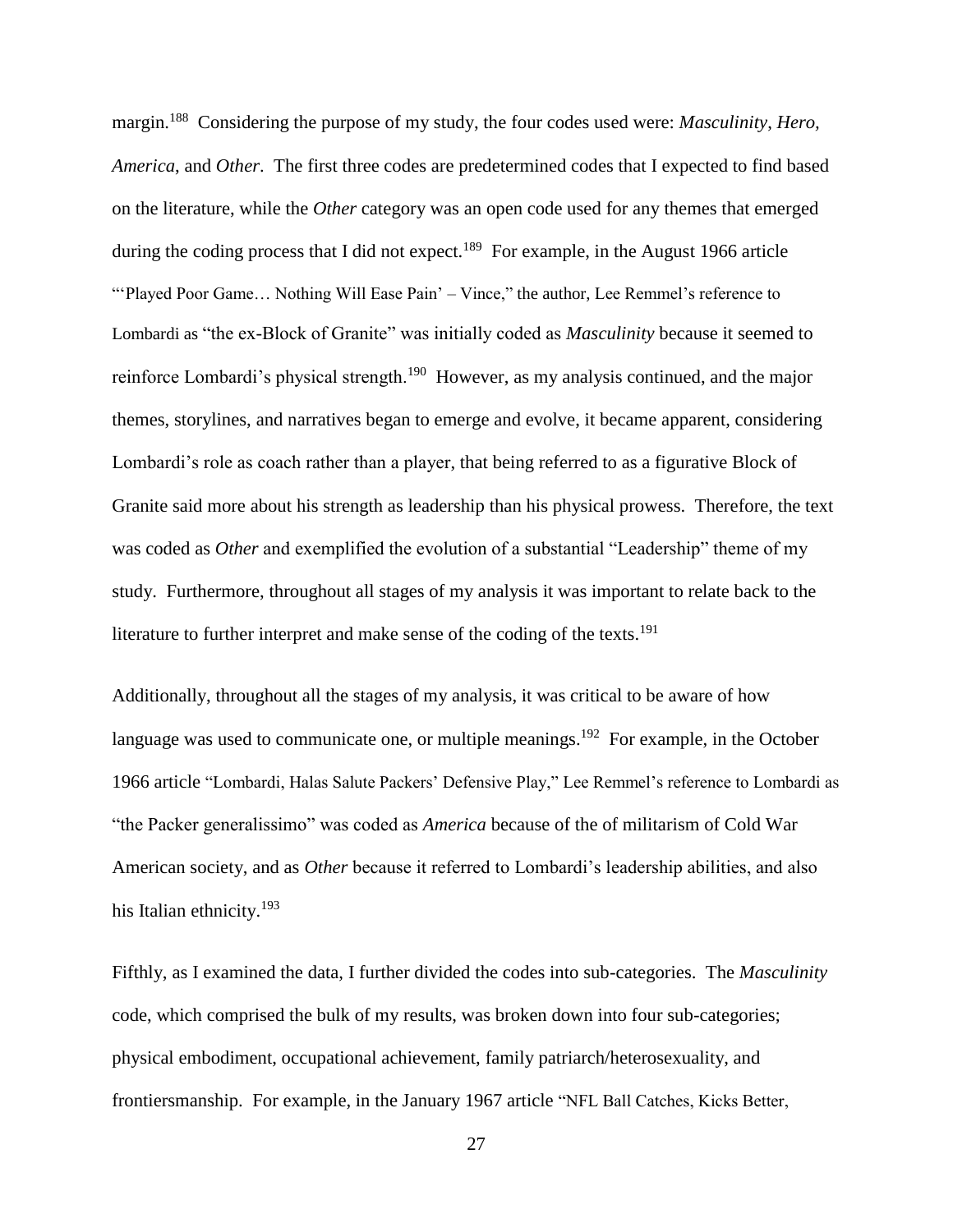margin.[188] Considering the purpose of my study, the four codes used were: *Masculinity*, *Hero*, *America*, and *Other*. The first three codes are predetermined codes that I expected to find based on the literature, while the *Other* category was an open code used for any themes that emerged during the coding process that I did not expect.[189] For example, in the August 1966 article "'Played Poor Game… Nothing Will Ease Pain' – Vince," the author, Lee Remmel's reference to Lombardi as "the ex-Block of Granite" was initially coded as *Masculinity* because it seemed to reinforce Lombardi's physical strength.[190] However, as my analysis continued, and the major themes, storylines, and narratives began to emerge and evolve, it became apparent, considering Lombardi's role as coach rather than a player, that being referred to as a figurative Block of Granite said more about his strength as leadership than his physical prowess. Therefore, the text was coded as *Other* and exemplified the evolution of a substantial "Leadership" theme of my study. Furthermore, throughout all stages of my analysis it was important to relate back to the literature to further interpret and make sense of the coding of the texts.[191]

Additionally, throughout all the stages of my analysis, it was critical to be aware of how language was used to communicate one, or multiple meanings.[192] For example, in the October 1966 article "Lombardi, Halas Salute Packers' Defensive Play," Lee Remmel's reference to Lombardi as "the Packer generalissimo" was coded as *America* because of the of militarism of Cold War American society, and as *Other* because it referred to Lombardi's leadership abilities, and also his Italian ethnicity.[193]

Fifthly, as I examined the data, I further divided the codes into sub-categories. The *Masculinity* code, which comprised the bulk of my results, was broken down into four sub-categories; physical embodiment, occupational achievement, family patriarch/heterosexuality, and frontiersmanship. For example, in the January 1967 article "NFL Ball Catches, Kicks Better,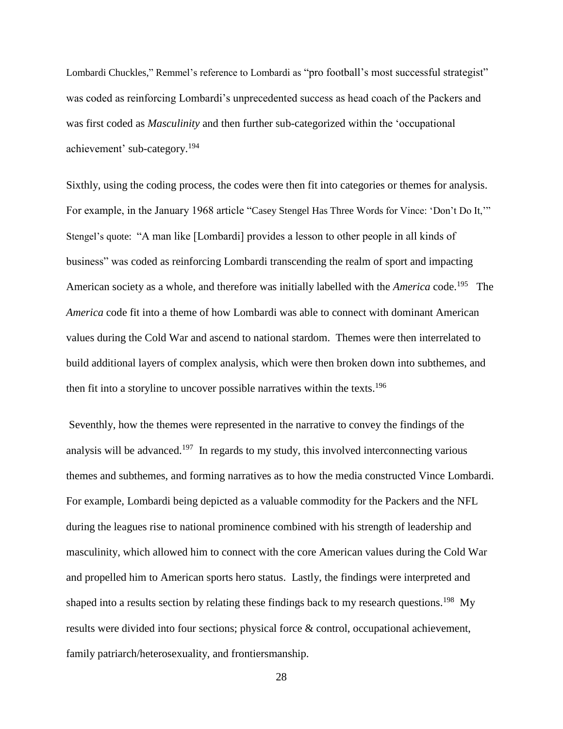Lombardi Chuckles," Remmel's reference to Lombardi as "pro football's most successful strategist" was coded as reinforcing Lombardi's unprecedented success as head coach of the Packers and was first coded as *Masculinity* and then further sub-categorized within the 'occupational achievement' sub-category.[194]

Sixthly, using the coding process, the codes were then fit into categories or themes for analysis. For example, in the January 1968 article "Casey Stengel Has Three Words for Vince: 'Don't Do It,'" Stengel's quote: "A man like [Lombardi] provides a lesson to other people in all kinds of business" was coded as reinforcing Lombardi transcending the realm of sport and impacting American society as a whole, and therefore was initially labelled with the *America* code.[195] The *America* code fit into a theme of how Lombardi was able to connect with dominant American values during the Cold War and ascend to national stardom. Themes were then interrelated to build additional layers of complex analysis, which were then broken down into subthemes, and then fit into a storyline to uncover possible narratives within the texts.[196]

Seventhly, how the themes were represented in the narrative to convey the findings of the analysis will be advanced.[197] In regards to my study, this involved interconnecting various themes and subthemes, and forming narratives as to how the media constructed Vince Lombardi. For example, Lombardi being depicted as a valuable commodity for the Packers and the NFL during the leagues rise to national prominence combined with his strength of leadership and masculinity, which allowed him to connect with the core American values during the Cold War and propelled him to American sports hero status. Lastly, the findings were interpreted and shaped into a results section by relating these findings back to my research questions.[198] My results were divided into four sections; physical force & control, occupational achievement, family patriarch/heterosexuality, and frontiersmanship.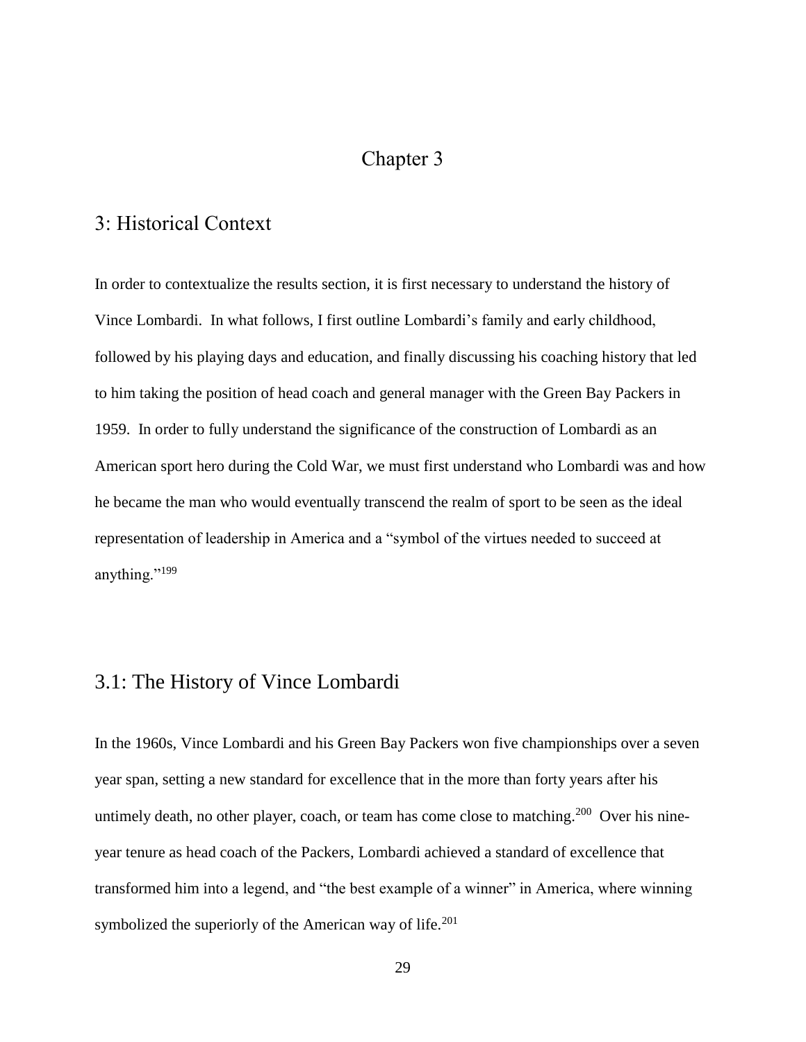# Chapter 3

## 3: Historical Context

In order to contextualize the results section, it is first necessary to understand the history of Vince Lombardi. In what follows, I first outline Lombardi's family and early childhood, followed by his playing days and education, and finally discussing his coaching history that led to him taking the position of head coach and general manager with the Green Bay Packers in 1959. In order to fully understand the significance of the construction of Lombardi as an American sport hero during the Cold War, we must first understand who Lombardi was and how he became the man who would eventually transcend the realm of sport to be seen as the ideal representation of leadership in America and a "symbol of the virtues needed to succeed at anything."[199]

## 3.1: The History of Vince Lombardi

In the 1960s, Vince Lombardi and his Green Bay Packers won five championships over a seven year span, setting a new standard for excellence that in the more than forty years after his untimely death, no other player, coach, or team has come close to matching.[200] Over his nine-year tenure as head coach of the Packers, Lombardi achieved a standard of excellence that transformed him into a legend, and "the best example of a winner" in America, where winning symbolized the superiorly of the American way of life.[201]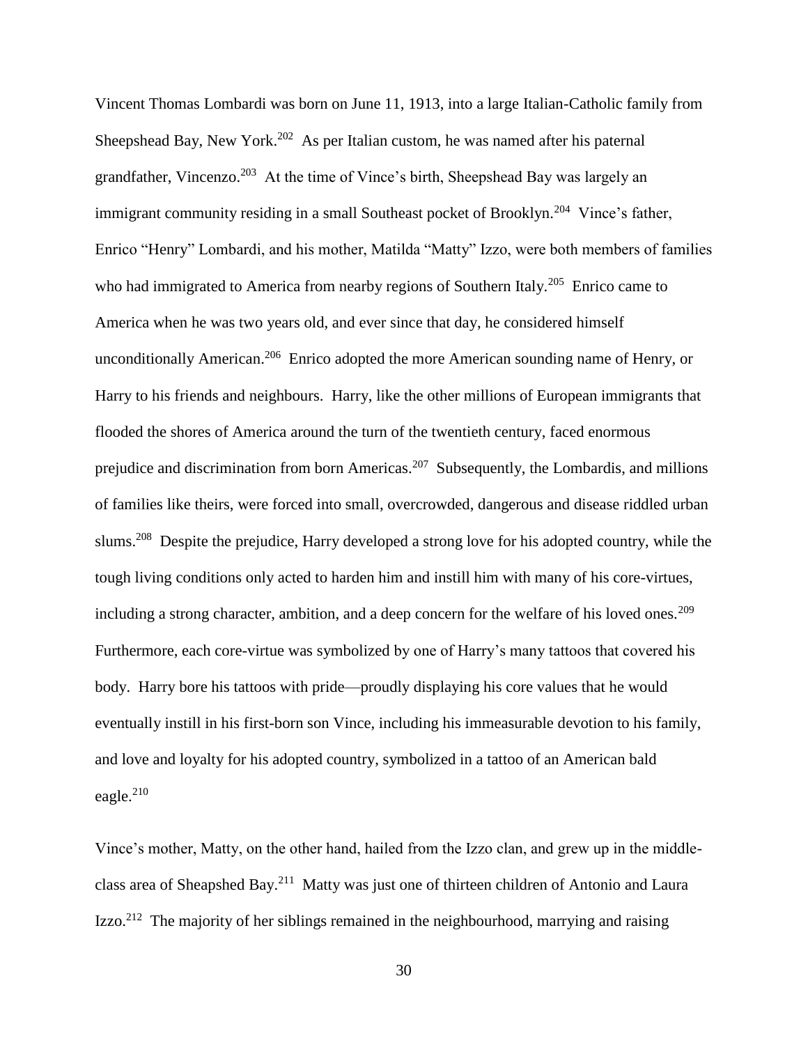Vincent Thomas Lombardi was born on June 11, 1913, into a large Italian-Catholic family from Sheepshead Bay, New York.[202] As per Italian custom, he was named after his paternal grandfather, Vincenzo.[203] At the time of Vince's birth, Sheepshead Bay was largely an immigrant community residing in a small Southeast pocket of Brooklyn.[204] Vince's father, Enrico "Henry" Lombardi, and his mother, Matilda "Matty" Izzo, were both members of families who had immigrated to America from nearby regions of Southern Italy.[205] Enrico came to America when he was two years old, and ever since that day, he considered himself unconditionally American.[206] Enrico adopted the more American sounding name of Henry, or Harry to his friends and neighbours. Harry, like the other millions of European immigrants that flooded the shores of America around the turn of the twentieth century, faced enormous prejudice and discrimination from born Americas.[207] Subsequently, the Lombardis, and millions of families like theirs, were forced into small, overcrowded, dangerous and disease riddled urban slums.[208] Despite the prejudice, Harry developed a strong love for his adopted country, while the tough living conditions only acted to harden him and instill him with many of his core-virtues, including a strong character, ambition, and a deep concern for the welfare of his loved ones.[209] Furthermore, each core-virtue was symbolized by one of Harry's many tattoos that covered his body. Harry bore his tattoos with pride—proudly displaying his core values that he would eventually instill in his first-born son Vince, including his immeasurable devotion to his family, and love and loyalty for his adopted country, symbolized in a tattoo of an American bald eagle.[210]

Vince's mother, Matty, on the other hand, hailed from the Izzo clan, and grew up in the middle-class area of Sheapshed Bay.[211] Matty was just one of thirteen children of Antonio and Laura Izzo.[212] The majority of her siblings remained in the neighbourhood, marrying and raising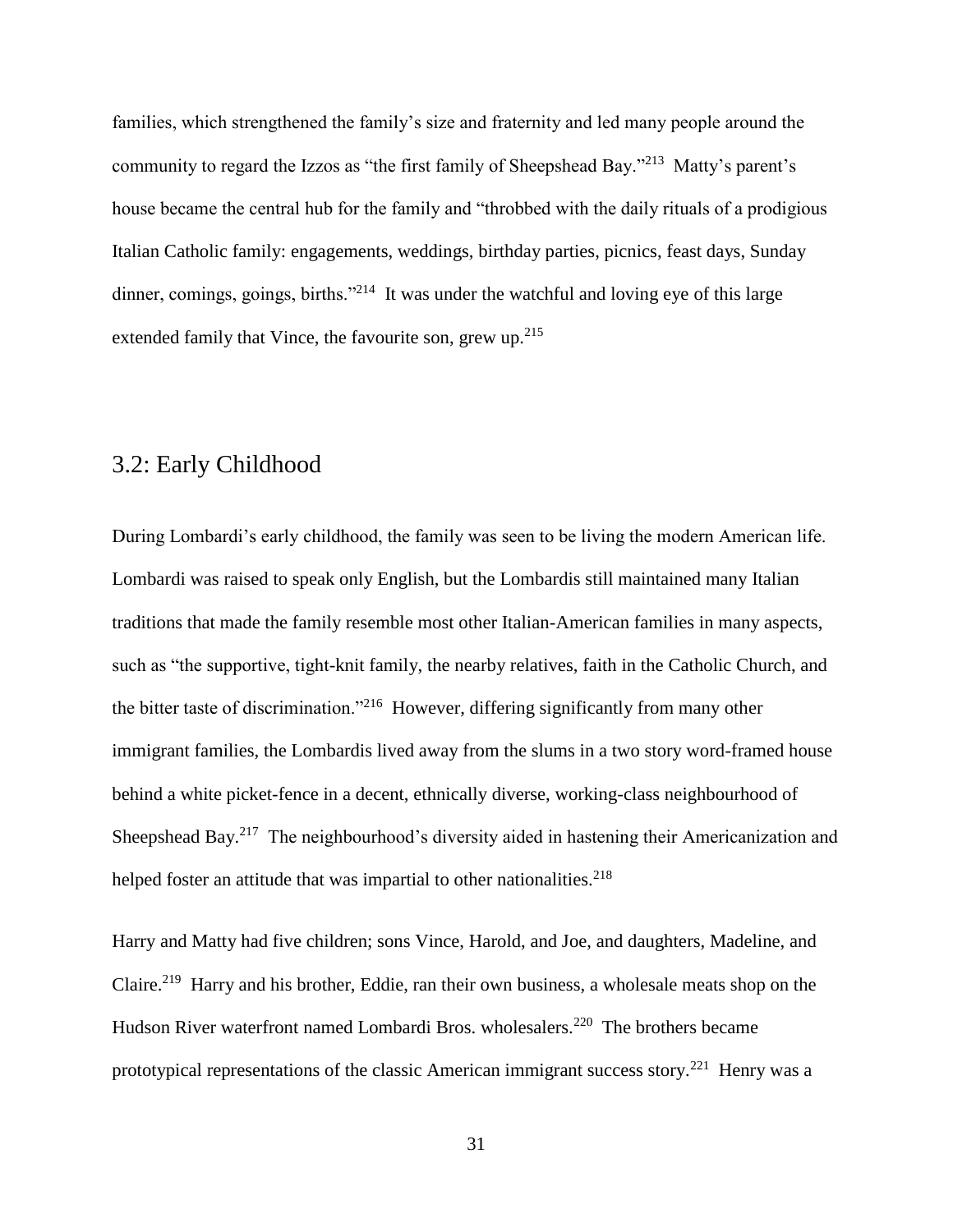families, which strengthened the family's size and fraternity and led many people around the community to regard the Izzos as "the first family of Sheepshead Bay."[213] Matty's parent's house became the central hub for the family and "throbbed with the daily rituals of a prodigious Italian Catholic family: engagements, weddings, birthday parties, picnics, feast days, Sunday dinner, comings, goings, births."[214] It was under the watchful and loving eye of this large extended family that Vince, the favourite son, grew up.[215]

## 3.2: Early Childhood

During Lombardi's early childhood, the family was seen to be living the modern American life. Lombardi was raised to speak only English, but the Lombardis still maintained many Italian traditions that made the family resemble most other Italian-American families in many aspects, such as "the supportive, tight-knit family, the nearby relatives, faith in the Catholic Church, and the bitter taste of discrimination."[216] However, differing significantly from many other immigrant families, the Lombardis lived away from the slums in a two story word-framed house behind a white picket-fence in a decent, ethnically diverse, working-class neighbourhood of Sheepshead Bay.[217] The neighbourhood's diversity aided in hastening their Americanization and helped foster an attitude that was impartial to other nationalities.[218]

Harry and Matty had five children; sons Vince, Harold, and Joe, and daughters, Madeline, and Claire.[219] Harry and his brother, Eddie, ran their own business, a wholesale meats shop on the Hudson River waterfront named Lombardi Bros. wholesalers.[220] The brothers became prototypical representations of the classic American immigrant success story.[221] Henry was a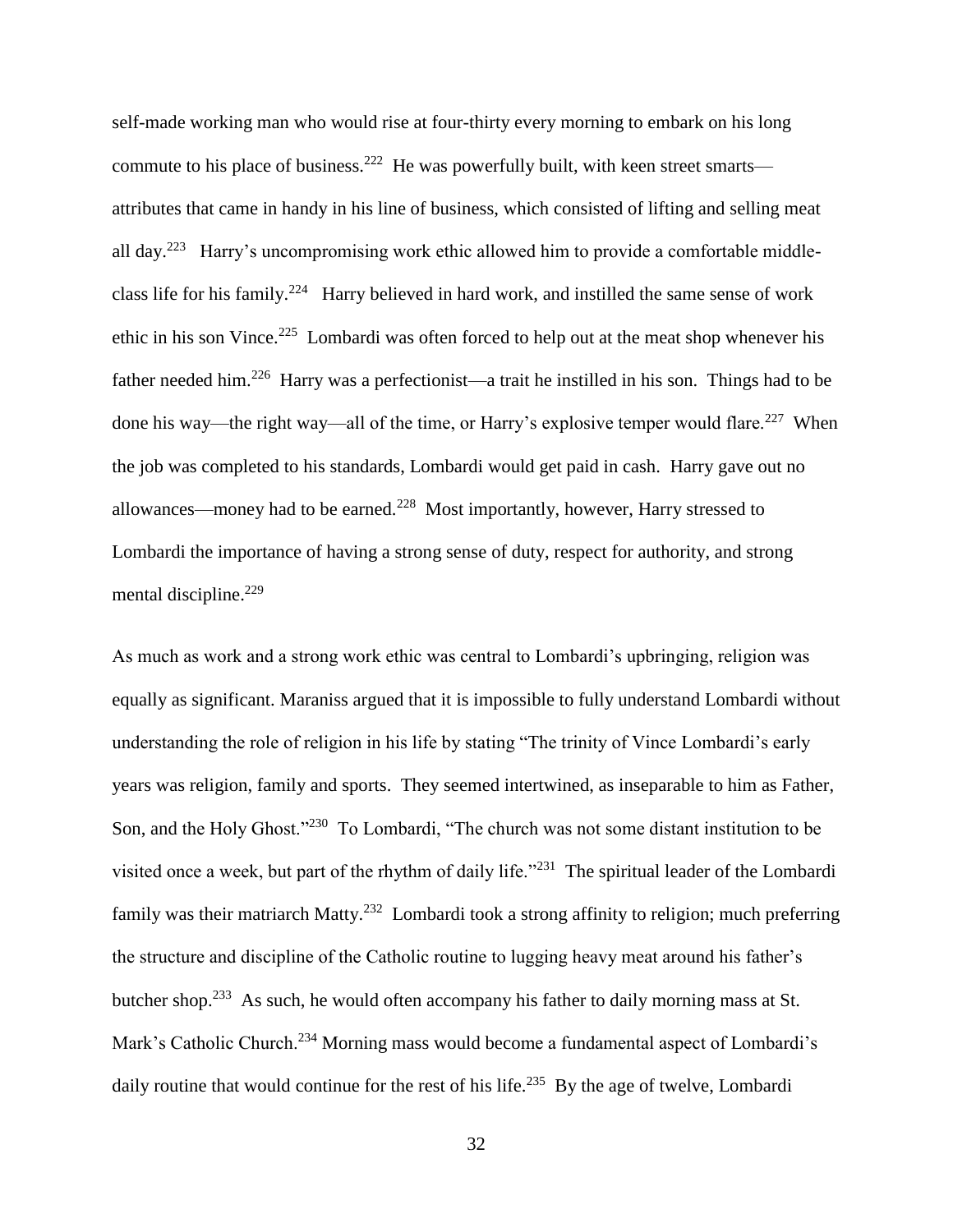self-made working man who would rise at four-thirty every morning to embark on his long commute to his place of business.[222] He was powerfully built, with keen street smarts—attributes that came in handy in his line of business, which consisted of lifting and selling meat all day.[223] Harry's uncompromising work ethic allowed him to provide a comfortable middle-class life for his family.[224] Harry believed in hard work, and instilled the same sense of work ethic in his son Vince.[225] Lombardi was often forced to help out at the meat shop whenever his father needed him.[226] Harry was a perfectionist—a trait he instilled in his son. Things had to be done his way—the right way—all of the time, or Harry's explosive temper would flare.[227] When the job was completed to his standards, Lombardi would get paid in cash. Harry gave out no allowances—money had to be earned.[228] Most importantly, however, Harry stressed to Lombardi the importance of having a strong sense of duty, respect for authority, and strong mental discipline.[229]

As much as work and a strong work ethic was central to Lombardi's upbringing, religion was equally as significant. Maraniss argued that it is impossible to fully understand Lombardi without understanding the role of religion in his life by stating "The trinity of Vince Lombardi's early years was religion, family and sports. They seemed intertwined, as inseparable to him as Father, Son, and the Holy Ghost."[230] To Lombardi, "The church was not some distant institution to be visited once a week, but part of the rhythm of daily life."[231] The spiritual leader of the Lombardi family was their matriarch Matty.[232] Lombardi took a strong affinity to religion; much preferring the structure and discipline of the Catholic routine to lugging heavy meat around his father's butcher shop.[233] As such, he would often accompany his father to daily morning mass at St. Mark's Catholic Church.[234] Morning mass would become a fundamental aspect of Lombardi's daily routine that would continue for the rest of his life.[235] By the age of twelve, Lombardi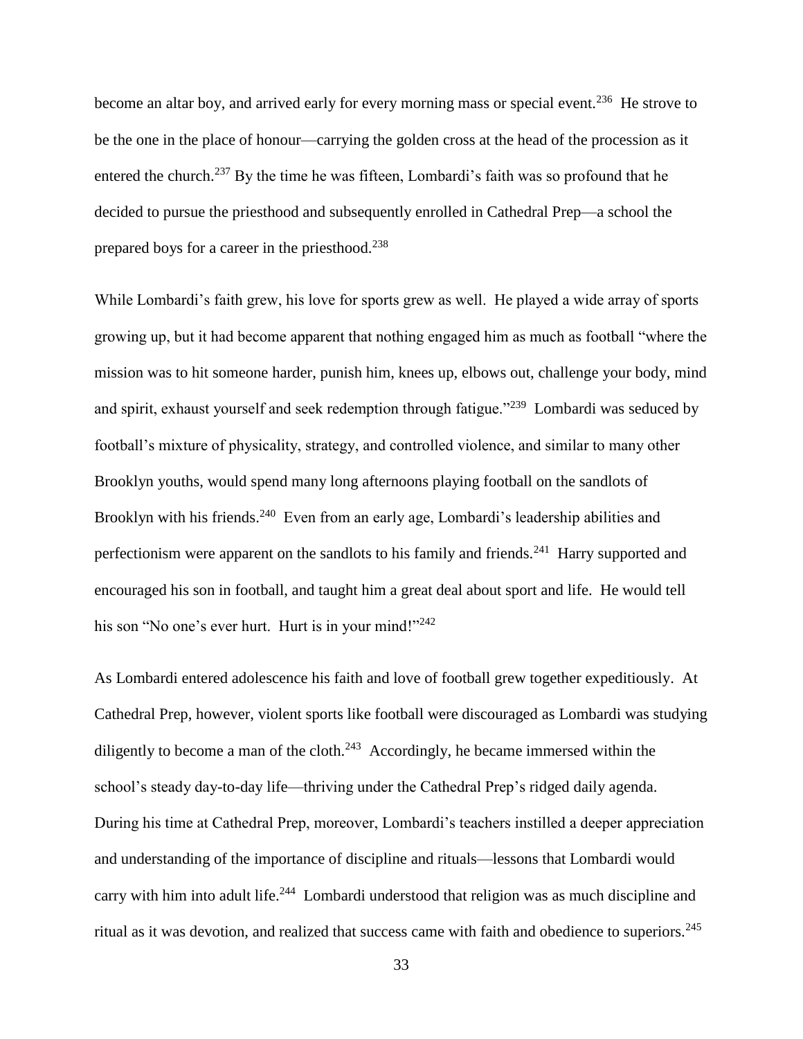become an altar boy, and arrived early for every morning mass or special event.[236] He strove to be the one in the place of honour—carrying the golden cross at the head of the procession as it entered the church.[237] By the time he was fifteen, Lombardi's faith was so profound that he decided to pursue the priesthood and subsequently enrolled in Cathedral Prep—a school the prepared boys for a career in the priesthood.[238]

While Lombardi's faith grew, his love for sports grew as well. He played a wide array of sports growing up, but it had become apparent that nothing engaged him as much as football "where the mission was to hit someone harder, punish him, knees up, elbows out, challenge your body, mind and spirit, exhaust yourself and seek redemption through fatigue."[239] Lombardi was seduced by football's mixture of physicality, strategy, and controlled violence, and similar to many other Brooklyn youths, would spend many long afternoons playing football on the sandlots of Brooklyn with his friends.[240] Even from an early age, Lombardi's leadership abilities and perfectionism were apparent on the sandlots to his family and friends.[241] Harry supported and encouraged his son in football, and taught him a great deal about sport and life. He would tell his son "No one's ever hurt. Hurt is in your mind!"[242]

As Lombardi entered adolescence his faith and love of football grew together expeditiously. At Cathedral Prep, however, violent sports like football were discouraged as Lombardi was studying diligently to become a man of the cloth.[243] Accordingly, he became immersed within the school's steady day-to-day life—thriving under the Cathedral Prep's ridged daily agenda. During his time at Cathedral Prep, moreover, Lombardi's teachers instilled a deeper appreciation and understanding of the importance of discipline and rituals—lessons that Lombardi would carry with him into adult life.[244] Lombardi understood that religion was as much discipline and ritual as it was devotion, and realized that success came with faith and obedience to superiors.[245]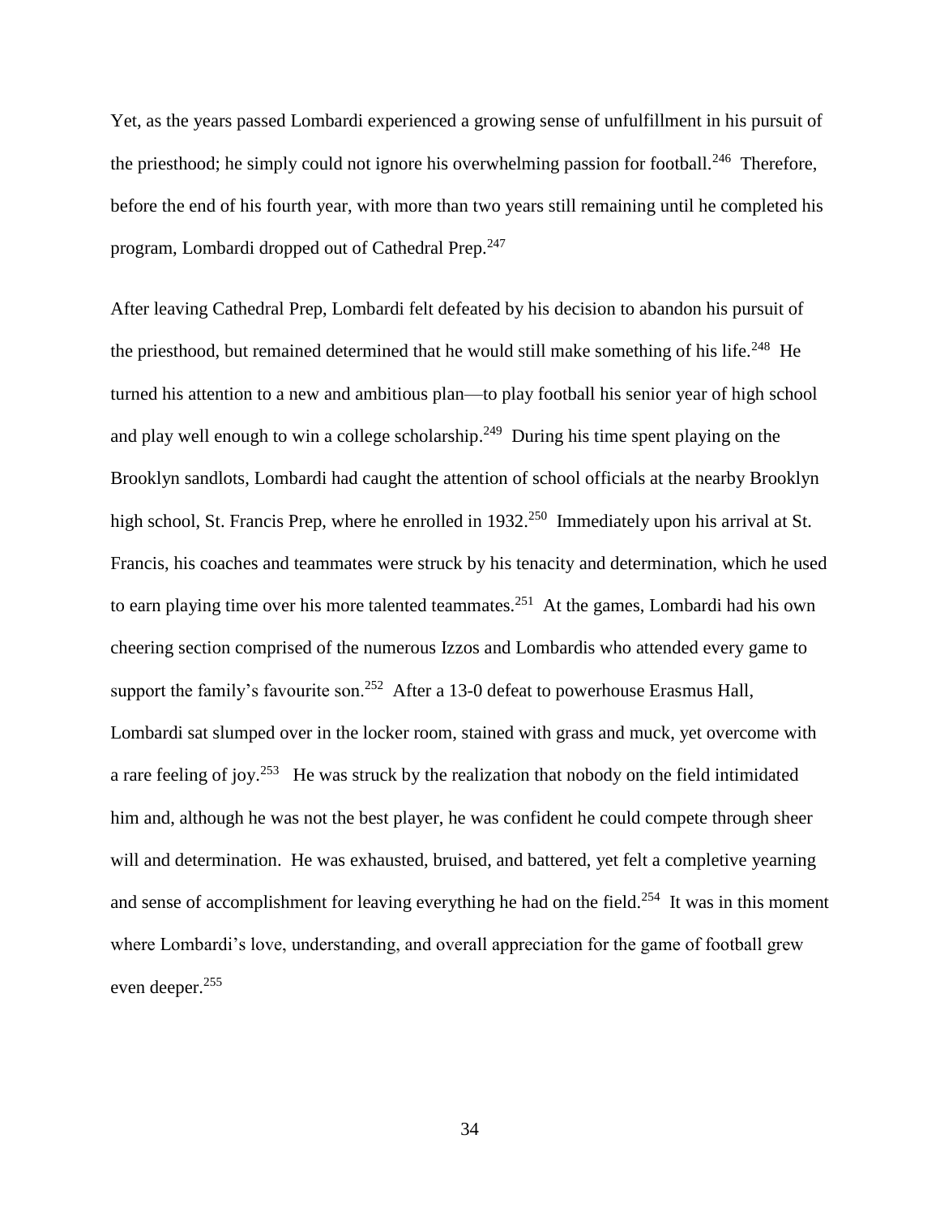Yet, as the years passed Lombardi experienced a growing sense of unfulfillment in his pursuit of the priesthood; he simply could not ignore his overwhelming passion for football.[246] Therefore, before the end of his fourth year, with more than two years still remaining until he completed his program, Lombardi dropped out of Cathedral Prep.[247]

After leaving Cathedral Prep, Lombardi felt defeated by his decision to abandon his pursuit of the priesthood, but remained determined that he would still make something of his life.[248] He turned his attention to a new and ambitious plan—to play football his senior year of high school and play well enough to win a college scholarship.[249] During his time spent playing on the Brooklyn sandlots, Lombardi had caught the attention of school officials at the nearby Brooklyn high school, St. Francis Prep, where he enrolled in 1932.[250] Immediately upon his arrival at St. Francis, his coaches and teammates were struck by his tenacity and determination, which he used to earn playing time over his more talented teammates.[251] At the games, Lombardi had his own cheering section comprised of the numerous Izzos and Lombardis who attended every game to support the family's favourite son.[252] After a 13-0 defeat to powerhouse Erasmus Hall, Lombardi sat slumped over in the locker room, stained with grass and muck, yet overcome with a rare feeling of joy.[253] He was struck by the realization that nobody on the field intimidated him and, although he was not the best player, he was confident he could compete through sheer will and determination. He was exhausted, bruised, and battered, yet felt a completive yearning and sense of accomplishment for leaving everything he had on the field.[254] It was in this moment where Lombardi's love, understanding, and overall appreciation for the game of football grew even deeper.[255]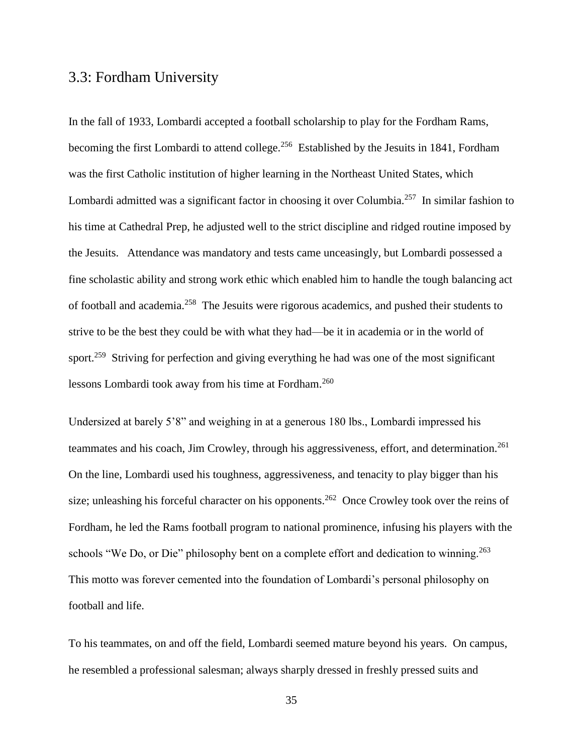## 3.3: Fordham University

In the fall of 1933, Lombardi accepted a football scholarship to play for the Fordham Rams, becoming the first Lombardi to attend college.[256] Established by the Jesuits in 1841, Fordham was the first Catholic institution of higher learning in the Northeast United States, which Lombardi admitted was a significant factor in choosing it over Columbia.[257] In similar fashion to his time at Cathedral Prep, he adjusted well to the strict discipline and ridged routine imposed by the Jesuits. Attendance was mandatory and tests came unceasingly, but Lombardi possessed a fine scholastic ability and strong work ethic which enabled him to handle the tough balancing act of football and academia.[258] The Jesuits were rigorous academics, and pushed their students to strive to be the best they could be with what they had—be it in academia or in the world of sport.[259] Striving for perfection and giving everything he had was one of the most significant lessons Lombardi took away from his time at Fordham.[260]

Undersized at barely 5'8" and weighing in at a generous 180 lbs., Lombardi impressed his teammates and his coach, Jim Crowley, through his aggressiveness, effort, and determination.[261] On the line, Lombardi used his toughness, aggressiveness, and tenacity to play bigger than his size; unleashing his forceful character on his opponents.[262] Once Crowley took over the reins of Fordham, he led the Rams football program to national prominence, infusing his players with the schools "We Do, or Die" philosophy bent on a complete effort and dedication to winning.[263] This motto was forever cemented into the foundation of Lombardi's personal philosophy on football and life.

To his teammates, on and off the field, Lombardi seemed mature beyond his years. On campus, he resembled a professional salesman; always sharply dressed in freshly pressed suits and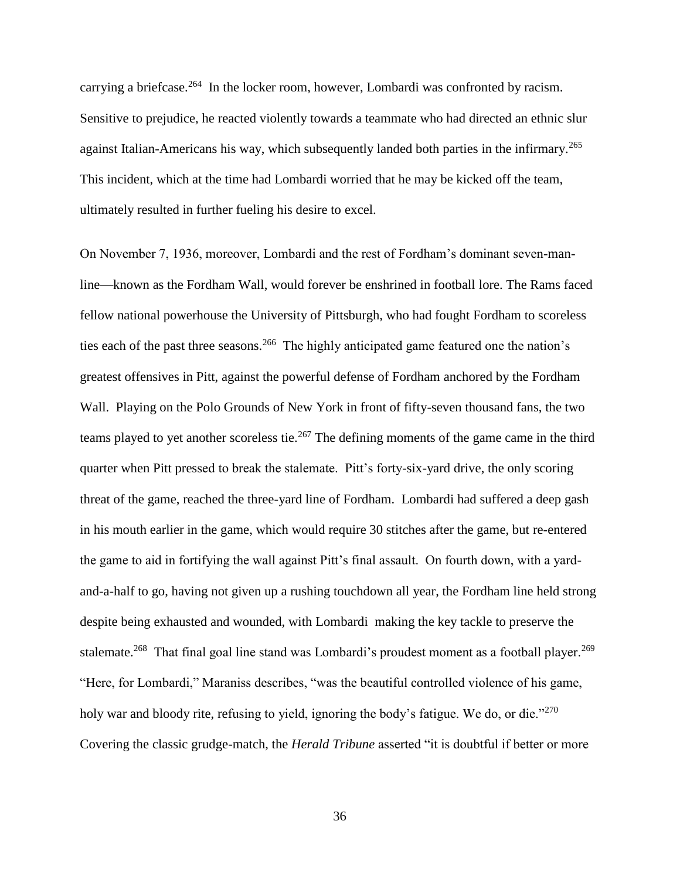carrying a briefcase.[264] In the locker room, however, Lombardi was confronted by racism. Sensitive to prejudice, he reacted violently towards a teammate who had directed an ethnic slur against Italian-Americans his way, which subsequently landed both parties in the infirmary.[265] This incident, which at the time had Lombardi worried that he may be kicked off the team, ultimately resulted in further fueling his desire to excel.

On November 7, 1936, moreover, Lombardi and the rest of Fordham's dominant seven-man-line—known as the Fordham Wall, would forever be enshrined in football lore. The Rams faced fellow national powerhouse the University of Pittsburgh, who had fought Fordham to scoreless ties each of the past three seasons.[266] The highly anticipated game featured one the nation's greatest offensives in Pitt, against the powerful defense of Fordham anchored by the Fordham Wall. Playing on the Polo Grounds of New York in front of fifty-seven thousand fans, the two teams played to yet another scoreless tie.[267] The defining moments of the game came in the third quarter when Pitt pressed to break the stalemate. Pitt's forty-six-yard drive, the only scoring threat of the game, reached the three-yard line of Fordham. Lombardi had suffered a deep gash in his mouth earlier in the game, which would require 30 stitches after the game, but re-entered the game to aid in fortifying the wall against Pitt's final assault. On fourth down, with a yard-and-a-half to go, having not given up a rushing touchdown all year, the Fordham line held strong despite being exhausted and wounded, with Lombardi making the key tackle to preserve the stalemate.[268] That final goal line stand was Lombardi's proudest moment as a football player.[269] "Here, for Lombardi," Maraniss describes, "was the beautiful controlled violence of his game, holy war and bloody rite, refusing to yield, ignoring the body's fatigue. We do, or die."[270] Covering the classic grudge-match, the *Herald Tribune* asserted "it is doubtful if better or more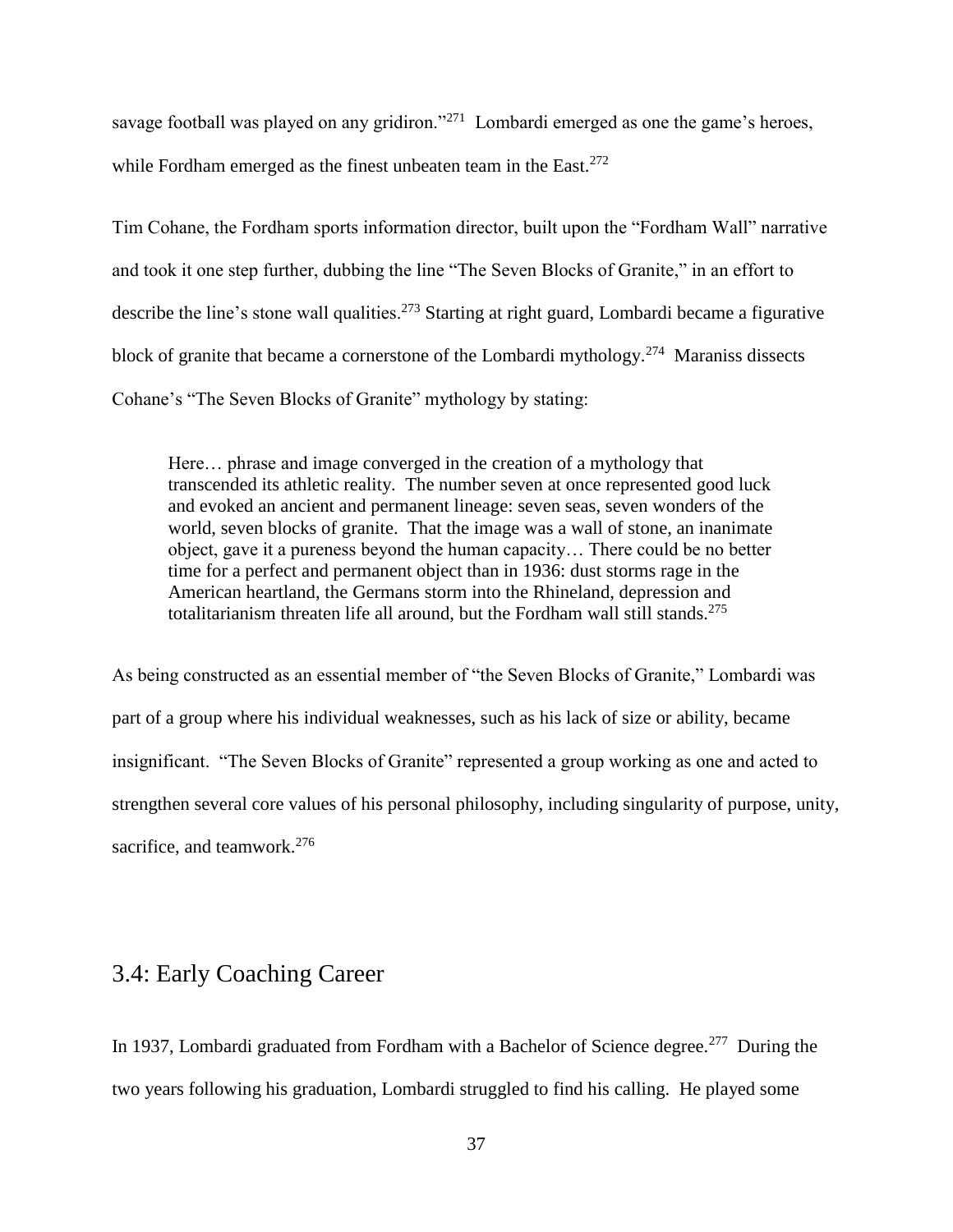savage football was played on any gridiron."[271] Lombardi emerged as one the game's heroes, while Fordham emerged as the finest unbeaten team in the East.[272]

Tim Cohane, the Fordham sports information director, built upon the "Fordham Wall" narrative and took it one step further, dubbing the line "The Seven Blocks of Granite," in an effort to describe the line's stone wall qualities.[273] Starting at right guard, Lombardi became a figurative block of granite that became a cornerstone of the Lombardi mythology.[274] Maraniss dissects Cohane's "The Seven Blocks of Granite" mythology by stating:

> Here… phrase and image converged in the creation of a mythology that transcended its athletic reality. The number seven at once represented good luck and evoked an ancient and permanent lineage: seven seas, seven wonders of the world, seven blocks of granite. That the image was a wall of stone, an inanimate object, gave it a pureness beyond the human capacity… There could be no better time for a perfect and permanent object than in 1936: dust storms rage in the American heartland, the Germans storm into the Rhineland, depression and totalitarianism threaten life all around, but the Fordham wall still stands.[275]

As being constructed as an essential member of "the Seven Blocks of Granite," Lombardi was part of a group where his individual weaknesses, such as his lack of size or ability, became insignificant. "The Seven Blocks of Granite" represented a group working as one and acted to strengthen several core values of his personal philosophy, including singularity of purpose, unity, sacrifice, and teamwork.[276]

## 3.4: Early Coaching Career

In 1937, Lombardi graduated from Fordham with a Bachelor of Science degree.[277] During the two years following his graduation, Lombardi struggled to find his calling. He played some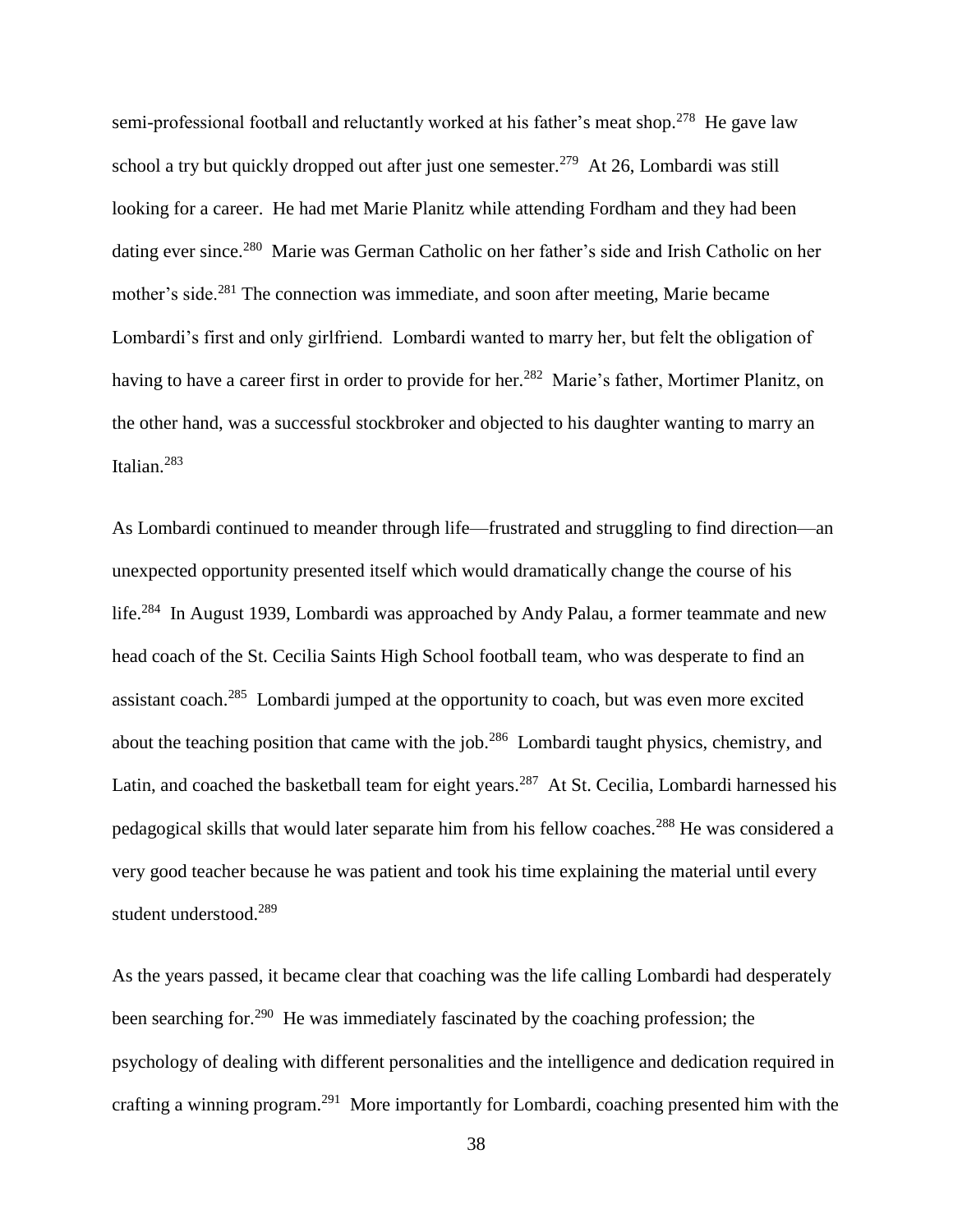semi-professional football and reluctantly worked at his father's meat shop.[278] He gave law school a try but quickly dropped out after just one semester.[279] At 26, Lombardi was still looking for a career. He had met Marie Planitz while attending Fordham and they had been dating ever since.[280] Marie was German Catholic on her father's side and Irish Catholic on her mother's side.[281] The connection was immediate, and soon after meeting, Marie became Lombardi's first and only girlfriend. Lombardi wanted to marry her, but felt the obligation of having to have a career first in order to provide for her.[282] Marie's father, Mortimer Planitz, on the other hand, was a successful stockbroker and objected to his daughter wanting to marry an Italian.[283]

As Lombardi continued to meander through life—frustrated and struggling to find direction—an unexpected opportunity presented itself which would dramatically change the course of his life.[284] In August 1939, Lombardi was approached by Andy Palau, a former teammate and new head coach of the St. Cecilia Saints High School football team, who was desperate to find an assistant coach.[285] Lombardi jumped at the opportunity to coach, but was even more excited about the teaching position that came with the job.[286] Lombardi taught physics, chemistry, and Latin, and coached the basketball team for eight years.[287] At St. Cecilia, Lombardi harnessed his pedagogical skills that would later separate him from his fellow coaches.[288] He was considered a very good teacher because he was patient and took his time explaining the material until every student understood.[289]

As the years passed, it became clear that coaching was the life calling Lombardi had desperately been searching for.[290] He was immediately fascinated by the coaching profession; the psychology of dealing with different personalities and the intelligence and dedication required in crafting a winning program.[291] More importantly for Lombardi, coaching presented him with the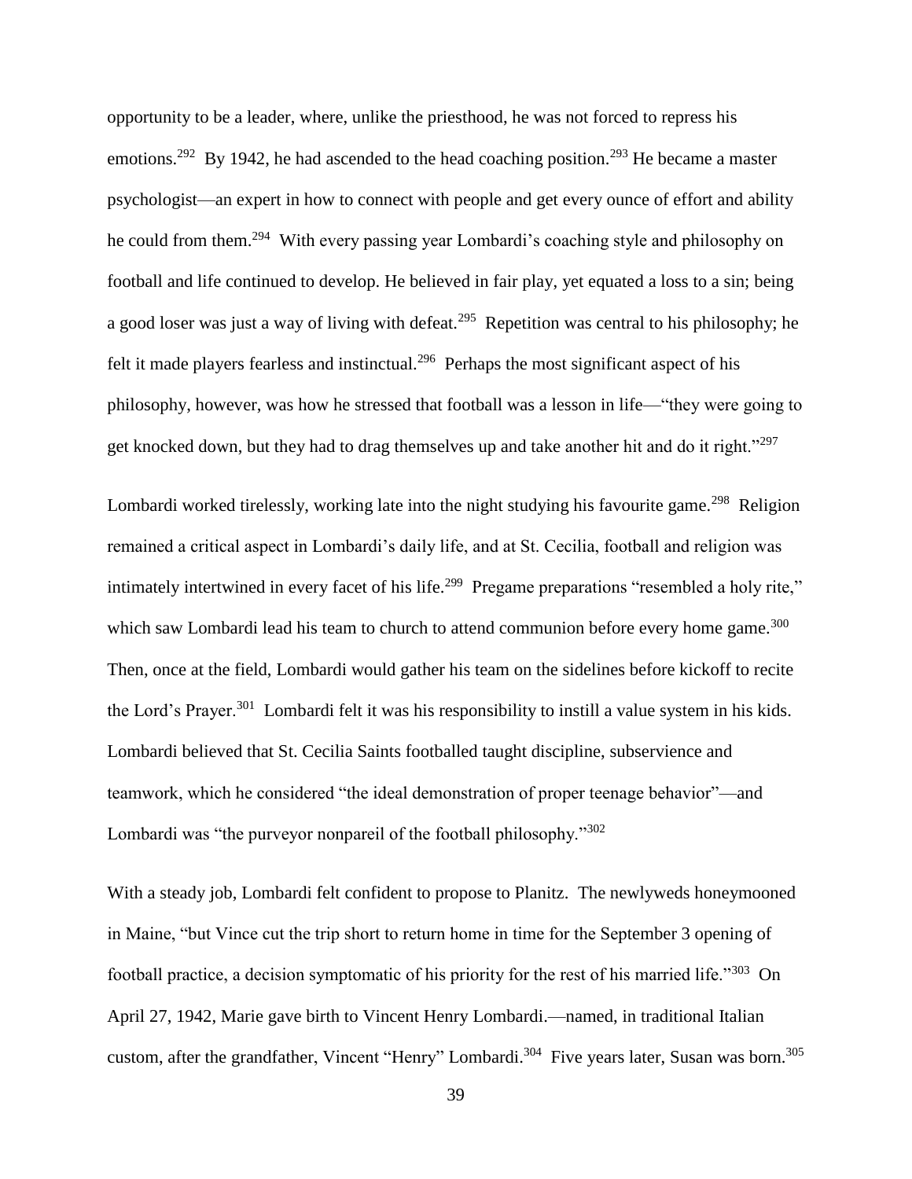opportunity to be a leader, where, unlike the priesthood, he was not forced to repress his emotions.[292] By 1942, he had ascended to the head coaching position.[293] He became a master psychologist—an expert in how to connect with people and get every ounce of effort and ability he could from them.[294] With every passing year Lombardi's coaching style and philosophy on football and life continued to develop. He believed in fair play, yet equated a loss to a sin; being a good loser was just a way of living with defeat.[295] Repetition was central to his philosophy; he felt it made players fearless and instinctual.[296] Perhaps the most significant aspect of his philosophy, however, was how he stressed that football was a lesson in life—"they were going to get knocked down, but they had to drag themselves up and take another hit and do it right."[297]

Lombardi worked tirelessly, working late into the night studying his favourite game.[298] Religion remained a critical aspect in Lombardi's daily life, and at St. Cecilia, football and religion was intimately intertwined in every facet of his life.[299] Pregame preparations "resembled a holy rite," which saw Lombardi lead his team to church to attend communion before every home game.[300] Then, once at the field, Lombardi would gather his team on the sidelines before kickoff to recite the Lord's Prayer.[301] Lombardi felt it was his responsibility to instill a value system in his kids. Lombardi believed that St. Cecilia Saints footballed taught discipline, subservience and teamwork, which he considered "the ideal demonstration of proper teenage behavior"—and Lombardi was "the purveyor nonpareil of the football philosophy."[302]

With a steady job, Lombardi felt confident to propose to Planitz. The newlyweds honeymooned in Maine, "but Vince cut the trip short to return home in time for the September 3 opening of football practice, a decision symptomatic of his priority for the rest of his married life."[303] On April 27, 1942, Marie gave birth to Vincent Henry Lombardi.—named, in traditional Italian custom, after the grandfather, Vincent "Henry" Lombardi.[304] Five years later, Susan was born.[305]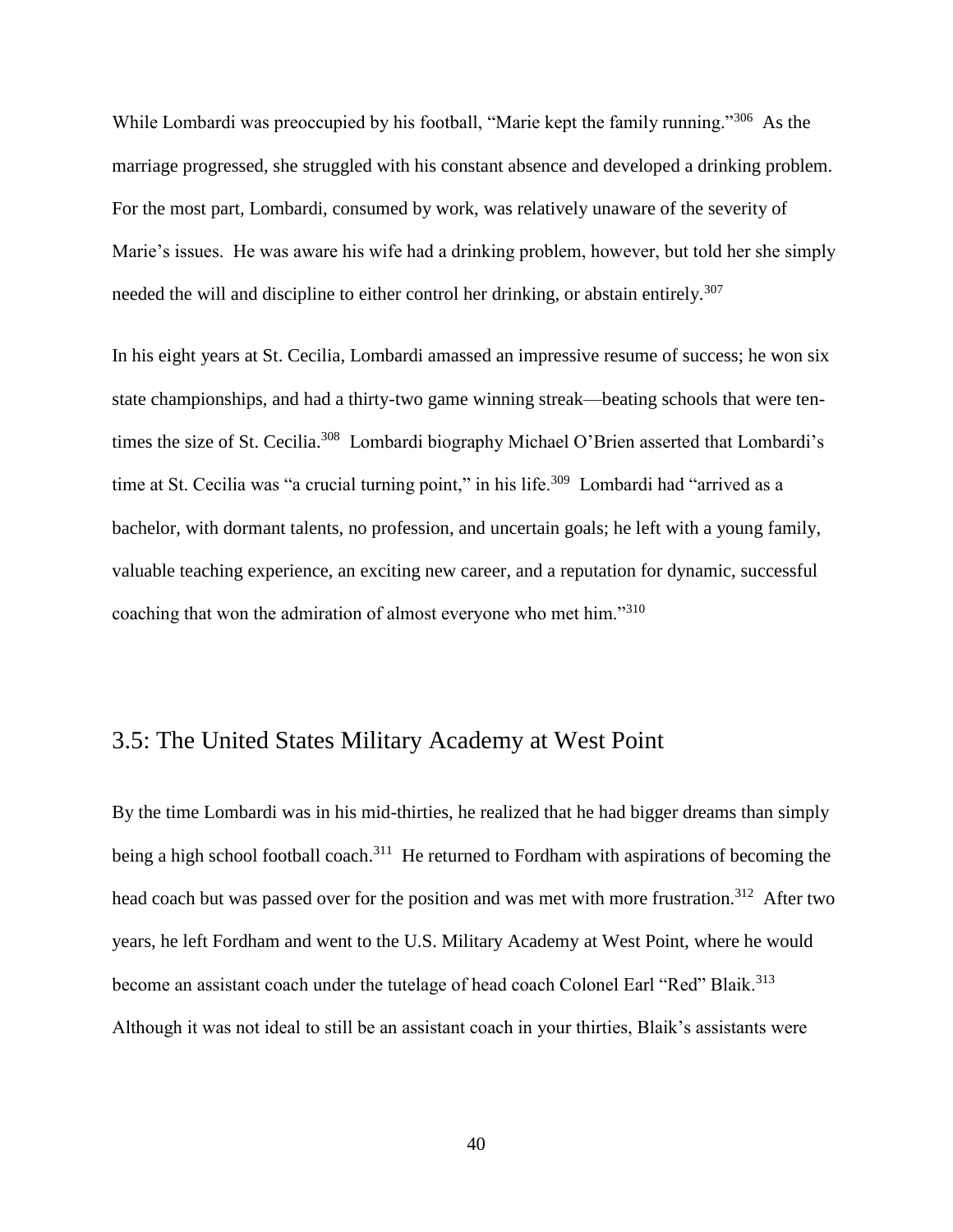While Lombardi was preoccupied by his football, "Marie kept the family running."[306] As the marriage progressed, she struggled with his constant absence and developed a drinking problem. For the most part, Lombardi, consumed by work, was relatively unaware of the severity of Marie's issues. He was aware his wife had a drinking problem, however, but told her she simply needed the will and discipline to either control her drinking, or abstain entirely.[307]

In his eight years at St. Cecilia, Lombardi amassed an impressive resume of success; he won six state championships, and had a thirty-two game winning streak—beating schools that were ten-times the size of St. Cecilia.[308] Lombardi biography Michael O'Brien asserted that Lombardi's time at St. Cecilia was "a crucial turning point," in his life.[309] Lombardi had "arrived as a bachelor, with dormant talents, no profession, and uncertain goals; he left with a young family, valuable teaching experience, an exciting new career, and a reputation for dynamic, successful coaching that won the admiration of almost everyone who met him."[310]

## 3.5: The United States Military Academy at West Point

By the time Lombardi was in his mid-thirties, he realized that he had bigger dreams than simply being a high school football coach.[311] He returned to Fordham with aspirations of becoming the head coach but was passed over for the position and was met with more frustration.[312] After two years, he left Fordham and went to the U.S. Military Academy at West Point, where he would become an assistant coach under the tutelage of head coach Colonel Earl "Red" Blaik.[313] Although it was not ideal to still be an assistant coach in your thirties, Blaik's assistants were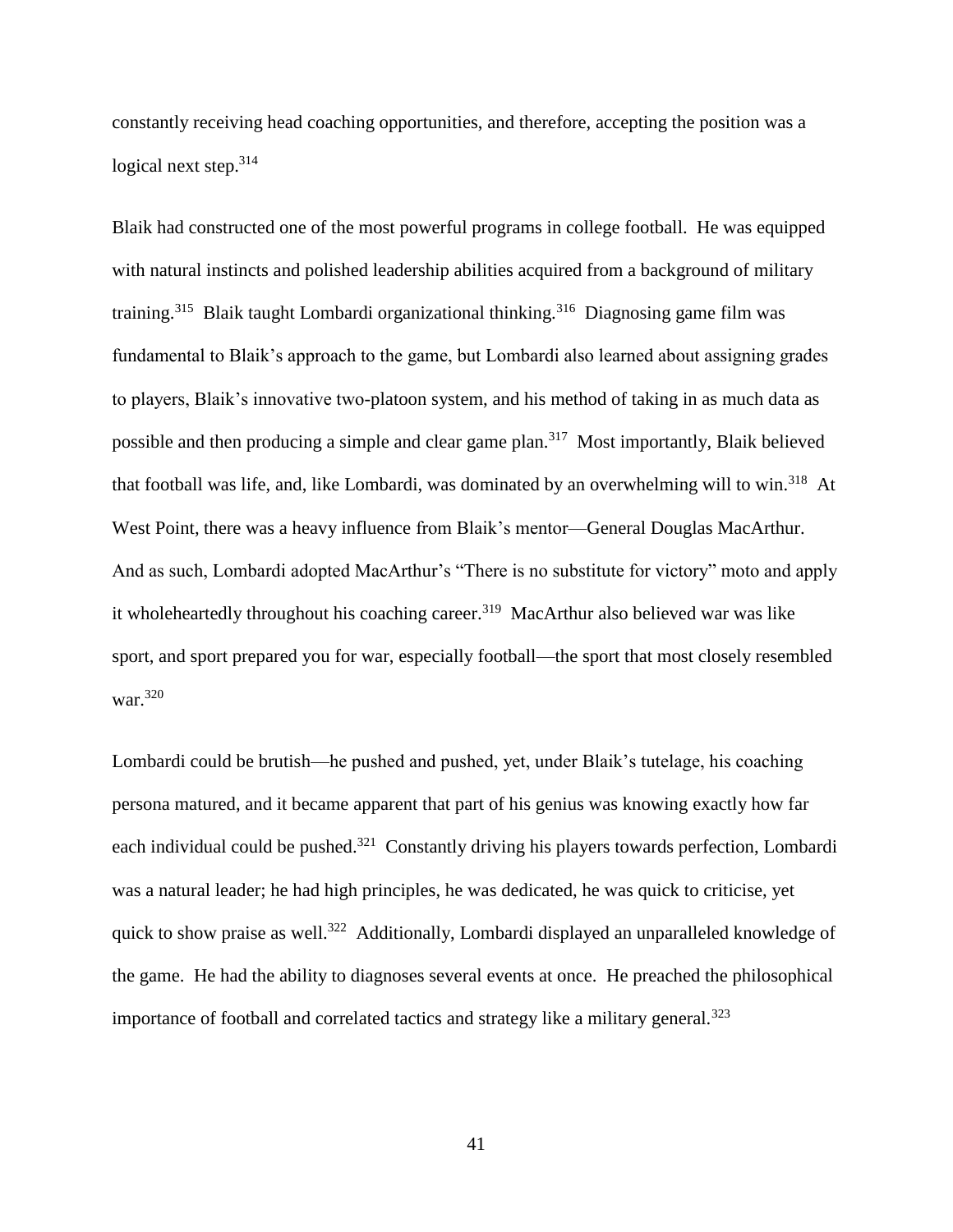constantly receiving head coaching opportunities, and therefore, accepting the position was a logical next step.[314]

Blaik had constructed one of the most powerful programs in college football. He was equipped with natural instincts and polished leadership abilities acquired from a background of military training.[315] Blaik taught Lombardi organizational thinking.[316] Diagnosing game film was fundamental to Blaik's approach to the game, but Lombardi also learned about assigning grades to players, Blaik's innovative two-platoon system, and his method of taking in as much data as possible and then producing a simple and clear game plan.[317] Most importantly, Blaik believed that football was life, and, like Lombardi, was dominated by an overwhelming will to win.[318] At West Point, there was a heavy influence from Blaik's mentor—General Douglas MacArthur. And as such, Lombardi adopted MacArthur's "There is no substitute for victory" moto and apply it wholeheartedly throughout his coaching career.[319] MacArthur also believed war was like sport, and sport prepared you for war, especially football—the sport that most closely resembled war.[320]

Lombardi could be brutish—he pushed and pushed, yet, under Blaik's tutelage, his coaching persona matured, and it became apparent that part of his genius was knowing exactly how far each individual could be pushed.[321] Constantly driving his players towards perfection, Lombardi was a natural leader; he had high principles, he was dedicated, he was quick to criticise, yet quick to show praise as well.[322] Additionally, Lombardi displayed an unparalleled knowledge of the game. He had the ability to diagnoses several events at once. He preached the philosophical importance of football and correlated tactics and strategy like a military general.[323]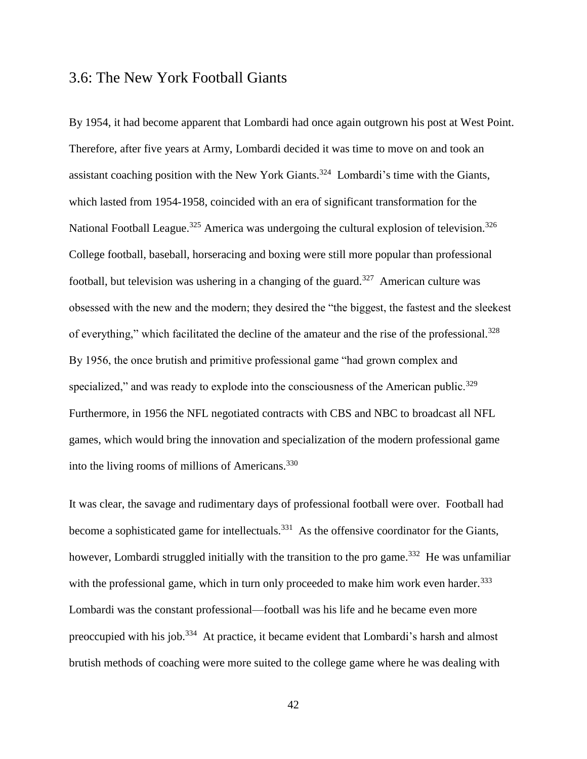## 3.6: The New York Football Giants

By 1954, it had become apparent that Lombardi had once again outgrown his post at West Point. Therefore, after five years at Army, Lombardi decided it was time to move on and took an assistant coaching position with the New York Giants.[324] Lombardi's time with the Giants, which lasted from 1954-1958, coincided with an era of significant transformation for the National Football League.[325] America was undergoing the cultural explosion of television.[326] College football, baseball, horseracing and boxing were still more popular than professional football, but television was ushering in a changing of the guard.[327] American culture was obsessed with the new and the modern; they desired the "the biggest, the fastest and the sleekest of everything," which facilitated the decline of the amateur and the rise of the professional.[328] By 1956, the once brutish and primitive professional game "had grown complex and specialized," and was ready to explode into the consciousness of the American public.[329] Furthermore, in 1956 the NFL negotiated contracts with CBS and NBC to broadcast all NFL games, which would bring the innovation and specialization of the modern professional game into the living rooms of millions of Americans.[330]

It was clear, the savage and rudimentary days of professional football were over. Football had become a sophisticated game for intellectuals.[331] As the offensive coordinator for the Giants, however, Lombardi struggled initially with the transition to the pro game.[332] He was unfamiliar with the professional game, which in turn only proceeded to make him work even harder.[333] Lombardi was the constant professional—football was his life and he became even more preoccupied with his job.[334] At practice, it became evident that Lombardi's harsh and almost brutish methods of coaching were more suited to the college game where he was dealing with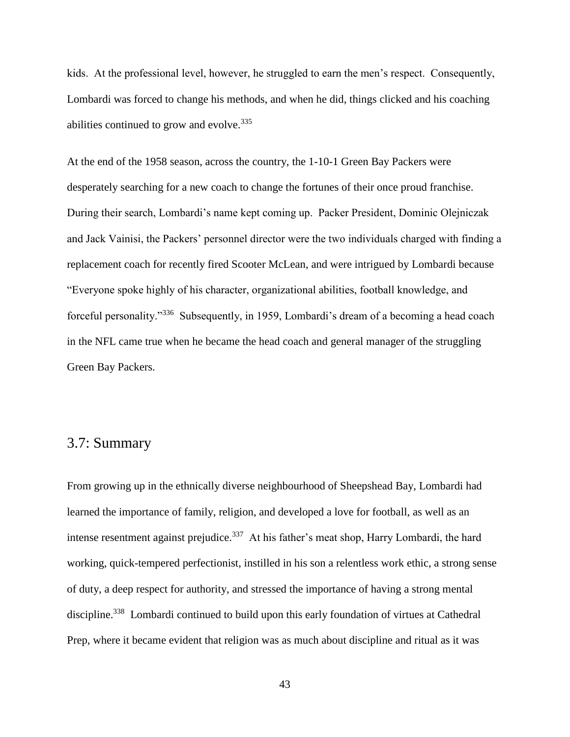kids. At the professional level, however, he struggled to earn the men's respect. Consequently, Lombardi was forced to change his methods, and when he did, things clicked and his coaching abilities continued to grow and evolve.[335]

At the end of the 1958 season, across the country, the 1-10-1 Green Bay Packers were desperately searching for a new coach to change the fortunes of their once proud franchise. During their search, Lombardi's name kept coming up. Packer President, Dominic Olejniczak and Jack Vainisi, the Packers' personnel director were the two individuals charged with finding a replacement coach for recently fired Scooter McLean, and were intrigued by Lombardi because "Everyone spoke highly of his character, organizational abilities, football knowledge, and forceful personality."[336] Subsequently, in 1959, Lombardi's dream of a becoming a head coach in the NFL came true when he became the head coach and general manager of the struggling Green Bay Packers.

## 3.7: Summary

From growing up in the ethnically diverse neighbourhood of Sheepshead Bay, Lombardi had learned the importance of family, religion, and developed a love for football, as well as an intense resentment against prejudice.[337] At his father's meat shop, Harry Lombardi, the hard working, quick-tempered perfectionist, instilled in his son a relentless work ethic, a strong sense of duty, a deep respect for authority, and stressed the importance of having a strong mental discipline.[338] Lombardi continued to build upon this early foundation of virtues at Cathedral Prep, where it became evident that religion was as much about discipline and ritual as it was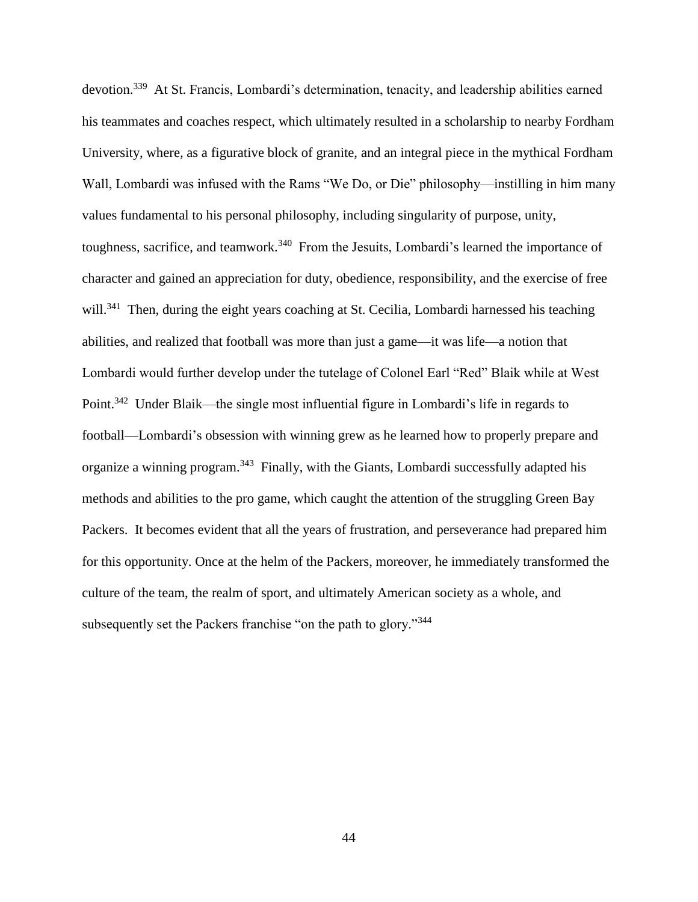devotion.[339] At St. Francis, Lombardi's determination, tenacity, and leadership abilities earned his teammates and coaches respect, which ultimately resulted in a scholarship to nearby Fordham University, where, as a figurative block of granite, and an integral piece in the mythical Fordham Wall, Lombardi was infused with the Rams "We Do, or Die" philosophy—instilling in him many values fundamental to his personal philosophy, including singularity of purpose, unity, toughness, sacrifice, and teamwork.[340] From the Jesuits, Lombardi's learned the importance of character and gained an appreciation for duty, obedience, responsibility, and the exercise of free will.[341] Then, during the eight years coaching at St. Cecilia, Lombardi harnessed his teaching abilities, and realized that football was more than just a game—it was life—a notion that Lombardi would further develop under the tutelage of Colonel Earl "Red" Blaik while at West Point.[342] Under Blaik—the single most influential figure in Lombardi's life in regards to football—Lombardi's obsession with winning grew as he learned how to properly prepare and organize a winning program.[343] Finally, with the Giants, Lombardi successfully adapted his methods and abilities to the pro game, which caught the attention of the struggling Green Bay Packers. It becomes evident that all the years of frustration, and perseverance had prepared him for this opportunity. Once at the helm of the Packers, moreover, he immediately transformed the culture of the team, the realm of sport, and ultimately American society as a whole, and subsequently set the Packers franchise "on the path to glory."[344]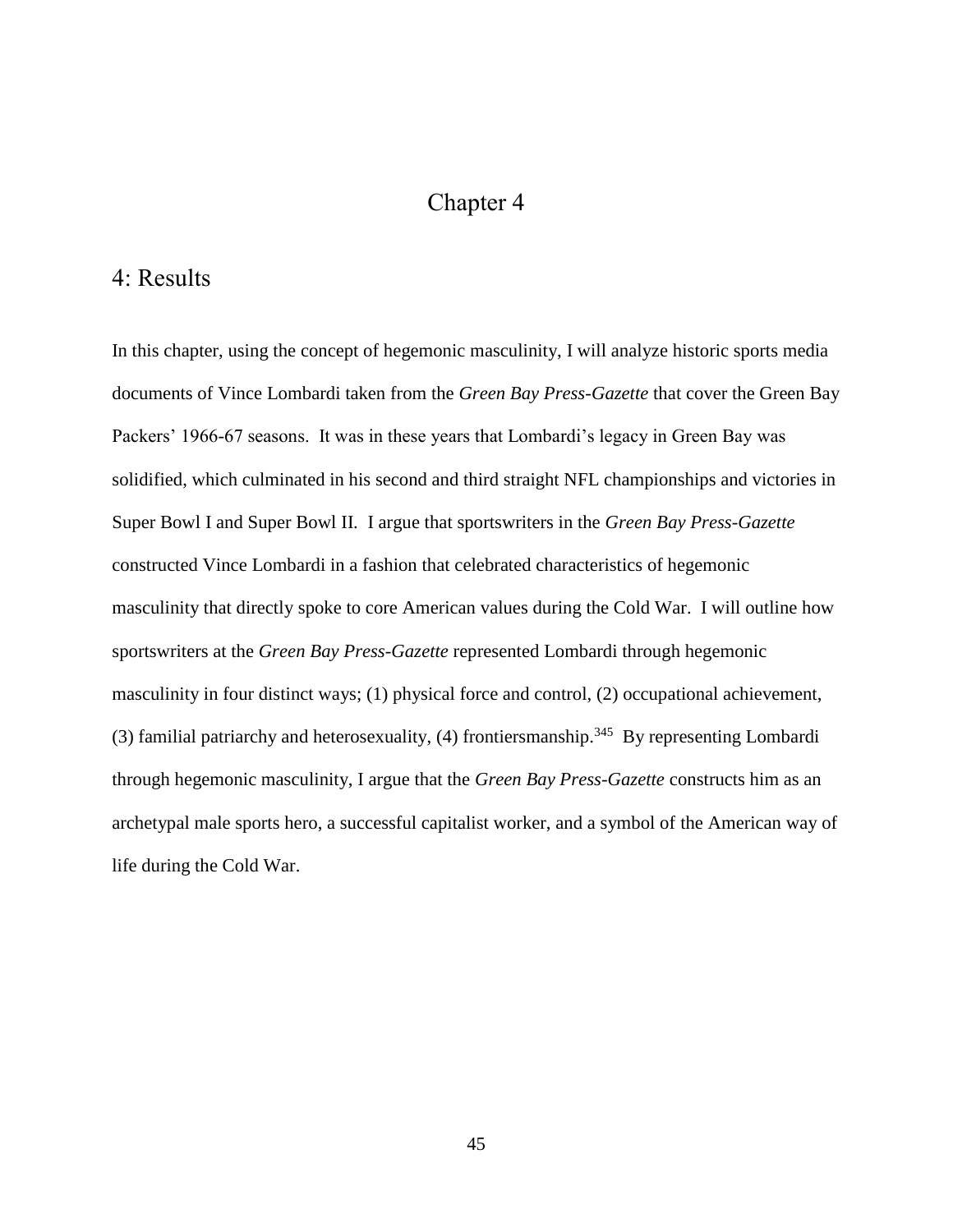# Chapter 4

## 4: Results

In this chapter, using the concept of hegemonic masculinity, I will analyze historic sports media documents of Vince Lombardi taken from the *Green Bay Press-Gazette* that cover the Green Bay Packers' 1966-67 seasons. It was in these years that Lombardi's legacy in Green Bay was solidified, which culminated in his second and third straight NFL championships and victories in Super Bowl I and Super Bowl II. I argue that sportswriters in the *Green Bay Press-Gazette* constructed Vince Lombardi in a fashion that celebrated characteristics of hegemonic masculinity that directly spoke to core American values during the Cold War. I will outline how sportswriters at the *Green Bay Press-Gazette* represented Lombardi through hegemonic masculinity in four distinct ways; (1) physical force and control, (2) occupational achievement, (3) familial patriarchy and heterosexuality, (4) frontiersmanship.[345] By representing Lombardi through hegemonic masculinity, I argue that the *Green Bay Press-Gazette* constructs him as an archetypal male sports hero, a successful capitalist worker, and a symbol of the American way of life during the Cold War.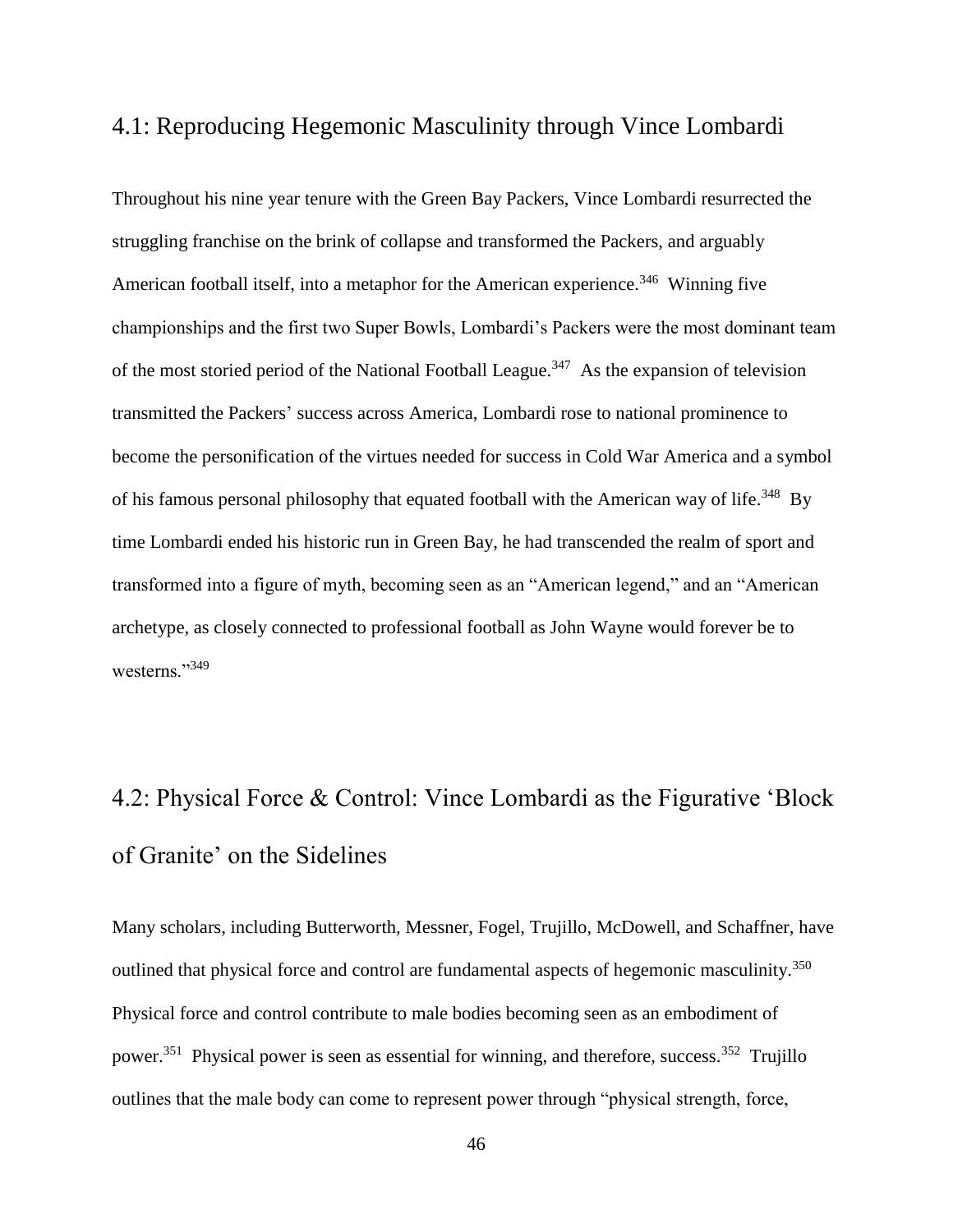## 4.1: Reproducing Hegemonic Masculinity through Vince Lombardi

Throughout his nine year tenure with the Green Bay Packers, Vince Lombardi resurrected the struggling franchise on the brink of collapse and transformed the Packers, and arguably American football itself, into a metaphor for the American experience.[346] Winning five championships and the first two Super Bowls, Lombardi's Packers were the most dominant team of the most storied period of the National Football League.[347] As the expansion of television transmitted the Packers' success across America, Lombardi rose to national prominence to become the personification of the virtues needed for success in Cold War America and a symbol of his famous personal philosophy that equated football with the American way of life.[348] By time Lombardi ended his historic run in Green Bay, he had transcended the realm of sport and transformed into a figure of myth, becoming seen as an "American legend," and an "American archetype, as closely connected to professional football as John Wayne would forever be to westerns."[349]

## 4.2: Physical Force & Control: Vince Lombardi as the Figurative 'Block of Granite' on the Sidelines

Many scholars, including Butterworth, Messner, Fogel, Trujillo, McDowell, and Schaffner, have outlined that physical force and control are fundamental aspects of hegemonic masculinity.[350] Physical force and control contribute to male bodies becoming seen as an embodiment of power.[351] Physical power is seen as essential for winning, and therefore, success.[352] Trujillo outlines that the male body can come to represent power through "physical strength, force,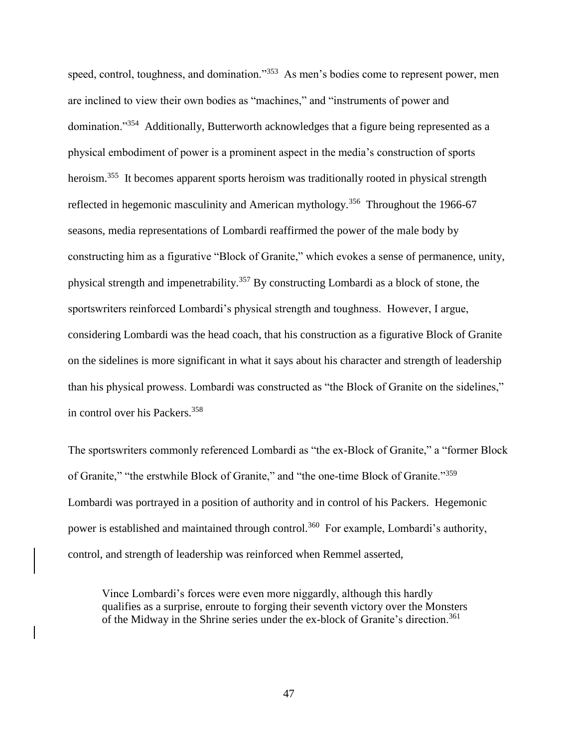speed, control, toughness, and domination."[353] As men's bodies come to represent power, men are inclined to view their own bodies as "machines," and "instruments of power and domination."[354] Additionally, Butterworth acknowledges that a figure being represented as a physical embodiment of power is a prominent aspect in the media's construction of sports heroism.[355] It becomes apparent sports heroism was traditionally rooted in physical strength reflected in hegemonic masculinity and American mythology.[356] Throughout the 1966-67 seasons, media representations of Lombardi reaffirmed the power of the male body by constructing him as a figurative "Block of Granite," which evokes a sense of permanence, unity, physical strength and impenetrability.[357] By constructing Lombardi as a block of stone, the sportswriters reinforced Lombardi's physical strength and toughness. However, I argue, considering Lombardi was the head coach, that his construction as a figurative Block of Granite on the sidelines is more significant in what it says about his character and strength of leadership than his physical prowess. Lombardi was constructed as "the Block of Granite on the sidelines," in control over his Packers.[358]

The sportswriters commonly referenced Lombardi as "the ex-Block of Granite," a "former Block of Granite," "the erstwhile Block of Granite," and "the one-time Block of Granite."[359] Lombardi was portrayed in a position of authority and in control of his Packers. Hegemonic power is established and maintained through control.[360] For example, Lombardi's authority, control, and strength of leadership was reinforced when Remmel asserted,

> Vince Lombardi's forces were even more niggardly, although this hardly qualifies as a surprise, enroute to forging their seventh victory over the Monsters of the Midway in the Shrine series under the ex-block of Granite's direction.[361]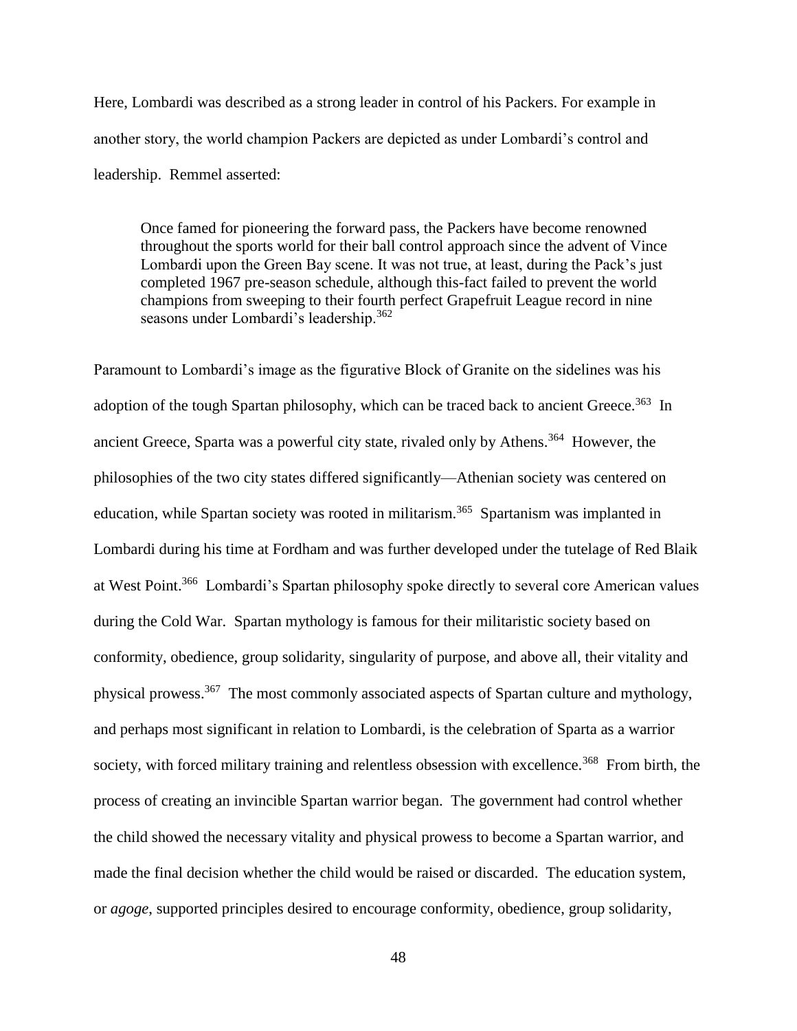Here, Lombardi was described as a strong leader in control of his Packers. For example in another story, the world champion Packers are depicted as under Lombardi's control and leadership. Remmel asserted:

> Once famed for pioneering the forward pass, the Packers have become renowned throughout the sports world for their ball control approach since the advent of Vince Lombardi upon the Green Bay scene. It was not true, at least, during the Pack's just completed 1967 pre-season schedule, although this-fact failed to prevent the world champions from sweeping to their fourth perfect Grapefruit League record in nine seasons under Lombardi's leadership.[362]

Paramount to Lombardi's image as the figurative Block of Granite on the sidelines was his adoption of the tough Spartan philosophy, which can be traced back to ancient Greece.[363] In ancient Greece, Sparta was a powerful city state, rivaled only by Athens.[364] However, the philosophies of the two city states differed significantly—Athenian society was centered on education, while Spartan society was rooted in militarism.[365] Spartanism was implanted in Lombardi during his time at Fordham and was further developed under the tutelage of Red Blaik at West Point.[366] Lombardi's Spartan philosophy spoke directly to several core American values during the Cold War. Spartan mythology is famous for their militaristic society based on conformity, obedience, group solidarity, singularity of purpose, and above all, their vitality and physical prowess.[367] The most commonly associated aspects of Spartan culture and mythology, and perhaps most significant in relation to Lombardi, is the celebration of Sparta as a warrior society, with forced military training and relentless obsession with excellence.[368] From birth, the process of creating an invincible Spartan warrior began. The government had control whether the child showed the necessary vitality and physical prowess to become a Spartan warrior, and made the final decision whether the child would be raised or discarded. The education system, or *agoge*, supported principles desired to encourage conformity, obedience, group solidarity,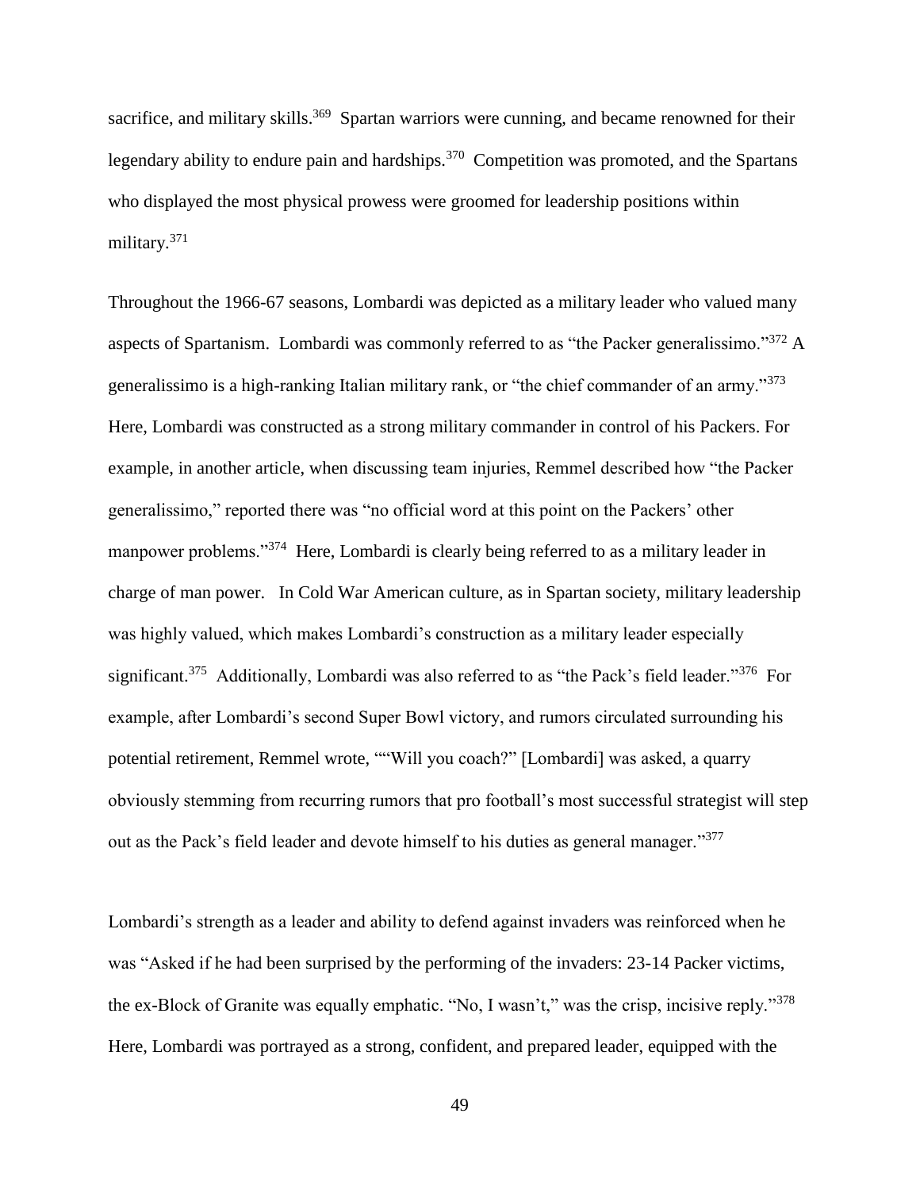sacrifice, and military skills.[369] Spartan warriors were cunning, and became renowned for their legendary ability to endure pain and hardships.[370] Competition was promoted, and the Spartans who displayed the most physical prowess were groomed for leadership positions within military.[371]

Throughout the 1966-67 seasons, Lombardi was depicted as a military leader who valued many aspects of Spartanism. Lombardi was commonly referred to as "the Packer generalissimo."[372] A generalissimo is a high-ranking Italian military rank, or "the chief commander of an army."[373] Here, Lombardi was constructed as a strong military commander in control of his Packers. For example, in another article, when discussing team injuries, Remmel described how "the Packer generalissimo," reported there was "no official word at this point on the Packers' other manpower problems."[374] Here, Lombardi is clearly being referred to as a military leader in charge of man power. In Cold War American culture, as in Spartan society, military leadership was highly valued, which makes Lombardi's construction as a military leader especially significant.[375] Additionally, Lombardi was also referred to as "the Pack's field leader."[376] For example, after Lombardi's second Super Bowl victory, and rumors circulated surrounding his potential retirement, Remmel wrote, ""Will you coach?" [Lombardi] was asked, a quarry obviously stemming from recurring rumors that pro football's most successful strategist will step out as the Pack's field leader and devote himself to his duties as general manager."[377]

Lombardi's strength as a leader and ability to defend against invaders was reinforced when he was "Asked if he had been surprised by the performing of the invaders: 23-14 Packer victims, the ex-Block of Granite was equally emphatic. "No, I wasn't," was the crisp, incisive reply."[378] Here, Lombardi was portrayed as a strong, confident, and prepared leader, equipped with the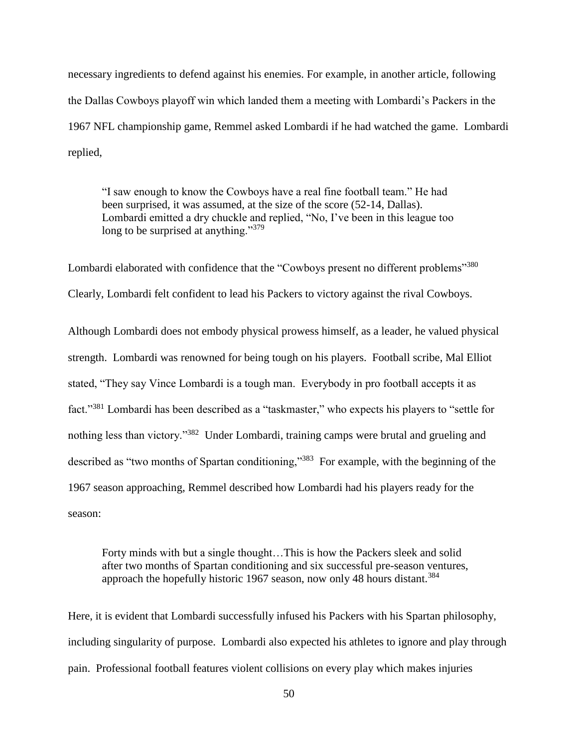necessary ingredients to defend against his enemies. For example, in another article, following the Dallas Cowboys playoff win which landed them a meeting with Lombardi's Packers in the 1967 NFL championship game, Remmel asked Lombardi if he had watched the game. Lombardi replied,

> "I saw enough to know the Cowboys have a real fine football team." He had been surprised, it was assumed, at the size of the score (52-14, Dallas). Lombardi emitted a dry chuckle and replied, "No, I've been in this league too long to be surprised at anything."[379]

Lombardi elaborated with confidence that the "Cowboys present no different problems"[380] Clearly, Lombardi felt confident to lead his Packers to victory against the rival Cowboys.

Although Lombardi does not embody physical prowess himself, as a leader, he valued physical strength. Lombardi was renowned for being tough on his players. Football scribe, Mal Elliot stated, "They say Vince Lombardi is a tough man. Everybody in pro football accepts it as fact."[381] Lombardi has been described as a "taskmaster," who expects his players to "settle for nothing less than victory."[382] Under Lombardi, training camps were brutal and grueling and described as "two months of Spartan conditioning,"[383] For example, with the beginning of the 1967 season approaching, Remmel described how Lombardi had his players ready for the season:

> Forty minds with but a single thought…This is how the Packers sleek and solid after two months of Spartan conditioning and six successful pre-season ventures, approach the hopefully historic 1967 season, now only 48 hours distant.[384]

Here, it is evident that Lombardi successfully infused his Packers with his Spartan philosophy, including singularity of purpose. Lombardi also expected his athletes to ignore and play through pain. Professional football features violent collisions on every play which makes injuries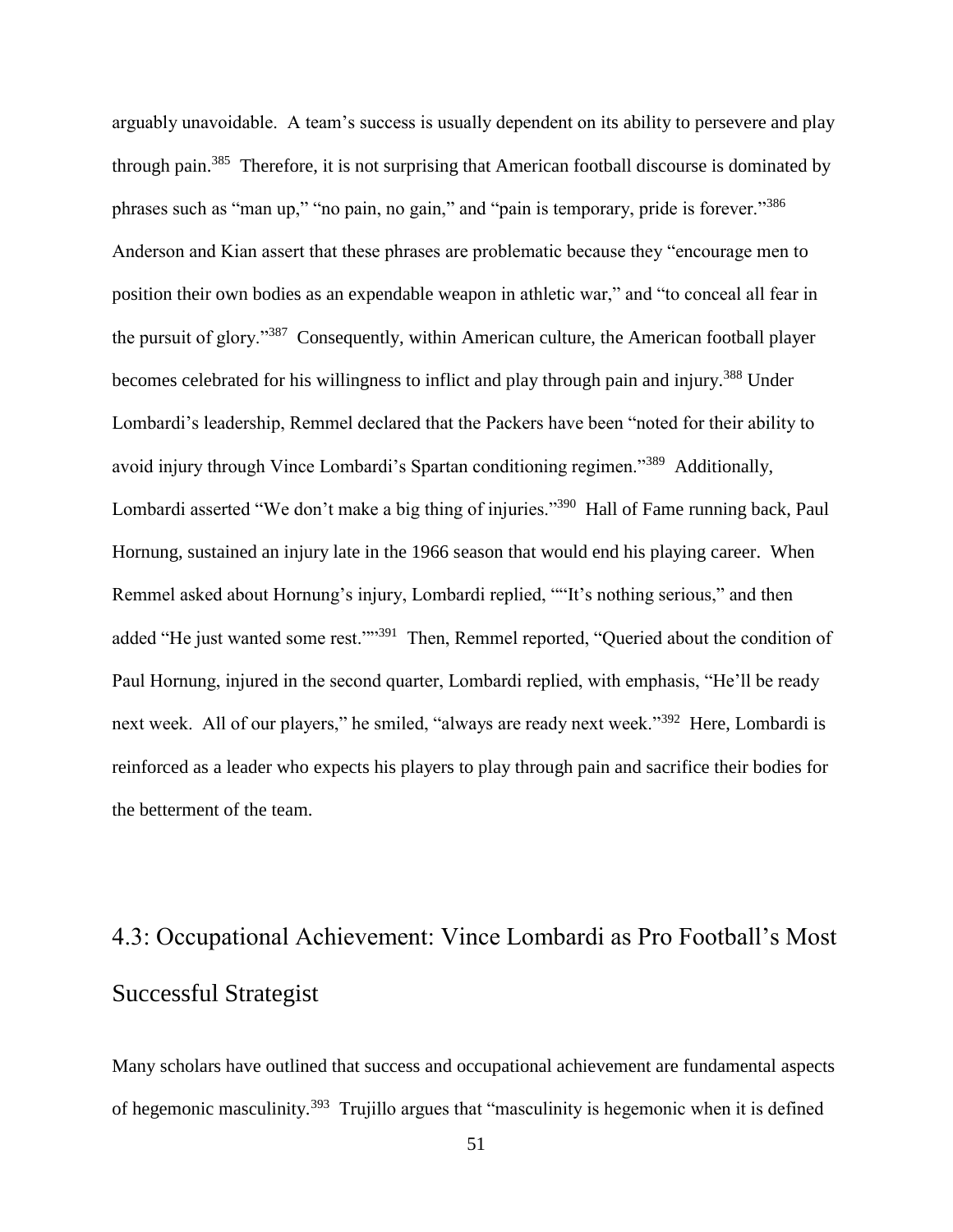arguably unavoidable. A team's success is usually dependent on its ability to persevere and play through pain.[385] Therefore, it is not surprising that American football discourse is dominated by phrases such as "man up," "no pain, no gain," and "pain is temporary, pride is forever."[386] Anderson and Kian assert that these phrases are problematic because they "encourage men to position their own bodies as an expendable weapon in athletic war," and "to conceal all fear in the pursuit of glory."[387] Consequently, within American culture, the American football player becomes celebrated for his willingness to inflict and play through pain and injury.[388] Under Lombardi's leadership, Remmel declared that the Packers have been "noted for their ability to avoid injury through Vince Lombardi's Spartan conditioning regimen."[389] Additionally, Lombardi asserted "We don't make a big thing of injuries."[390] Hall of Fame running back, Paul Hornung, sustained an injury late in the 1966 season that would end his playing career. When Remmel asked about Hornung's injury, Lombardi replied, ""It's nothing serious," and then added "He just wanted some rest.""[391] Then, Remmel reported, "Queried about the condition of Paul Hornung, injured in the second quarter, Lombardi replied, with emphasis, "He'll be ready next week. All of our players," he smiled, "always are ready next week."[392] Here, Lombardi is reinforced as a leader who expects his players to play through pain and sacrifice their bodies for the betterment of the team.

## 4.3: Occupational Achievement: Vince Lombardi as Pro Football's Most Successful Strategist

Many scholars have outlined that success and occupational achievement are fundamental aspects of hegemonic masculinity.[393] Trujillo argues that "masculinity is hegemonic when it is defined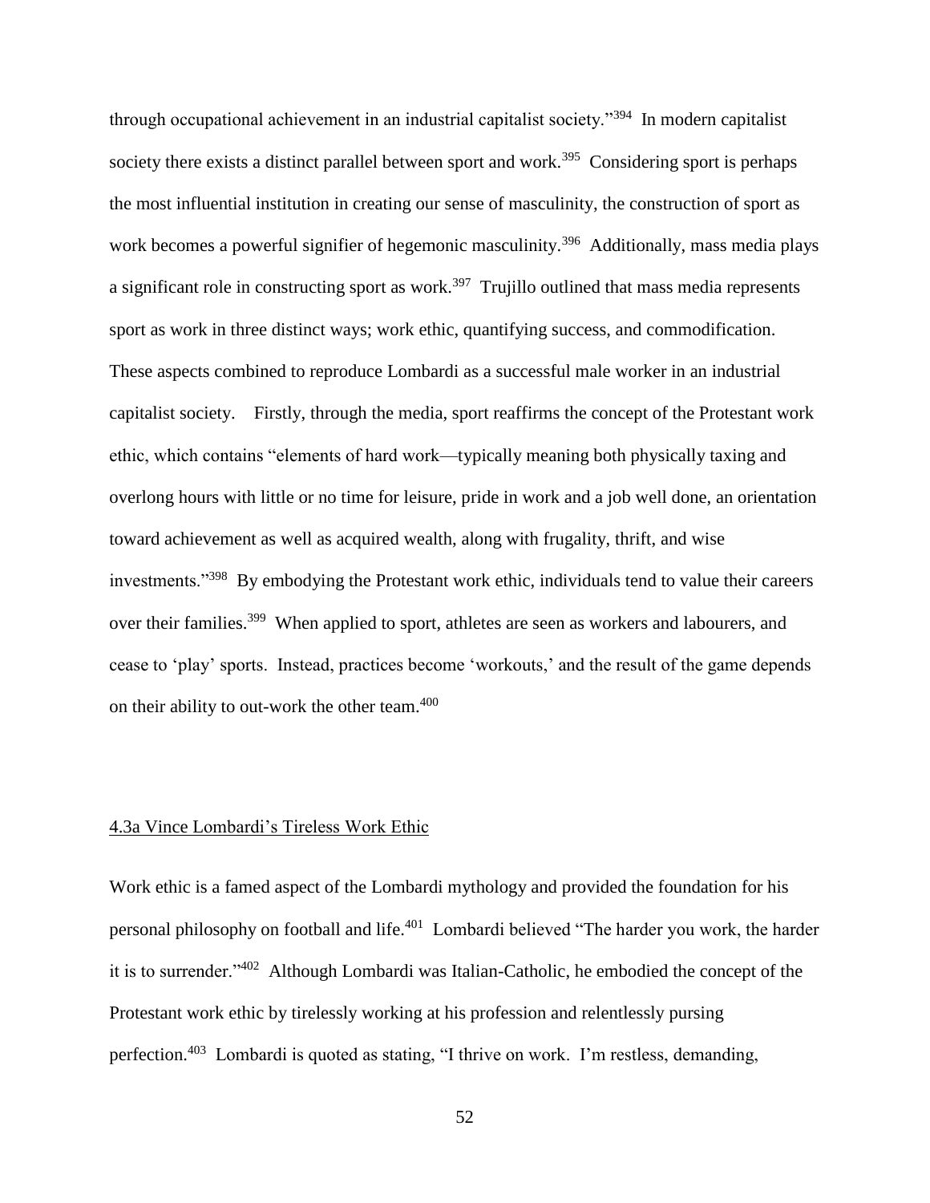through occupational achievement in an industrial capitalist society."[394] In modern capitalist society there exists a distinct parallel between sport and work.[395] Considering sport is perhaps the most influential institution in creating our sense of masculinity, the construction of sport as work becomes a powerful signifier of hegemonic masculinity.[396] Additionally, mass media plays a significant role in constructing sport as work.[397] Trujillo outlined that mass media represents sport as work in three distinct ways; work ethic, quantifying success, and commodification. These aspects combined to reproduce Lombardi as a successful male worker in an industrial capitalist society. Firstly, through the media, sport reaffirms the concept of the Protestant work ethic, which contains "elements of hard work—typically meaning both physically taxing and overlong hours with little or no time for leisure, pride in work and a job well done, an orientation toward achievement as well as acquired wealth, along with frugality, thrift, and wise investments."[398] By embodying the Protestant work ethic, individuals tend to value their careers over their families.[399] When applied to sport, athletes are seen as workers and labourers, and cease to 'play' sports. Instead, practices become 'workouts,' and the result of the game depends on their ability to out-work the other team.[400]

### 4.3a Vince Lombardi's Tireless Work Ethic

Work ethic is a famed aspect of the Lombardi mythology and provided the foundation for his personal philosophy on football and life.[401] Lombardi believed "The harder you work, the harder it is to surrender."[402] Although Lombardi was Italian-Catholic, he embodied the concept of the Protestant work ethic by tirelessly working at his profession and relentlessly pursing perfection.[403] Lombardi is quoted as stating, "I thrive on work. I'm restless, demanding,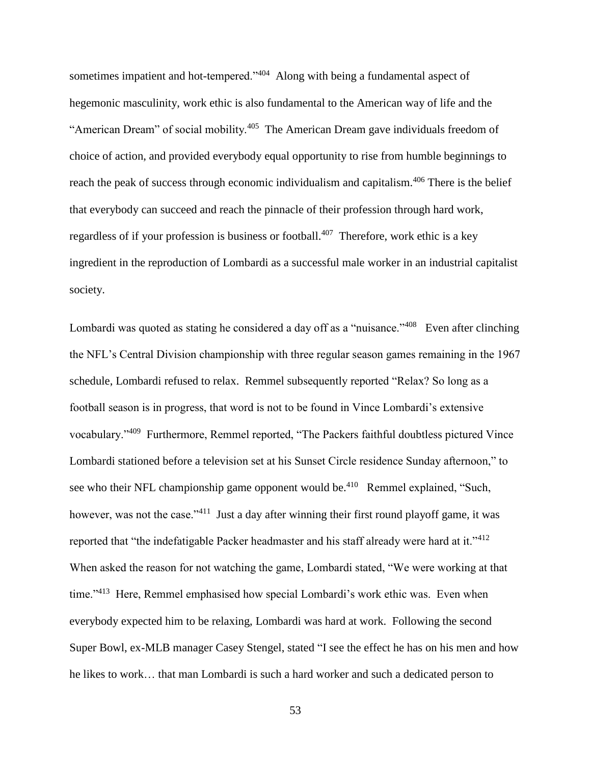sometimes impatient and hot-tempered."[404] Along with being a fundamental aspect of hegemonic masculinity, work ethic is also fundamental to the American way of life and the "American Dream" of social mobility.[405] The American Dream gave individuals freedom of choice of action, and provided everybody equal opportunity to rise from humble beginnings to reach the peak of success through economic individualism and capitalism.[406] There is the belief that everybody can succeed and reach the pinnacle of their profession through hard work, regardless of if your profession is business or football.[407] Therefore, work ethic is a key ingredient in the reproduction of Lombardi as a successful male worker in an industrial capitalist society.

Lombardi was quoted as stating he considered a day off as a "nuisance."[408] Even after clinching the NFL's Central Division championship with three regular season games remaining in the 1967 schedule, Lombardi refused to relax. Remmel subsequently reported "Relax? So long as a football season is in progress, that word is not to be found in Vince Lombardi's extensive vocabulary."[409] Furthermore, Remmel reported, "The Packers faithful doubtless pictured Vince Lombardi stationed before a television set at his Sunset Circle residence Sunday afternoon," to see who their NFL championship game opponent would be.[410] Remmel explained, "Such, however, was not the case."[411] Just a day after winning their first round playoff game, it was reported that "the indefatigable Packer headmaster and his staff already were hard at it."[412] When asked the reason for not watching the game, Lombardi stated, "We were working at that time."[413] Here, Remmel emphasised how special Lombardi's work ethic was. Even when everybody expected him to be relaxing, Lombardi was hard at work. Following the second Super Bowl, ex-MLB manager Casey Stengel, stated "I see the effect he has on his men and how he likes to work… that man Lombardi is such a hard worker and such a dedicated person to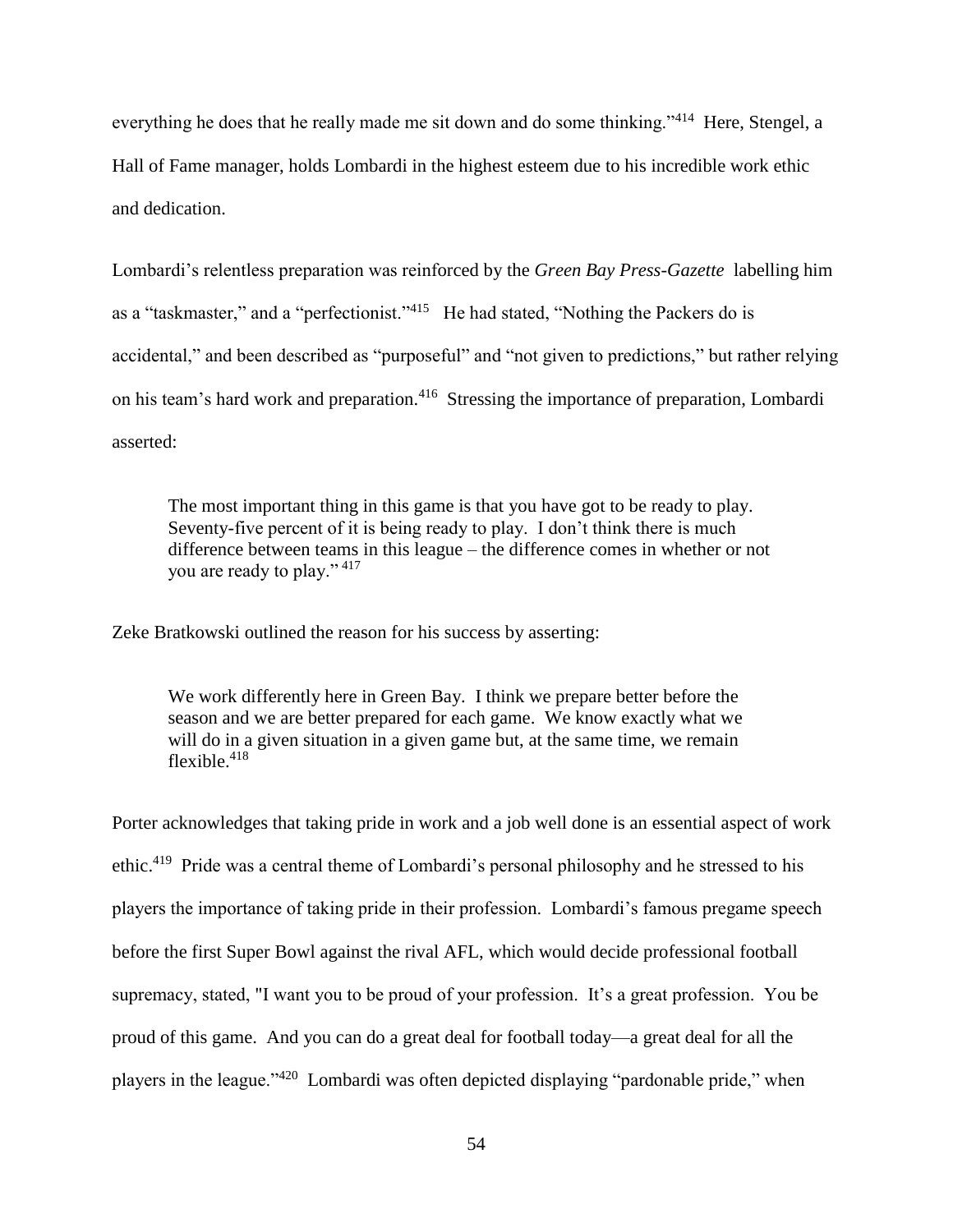everything he does that he really made me sit down and do some thinking."[414] Here, Stengel, a Hall of Fame manager, holds Lombardi in the highest esteem due to his incredible work ethic and dedication.

Lombardi's relentless preparation was reinforced by the *Green Bay Press-Gazette* labelling him as a "taskmaster," and a "perfectionist."[415] He had stated, "Nothing the Packers do is accidental," and been described as "purposeful" and "not given to predictions," but rather relying on his team's hard work and preparation.[416] Stressing the importance of preparation, Lombardi asserted:

> The most important thing in this game is that you have got to be ready to play. Seventy-five percent of it is being ready to play. I don't think there is much difference between teams in this league – the difference comes in whether or not you are ready to play."[417]

Zeke Bratkowski outlined the reason for his success by asserting:

> We work differently here in Green Bay. I think we prepare better before the season and we are better prepared for each game. We know exactly what we will do in a given situation in a given game but, at the same time, we remain flexible.[418]

Porter acknowledges that taking pride in work and a job well done is an essential aspect of work ethic.[419] Pride was a central theme of Lombardi's personal philosophy and he stressed to his players the importance of taking pride in their profession. Lombardi's famous pregame speech before the first Super Bowl against the rival AFL, which would decide professional football supremacy, stated, "I want you to be proud of your profession. It's a great profession. You be proud of this game. And you can do a great deal for football today—a great deal for all the players in the league."[420] Lombardi was often depicted displaying "pardonable pride," when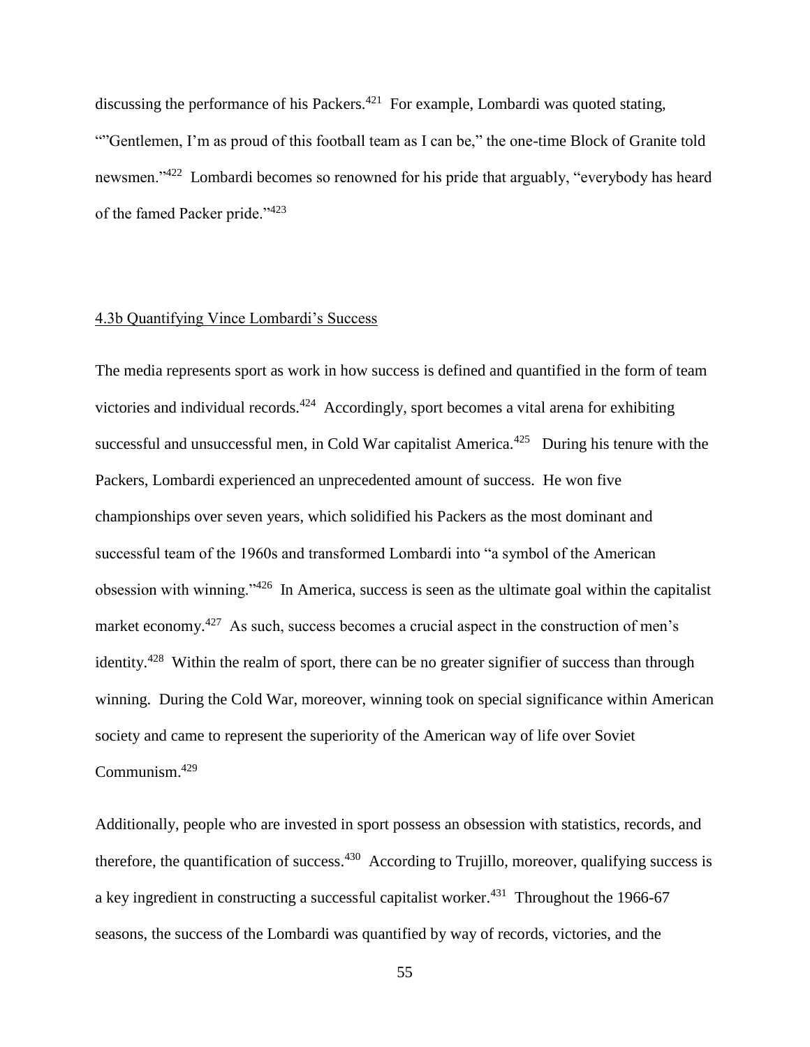discussing the performance of his Packers.[421] For example, Lombardi was quoted stating, ""Gentlemen, I'm as proud of this football team as I can be," the one-time Block of Granite told newsmen."[422] Lombardi becomes so renowned for his pride that arguably, "everybody has heard of the famed Packer pride."[423]

## 4.3b Quantifying Vince Lombardi's Success

The media represents sport as work in how success is defined and quantified in the form of team victories and individual records.[424] Accordingly, sport becomes a vital arena for exhibiting successful and unsuccessful men, in Cold War capitalist America.[425] During his tenure with the Packers, Lombardi experienced an unprecedented amount of success. He won five championships over seven years, which solidified his Packers as the most dominant and successful team of the 1960s and transformed Lombardi into "a symbol of the American obsession with winning."[426] In America, success is seen as the ultimate goal within the capitalist market economy.[427] As such, success becomes a crucial aspect in the construction of men's identity.[428] Within the realm of sport, there can be no greater signifier of success than through winning. During the Cold War, moreover, winning took on special significance within American society and came to represent the superiority of the American way of life over Soviet Communism.[429]

Additionally, people who are invested in sport possess an obsession with statistics, records, and therefore, the quantification of success.[430] According to Trujillo, moreover, qualifying success is a key ingredient in constructing a successful capitalist worker.[431] Throughout the 1966-67 seasons, the success of the Lombardi was quantified by way of records, victories, and the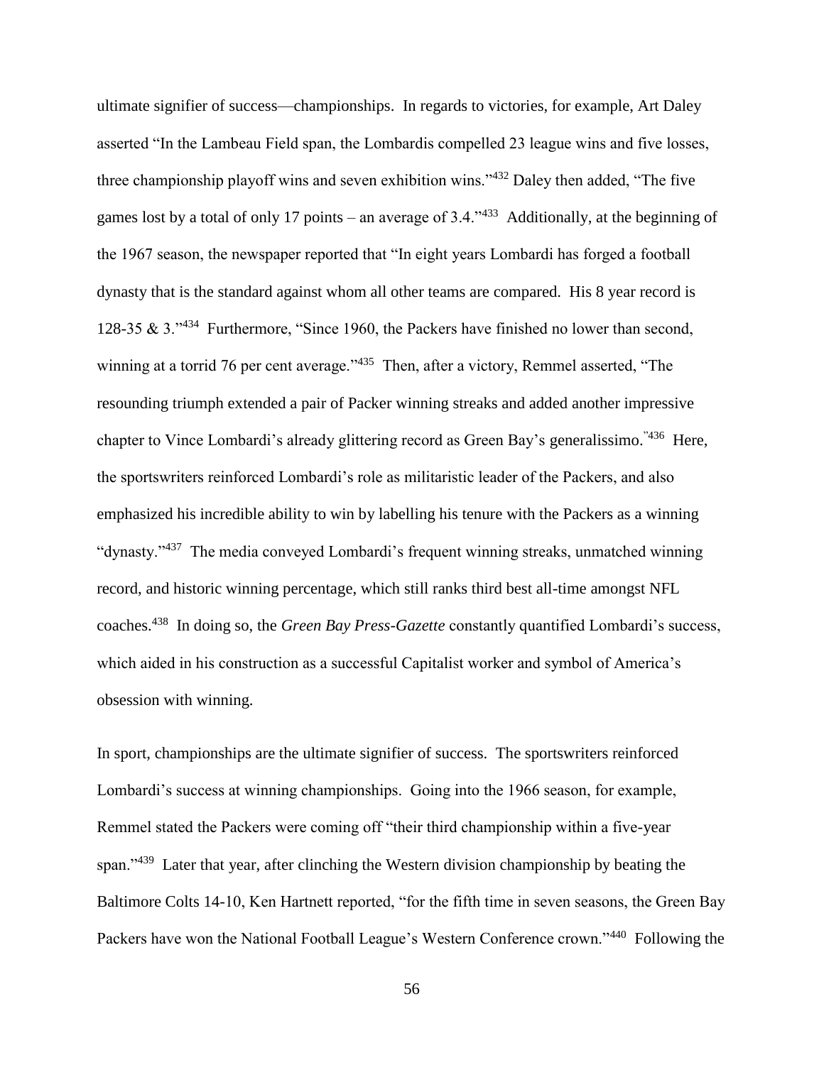ultimate signifier of success—championships. In regards to victories, for example, Art Daley asserted "In the Lambeau Field span, the Lombardis compelled 23 league wins and five losses, three championship playoff wins and seven exhibition wins."[432] Daley then added, "The five games lost by a total of only 17 points – an average of 3.4."[433] Additionally, at the beginning of the 1967 season, the newspaper reported that "In eight years Lombardi has forged a football dynasty that is the standard against whom all other teams are compared. His 8 year record is 128-35 & 3."[434] Furthermore, "Since 1960, the Packers have finished no lower than second, winning at a torrid 76 per cent average."[435] Then, after a victory, Remmel asserted, "The resounding triumph extended a pair of Packer winning streaks and added another impressive chapter to Vince Lombardi's already glittering record as Green Bay's generalissimo."[436] Here, the sportswriters reinforced Lombardi's role as militaristic leader of the Packers, and also emphasized his incredible ability to win by labelling his tenure with the Packers as a winning "dynasty."[437] The media conveyed Lombardi's frequent winning streaks, unmatched winning record, and historic winning percentage, which still ranks third best all-time amongst NFL coaches.[438] In doing so, the *Green Bay Press-Gazette* constantly quantified Lombardi's success, which aided in his construction as a successful Capitalist worker and symbol of America's obsession with winning.

In sport, championships are the ultimate signifier of success. The sportswriters reinforced Lombardi's success at winning championships. Going into the 1966 season, for example, Remmel stated the Packers were coming off "their third championship within a five-year span."[439] Later that year, after clinching the Western division championship by beating the Baltimore Colts 14-10, Ken Hartnett reported, "for the fifth time in seven seasons, the Green Bay Packers have won the National Football League's Western Conference crown."[440] Following the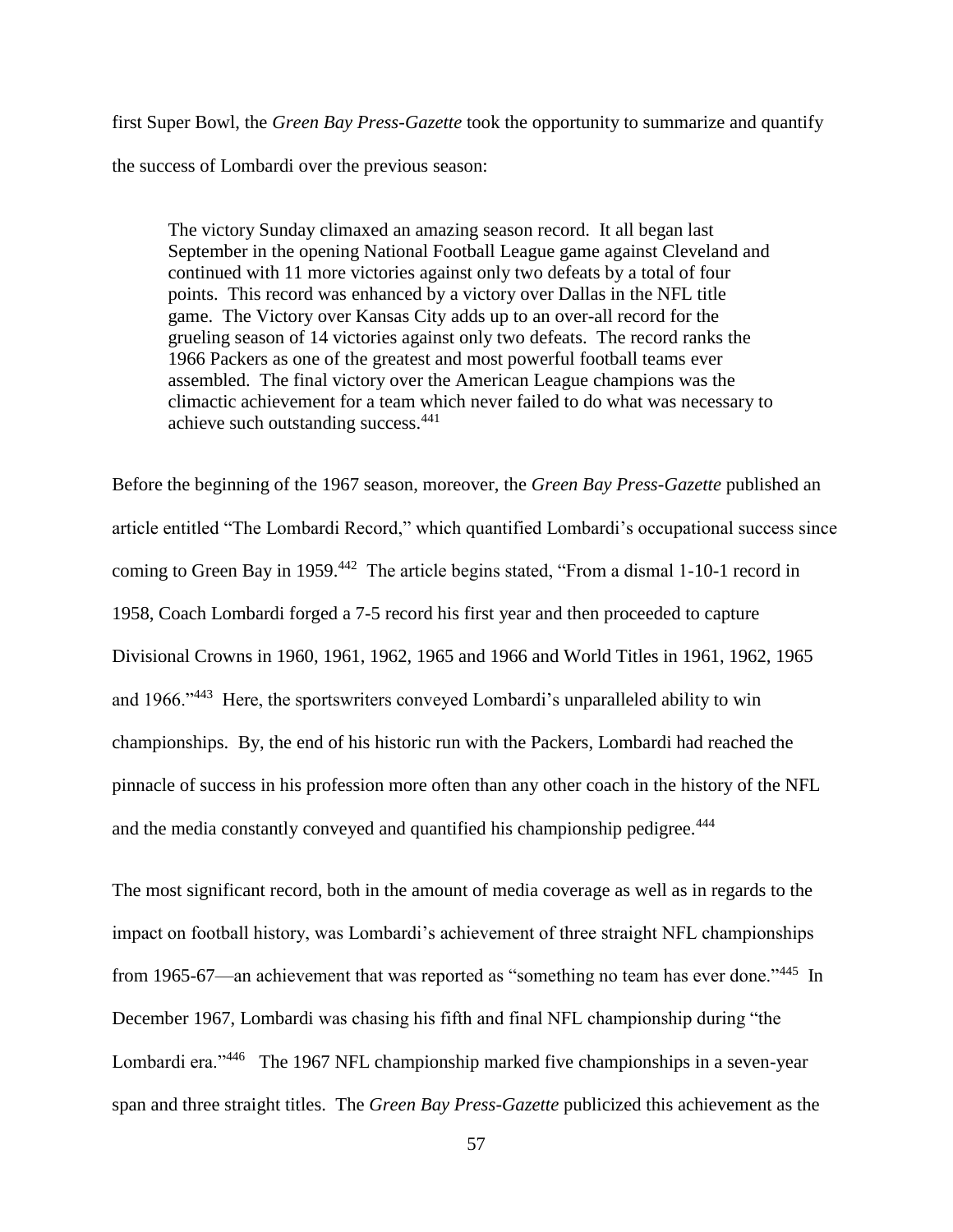first Super Bowl, the *Green Bay Press-Gazette* took the opportunity to summarize and quantify the success of Lombardi over the previous season:

> The victory Sunday climaxed an amazing season record. It all began last September in the opening National Football League game against Cleveland and continued with 11 more victories against only two defeats by a total of four points. This record was enhanced by a victory over Dallas in the NFL title game. The Victory over Kansas City adds up to an over-all record for the grueling season of 14 victories against only two defeats. The record ranks the 1966 Packers as one of the greatest and most powerful football teams ever assembled. The final victory over the American League champions was the climactic achievement for a team which never failed to do what was necessary to achieve such outstanding success.[441]

Before the beginning of the 1967 season, moreover, the *Green Bay Press-Gazette* published an article entitled "The Lombardi Record," which quantified Lombardi's occupational success since coming to Green Bay in 1959.[442] The article begins stated, "From a dismal 1-10-1 record in 1958, Coach Lombardi forged a 7-5 record his first year and then proceeded to capture Divisional Crowns in 1960, 1961, 1962, 1965 and 1966 and World Titles in 1961, 1962, 1965 and 1966."[443] Here, the sportswriters conveyed Lombardi's unparalleled ability to win championships. By, the end of his historic run with the Packers, Lombardi had reached the pinnacle of success in his profession more often than any other coach in the history of the NFL and the media constantly conveyed and quantified his championship pedigree.[444]

The most significant record, both in the amount of media coverage as well as in regards to the impact on football history, was Lombardi's achievement of three straight NFL championships from 1965-67—an achievement that was reported as "something no team has ever done."[445] In December 1967, Lombardi was chasing his fifth and final NFL championship during "the Lombardi era."[446] The 1967 NFL championship marked five championships in a seven-year span and three straight titles. The *Green Bay Press-Gazette* publicized this achievement as the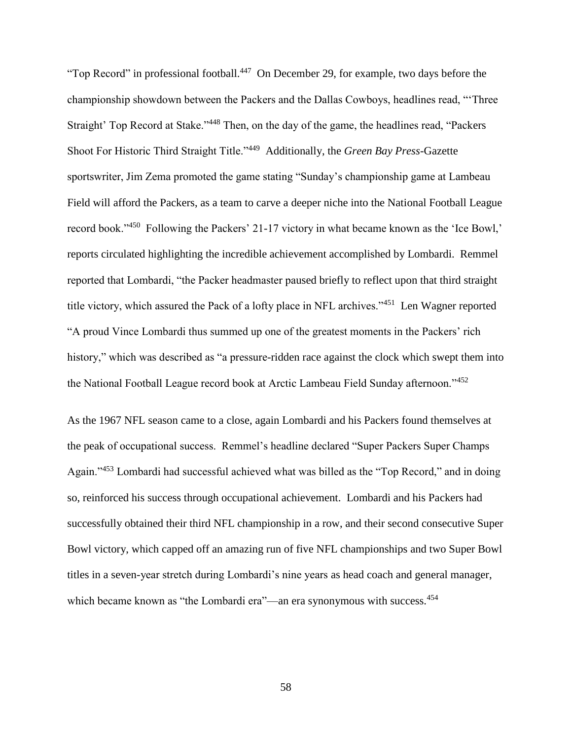"Top Record" in professional football.[447] On December 29, for example, two days before the championship showdown between the Packers and the Dallas Cowboys, headlines read, "'Three Straight' Top Record at Stake."[448] Then, on the day of the game, the headlines read, "Packers Shoot For Historic Third Straight Title."[449] Additionally, the *Green Bay Press*-Gazette sportswriter, Jim Zema promoted the game stating "Sunday's championship game at Lambeau Field will afford the Packers, as a team to carve a deeper niche into the National Football League record book."[450] Following the Packers' 21-17 victory in what became known as the 'Ice Bowl,' reports circulated highlighting the incredible achievement accomplished by Lombardi. Remmel reported that Lombardi, "the Packer headmaster paused briefly to reflect upon that third straight title victory, which assured the Pack of a lofty place in NFL archives."[451] Len Wagner reported "A proud Vince Lombardi thus summed up one of the greatest moments in the Packers' rich history," which was described as "a pressure-ridden race against the clock which swept them into the National Football League record book at Arctic Lambeau Field Sunday afternoon."[452]

As the 1967 NFL season came to a close, again Lombardi and his Packers found themselves at the peak of occupational success. Remmel's headline declared "Super Packers Super Champs Again."[453] Lombardi had successful achieved what was billed as the "Top Record," and in doing so, reinforced his success through occupational achievement. Lombardi and his Packers had successfully obtained their third NFL championship in a row, and their second consecutive Super Bowl victory, which capped off an amazing run of five NFL championships and two Super Bowl titles in a seven-year stretch during Lombardi's nine years as head coach and general manager, which became known as "the Lombardi era"—an era synonymous with success.[454]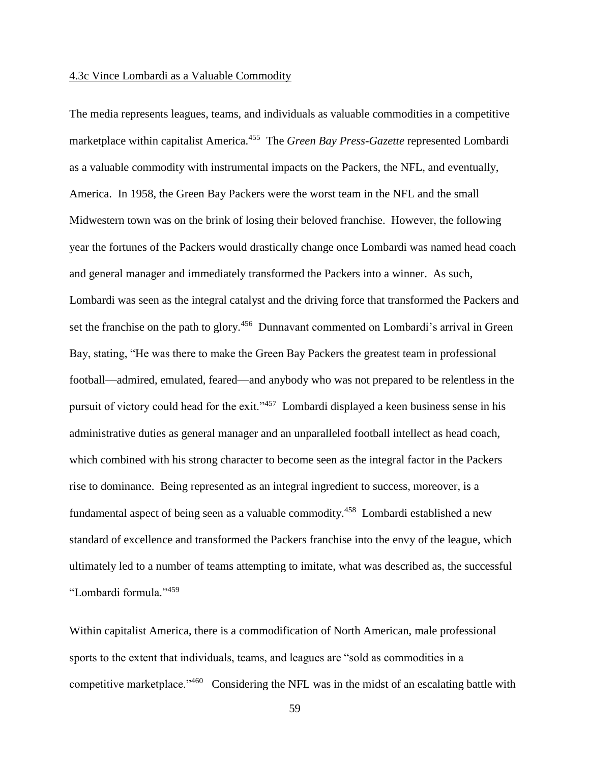4.3c Vince Lombardi as a Valuable Commodity

The media represents leagues, teams, and individuals as valuable commodities in a competitive marketplace within capitalist America.[455] The *Green Bay Press-Gazette* represented Lombardi as a valuable commodity with instrumental impacts on the Packers, the NFL, and eventually, America. In 1958, the Green Bay Packers were the worst team in the NFL and the small Midwestern town was on the brink of losing their beloved franchise. However, the following year the fortunes of the Packers would drastically change once Lombardi was named head coach and general manager and immediately transformed the Packers into a winner. As such, Lombardi was seen as the integral catalyst and the driving force that transformed the Packers and set the franchise on the path to glory.[456] Dunnavant commented on Lombardi's arrival in Green Bay, stating, "He was there to make the Green Bay Packers the greatest team in professional football—admired, emulated, feared—and anybody who was not prepared to be relentless in the pursuit of victory could head for the exit."[457] Lombardi displayed a keen business sense in his administrative duties as general manager and an unparalleled football intellect as head coach, which combined with his strong character to become seen as the integral factor in the Packers rise to dominance. Being represented as an integral ingredient to success, moreover, is a fundamental aspect of being seen as a valuable commodity.[458] Lombardi established a new standard of excellence and transformed the Packers franchise into the envy of the league, which ultimately led to a number of teams attempting to imitate, what was described as, the successful "Lombardi formula."[459]

Within capitalist America, there is a commodification of North American, male professional sports to the extent that individuals, teams, and leagues are "sold as commodities in a competitive marketplace."[460] Considering the NFL was in the midst of an escalating battle with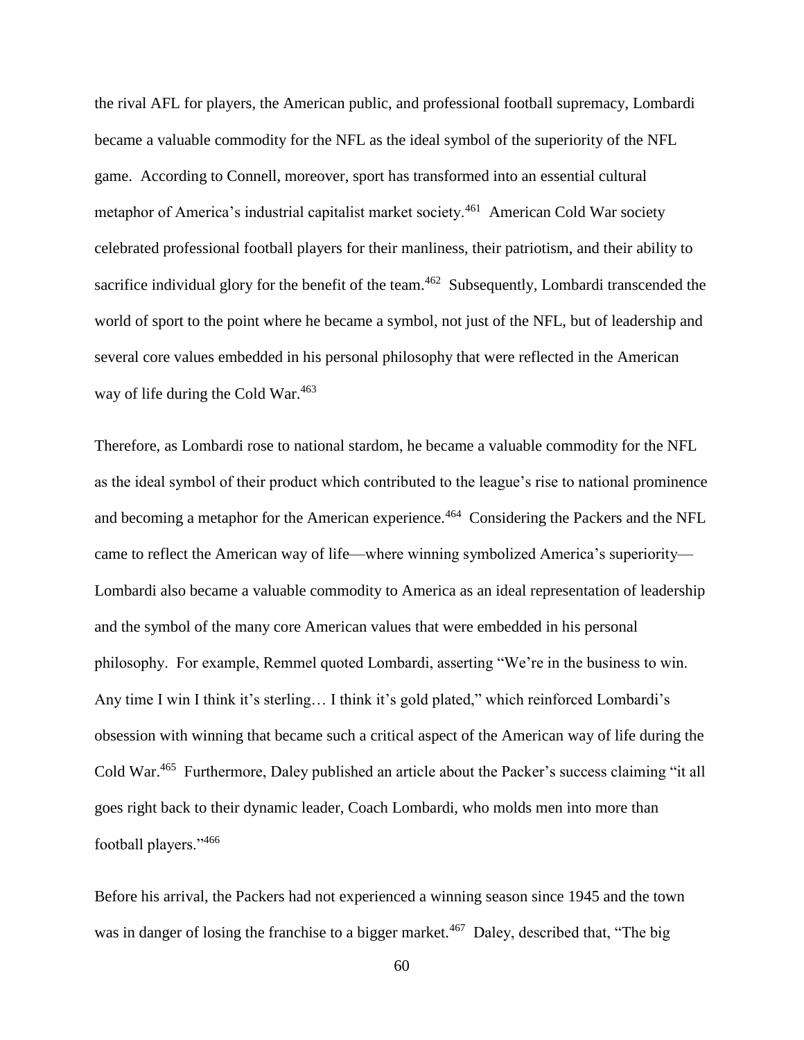the rival AFL for players, the American public, and professional football supremacy, Lombardi became a valuable commodity for the NFL as the ideal symbol of the superiority of the NFL game. According to Connell, moreover, sport has transformed into an essential cultural metaphor of America's industrial capitalist market society.[461] American Cold War society celebrated professional football players for their manliness, their patriotism, and their ability to sacrifice individual glory for the benefit of the team.[462] Subsequently, Lombardi transcended the world of sport to the point where he became a symbol, not just of the NFL, but of leadership and several core values embedded in his personal philosophy that were reflected in the American way of life during the Cold War.[463]

Therefore, as Lombardi rose to national stardom, he became a valuable commodity for the NFL as the ideal symbol of their product which contributed to the league's rise to national prominence and becoming a metaphor for the American experience.[464] Considering the Packers and the NFL came to reflect the American way of life—where winning symbolized America's superiority—Lombardi also became a valuable commodity to America as an ideal representation of leadership and the symbol of the many core American values that were embedded in his personal philosophy. For example, Remmel quoted Lombardi, asserting "We're in the business to win. Any time I win I think it's sterling… I think it's gold plated," which reinforced Lombardi's obsession with winning that became such a critical aspect of the American way of life during the Cold War.[465] Furthermore, Daley published an article about the Packer's success claiming "it all goes right back to their dynamic leader, Coach Lombardi, who molds men into more than football players."[466]

Before his arrival, the Packers had not experienced a winning season since 1945 and the town was in danger of losing the franchise to a bigger market.[467] Daley, described that, "The big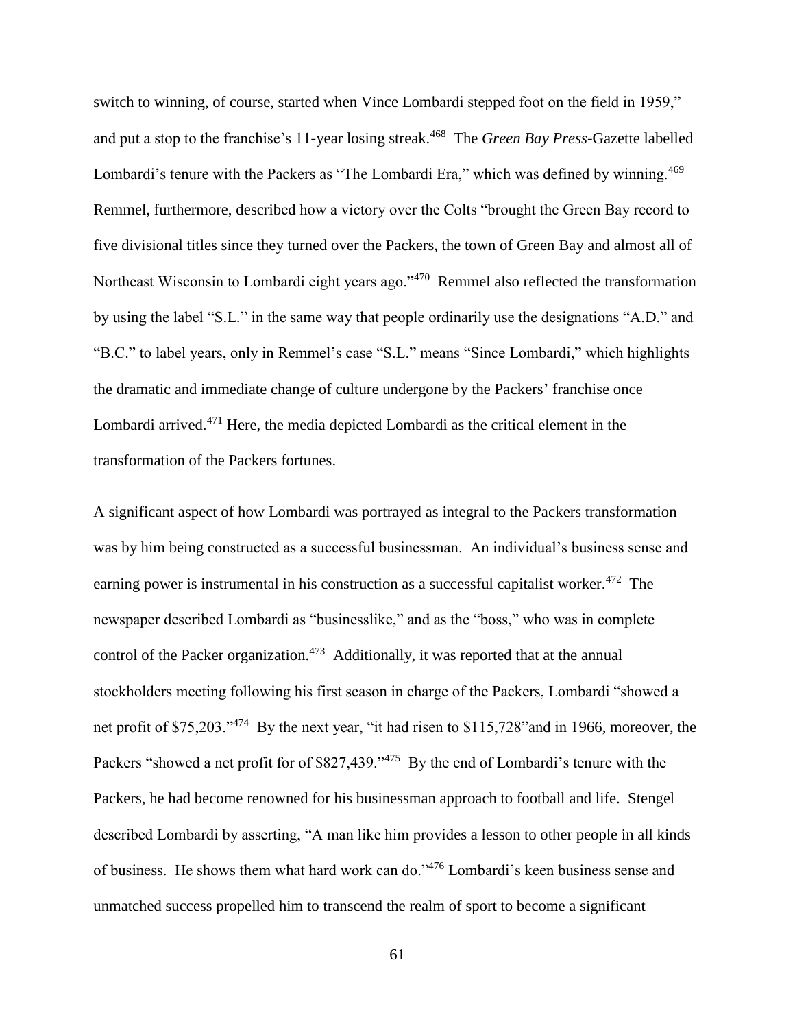switch to winning, of course, started when Vince Lombardi stepped foot on the field in 1959," and put a stop to the franchise's 11-year losing streak.[468] The *Green Bay Press*-Gazette labelled Lombardi's tenure with the Packers as "The Lombardi Era," which was defined by winning.[469] Remmel, furthermore, described how a victory over the Colts "brought the Green Bay record to five divisional titles since they turned over the Packers, the town of Green Bay and almost all of Northeast Wisconsin to Lombardi eight years ago."[470] Remmel also reflected the transformation by using the label "S.L." in the same way that people ordinarily use the designations "A.D." and "B.C." to label years, only in Remmel's case "S.L." means "Since Lombardi," which highlights the dramatic and immediate change of culture undergone by the Packers' franchise once Lombardi arrived.[471] Here, the media depicted Lombardi as the critical element in the transformation of the Packers fortunes.

A significant aspect of how Lombardi was portrayed as integral to the Packers transformation was by him being constructed as a successful businessman. An individual's business sense and earning power is instrumental in his construction as a successful capitalist worker.[472] The newspaper described Lombardi as "businesslike," and as the "boss," who was in complete control of the Packer organization.[473] Additionally, it was reported that at the annual stockholders meeting following his first season in charge of the Packers, Lombardi "showed a net profit of $75,203."[474] By the next year, "it had risen to $115,728"and in 1966, moreover, the Packers "showed a net profit for of $827,439."[475] By the end of Lombardi's tenure with the Packers, he had become renowned for his businessman approach to football and life. Stengel described Lombardi by asserting, "A man like him provides a lesson to other people in all kinds of business. He shows them what hard work can do."[476] Lombardi's keen business sense and unmatched success propelled him to transcend the realm of sport to become a significant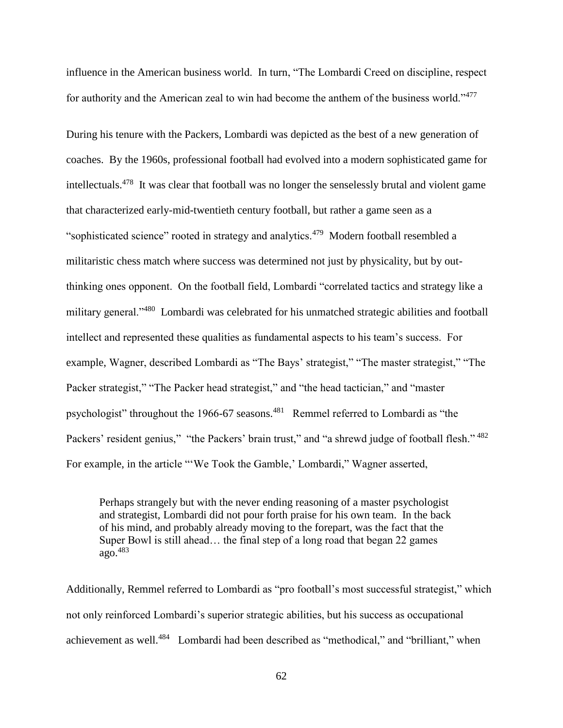influence in the American business world. In turn, "The Lombardi Creed on discipline, respect for authority and the American zeal to win had become the anthem of the business world."[477]

During his tenure with the Packers, Lombardi was depicted as the best of a new generation of coaches. By the 1960s, professional football had evolved into a modern sophisticated game for intellectuals.[478] It was clear that football was no longer the senselessly brutal and violent game that characterized early-mid-twentieth century football, but rather a game seen as a "sophisticated science" rooted in strategy and analytics.[479] Modern football resembled a militaristic chess match where success was determined not just by physicality, but by out-thinking ones opponent. On the football field, Lombardi "correlated tactics and strategy like a military general."[480] Lombardi was celebrated for his unmatched strategic abilities and football intellect and represented these qualities as fundamental aspects to his team's success. For example, Wagner, described Lombardi as "The Bays' strategist," "The master strategist," "The Packer strategist," "The Packer head strategist," and "the head tactician," and "master psychologist" throughout the 1966-67 seasons.[481] Remmel referred to Lombardi as "the Packers' resident genius," "the Packers' brain trust," and "a shrewd judge of football flesh."[482] For example, in the article "'We Took the Gamble,' Lombardi," Wagner asserted,

> Perhaps strangely but with the never ending reasoning of a master psychologist and strategist, Lombardi did not pour forth praise for his own team. In the back of his mind, and probably already moving to the forepart, was the fact that the Super Bowl is still ahead… the final step of a long road that began 22 games ago.[483]

Additionally, Remmel referred to Lombardi as "pro football's most successful strategist," which not only reinforced Lombardi's superior strategic abilities, but his success as occupational achievement as well.[484] Lombardi had been described as "methodical," and "brilliant," when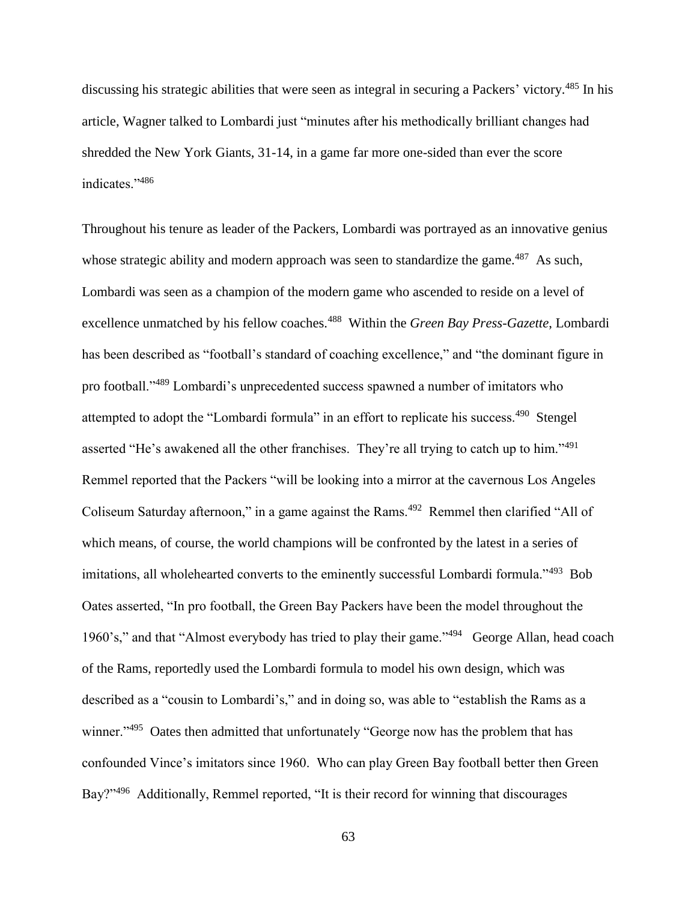discussing his strategic abilities that were seen as integral in securing a Packers' victory.[485] In his article, Wagner talked to Lombardi just "minutes after his methodically brilliant changes had shredded the New York Giants, 31-14, in a game far more one-sided than ever the score indicates."[486]

Throughout his tenure as leader of the Packers, Lombardi was portrayed as an innovative genius whose strategic ability and modern approach was seen to standardize the game.[487] As such, Lombardi was seen as a champion of the modern game who ascended to reside on a level of excellence unmatched by his fellow coaches.[488] Within the *Green Bay Press-Gazette*, Lombardi has been described as "football's standard of coaching excellence," and "the dominant figure in pro football."[489] Lombardi's unprecedented success spawned a number of imitators who attempted to adopt the "Lombardi formula" in an effort to replicate his success.[490] Stengel asserted "He's awakened all the other franchises. They're all trying to catch up to him."[491] Remmel reported that the Packers "will be looking into a mirror at the cavernous Los Angeles Coliseum Saturday afternoon," in a game against the Rams.[492] Remmel then clarified "All of which means, of course, the world champions will be confronted by the latest in a series of imitations, all wholehearted converts to the eminently successful Lombardi formula."[493] Bob Oates asserted, "In pro football, the Green Bay Packers have been the model throughout the 1960's," and that "Almost everybody has tried to play their game."[494] George Allan, head coach of the Rams, reportedly used the Lombardi formula to model his own design, which was described as a "cousin to Lombardi's," and in doing so, was able to "establish the Rams as a winner."[495] Oates then admitted that unfortunately "George now has the problem that has confounded Vince's imitators since 1960. Who can play Green Bay football better then Green Bay?"[496] Additionally, Remmel reported, "It is their record for winning that discourages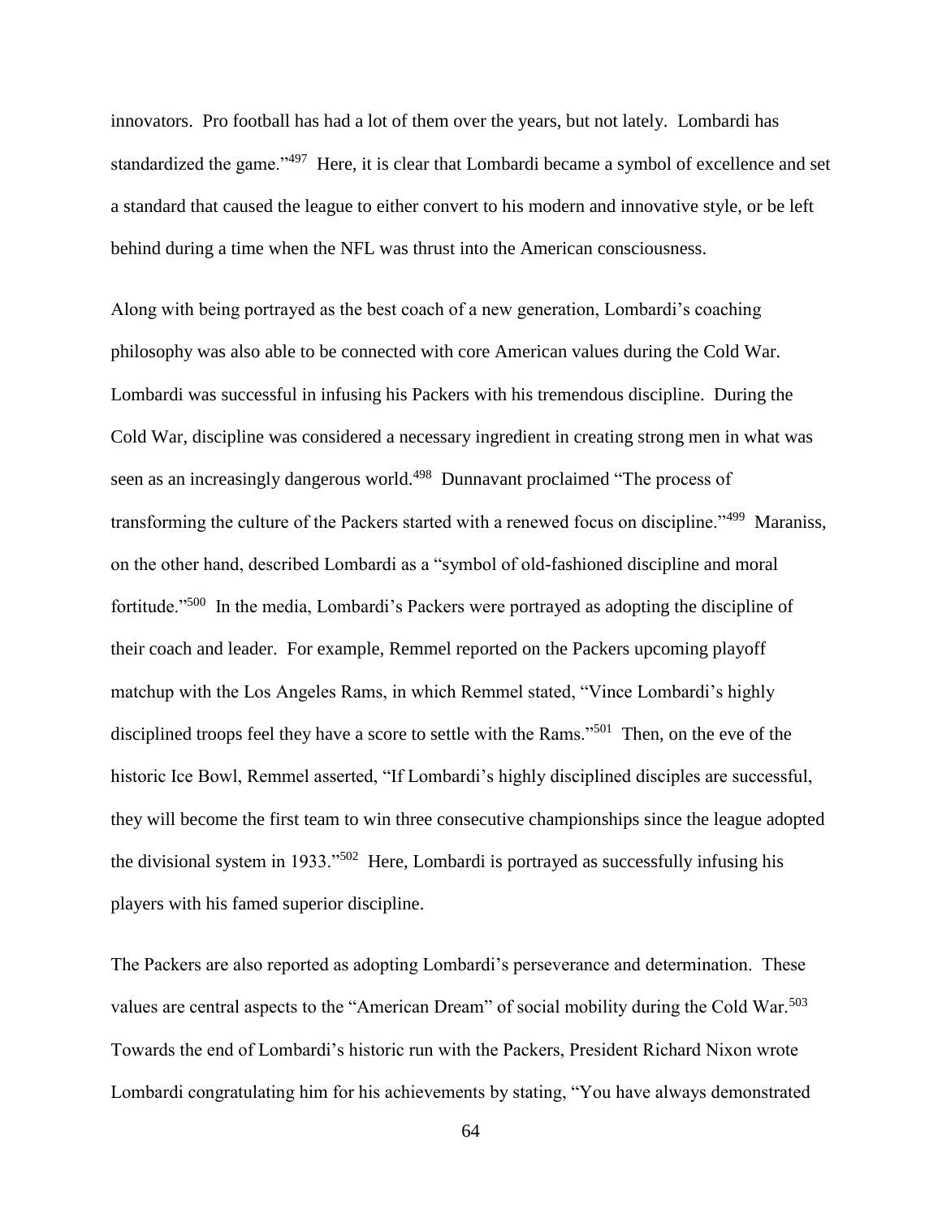innovators. Pro football has had a lot of them over the years, but not lately. Lombardi has standardized the game."[497] Here, it is clear that Lombardi became a symbol of excellence and set a standard that caused the league to either convert to his modern and innovative style, or be left behind during a time when the NFL was thrust into the American consciousness.

Along with being portrayed as the best coach of a new generation, Lombardi's coaching philosophy was also able to be connected with core American values during the Cold War. Lombardi was successful in infusing his Packers with his tremendous discipline. During the Cold War, discipline was considered a necessary ingredient in creating strong men in what was seen as an increasingly dangerous world.[498] Dunnavant proclaimed "The process of transforming the culture of the Packers started with a renewed focus on discipline."[499] Maraniss, on the other hand, described Lombardi as a "symbol of old-fashioned discipline and moral fortitude."[500] In the media, Lombardi's Packers were portrayed as adopting the discipline of their coach and leader. For example, Remmel reported on the Packers upcoming playoff matchup with the Los Angeles Rams, in which Remmel stated, "Vince Lombardi's highly disciplined troops feel they have a score to settle with the Rams."[501] Then, on the eve of the historic Ice Bowl, Remmel asserted, "If Lombardi's highly disciplined disciples are successful, they will become the first team to win three consecutive championships since the league adopted the divisional system in 1933."[502] Here, Lombardi is portrayed as successfully infusing his players with his famed superior discipline.

The Packers are also reported as adopting Lombardi's perseverance and determination. These values are central aspects to the "American Dream" of social mobility during the Cold War.[503] Towards the end of Lombardi's historic run with the Packers, President Richard Nixon wrote Lombardi congratulating him for his achievements by stating, "You have always demonstrated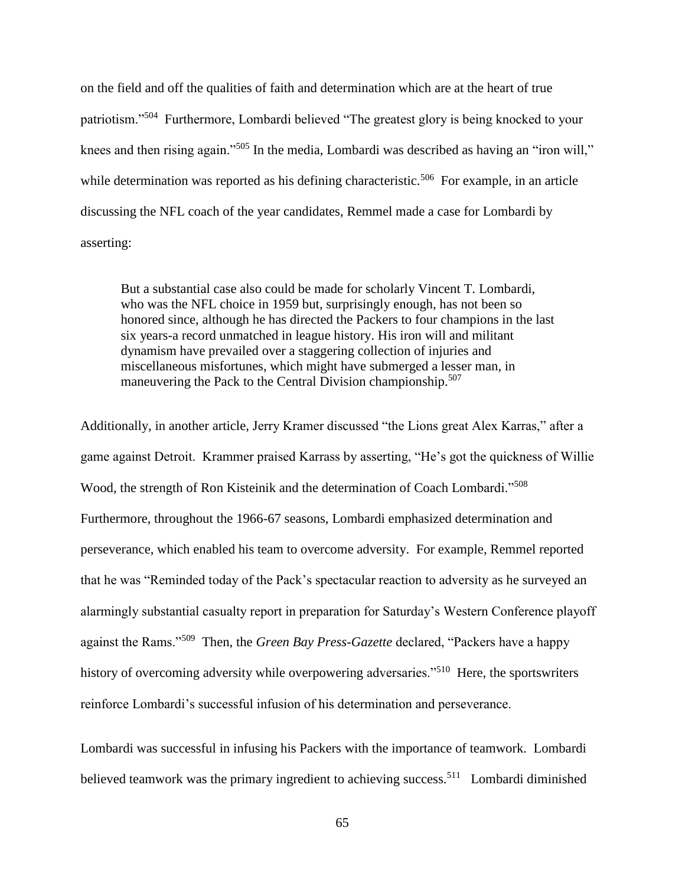on the field and off the qualities of faith and determination which are at the heart of true patriotism."[504] Furthermore, Lombardi believed "The greatest glory is being knocked to your knees and then rising again."[505] In the media, Lombardi was described as having an "iron will," while determination was reported as his defining characteristic.[506] For example, in an article discussing the NFL coach of the year candidates, Remmel made a case for Lombardi by asserting:

> But a substantial case also could be made for scholarly Vincent T. Lombardi, who was the NFL choice in 1959 but, surprisingly enough, has not been so honored since, although he has directed the Packers to four champions in the last six years-a record unmatched in league history. His iron will and militant dynamism have prevailed over a staggering collection of injuries and miscellaneous misfortunes, which might have submerged a lesser man, in maneuvering the Pack to the Central Division championship.[507]

Additionally, in another article, Jerry Kramer discussed "the Lions great Alex Karras," after a game against Detroit. Krammer praised Karrass by asserting, "He's got the quickness of Willie Wood, the strength of Ron Kisteinik and the determination of Coach Lombardi."[508] Furthermore, throughout the 1966-67 seasons, Lombardi emphasized determination and perseverance, which enabled his team to overcome adversity. For example, Remmel reported that he was "Reminded today of the Pack's spectacular reaction to adversity as he surveyed an alarmingly substantial casualty report in preparation for Saturday's Western Conference playoff against the Rams."[509] Then, the *Green Bay Press-Gazette* declared, "Packers have a happy history of overcoming adversity while overpowering adversaries."[510] Here, the sportswriters reinforce Lombardi's successful infusion of his determination and perseverance.

Lombardi was successful in infusing his Packers with the importance of teamwork. Lombardi believed teamwork was the primary ingredient to achieving success.[511] Lombardi diminished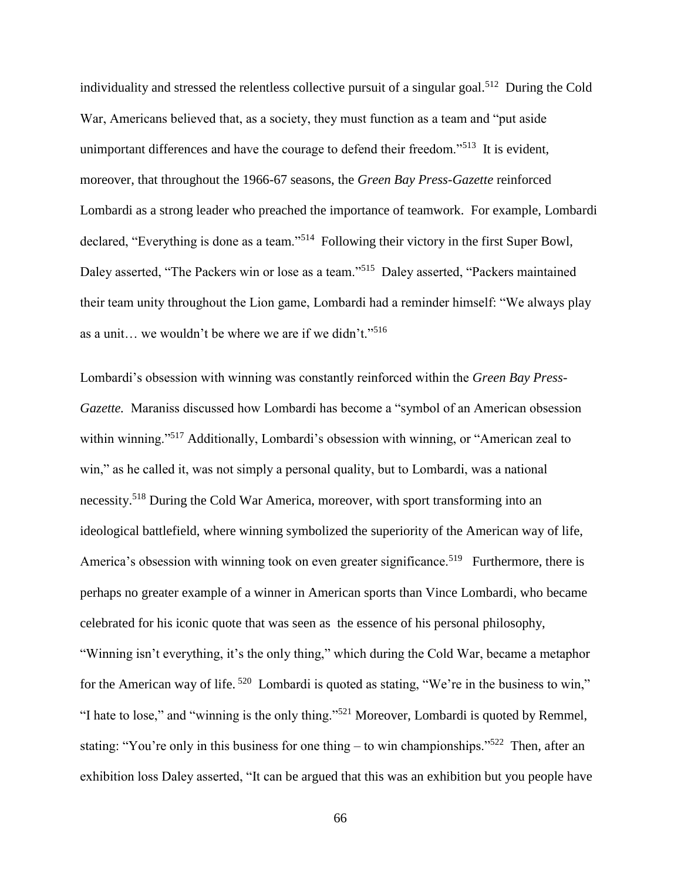individuality and stressed the relentless collective pursuit of a singular goal.[512] During the Cold War, Americans believed that, as a society, they must function as a team and "put aside unimportant differences and have the courage to defend their freedom."[513] It is evident, moreover, that throughout the 1966-67 seasons, the *Green Bay Press-Gazette* reinforced Lombardi as a strong leader who preached the importance of teamwork. For example, Lombardi declared, "Everything is done as a team."[514] Following their victory in the first Super Bowl, Daley asserted, "The Packers win or lose as a team."[515] Daley asserted, "Packers maintained their team unity throughout the Lion game, Lombardi had a reminder himself: "We always play as a unit… we wouldn't be where we are if we didn't."[516]

Lombardi's obsession with winning was constantly reinforced within the *Green Bay Press-Gazette.* Maraniss discussed how Lombardi has become a "symbol of an American obsession within winning."[517] Additionally, Lombardi's obsession with winning, or "American zeal to win," as he called it, was not simply a personal quality, but to Lombardi, was a national necessity.[518] During the Cold War America, moreover, with sport transforming into an ideological battlefield, where winning symbolized the superiority of the American way of life, America's obsession with winning took on even greater significance.[519] Furthermore, there is perhaps no greater example of a winner in American sports than Vince Lombardi, who became celebrated for his iconic quote that was seen as the essence of his personal philosophy, "Winning isn't everything, it's the only thing," which during the Cold War, became a metaphor for the American way of life. [520] Lombardi is quoted as stating, "We're in the business to win," "I hate to lose," and "winning is the only thing."[521] Moreover, Lombardi is quoted by Remmel, stating: "You're only in this business for one thing – to win championships."[522] Then, after an exhibition loss Daley asserted, "It can be argued that this was an exhibition but you people have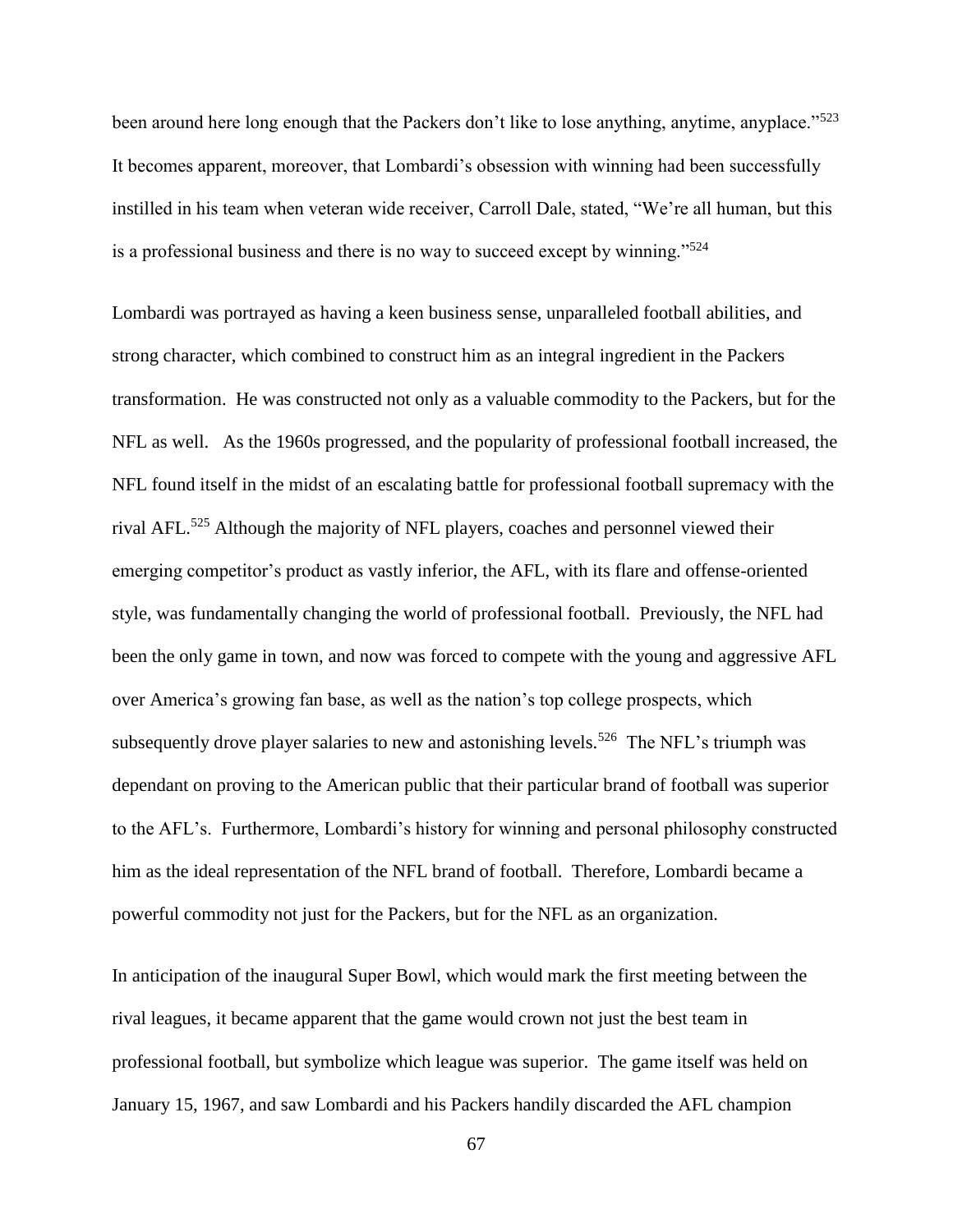been around here long enough that the Packers don't like to lose anything, anytime, anyplace."[523] It becomes apparent, moreover, that Lombardi's obsession with winning had been successfully instilled in his team when veteran wide receiver, Carroll Dale, stated, "We're all human, but this is a professional business and there is no way to succeed except by winning."[524]

Lombardi was portrayed as having a keen business sense, unparalleled football abilities, and strong character, which combined to construct him as an integral ingredient in the Packers transformation. He was constructed not only as a valuable commodity to the Packers, but for the NFL as well. As the 1960s progressed, and the popularity of professional football increased, the NFL found itself in the midst of an escalating battle for professional football supremacy with the rival AFL.[525] Although the majority of NFL players, coaches and personnel viewed their emerging competitor's product as vastly inferior, the AFL, with its flare and offense-oriented style, was fundamentally changing the world of professional football. Previously, the NFL had been the only game in town, and now was forced to compete with the young and aggressive AFL over America's growing fan base, as well as the nation's top college prospects, which subsequently drove player salaries to new and astonishing levels.[526] The NFL's triumph was dependant on proving to the American public that their particular brand of football was superior to the AFL's. Furthermore, Lombardi's history for winning and personal philosophy constructed him as the ideal representation of the NFL brand of football. Therefore, Lombardi became a powerful commodity not just for the Packers, but for the NFL as an organization.

In anticipation of the inaugural Super Bowl, which would mark the first meeting between the rival leagues, it became apparent that the game would crown not just the best team in professional football, but symbolize which league was superior. The game itself was held on January 15, 1967, and saw Lombardi and his Packers handily discarded the AFL champion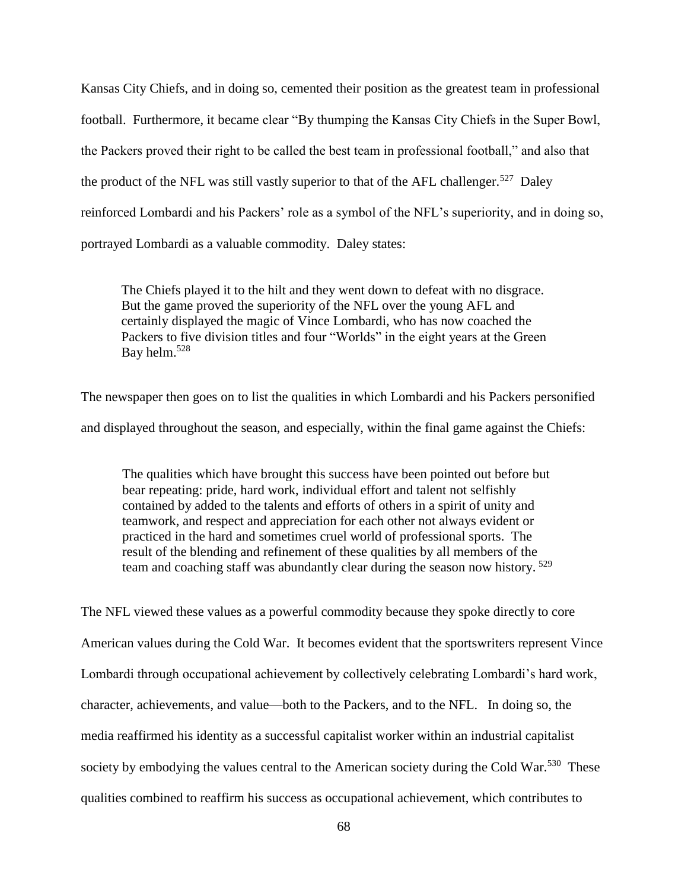Kansas City Chiefs, and in doing so, cemented their position as the greatest team in professional football. Furthermore, it became clear "By thumping the Kansas City Chiefs in the Super Bowl, the Packers proved their right to be called the best team in professional football," and also that the product of the NFL was still vastly superior to that of the AFL challenger.[527] Daley reinforced Lombardi and his Packers' role as a symbol of the NFL's superiority, and in doing so, portrayed Lombardi as a valuable commodity. Daley states:

> The Chiefs played it to the hilt and they went down to defeat with no disgrace. But the game proved the superiority of the NFL over the young AFL and certainly displayed the magic of Vince Lombardi, who has now coached the Packers to five division titles and four "Worlds" in the eight years at the Green Bay helm.[528]

The newspaper then goes on to list the qualities in which Lombardi and his Packers personified and displayed throughout the season, and especially, within the final game against the Chiefs:

> The qualities which have brought this success have been pointed out before but bear repeating: pride, hard work, individual effort and talent not selfishly contained by added to the talents and efforts of others in a spirit of unity and teamwork, and respect and appreciation for each other not always evident or practiced in the hard and sometimes cruel world of professional sports. The result of the blending and refinement of these qualities by all members of the team and coaching staff was abundantly clear during the season now history. [529]

The NFL viewed these values as a powerful commodity because they spoke directly to core American values during the Cold War. It becomes evident that the sportswriters represent Vince Lombardi through occupational achievement by collectively celebrating Lombardi's hard work, character, achievements, and value—both to the Packers, and to the NFL. In doing so, the media reaffirmed his identity as a successful capitalist worker within an industrial capitalist society by embodying the values central to the American society during the Cold War.[530] These qualities combined to reaffirm his success as occupational achievement, which contributes to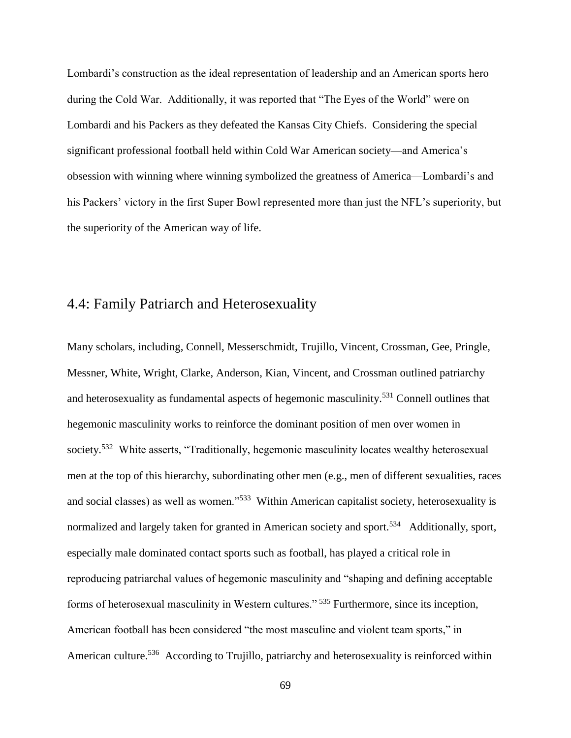Lombardi's construction as the ideal representation of leadership and an American sports hero during the Cold War. Additionally, it was reported that "The Eyes of the World" were on Lombardi and his Packers as they defeated the Kansas City Chiefs. Considering the special significant professional football held within Cold War American society—and America's obsession with winning where winning symbolized the greatness of America—Lombardi's and his Packers' victory in the first Super Bowl represented more than just the NFL's superiority, but the superiority of the American way of life.

## 4.4: Family Patriarch and Heterosexuality

Many scholars, including, Connell, Messerschmidt, Trujillo, Vincent, Crossman, Gee, Pringle, Messner, White, Wright, Clarke, Anderson, Kian, Vincent, and Crossman outlined patriarchy and heterosexuality as fundamental aspects of hegemonic masculinity.[531] Connell outlines that hegemonic masculinity works to reinforce the dominant position of men over women in society.[532] White asserts, "Traditionally, hegemonic masculinity locates wealthy heterosexual men at the top of this hierarchy, subordinating other men (e.g., men of different sexualities, races and social classes) as well as women."[533] Within American capitalist society, heterosexuality is normalized and largely taken for granted in American society and sport.[534] Additionally, sport, especially male dominated contact sports such as football, has played a critical role in reproducing patriarchal values of hegemonic masculinity and "shaping and defining acceptable forms of heterosexual masculinity in Western cultures." [535] Furthermore, since its inception, American football has been considered "the most masculine and violent team sports," in American culture.[536] According to Trujillo, patriarchy and heterosexuality is reinforced within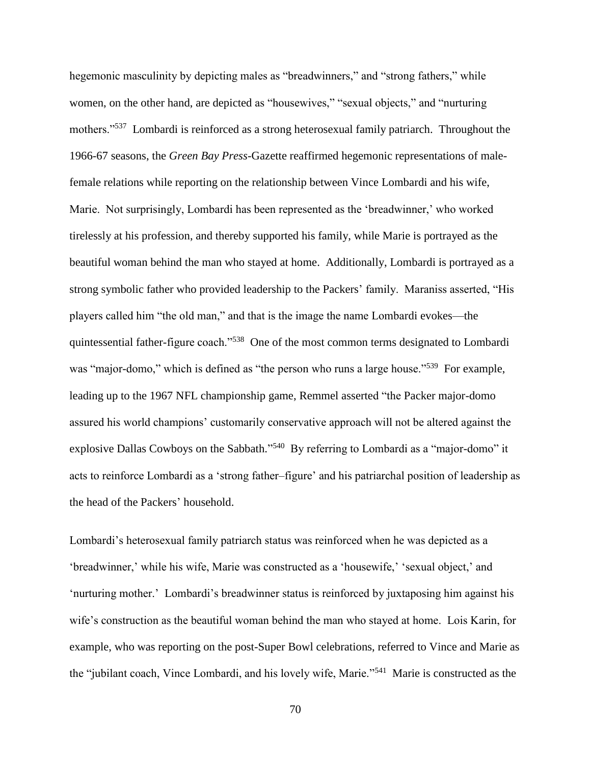hegemonic masculinity by depicting males as "breadwinners," and "strong fathers," while women, on the other hand, are depicted as "housewives," "sexual objects," and "nurturing mothers."[537] Lombardi is reinforced as a strong heterosexual family patriarch. Throughout the 1966-67 seasons, the *Green Bay Press*-Gazette reaffirmed hegemonic representations of male-female relations while reporting on the relationship between Vince Lombardi and his wife, Marie. Not surprisingly, Lombardi has been represented as the 'breadwinner,' who worked tirelessly at his profession, and thereby supported his family, while Marie is portrayed as the beautiful woman behind the man who stayed at home. Additionally, Lombardi is portrayed as a strong symbolic father who provided leadership to the Packers' family. Maraniss asserted, "His players called him "the old man," and that is the image the name Lombardi evokes—the quintessential father-figure coach."[538] One of the most common terms designated to Lombardi was "major-domo," which is defined as "the person who runs a large house."[539] For example, leading up to the 1967 NFL championship game, Remmel asserted "the Packer major-domo assured his world champions' customarily conservative approach will not be altered against the explosive Dallas Cowboys on the Sabbath."[540] By referring to Lombardi as a "major-domo" it acts to reinforce Lombardi as a 'strong father–figure' and his patriarchal position of leadership as the head of the Packers' household.

Lombardi's heterosexual family patriarch status was reinforced when he was depicted as a 'breadwinner,' while his wife, Marie was constructed as a 'housewife,' 'sexual object,' and 'nurturing mother.' Lombardi's breadwinner status is reinforced by juxtaposing him against his wife's construction as the beautiful woman behind the man who stayed at home. Lois Karin, for example, who was reporting on the post-Super Bowl celebrations, referred to Vince and Marie as the "jubilant coach, Vince Lombardi, and his lovely wife, Marie."[541] Marie is constructed as the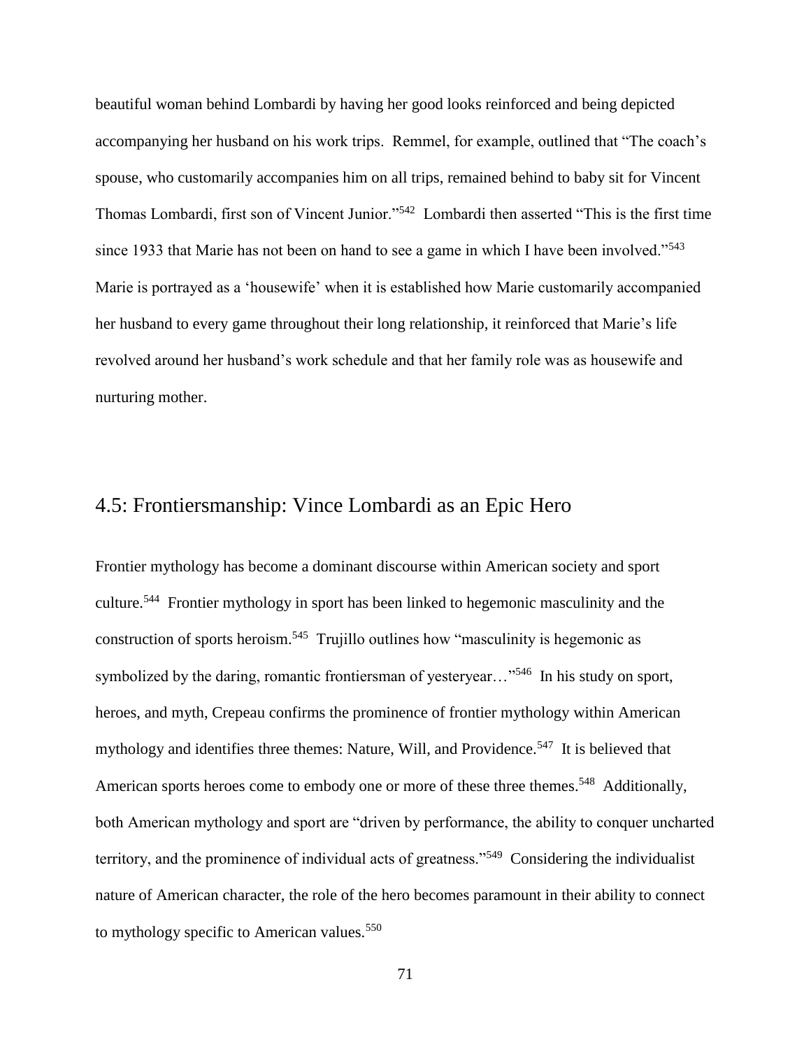beautiful woman behind Lombardi by having her good looks reinforced and being depicted accompanying her husband on his work trips. Remmel, for example, outlined that "The coach's spouse, who customarily accompanies him on all trips, remained behind to baby sit for Vincent Thomas Lombardi, first son of Vincent Junior."[542] Lombardi then asserted "This is the first time since 1933 that Marie has not been on hand to see a game in which I have been involved."[543] Marie is portrayed as a 'housewife' when it is established how Marie customarily accompanied her husband to every game throughout their long relationship, it reinforced that Marie's life revolved around her husband's work schedule and that her family role was as housewife and nurturing mother.

## 4.5: Frontiersmanship: Vince Lombardi as an Epic Hero

Frontier mythology has become a dominant discourse within American society and sport culture.[544] Frontier mythology in sport has been linked to hegemonic masculinity and the construction of sports heroism.[545] Trujillo outlines how "masculinity is hegemonic as symbolized by the daring, romantic frontiersman of yesteryear…"[546] In his study on sport, heroes, and myth, Crepeau confirms the prominence of frontier mythology within American mythology and identifies three themes: Nature, Will, and Providence.[547] It is believed that American sports heroes come to embody one or more of these three themes.[548] Additionally, both American mythology and sport are "driven by performance, the ability to conquer uncharted territory, and the prominence of individual acts of greatness."[549] Considering the individualist nature of American character, the role of the hero becomes paramount in their ability to connect to mythology specific to American values.[550]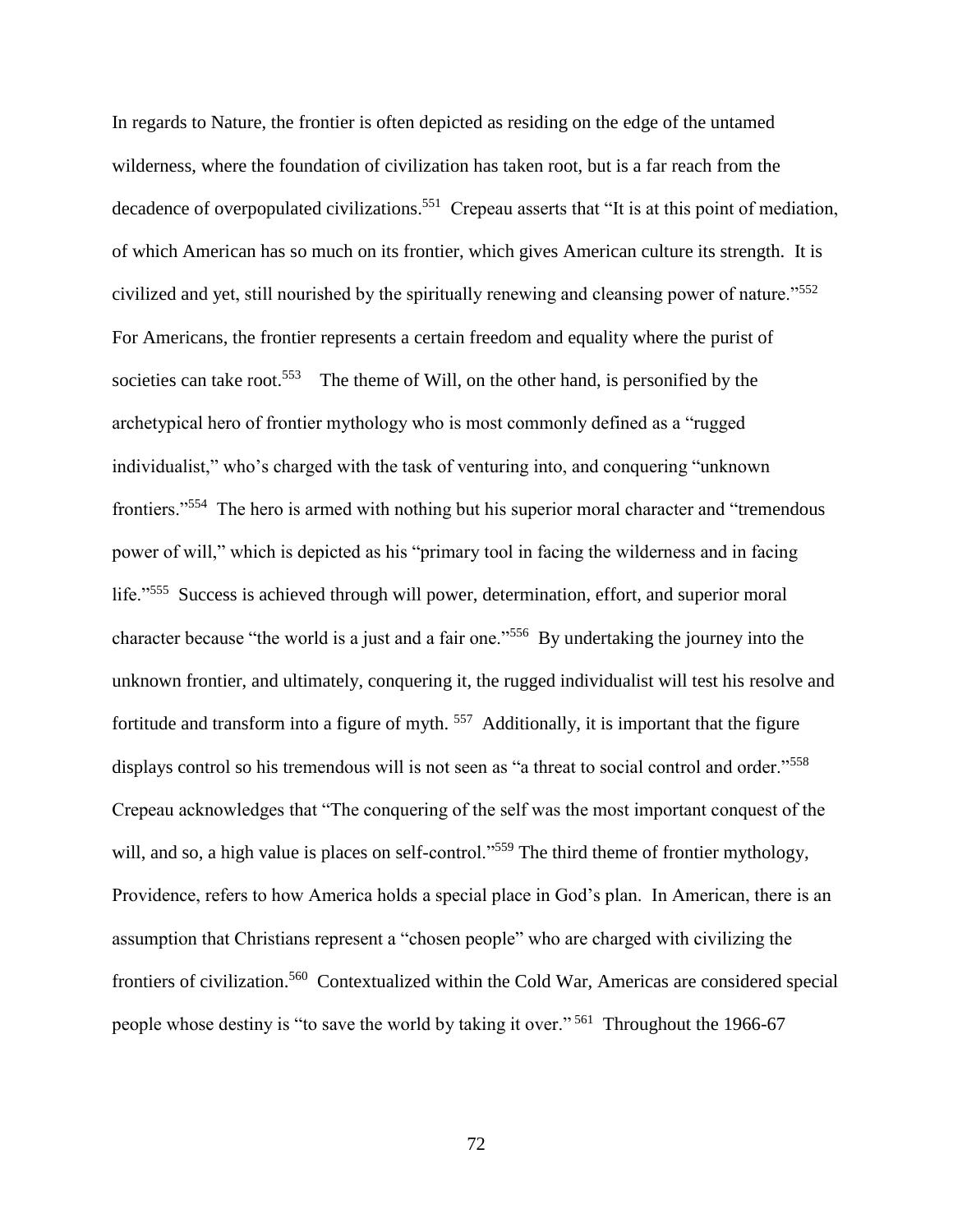In regards to Nature, the frontier is often depicted as residing on the edge of the untamed wilderness, where the foundation of civilization has taken root, but is a far reach from the decadence of overpopulated civilizations.[551] Crepeau asserts that "It is at this point of mediation, of which American has so much on its frontier, which gives American culture its strength. It is civilized and yet, still nourished by the spiritually renewing and cleansing power of nature."[552] For Americans, the frontier represents a certain freedom and equality where the purist of societies can take root.[553] The theme of Will, on the other hand, is personified by the archetypical hero of frontier mythology who is most commonly defined as a "rugged individualist," who's charged with the task of venturing into, and conquering "unknown frontiers."[554] The hero is armed with nothing but his superior moral character and "tremendous power of will," which is depicted as his "primary tool in facing the wilderness and in facing life."[555] Success is achieved through will power, determination, effort, and superior moral character because "the world is a just and a fair one."[556] By undertaking the journey into the unknown frontier, and ultimately, conquering it, the rugged individualist will test his resolve and fortitude and transform into a figure of myth. [557] Additionally, it is important that the figure displays control so his tremendous will is not seen as "a threat to social control and order."[558] Crepeau acknowledges that "The conquering of the self was the most important conquest of the will, and so, a high value is places on self-control."[559] The third theme of frontier mythology, Providence, refers to how America holds a special place in God's plan. In American, there is an assumption that Christians represent a "chosen people" who are charged with civilizing the frontiers of civilization.[560] Contextualized within the Cold War, Americas are considered special people whose destiny is "to save the world by taking it over." [561] Throughout the 1966-67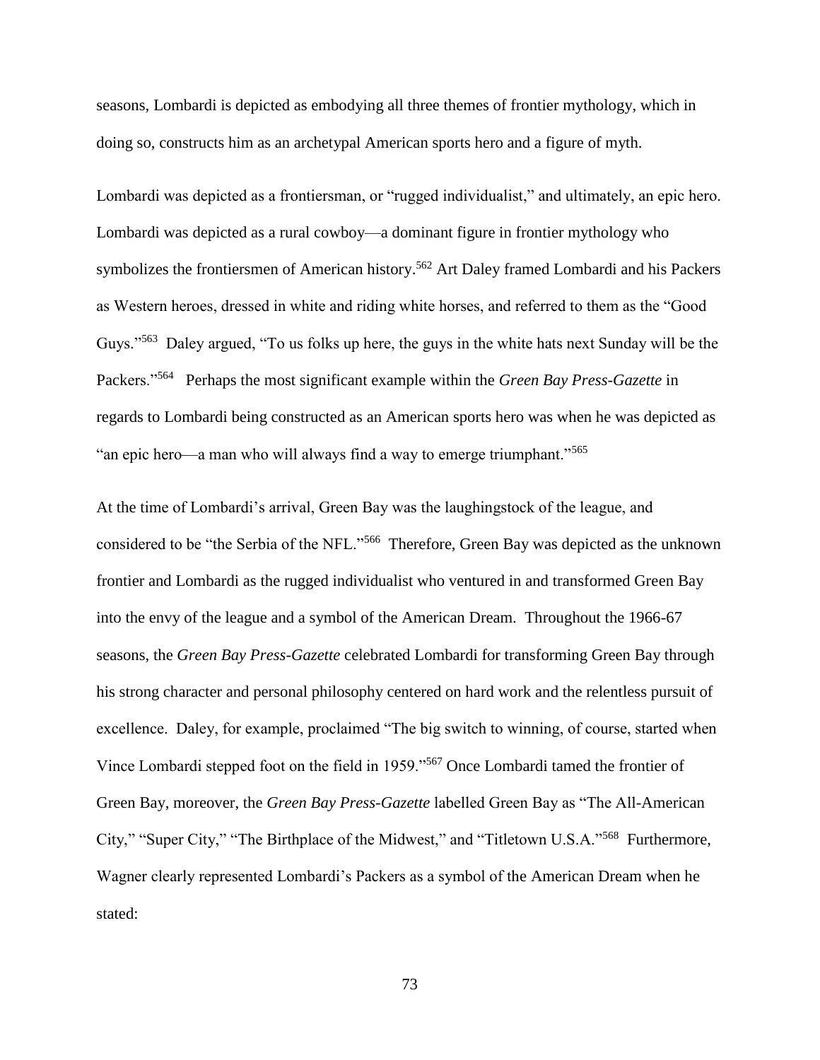seasons, Lombardi is depicted as embodying all three themes of frontier mythology, which in doing so, constructs him as an archetypal American sports hero and a figure of myth.

Lombardi was depicted as a frontiersman, or "rugged individualist," and ultimately, an epic hero. Lombardi was depicted as a rural cowboy—a dominant figure in frontier mythology who symbolizes the frontiersmen of American history.[562] Art Daley framed Lombardi and his Packers as Western heroes, dressed in white and riding white horses, and referred to them as the "Good Guys."[563] Daley argued, "To us folks up here, the guys in the white hats next Sunday will be the Packers."[564] Perhaps the most significant example within the *Green Bay Press-Gazette* in regards to Lombardi being constructed as an American sports hero was when he was depicted as "an epic hero—a man who will always find a way to emerge triumphant."[565]

At the time of Lombardi's arrival, Green Bay was the laughingstock of the league, and considered to be "the Serbia of the NFL."[566] Therefore, Green Bay was depicted as the unknown frontier and Lombardi as the rugged individualist who ventured in and transformed Green Bay into the envy of the league and a symbol of the American Dream. Throughout the 1966-67 seasons, the *Green Bay Press-Gazette* celebrated Lombardi for transforming Green Bay through his strong character and personal philosophy centered on hard work and the relentless pursuit of excellence. Daley, for example, proclaimed "The big switch to winning, of course, started when Vince Lombardi stepped foot on the field in 1959."[567] Once Lombardi tamed the frontier of Green Bay, moreover, the *Green Bay Press-Gazette* labelled Green Bay as "The All-American City," "Super City," "The Birthplace of the Midwest," and "Titletown U.S.A."[568] Furthermore, Wagner clearly represented Lombardi's Packers as a symbol of the American Dream when he stated: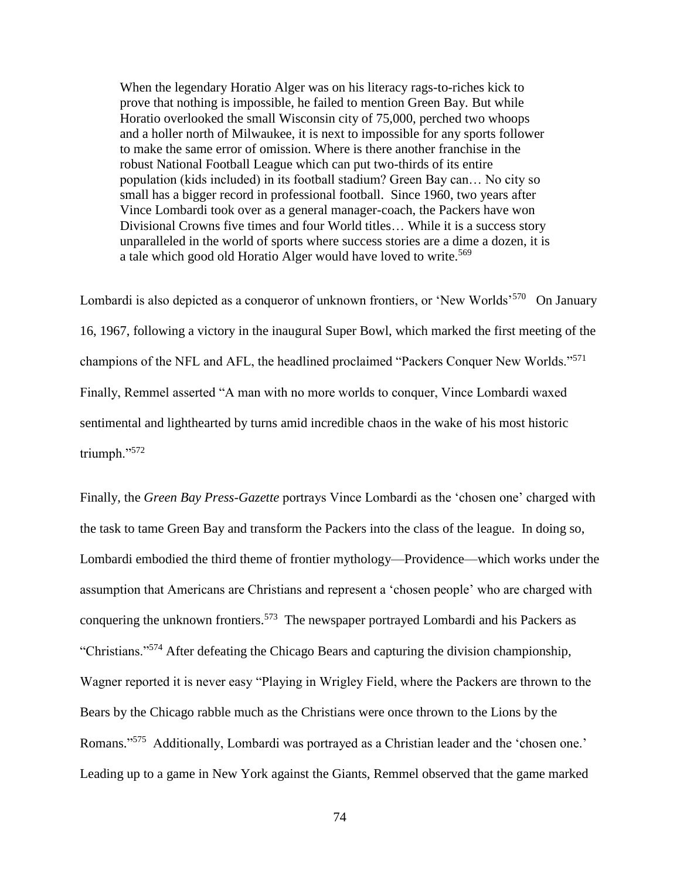> When the legendary Horatio Alger was on his literacy rags-to-riches kick to prove that nothing is impossible, he failed to mention Green Bay. But while Horatio overlooked the small Wisconsin city of 75,000, perched two whoops and a holler north of Milwaukee, it is next to impossible for any sports follower to make the same error of omission. Where is there another franchise in the robust National Football League which can put two-thirds of its entire population (kids included) in its football stadium? Green Bay can… No city so small has a bigger record in professional football. Since 1960, two years after Vince Lombardi took over as a general manager-coach, the Packers have won Divisional Crowns five times and four World titles… While it is a success story unparalleled in the world of sports where success stories are a dime a dozen, it is a tale which good old Horatio Alger would have loved to write.[569]

Lombardi is also depicted as a conqueror of unknown frontiers, or 'New Worlds'[570] On January 16, 1967, following a victory in the inaugural Super Bowl, which marked the first meeting of the champions of the NFL and AFL, the headlined proclaimed "Packers Conquer New Worlds."[571] Finally, Remmel asserted "A man with no more worlds to conquer, Vince Lombardi waxed sentimental and lighthearted by turns amid incredible chaos in the wake of his most historic triumph."[572]

Finally, the *Green Bay Press-Gazette* portrays Vince Lombardi as the 'chosen one' charged with the task to tame Green Bay and transform the Packers into the class of the league. In doing so, Lombardi embodied the third theme of frontier mythology—Providence—which works under the assumption that Americans are Christians and represent a 'chosen people' who are charged with conquering the unknown frontiers.[573] The newspaper portrayed Lombardi and his Packers as "Christians."[574] After defeating the Chicago Bears and capturing the division championship, Wagner reported it is never easy "Playing in Wrigley Field, where the Packers are thrown to the Bears by the Chicago rabble much as the Christians were once thrown to the Lions by the Romans."[575] Additionally, Lombardi was portrayed as a Christian leader and the 'chosen one.' Leading up to a game in New York against the Giants, Remmel observed that the game marked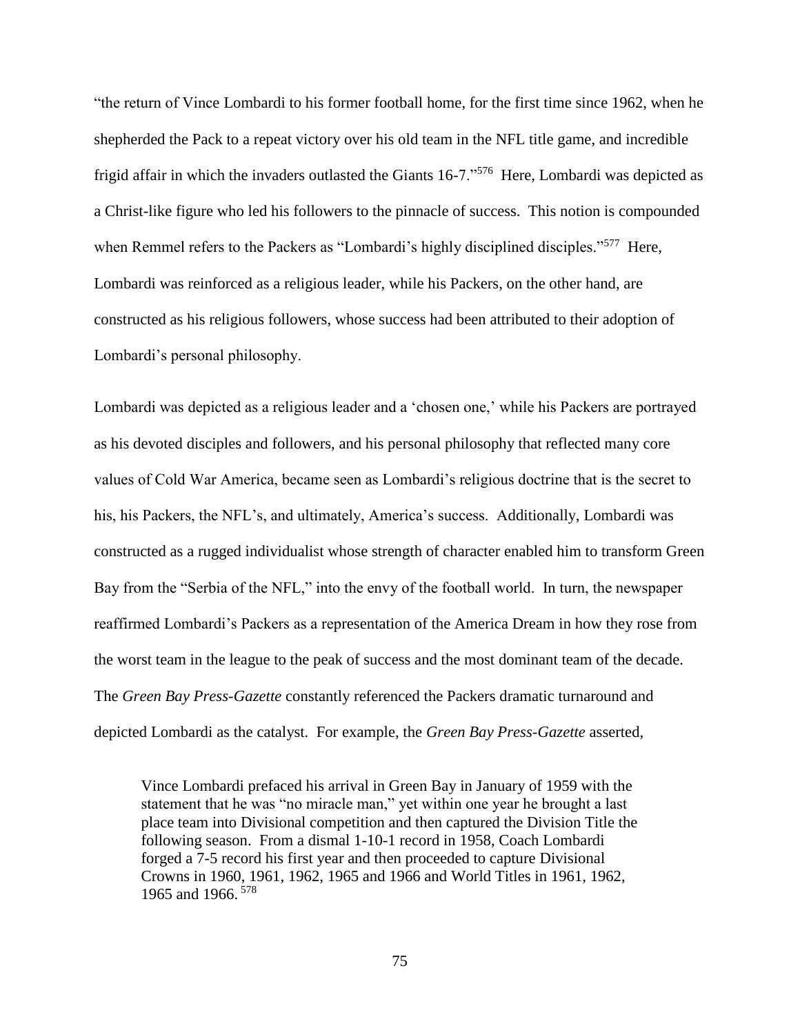"the return of Vince Lombardi to his former football home, for the first time since 1962, when he shepherded the Pack to a repeat victory over his old team in the NFL title game, and incredible frigid affair in which the invaders outlasted the Giants 16-7."[576] Here, Lombardi was depicted as a Christ-like figure who led his followers to the pinnacle of success. This notion is compounded when Remmel refers to the Packers as "Lombardi's highly disciplined disciples."[577] Here, Lombardi was reinforced as a religious leader, while his Packers, on the other hand, are constructed as his religious followers, whose success had been attributed to their adoption of Lombardi's personal philosophy.

Lombardi was depicted as a religious leader and a 'chosen one,' while his Packers are portrayed as his devoted disciples and followers, and his personal philosophy that reflected many core values of Cold War America, became seen as Lombardi's religious doctrine that is the secret to his, his Packers, the NFL's, and ultimately, America's success. Additionally, Lombardi was constructed as a rugged individualist whose strength of character enabled him to transform Green Bay from the "Serbia of the NFL," into the envy of the football world. In turn, the newspaper reaffirmed Lombardi's Packers as a representation of the America Dream in how they rose from the worst team in the league to the peak of success and the most dominant team of the decade. The *Green Bay Press-Gazette* constantly referenced the Packers dramatic turnaround and depicted Lombardi as the catalyst. For example, the *Green Bay Press-Gazette* asserted,

> Vince Lombardi prefaced his arrival in Green Bay in January of 1959 with the statement that he was "no miracle man," yet within one year he brought a last place team into Divisional competition and then captured the Division Title the following season. From a dismal 1-10-1 record in 1958, Coach Lombardi forged a 7-5 record his first year and then proceeded to capture Divisional Crowns in 1960, 1961, 1962, 1965 and 1966 and World Titles in 1961, 1962, 1965 and 1966.[578]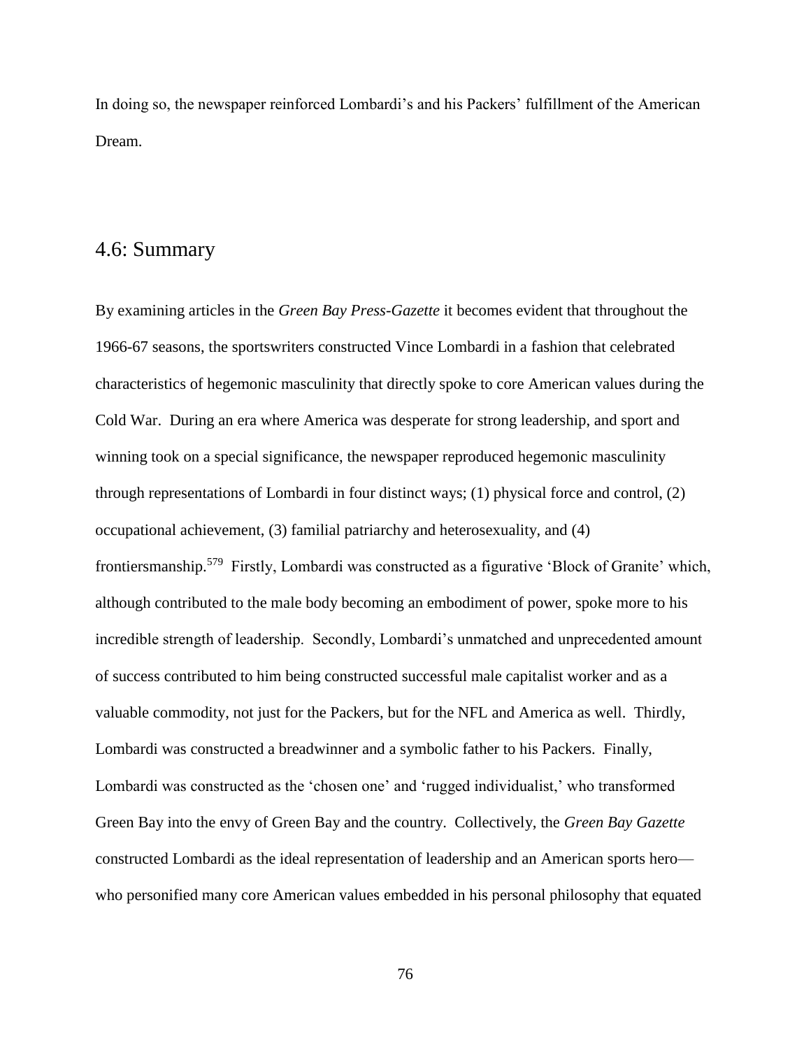In doing so, the newspaper reinforced Lombardi's and his Packers' fulfillment of the American Dream.

## 4.6: Summary

By examining articles in the *Green Bay Press-Gazette* it becomes evident that throughout the 1966-67 seasons, the sportswriters constructed Vince Lombardi in a fashion that celebrated characteristics of hegemonic masculinity that directly spoke to core American values during the Cold War. During an era where America was desperate for strong leadership, and sport and winning took on a special significance, the newspaper reproduced hegemonic masculinity through representations of Lombardi in four distinct ways; (1) physical force and control, (2) occupational achievement, (3) familial patriarchy and heterosexuality, and (4) frontiersmanship.[579] Firstly, Lombardi was constructed as a figurative 'Block of Granite' which, although contributed to the male body becoming an embodiment of power, spoke more to his incredible strength of leadership. Secondly, Lombardi's unmatched and unprecedented amount of success contributed to him being constructed successful male capitalist worker and as a valuable commodity, not just for the Packers, but for the NFL and America as well. Thirdly, Lombardi was constructed a breadwinner and a symbolic father to his Packers. Finally, Lombardi was constructed as the 'chosen one' and 'rugged individualist,' who transformed Green Bay into the envy of Green Bay and the country. Collectively, the *Green Bay Gazette* constructed Lombardi as the ideal representation of leadership and an American sports hero—who personified many core American values embedded in his personal philosophy that equated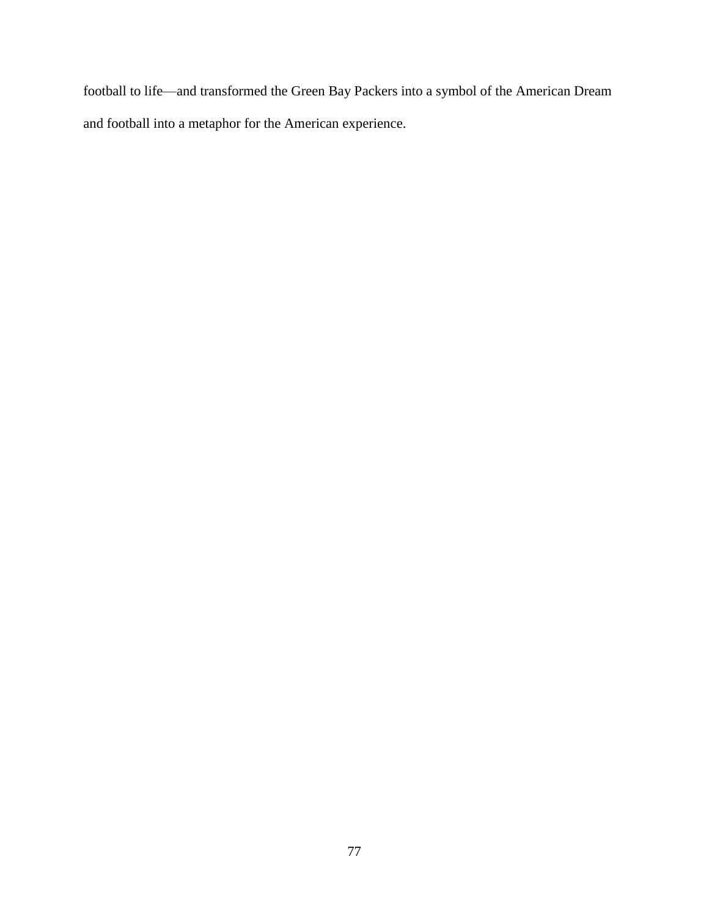football to life—and transformed the Green Bay Packers into a symbol of the American Dream and football into a metaphor for the American experience.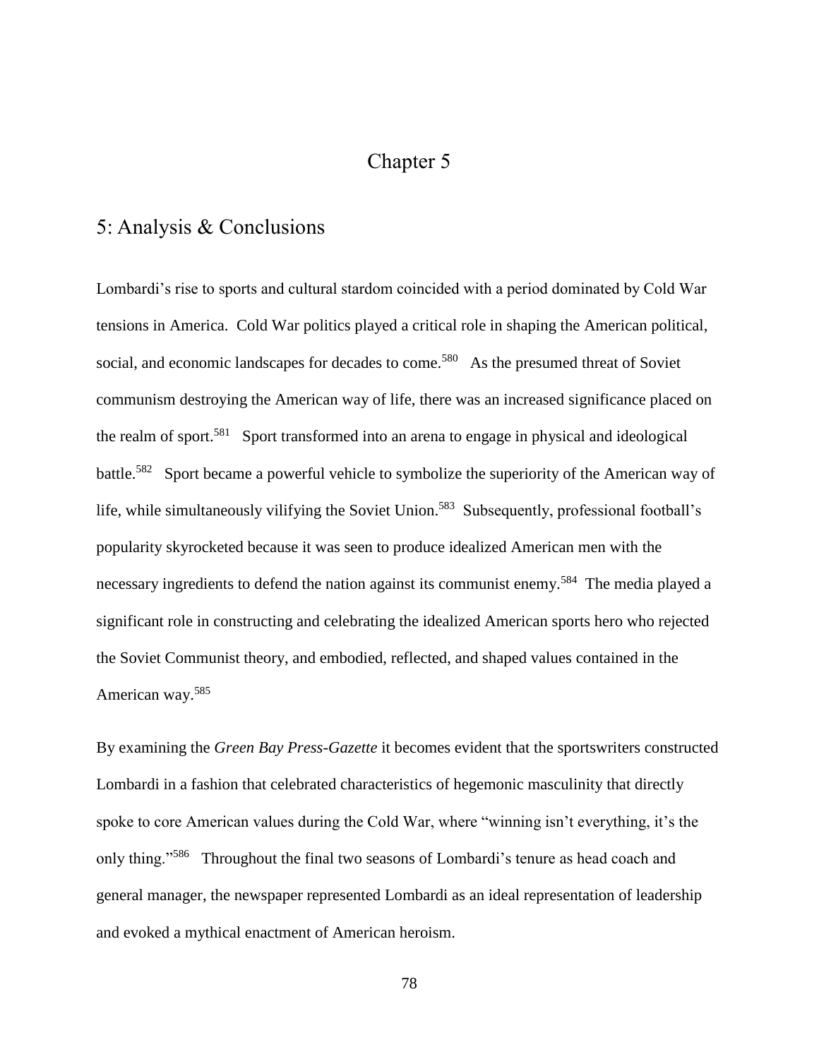# Chapter 5

## 5: Analysis & Conclusions

Lombardi's rise to sports and cultural stardom coincided with a period dominated by Cold War tensions in America. Cold War politics played a critical role in shaping the American political, social, and economic landscapes for decades to come.[580] As the presumed threat of Soviet communism destroying the American way of life, there was an increased significance placed on the realm of sport.[581] Sport transformed into an arena to engage in physical and ideological battle.[582] Sport became a powerful vehicle to symbolize the superiority of the American way of life, while simultaneously vilifying the Soviet Union.[583] Subsequently, professional football's popularity skyrocketed because it was seen to produce idealized American men with the necessary ingredients to defend the nation against its communist enemy.[584] The media played a significant role in constructing and celebrating the idealized American sports hero who rejected the Soviet Communist theory, and embodied, reflected, and shaped values contained in the American way.[585]

By examining the *Green Bay Press-Gazette* it becomes evident that the sportswriters constructed Lombardi in a fashion that celebrated characteristics of hegemonic masculinity that directly spoke to core American values during the Cold War, where "winning isn't everything, it's the only thing."[586] Throughout the final two seasons of Lombardi's tenure as head coach and general manager, the newspaper represented Lombardi as an ideal representation of leadership and evoked a mythical enactment of American heroism.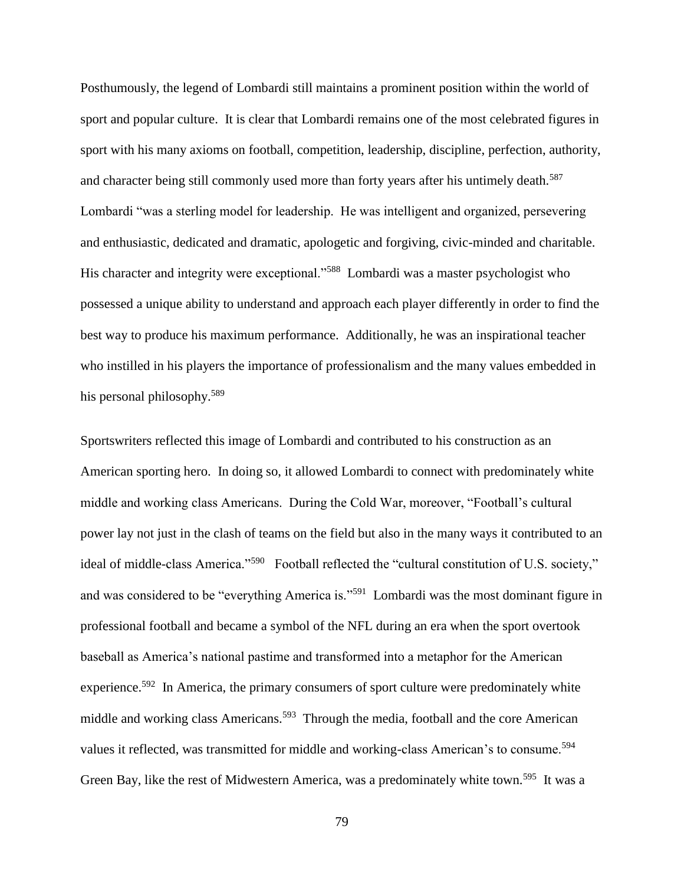Posthumously, the legend of Lombardi still maintains a prominent position within the world of sport and popular culture. It is clear that Lombardi remains one of the most celebrated figures in sport with his many axioms on football, competition, leadership, discipline, perfection, authority, and character being still commonly used more than forty years after his untimely death.[587] Lombardi "was a sterling model for leadership. He was intelligent and organized, persevering and enthusiastic, dedicated and dramatic, apologetic and forgiving, civic-minded and charitable. His character and integrity were exceptional."[588] Lombardi was a master psychologist who possessed a unique ability to understand and approach each player differently in order to find the best way to produce his maximum performance. Additionally, he was an inspirational teacher who instilled in his players the importance of professionalism and the many values embedded in his personal philosophy.[589]

Sportswriters reflected this image of Lombardi and contributed to his construction as an American sporting hero. In doing so, it allowed Lombardi to connect with predominately white middle and working class Americans. During the Cold War, moreover, "Football's cultural power lay not just in the clash of teams on the field but also in the many ways it contributed to an ideal of middle-class America."[590] Football reflected the "cultural constitution of U.S. society," and was considered to be "everything America is."[591] Lombardi was the most dominant figure in professional football and became a symbol of the NFL during an era when the sport overtook baseball as America's national pastime and transformed into a metaphor for the American experience.[592] In America, the primary consumers of sport culture were predominately white middle and working class Americans.[593] Through the media, football and the core American values it reflected, was transmitted for middle and working-class American's to consume.[594] Green Bay, like the rest of Midwestern America, was a predominately white town.[595] It was a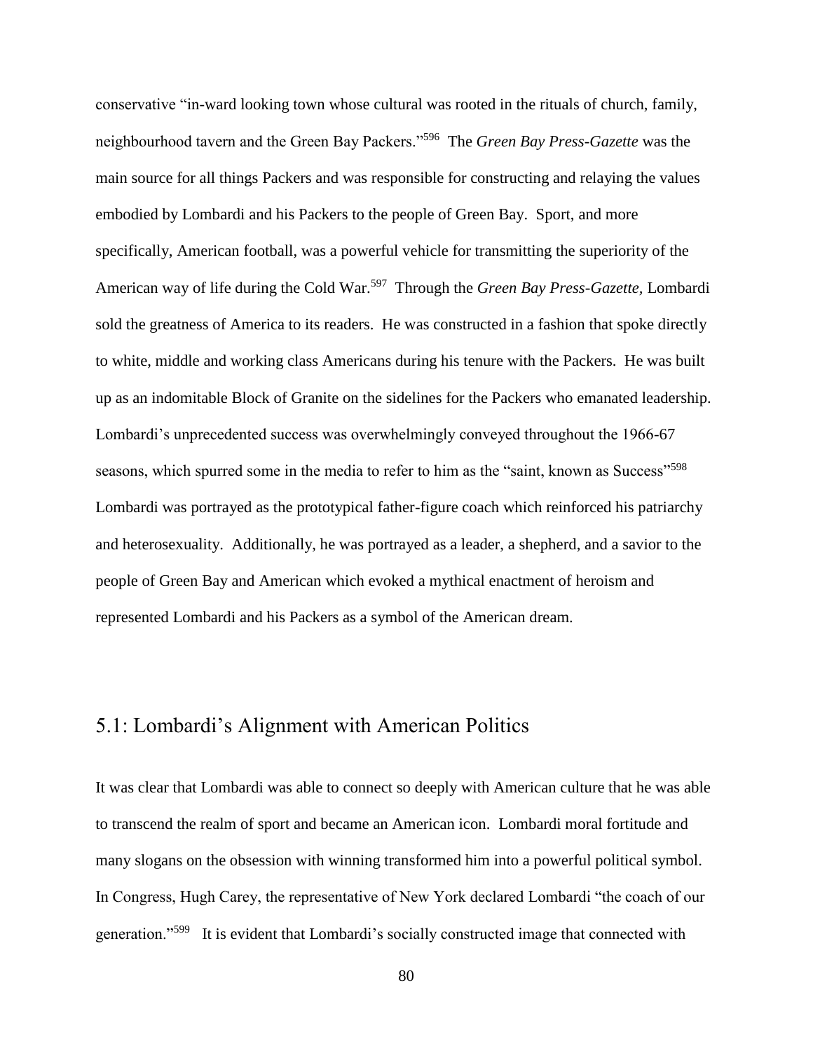conservative "in-ward looking town whose cultural was rooted in the rituals of church, family, neighbourhood tavern and the Green Bay Packers."[596] The *Green Bay Press-Gazette* was the main source for all things Packers and was responsible for constructing and relaying the values embodied by Lombardi and his Packers to the people of Green Bay. Sport, and more specifically, American football, was a powerful vehicle for transmitting the superiority of the American way of life during the Cold War.[597] Through the *Green Bay Press-Gazette*, Lombardi sold the greatness of America to its readers. He was constructed in a fashion that spoke directly to white, middle and working class Americans during his tenure with the Packers. He was built up as an indomitable Block of Granite on the sidelines for the Packers who emanated leadership. Lombardi's unprecedented success was overwhelmingly conveyed throughout the 1966-67 seasons, which spurred some in the media to refer to him as the "saint, known as Success"[598] Lombardi was portrayed as the prototypical father-figure coach which reinforced his patriarchy and heterosexuality. Additionally, he was portrayed as a leader, a shepherd, and a savior to the people of Green Bay and American which evoked a mythical enactment of heroism and represented Lombardi and his Packers as a symbol of the American dream.

## 5.1: Lombardi's Alignment with American Politics

It was clear that Lombardi was able to connect so deeply with American culture that he was able to transcend the realm of sport and became an American icon. Lombardi moral fortitude and many slogans on the obsession with winning transformed him into a powerful political symbol. In Congress, Hugh Carey, the representative of New York declared Lombardi "the coach of our generation."[599] It is evident that Lombardi's socially constructed image that connected with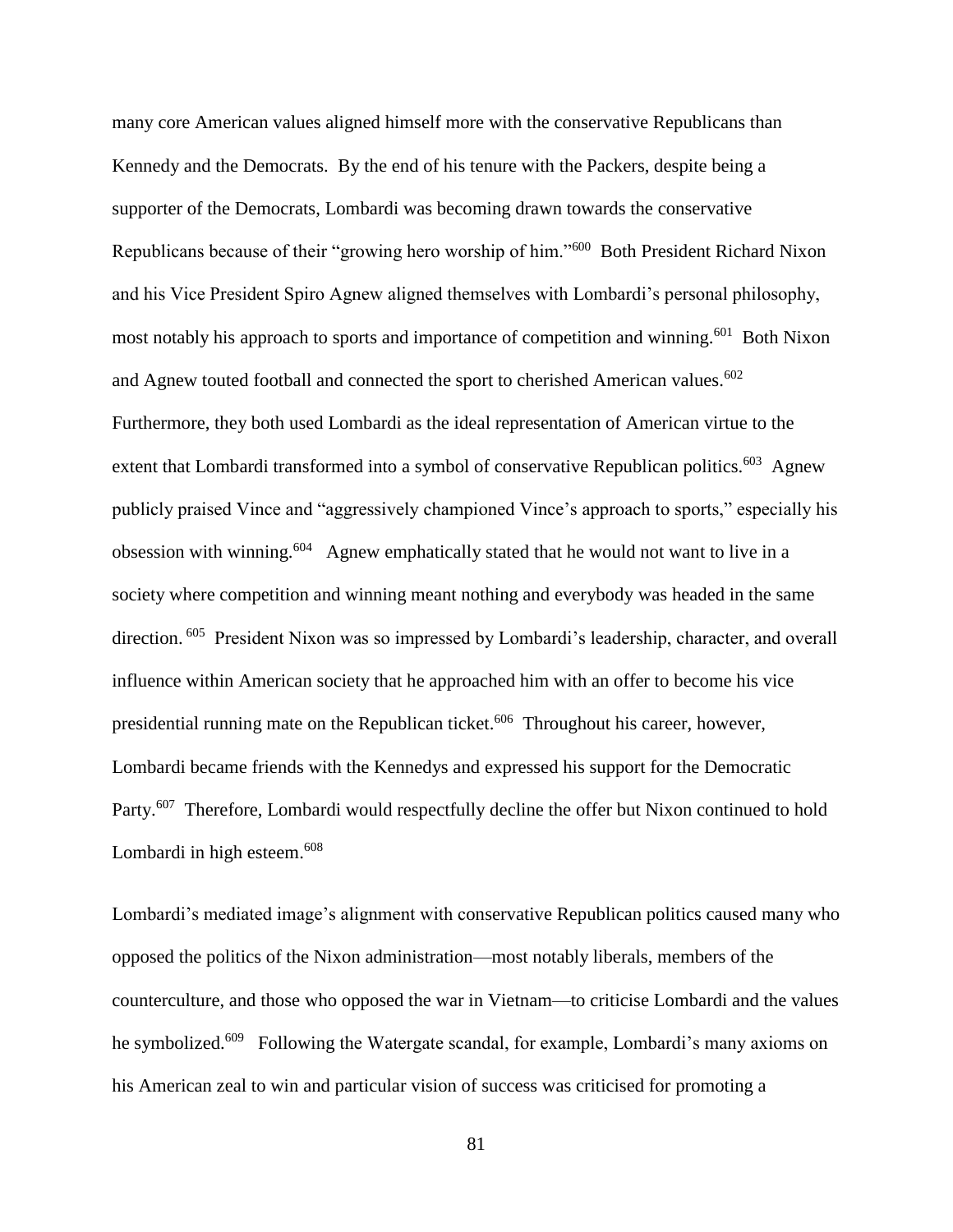many core American values aligned himself more with the conservative Republicans than Kennedy and the Democrats. By the end of his tenure with the Packers, despite being a supporter of the Democrats, Lombardi was becoming drawn towards the conservative Republicans because of their "growing hero worship of him."[600] Both President Richard Nixon and his Vice President Spiro Agnew aligned themselves with Lombardi's personal philosophy, most notably his approach to sports and importance of competition and winning.[601] Both Nixon and Agnew touted football and connected the sport to cherished American values.[602] Furthermore, they both used Lombardi as the ideal representation of American virtue to the extent that Lombardi transformed into a symbol of conservative Republican politics.[603] Agnew publicly praised Vince and "aggressively championed Vince's approach to sports," especially his obsession with winning.[604] Agnew emphatically stated that he would not want to live in a society where competition and winning meant nothing and everybody was headed in the same direction.[605] President Nixon was so impressed by Lombardi's leadership, character, and overall influence within American society that he approached him with an offer to become his vice presidential running mate on the Republican ticket.[606] Throughout his career, however, Lombardi became friends with the Kennedys and expressed his support for the Democratic Party.[607] Therefore, Lombardi would respectfully decline the offer but Nixon continued to hold Lombardi in high esteem.[608]

Lombardi's mediated image's alignment with conservative Republican politics caused many who opposed the politics of the Nixon administration—most notably liberals, members of the counterculture, and those who opposed the war in Vietnam—to criticise Lombardi and the values he symbolized.[609] Following the Watergate scandal, for example, Lombardi's many axioms on his American zeal to win and particular vision of success was criticised for promoting a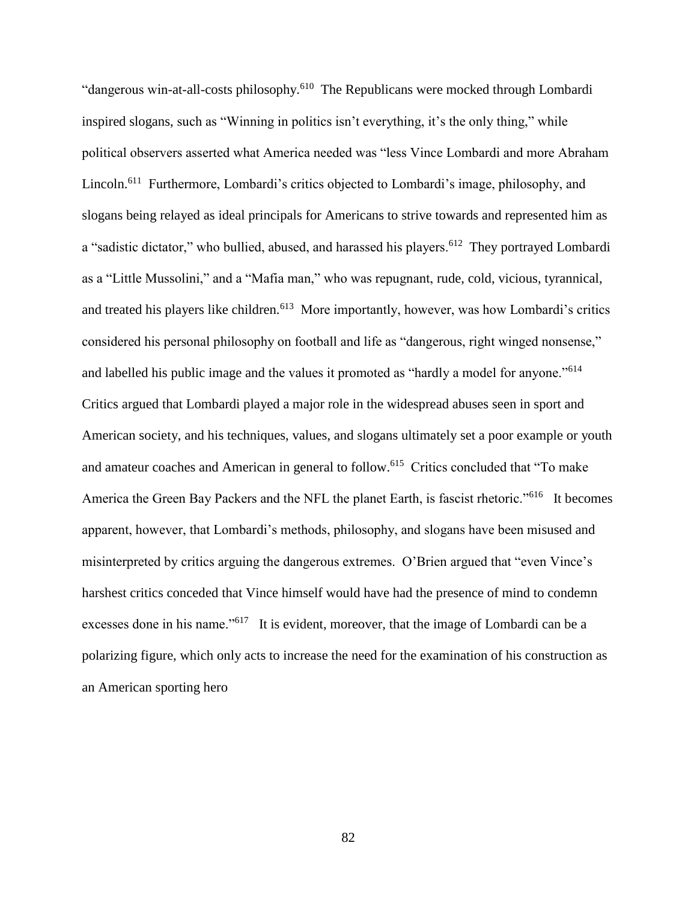"dangerous win-at-all-costs philosophy.[610] The Republicans were mocked through Lombardi inspired slogans, such as "Winning in politics isn't everything, it's the only thing," while political observers asserted what America needed was "less Vince Lombardi and more Abraham Lincoln.[611] Furthermore, Lombardi's critics objected to Lombardi's image, philosophy, and slogans being relayed as ideal principals for Americans to strive towards and represented him as a "sadistic dictator," who bullied, abused, and harassed his players.[612] They portrayed Lombardi as a "Little Mussolini," and a "Mafia man," who was repugnant, rude, cold, vicious, tyrannical, and treated his players like children.[613] More importantly, however, was how Lombardi's critics considered his personal philosophy on football and life as "dangerous, right winged nonsense," and labelled his public image and the values it promoted as "hardly a model for anyone."[614] Critics argued that Lombardi played a major role in the widespread abuses seen in sport and American society, and his techniques, values, and slogans ultimately set a poor example or youth and amateur coaches and American in general to follow.[615] Critics concluded that "To make America the Green Bay Packers and the NFL the planet Earth, is fascist rhetoric."[616] It becomes apparent, however, that Lombardi's methods, philosophy, and slogans have been misused and misinterpreted by critics arguing the dangerous extremes. O'Brien argued that "even Vince's harshest critics conceded that Vince himself would have had the presence of mind to condemn excesses done in his name."[617] It is evident, moreover, that the image of Lombardi can be a polarizing figure, which only acts to increase the need for the examination of his construction as an American sporting hero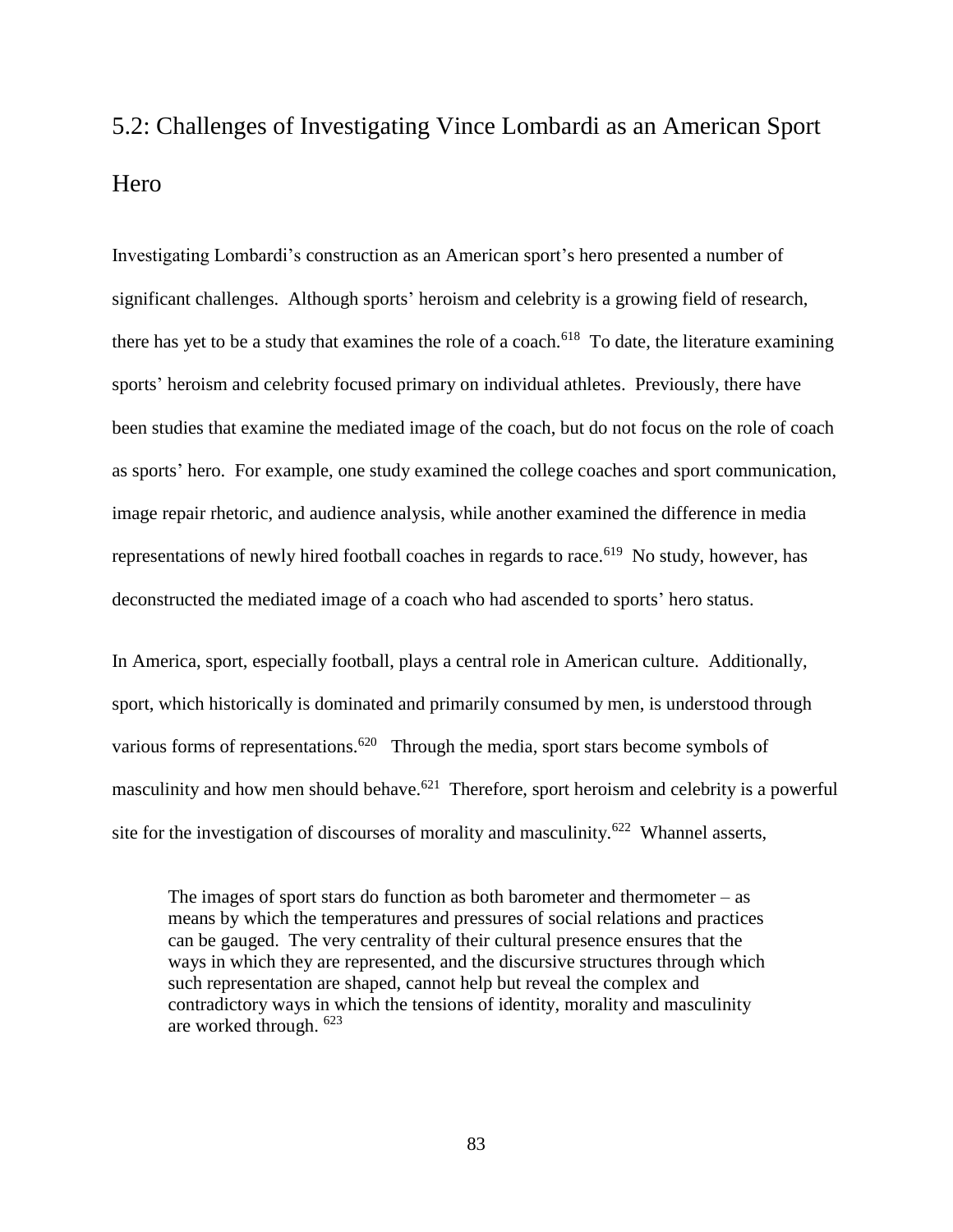## 5.2: Challenges of Investigating Vince Lombardi as an American Sport Hero

Investigating Lombardi's construction as an American sport's hero presented a number of significant challenges. Although sports' heroism and celebrity is a growing field of research, there has yet to be a study that examines the role of a coach.[618] To date, the literature examining sports' heroism and celebrity focused primary on individual athletes. Previously, there have been studies that examine the mediated image of the coach, but do not focus on the role of coach as sports' hero. For example, one study examined the college coaches and sport communication, image repair rhetoric, and audience analysis, while another examined the difference in media representations of newly hired football coaches in regards to race.[619] No study, however, has deconstructed the mediated image of a coach who had ascended to sports' hero status.

In America, sport, especially football, plays a central role in American culture. Additionally, sport, which historically is dominated and primarily consumed by men, is understood through various forms of representations.[620] Through the media, sport stars become symbols of masculinity and how men should behave.[621] Therefore, sport heroism and celebrity is a powerful site for the investigation of discourses of morality and masculinity.[622] Whannel asserts,

> The images of sport stars do function as both barometer and thermometer – as means by which the temperatures and pressures of social relations and practices can be gauged. The very centrality of their cultural presence ensures that the ways in which they are represented, and the discursive structures through which such representation are shaped, cannot help but reveal the complex and contradictory ways in which the tensions of identity, morality and masculinity are worked through. [623]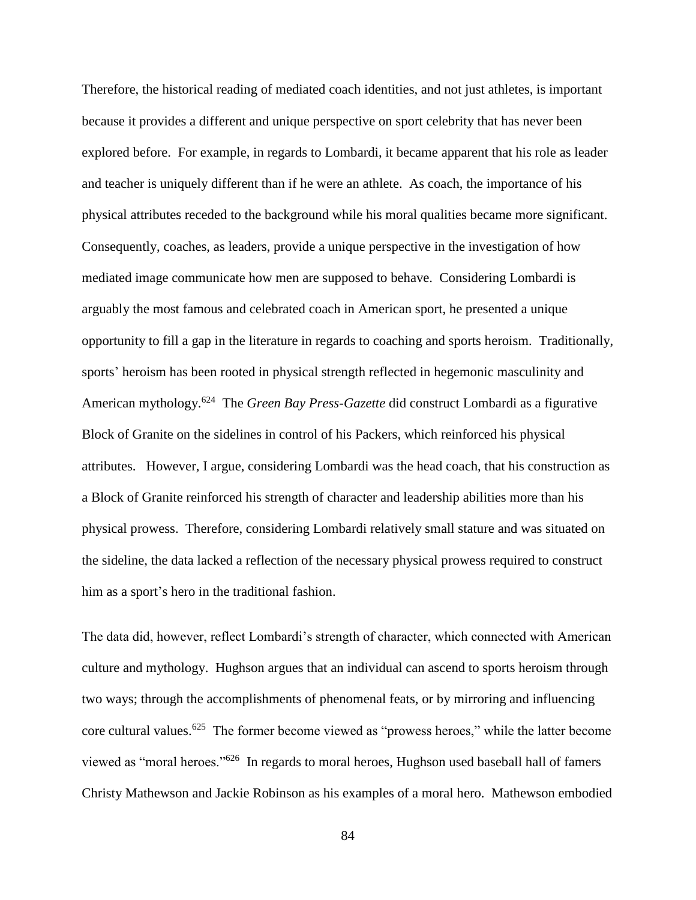Therefore, the historical reading of mediated coach identities, and not just athletes, is important because it provides a different and unique perspective on sport celebrity that has never been explored before. For example, in regards to Lombardi, it became apparent that his role as leader and teacher is uniquely different than if he were an athlete. As coach, the importance of his physical attributes receded to the background while his moral qualities became more significant. Consequently, coaches, as leaders, provide a unique perspective in the investigation of how mediated image communicate how men are supposed to behave. Considering Lombardi is arguably the most famous and celebrated coach in American sport, he presented a unique opportunity to fill a gap in the literature in regards to coaching and sports heroism. Traditionally, sports' heroism has been rooted in physical strength reflected in hegemonic masculinity and American mythology.[624] The *Green Bay Press-Gazette* did construct Lombardi as a figurative Block of Granite on the sidelines in control of his Packers, which reinforced his physical attributes. However, I argue, considering Lombardi was the head coach, that his construction as a Block of Granite reinforced his strength of character and leadership abilities more than his physical prowess. Therefore, considering Lombardi relatively small stature and was situated on the sideline, the data lacked a reflection of the necessary physical prowess required to construct him as a sport's hero in the traditional fashion.

The data did, however, reflect Lombardi's strength of character, which connected with American culture and mythology. Hughson argues that an individual can ascend to sports heroism through two ways; through the accomplishments of phenomenal feats, or by mirroring and influencing core cultural values.[625] The former become viewed as "prowess heroes," while the latter become viewed as "moral heroes."[626] In regards to moral heroes, Hughson used baseball hall of famers Christy Mathewson and Jackie Robinson as his examples of a moral hero. Mathewson embodied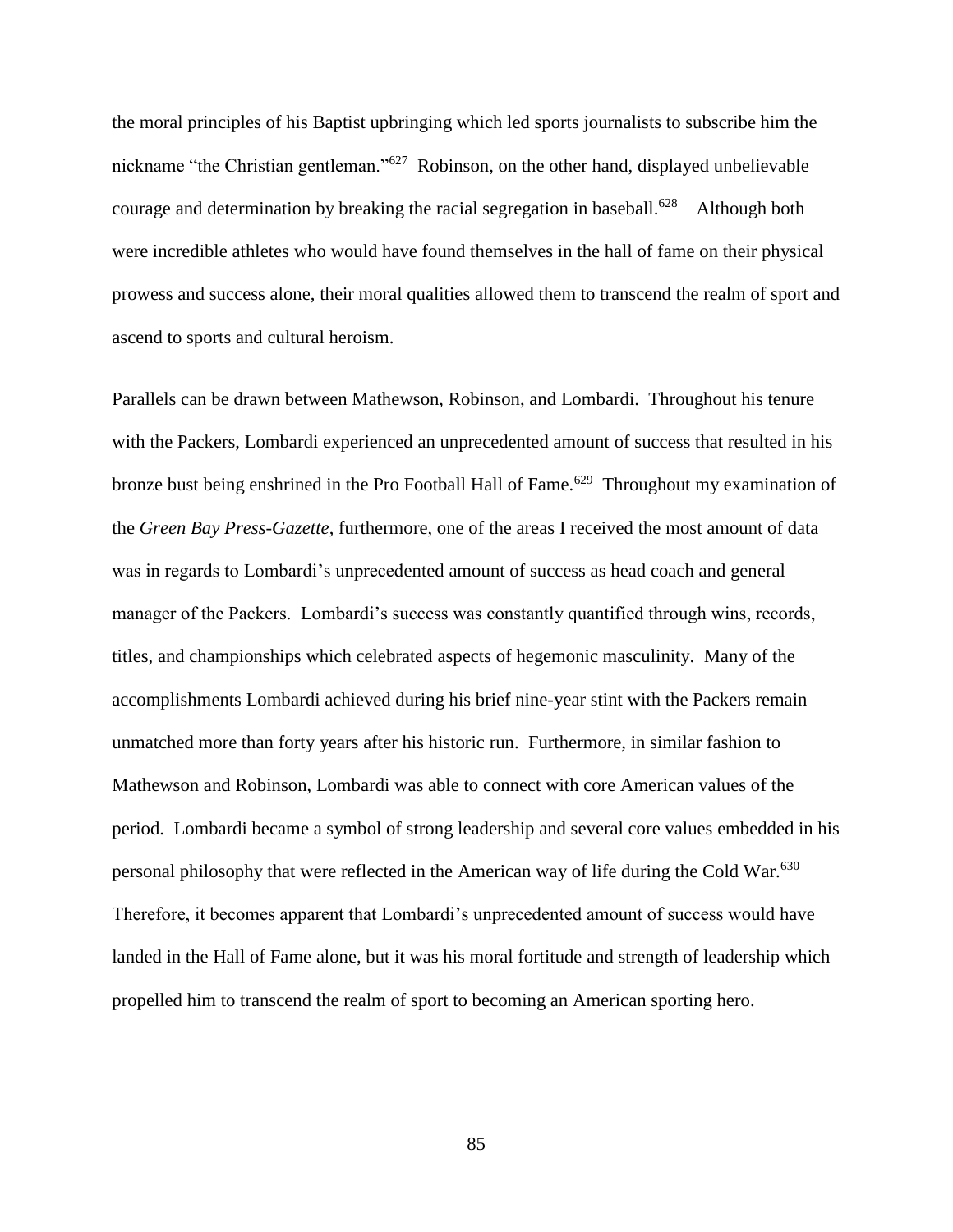the moral principles of his Baptist upbringing which led sports journalists to subscribe him the nickname "the Christian gentleman."[627] Robinson, on the other hand, displayed unbelievable courage and determination by breaking the racial segregation in baseball.[628] Although both were incredible athletes who would have found themselves in the hall of fame on their physical prowess and success alone, their moral qualities allowed them to transcend the realm of sport and ascend to sports and cultural heroism.

Parallels can be drawn between Mathewson, Robinson, and Lombardi. Throughout his tenure with the Packers, Lombardi experienced an unprecedented amount of success that resulted in his bronze bust being enshrined in the Pro Football Hall of Fame.[629] Throughout my examination of the *Green Bay Press-Gazette*, furthermore, one of the areas I received the most amount of data was in regards to Lombardi's unprecedented amount of success as head coach and general manager of the Packers. Lombardi's success was constantly quantified through wins, records, titles, and championships which celebrated aspects of hegemonic masculinity. Many of the accomplishments Lombardi achieved during his brief nine-year stint with the Packers remain unmatched more than forty years after his historic run. Furthermore, in similar fashion to Mathewson and Robinson, Lombardi was able to connect with core American values of the period. Lombardi became a symbol of strong leadership and several core values embedded in his personal philosophy that were reflected in the American way of life during the Cold War.[630] Therefore, it becomes apparent that Lombardi's unprecedented amount of success would have landed in the Hall of Fame alone, but it was his moral fortitude and strength of leadership which propelled him to transcend the realm of sport to becoming an American sporting hero.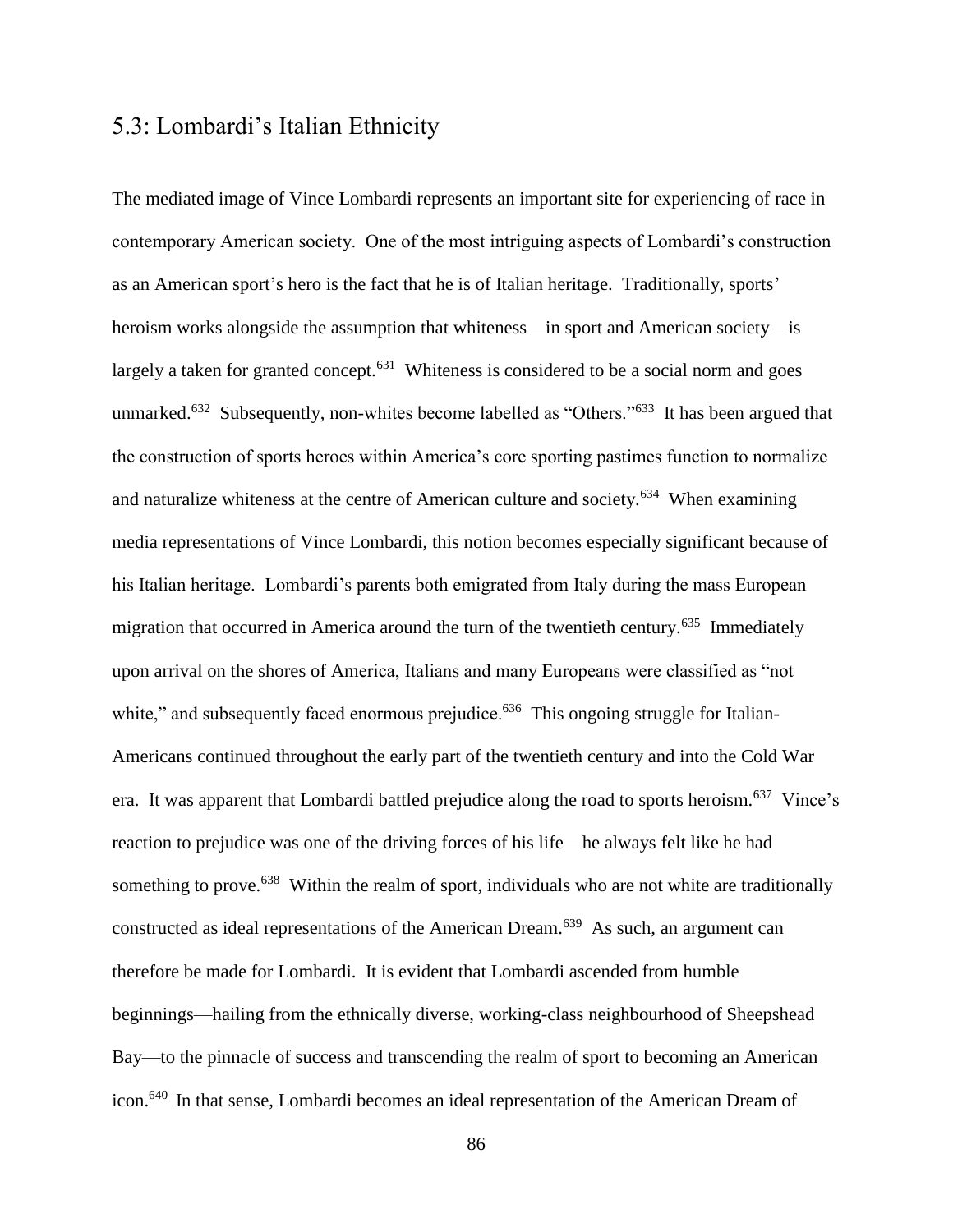## 5.3: Lombardi's Italian Ethnicity

The mediated image of Vince Lombardi represents an important site for experiencing of race in contemporary American society. One of the most intriguing aspects of Lombardi's construction as an American sport's hero is the fact that he is of Italian heritage. Traditionally, sports' heroism works alongside the assumption that whiteness—in sport and American society—is largely a taken for granted concept.[631] Whiteness is considered to be a social norm and goes unmarked.[632] Subsequently, non-whites become labelled as "Others."[633] It has been argued that the construction of sports heroes within America's core sporting pastimes function to normalize and naturalize whiteness at the centre of American culture and society.[634] When examining media representations of Vince Lombardi, this notion becomes especially significant because of his Italian heritage. Lombardi's parents both emigrated from Italy during the mass European migration that occurred in America around the turn of the twentieth century.[635] Immediately upon arrival on the shores of America, Italians and many Europeans were classified as "not white," and subsequently faced enormous prejudice.[636] This ongoing struggle for Italian-Americans continued throughout the early part of the twentieth century and into the Cold War era. It was apparent that Lombardi battled prejudice along the road to sports heroism.[637] Vince's reaction to prejudice was one of the driving forces of his life—he always felt like he had something to prove.[638] Within the realm of sport, individuals who are not white are traditionally constructed as ideal representations of the American Dream.[639] As such, an argument can therefore be made for Lombardi. It is evident that Lombardi ascended from humble beginnings—hailing from the ethnically diverse, working-class neighbourhood of Sheepshead Bay—to the pinnacle of success and transcending the realm of sport to becoming an American icon.[640] In that sense, Lombardi becomes an ideal representation of the American Dream of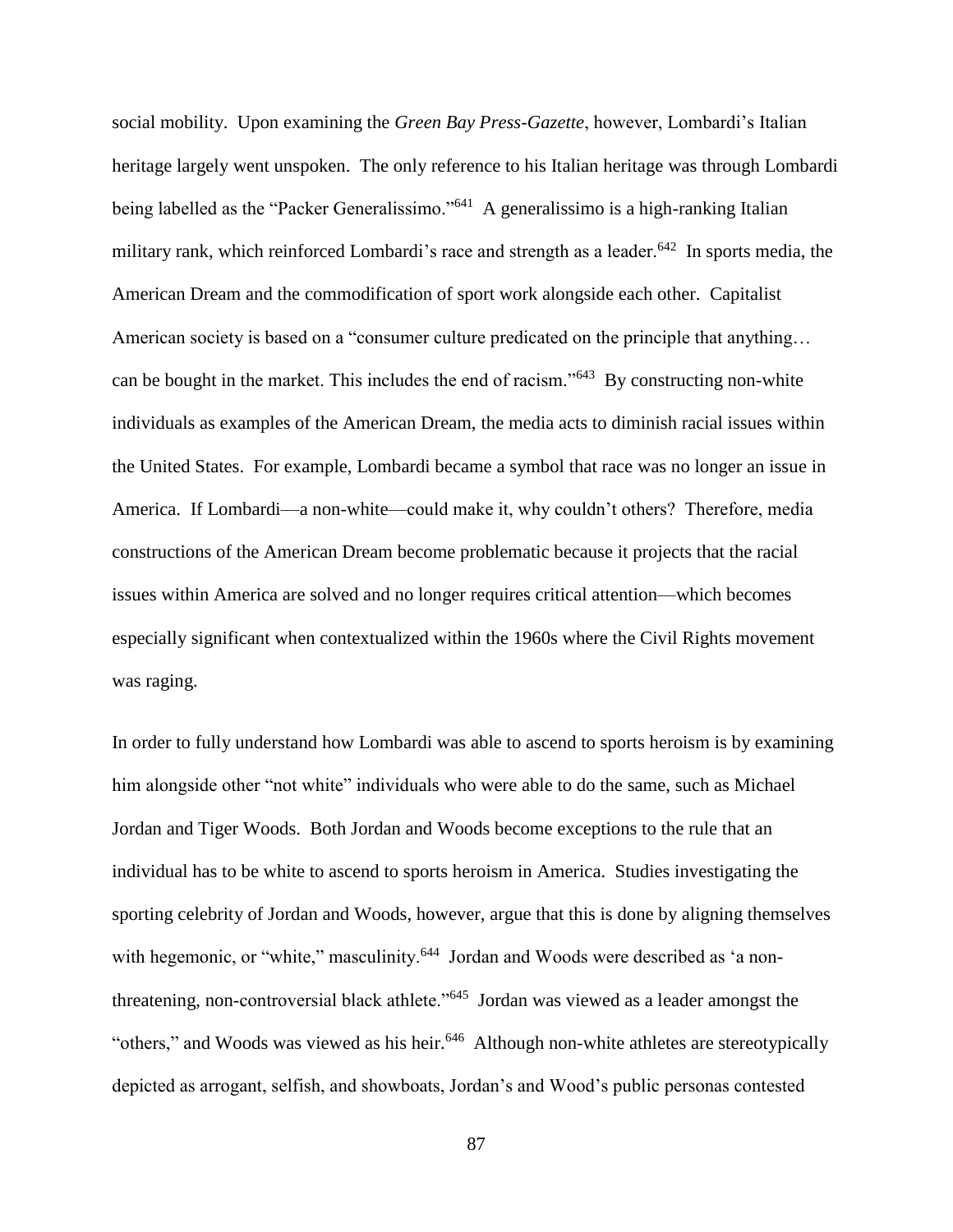social mobility. Upon examining the *Green Bay Press-Gazette*, however, Lombardi's Italian heritage largely went unspoken. The only reference to his Italian heritage was through Lombardi being labelled as the "Packer Generalissimo."[641] A generalissimo is a high-ranking Italian military rank, which reinforced Lombardi's race and strength as a leader.[642] In sports media, the American Dream and the commodification of sport work alongside each other. Capitalist American society is based on a "consumer culture predicated on the principle that anything… can be bought in the market. This includes the end of racism."[643] By constructing non-white individuals as examples of the American Dream, the media acts to diminish racial issues within the United States. For example, Lombardi became a symbol that race was no longer an issue in America. If Lombardi—a non-white—could make it, why couldn't others? Therefore, media constructions of the American Dream become problematic because it projects that the racial issues within America are solved and no longer requires critical attention—which becomes especially significant when contextualized within the 1960s where the Civil Rights movement was raging.

In order to fully understand how Lombardi was able to ascend to sports heroism is by examining him alongside other "not white" individuals who were able to do the same, such as Michael Jordan and Tiger Woods. Both Jordan and Woods become exceptions to the rule that an individual has to be white to ascend to sports heroism in America. Studies investigating the sporting celebrity of Jordan and Woods, however, argue that this is done by aligning themselves with hegemonic, or "white," masculinity.[644] Jordan and Woods were described as 'a non-threatening, non-controversial black athlete."[645] Jordan was viewed as a leader amongst the "others," and Woods was viewed as his heir.[646] Although non-white athletes are stereotypically depicted as arrogant, selfish, and showboats, Jordan's and Wood's public personas contested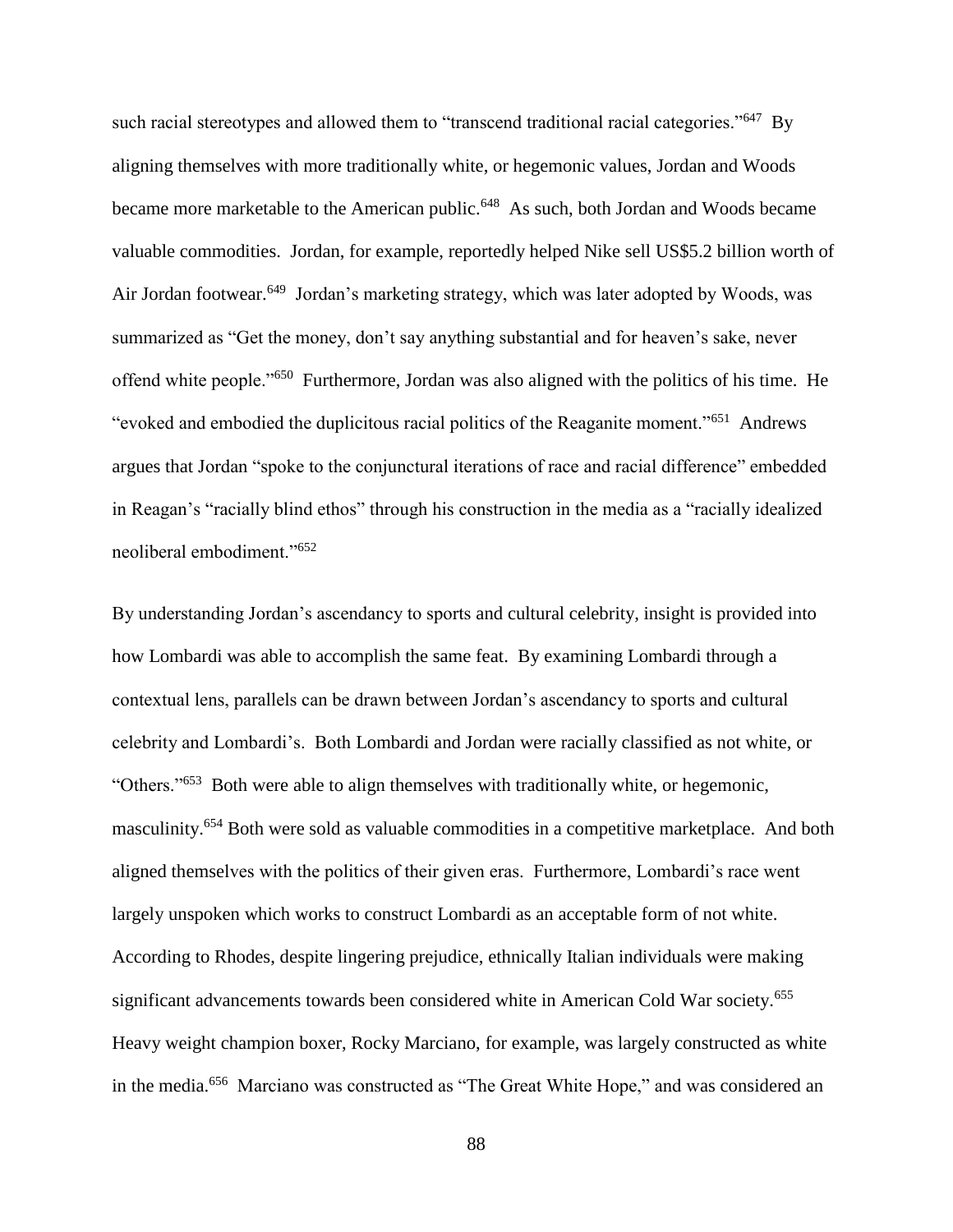such racial stereotypes and allowed them to "transcend traditional racial categories."[647] By aligning themselves with more traditionally white, or hegemonic values, Jordan and Woods became more marketable to the American public.[648] As such, both Jordan and Woods became valuable commodities. Jordan, for example, reportedly helped Nike sell US$5.2 billion worth of Air Jordan footwear.[649] Jordan's marketing strategy, which was later adopted by Woods, was summarized as "Get the money, don't say anything substantial and for heaven's sake, never offend white people."[650] Furthermore, Jordan was also aligned with the politics of his time. He "evoked and embodied the duplicitous racial politics of the Reaganite moment."[651] Andrews argues that Jordan "spoke to the conjunctural iterations of race and racial difference" embedded in Reagan's "racially blind ethos" through his construction in the media as a "racially idealized neoliberal embodiment."[652]

By understanding Jordan's ascendancy to sports and cultural celebrity, insight is provided into how Lombardi was able to accomplish the same feat. By examining Lombardi through a contextual lens, parallels can be drawn between Jordan's ascendancy to sports and cultural celebrity and Lombardi's. Both Lombardi and Jordan were racially classified as not white, or "Others."[653] Both were able to align themselves with traditionally white, or hegemonic, masculinity.[654] Both were sold as valuable commodities in a competitive marketplace. And both aligned themselves with the politics of their given eras. Furthermore, Lombardi's race went largely unspoken which works to construct Lombardi as an acceptable form of not white. According to Rhodes, despite lingering prejudice, ethnically Italian individuals were making significant advancements towards been considered white in American Cold War society.[655] Heavy weight champion boxer, Rocky Marciano, for example, was largely constructed as white in the media.[656] Marciano was constructed as "The Great White Hope," and was considered an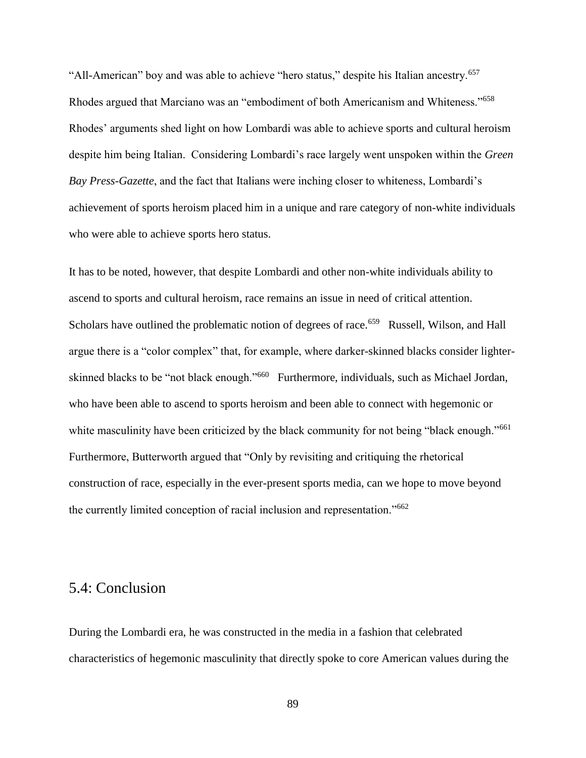"All-American" boy and was able to achieve "hero status," despite his Italian ancestry.[657] Rhodes argued that Marciano was an "embodiment of both Americanism and Whiteness."[658] Rhodes' arguments shed light on how Lombardi was able to achieve sports and cultural heroism despite him being Italian. Considering Lombardi's race largely went unspoken within the *Green Bay Press-Gazette*, and the fact that Italians were inching closer to whiteness, Lombardi's achievement of sports heroism placed him in a unique and rare category of non-white individuals who were able to achieve sports hero status.

It has to be noted, however, that despite Lombardi and other non-white individuals ability to ascend to sports and cultural heroism, race remains an issue in need of critical attention. Scholars have outlined the problematic notion of degrees of race.[659] Russell, Wilson, and Hall argue there is a "color complex" that, for example, where darker-skinned blacks consider lighter-skinned blacks to be "not black enough."[660] Furthermore, individuals, such as Michael Jordan, who have been able to ascend to sports heroism and been able to connect with hegemonic or white masculinity have been criticized by the black community for not being "black enough."[661] Furthermore, Butterworth argued that "Only by revisiting and critiquing the rhetorical construction of race, especially in the ever-present sports media, can we hope to move beyond the currently limited conception of racial inclusion and representation."[662]

## 5.4: Conclusion

During the Lombardi era, he was constructed in the media in a fashion that celebrated characteristics of hegemonic masculinity that directly spoke to core American values during the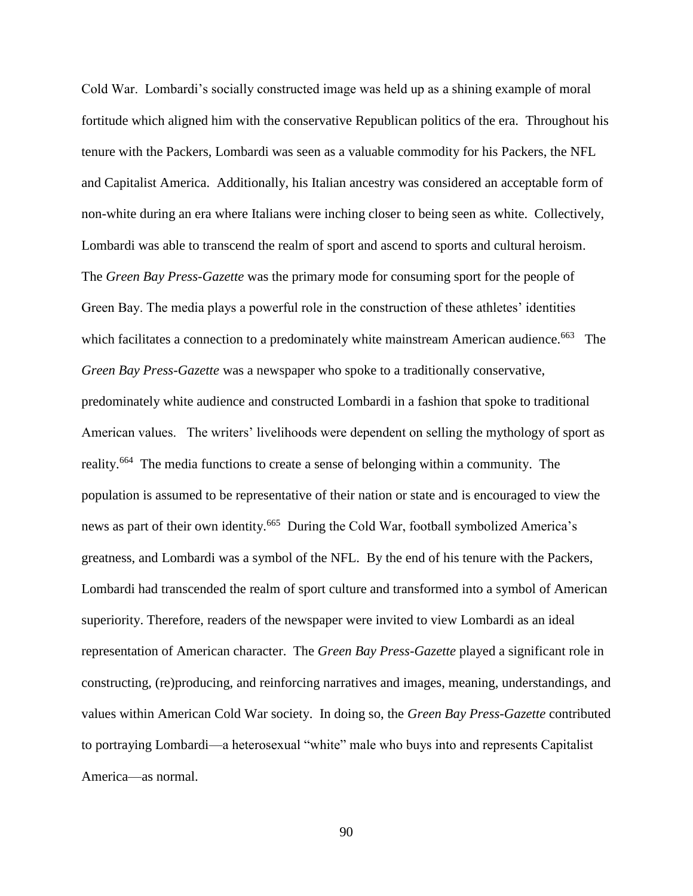Cold War. Lombardi's socially constructed image was held up as a shining example of moral fortitude which aligned him with the conservative Republican politics of the era. Throughout his tenure with the Packers, Lombardi was seen as a valuable commodity for his Packers, the NFL and Capitalist America. Additionally, his Italian ancestry was considered an acceptable form of non-white during an era where Italians were inching closer to being seen as white. Collectively, Lombardi was able to transcend the realm of sport and ascend to sports and cultural heroism. The *Green Bay Press-Gazette* was the primary mode for consuming sport for the people of Green Bay. The media plays a powerful role in the construction of these athletes' identities which facilitates a connection to a predominately white mainstream American audience.[663] The *Green Bay Press-Gazette* was a newspaper who spoke to a traditionally conservative, predominately white audience and constructed Lombardi in a fashion that spoke to traditional American values. The writers' livelihoods were dependent on selling the mythology of sport as reality.[664] The media functions to create a sense of belonging within a community. The population is assumed to be representative of their nation or state and is encouraged to view the news as part of their own identity.[665] During the Cold War, football symbolized America's greatness, and Lombardi was a symbol of the NFL. By the end of his tenure with the Packers, Lombardi had transcended the realm of sport culture and transformed into a symbol of American superiority. Therefore, readers of the newspaper were invited to view Lombardi as an ideal representation of American character. The *Green Bay Press-Gazette* played a significant role in constructing, (re)producing, and reinforcing narratives and images, meaning, understandings, and values within American Cold War society. In doing so, the *Green Bay Press-Gazette* contributed to portraying Lombardi—a heterosexual "white" male who buys into and represents Capitalist America—as normal.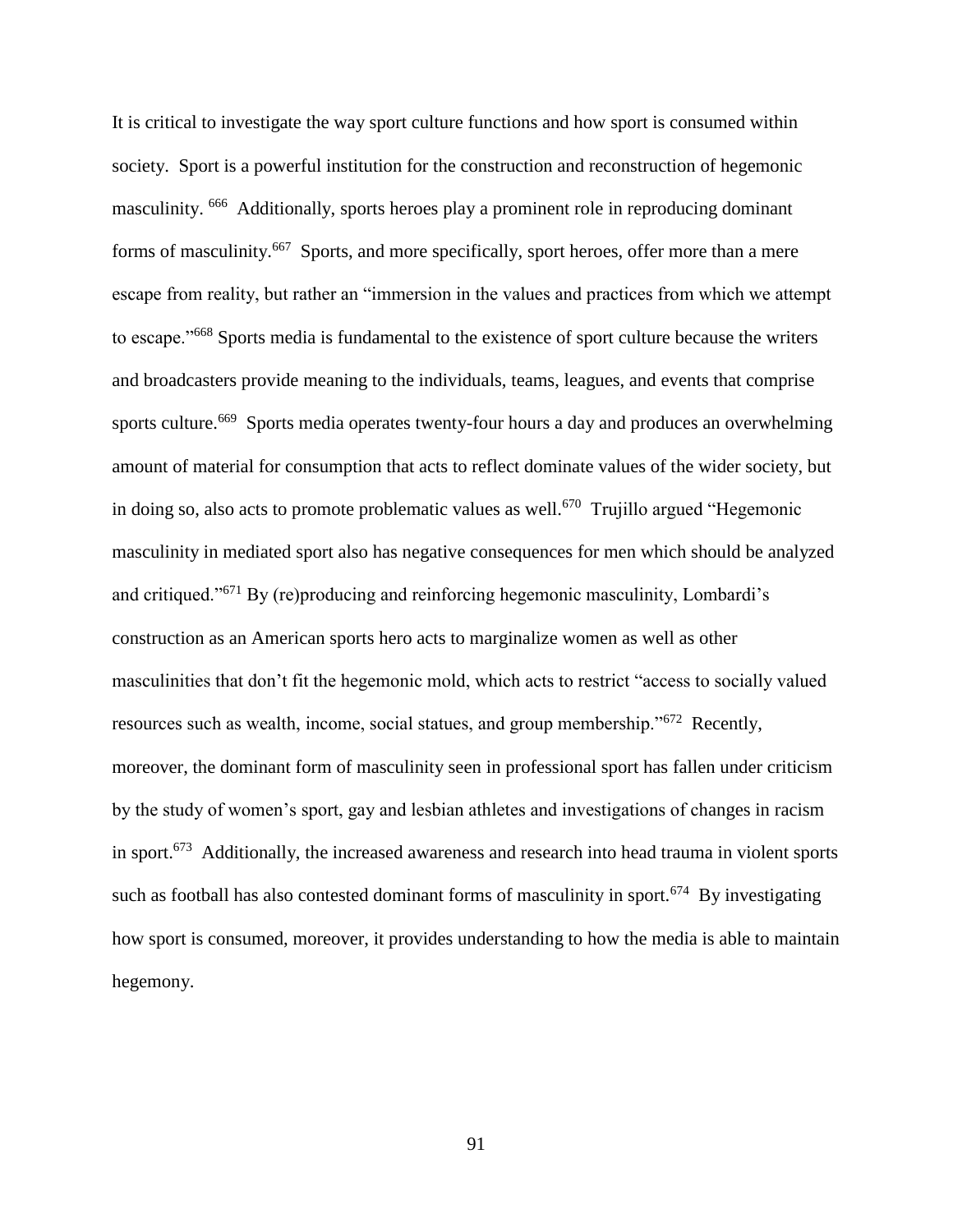It is critical to investigate the way sport culture functions and how sport is consumed within society. Sport is a powerful institution for the construction and reconstruction of hegemonic masculinity. [666] Additionally, sports heroes play a prominent role in reproducing dominant forms of masculinity.[667] Sports, and more specifically, sport heroes, offer more than a mere escape from reality, but rather an "immersion in the values and practices from which we attempt to escape."[668] Sports media is fundamental to the existence of sport culture because the writers and broadcasters provide meaning to the individuals, teams, leagues, and events that comprise sports culture.[669] Sports media operates twenty-four hours a day and produces an overwhelming amount of material for consumption that acts to reflect dominate values of the wider society, but in doing so, also acts to promote problematic values as well.[670] Trujillo argued "Hegemonic masculinity in mediated sport also has negative consequences for men which should be analyzed and critiqued."[671] By (re)producing and reinforcing hegemonic masculinity, Lombardi's construction as an American sports hero acts to marginalize women as well as other masculinities that don't fit the hegemonic mold, which acts to restrict "access to socially valued resources such as wealth, income, social statues, and group membership."[672] Recently, moreover, the dominant form of masculinity seen in professional sport has fallen under criticism by the study of women's sport, gay and lesbian athletes and investigations of changes in racism in sport.[673] Additionally, the increased awareness and research into head trauma in violent sports such as football has also contested dominant forms of masculinity in sport.[674] By investigating how sport is consumed, moreover, it provides understanding to how the media is able to maintain hegemony.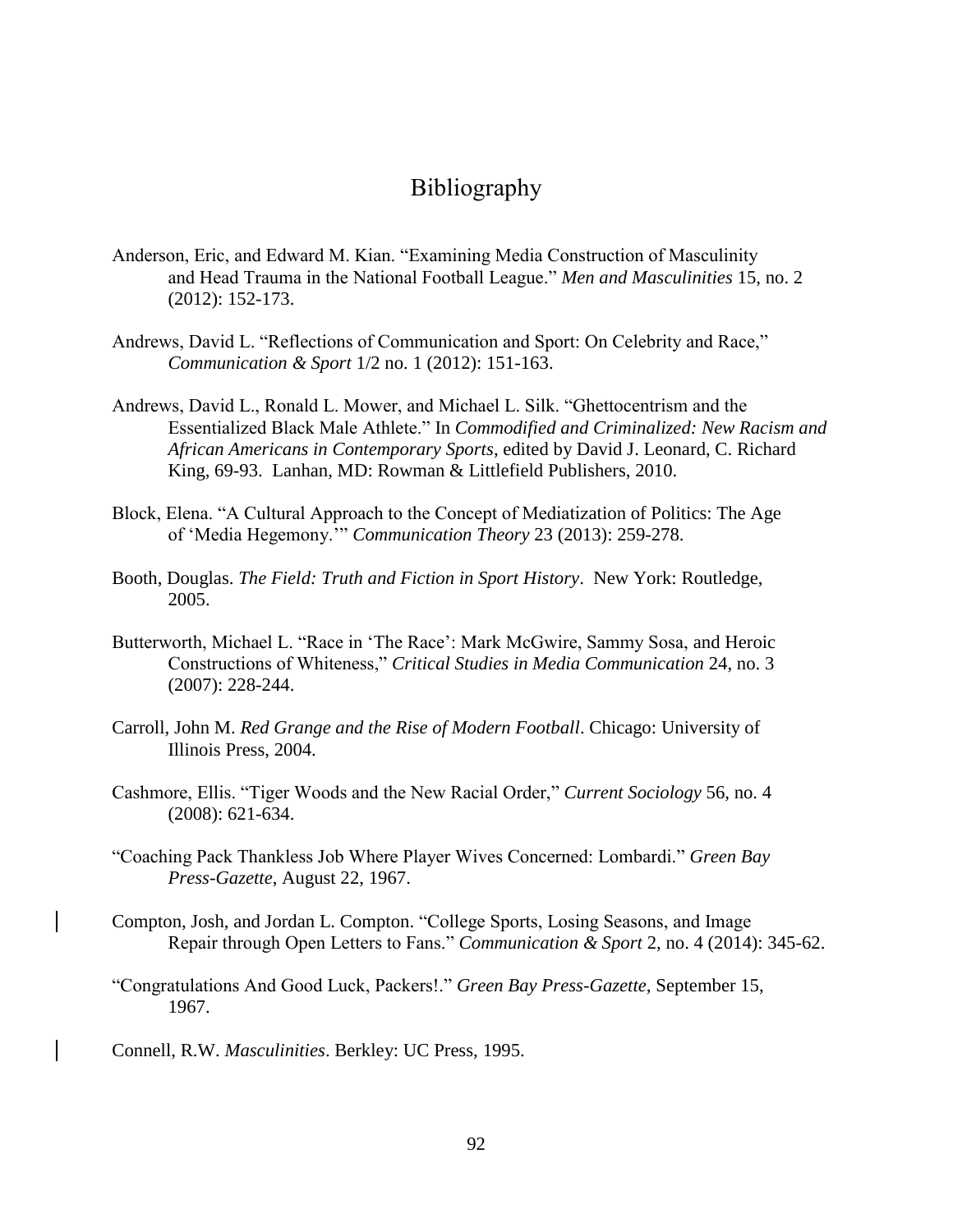# Bibliography

Anderson, Eric, and Edward M. Kian. "Examining Media Construction of Masculinity and Head Trauma in the National Football League." *Men and Masculinities* 15, no. 2 (2012): 152-173.

Andrews, David L. "Reflections of Communication and Sport: On Celebrity and Race," *Communication & Sport* 1/2 no. 1 (2012): 151-163.

Andrews, David L., Ronald L. Mower, and Michael L. Silk. "Ghettocentrism and the Essentialized Black Male Athlete." In *Commodified and Criminalized: New Racism and African Americans in Contemporary Sports*, edited by David J. Leonard, C. Richard King, 69-93. Lanhan, MD: Rowman & Littlefield Publishers, 2010.

Block, Elena. "A Cultural Approach to the Concept of Mediatization of Politics: The Age of 'Media Hegemony.'" *Communication Theory* 23 (2013): 259-278.

Booth, Douglas. *The Field: Truth and Fiction in Sport History*. New York: Routledge, 2005.

Butterworth, Michael L. "Race in 'The Race': Mark McGwire, Sammy Sosa, and Heroic Constructions of Whiteness," *Critical Studies in Media Communication* 24, no. 3 (2007): 228-244.

Carroll, John M. *Red Grange and the Rise of Modern Football*. Chicago: University of Illinois Press, 2004.

Cashmore, Ellis. "Tiger Woods and the New Racial Order," *Current Sociology* 56, no. 4 (2008): 621-634.

"Coaching Pack Thankless Job Where Player Wives Concerned: Lombardi." *Green Bay Press-Gazette*, August 22, 1967.

Compton, Josh, and Jordan L. Compton. "College Sports, Losing Seasons, and Image Repair through Open Letters to Fans." *Communication & Sport* 2, no. 4 (2014): 345-62.

"Congratulations And Good Luck, Packers!." *Green Bay Press-Gazette*, September 15, 1967.

Connell, R.W. *Masculinities*. Berkley: UC Press, 1995.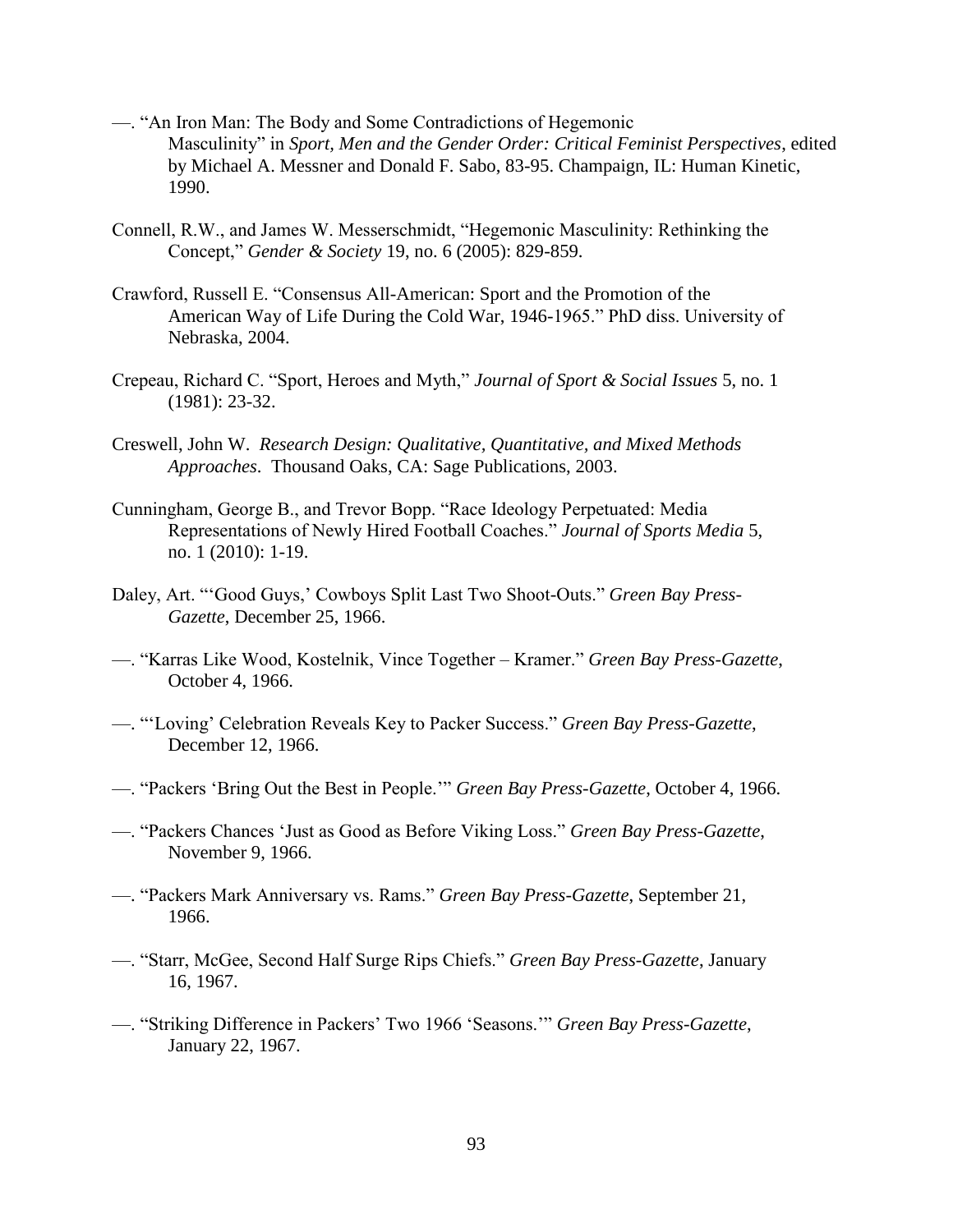—. "An Iron Man: The Body and Some Contradictions of Hegemonic Masculinity" in *Sport, Men and the Gender Order: Critical Feminist Perspectives*, edited by Michael A. Messner and Donald F. Sabo, 83-95. Champaign, IL: Human Kinetic, 1990.

Connell, R.W., and James W. Messerschmidt, "Hegemonic Masculinity: Rethinking the Concept," *Gender & Society* 19, no. 6 (2005): 829-859.

Crawford, Russell E. "Consensus All-American: Sport and the Promotion of the American Way of Life During the Cold War, 1946-1965." PhD diss. University of Nebraska, 2004.

Crepeau, Richard C. "Sport, Heroes and Myth," *Journal of Sport & Social Issues* 5, no. 1 (1981): 23-32.

Creswell, John W. *Research Design: Qualitative, Quantitative, and Mixed Methods Approaches*. Thousand Oaks, CA: Sage Publications, 2003.

Cunningham, George B., and Trevor Bopp. "Race Ideology Perpetuated: Media Representations of Newly Hired Football Coaches." *Journal of Sports Media* 5, no. 1 (2010): 1-19.

Daley, Art. "'Good Guys,' Cowboys Split Last Two Shoot-Outs." *Green Bay Press-Gazette*, December 25, 1966.

—. "Karras Like Wood, Kostelnik, Vince Together – Kramer." *Green Bay Press-Gazette*, October 4, 1966.

—. "'Loving' Celebration Reveals Key to Packer Success." *Green Bay Press-Gazette*, December 12, 1966.

—. "Packers 'Bring Out the Best in People.'" *Green Bay Press-Gazette*, October 4, 1966.

—. "Packers Chances 'Just as Good as Before Viking Loss." *Green Bay Press-Gazette*, November 9, 1966.

—. "Packers Mark Anniversary vs. Rams." *Green Bay Press-Gazette*, September 21, 1966.

—. "Starr, McGee, Second Half Surge Rips Chiefs." *Green Bay Press-Gazette*, January 16, 1967.

—. "Striking Difference in Packers' Two 1966 'Seasons.'" *Green Bay Press-Gazette*, January 22, 1967.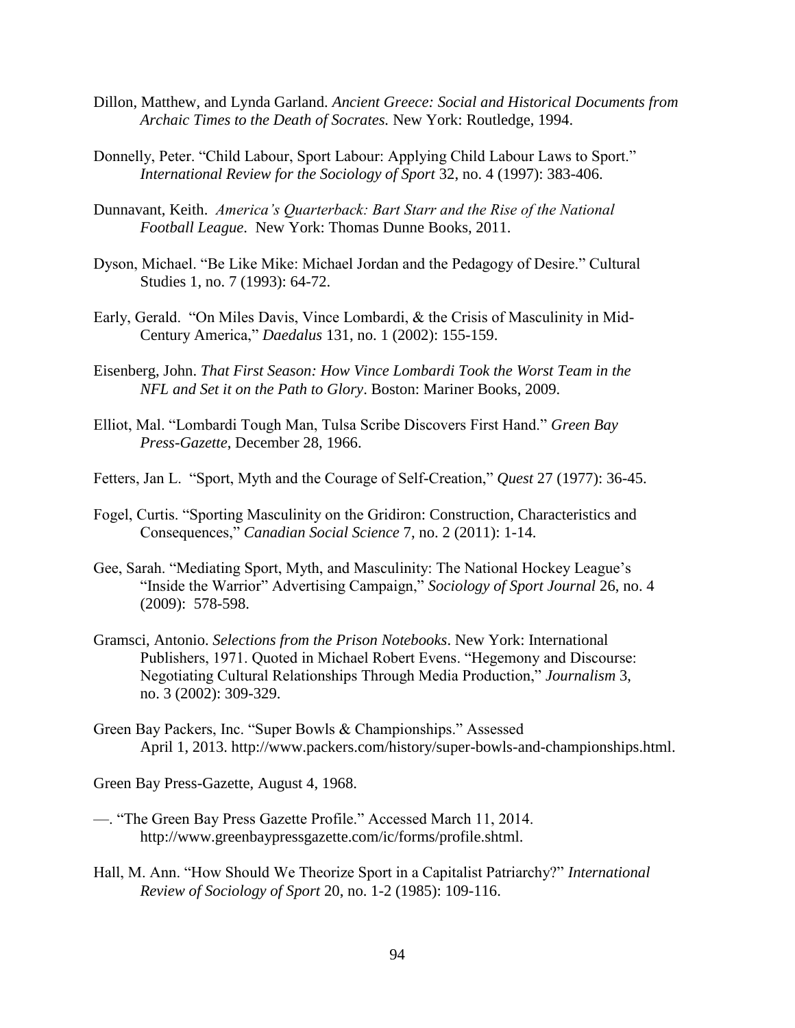Dillon, Matthew, and Lynda Garland. *Ancient Greece: Social and Historical Documents from Archaic Times to the Death of Socrates.* New York: Routledge, 1994.

Donnelly, Peter. "Child Labour, Sport Labour: Applying Child Labour Laws to Sport." *International Review for the Sociology of Sport* 32, no. 4 (1997): 383-406.

Dunnavant, Keith. *America's Quarterback: Bart Starr and the Rise of the National Football League*. New York: Thomas Dunne Books, 2011.

Dyson, Michael. "Be Like Mike: Michael Jordan and the Pedagogy of Desire." Cultural Studies 1, no. 7 (1993): 64-72.

Early, Gerald. "On Miles Davis, Vince Lombardi, & the Crisis of Masculinity in Mid-Century America," *Daedalus* 131, no. 1 (2002): 155-159.

Eisenberg, John. *That First Season: How Vince Lombardi Took the Worst Team in the NFL and Set it on the Path to Glory*. Boston: Mariner Books, 2009.

Elliot, Mal. "Lombardi Tough Man, Tulsa Scribe Discovers First Hand." *Green Bay Press-Gazette*, December 28, 1966.

Fetters, Jan L. "Sport, Myth and the Courage of Self-Creation," *Quest* 27 (1977): 36-45.

Fogel, Curtis. "Sporting Masculinity on the Gridiron: Construction, Characteristics and Consequences," *Canadian Social Science* 7, no. 2 (2011): 1-14.

Gee, Sarah. "Mediating Sport, Myth, and Masculinity: The National Hockey League's "Inside the Warrior" Advertising Campaign," *Sociology of Sport Journal* 26, no. 4 (2009): 578-598.

Gramsci, Antonio. *Selections from the Prison Notebooks*. New York: International Publishers, 1971. Quoted in Michael Robert Evens. "Hegemony and Discourse: Negotiating Cultural Relationships Through Media Production," *Journalism* 3, no. 3 (2002): 309-329.

Green Bay Packers, Inc. "Super Bowls & Championships." Assessed April 1, 2013. http://www.packers.com/history/super-bowls-and-championships.html.

Green Bay Press-Gazette, August 4, 1968.

—. "The Green Bay Press Gazette Profile." Accessed March 11, 2014. http://www.greenbaypressgazette.com/ic/forms/profile.shtml.

Hall, M. Ann. "How Should We Theorize Sport in a Capitalist Patriarchy?" *International Review of Sociology of Sport* 20, no. 1-2 (1985): 109-116.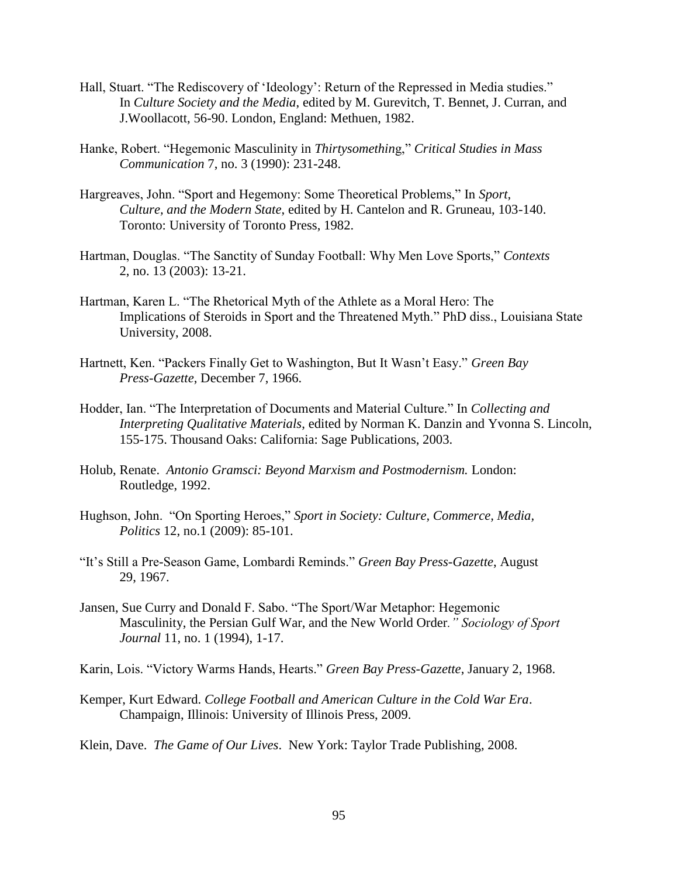Hall, Stuart. "The Rediscovery of 'Ideology': Return of the Repressed in Media studies." In *Culture Society and the Media*, edited by M. Gurevitch, T. Bennet, J. Curran, and J.Woollacott, 56-90. London, England: Methuen, 1982.

Hanke, Robert. "Hegemonic Masculinity in *Thirtysomething*," *Critical Studies in Mass Communication* 7, no. 3 (1990): 231-248.

Hargreaves, John. "Sport and Hegemony: Some Theoretical Problems," In *Sport, Culture, and the Modern State*, edited by H. Cantelon and R. Gruneau, 103-140. Toronto: University of Toronto Press, 1982.

Hartman, Douglas. "The Sanctity of Sunday Football: Why Men Love Sports," *Contexts* 2, no. 13 (2003): 13-21.

Hartman, Karen L. "The Rhetorical Myth of the Athlete as a Moral Hero: The Implications of Steroids in Sport and the Threatened Myth." PhD diss., Louisiana State University, 2008.

Hartnett, Ken. "Packers Finally Get to Washington, But It Wasn't Easy." *Green Bay Press-Gazette*, December 7, 1966.

Hodder, Ian. "The Interpretation of Documents and Material Culture." In *Collecting and Interpreting Qualitative Materials*, edited by Norman K. Danzin and Yvonna S. Lincoln, 155-175. Thousand Oaks: California: Sage Publications, 2003.

Holub, Renate. *Antonio Gramsci: Beyond Marxism and Postmodernism.* London: Routledge, 1992.

Hughson, John. "On Sporting Heroes," *Sport in Society: Culture, Commerce, Media, Politics* 12, no.1 (2009): 85-101.

"It's Still a Pre-Season Game, Lombardi Reminds." *Green Bay Press-Gazette*, August 29, 1967.

Jansen, Sue Curry and Donald F. Sabo. "The Sport/War Metaphor: Hegemonic Masculinity, the Persian Gulf War, and the New World Order*." Sociology of Sport Journal* 11, no. 1 (1994), 1-17.

Karin, Lois. "Victory Warms Hands, Hearts." *Green Bay Press-Gazette*, January 2, 1968.

Kemper, Kurt Edward. *College Football and American Culture in the Cold War Era*. Champaign, Illinois: University of Illinois Press, 2009.

Klein, Dave. *The Game of Our Lives*. New York: Taylor Trade Publishing, 2008.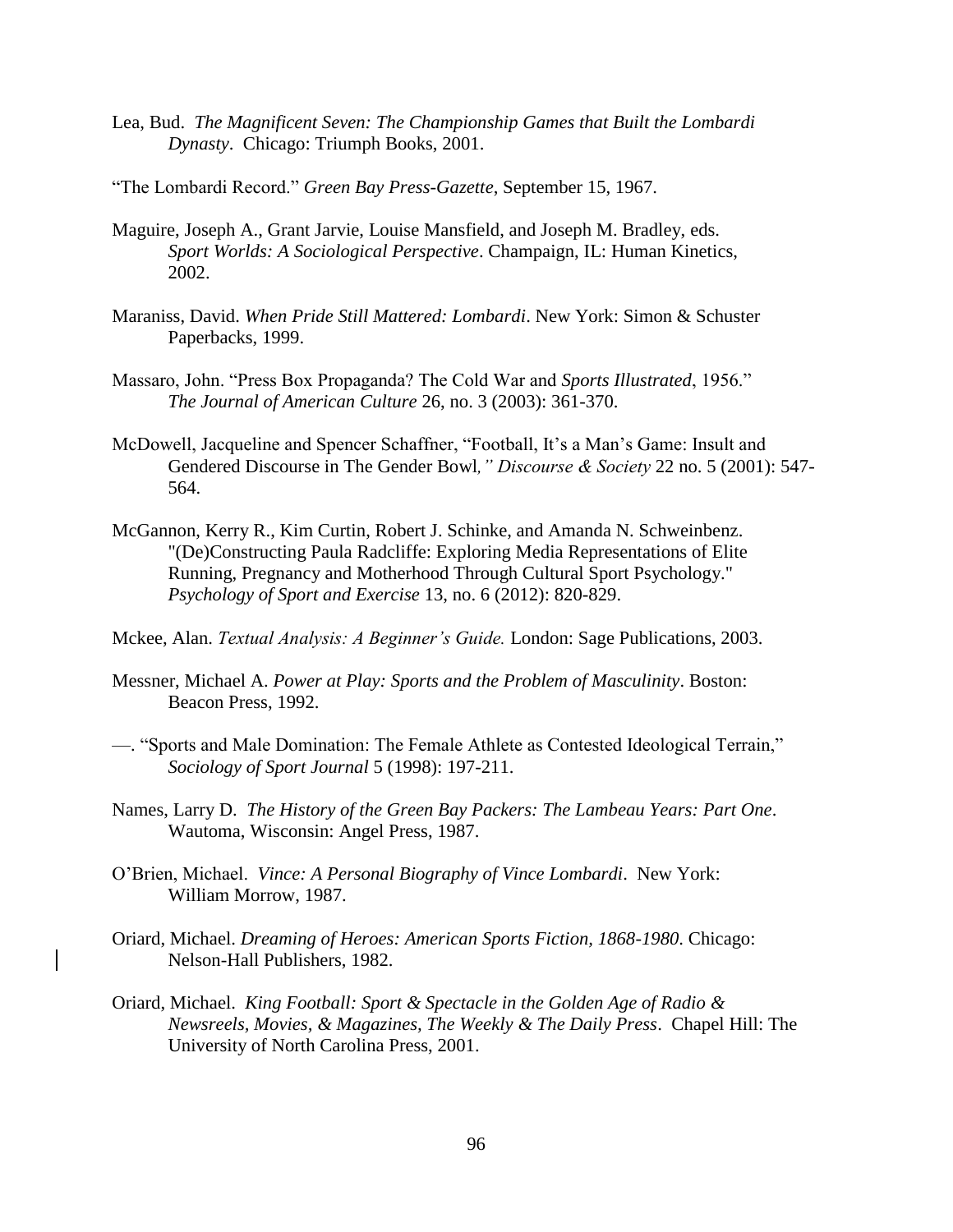Lea, Bud. *The Magnificent Seven: The Championship Games that Built the Lombardi Dynasty*. Chicago: Triumph Books, 2001.

"The Lombardi Record." *Green Bay Press-Gazette*, September 15, 1967.

Maguire, Joseph A., Grant Jarvie, Louise Mansfield, and Joseph M. Bradley, eds. *Sport Worlds: A Sociological Perspective*. Champaign, IL: Human Kinetics, 2002.

Maraniss, David. *When Pride Still Mattered: Lombardi*. New York: Simon & Schuster Paperbacks, 1999.

Massaro, John. "Press Box Propaganda? The Cold War and *Sports Illustrated*, 1956." *The Journal of American Culture* 26, no. 3 (2003): 361-370.

McDowell, Jacqueline and Spencer Schaffner, "Football, It's a Man's Game: Insult and Gendered Discourse in The Gender Bowl*," Discourse & Society* 22 no. 5 (2001): 547-564.

McGannon, Kerry R., Kim Curtin, Robert J. Schinke, and Amanda N. Schweinbenz. "(De)Constructing Paula Radcliffe: Exploring Media Representations of Elite Running, Pregnancy and Motherhood Through Cultural Sport Psychology." *Psychology of Sport and Exercise* 13, no. 6 (2012): 820-829.

Mckee, Alan. *Textual Analysis: A Beginner's Guide.* London: Sage Publications, 2003.

Messner, Michael A. *Power at Play: Sports and the Problem of Masculinity*. Boston: Beacon Press, 1992.

—. "Sports and Male Domination: The Female Athlete as Contested Ideological Terrain," *Sociology of Sport Journal* 5 (1998): 197-211.

Names, Larry D. *The History of the Green Bay Packers: The Lambeau Years: Part One*. Wautoma, Wisconsin: Angel Press, 1987.

O'Brien, Michael. *Vince: A Personal Biography of Vince Lombardi*. New York: William Morrow, 1987.

Oriard, Michael. *Dreaming of Heroes: American Sports Fiction, 1868-1980*. Chicago: Nelson-Hall Publishers, 1982.

Oriard, Michael. *King Football: Sport & Spectacle in the Golden Age of Radio & Newsreels, Movies, & Magazines, The Weekly & The Daily Press*. Chapel Hill: The University of North Carolina Press, 2001.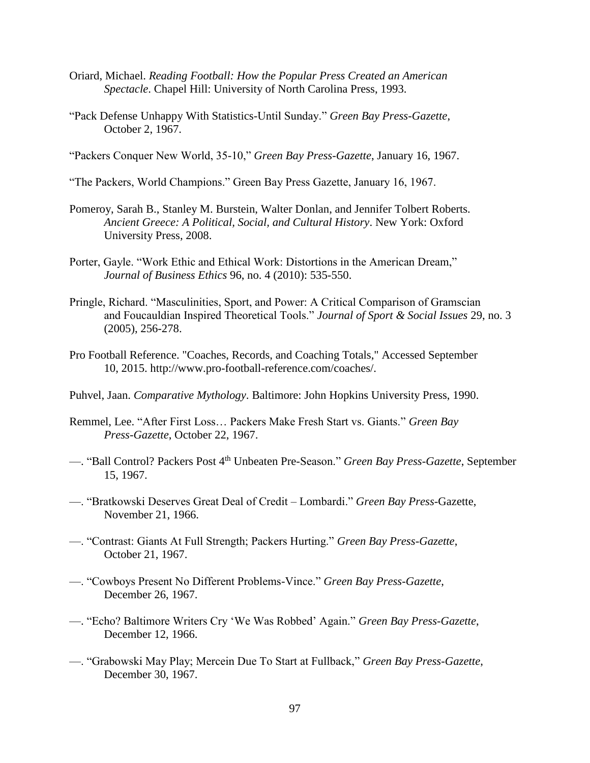Oriard, Michael. *Reading Football: How the Popular Press Created an American Spectacle*. Chapel Hill: University of North Carolina Press, 1993.

"Pack Defense Unhappy With Statistics-Until Sunday." *Green Bay Press-Gazette*, October 2, 1967.

"Packers Conquer New World, 35-10," *Green Bay Press-Gazette*, January 16, 1967.

"The Packers, World Champions." Green Bay Press Gazette, January 16, 1967.

Pomeroy, Sarah B., Stanley M. Burstein, Walter Donlan, and Jennifer Tolbert Roberts. *Ancient Greece: A Political, Social, and Cultural History*. New York: Oxford University Press, 2008.

Porter, Gayle. "Work Ethic and Ethical Work: Distortions in the American Dream," *Journal of Business Ethics* 96, no. 4 (2010): 535-550.

Pringle, Richard. "Masculinities, Sport, and Power: A Critical Comparison of Gramscian and Foucauldian Inspired Theoretical Tools." *Journal of Sport & Social Issues* 29, no. 3 (2005), 256-278.

Pro Football Reference. "Coaches, Records, and Coaching Totals," Accessed September 10, 2015. http://www.pro-football-reference.com/coaches/.

Puhvel, Jaan. *Comparative Mythology*. Baltimore: John Hopkins University Press, 1990.

Remmel, Lee. "After First Loss… Packers Make Fresh Start vs. Giants." *Green Bay Press-Gazette*, October 22, 1967.

—. "Ball Control? Packers Post 4th Unbeaten Pre-Season." *Green Bay Press-Gazette*, September 15, 1967.

—. "Bratkowski Deserves Great Deal of Credit – Lombardi." *Green Bay Press*-Gazette, November 21, 1966.

—. "Contrast: Giants At Full Strength; Packers Hurting." *Green Bay Press-Gazette*, October 21, 1967.

—. "Cowboys Present No Different Problems-Vince." *Green Bay Press-Gazette*, December 26, 1967.

—. "Echo? Baltimore Writers Cry 'We Was Robbed' Again." *Green Bay Press-Gazette*, December 12, 1966.

—. "Grabowski May Play; Mercein Due To Start at Fullback," *Green Bay Press-Gazette*, December 30, 1967.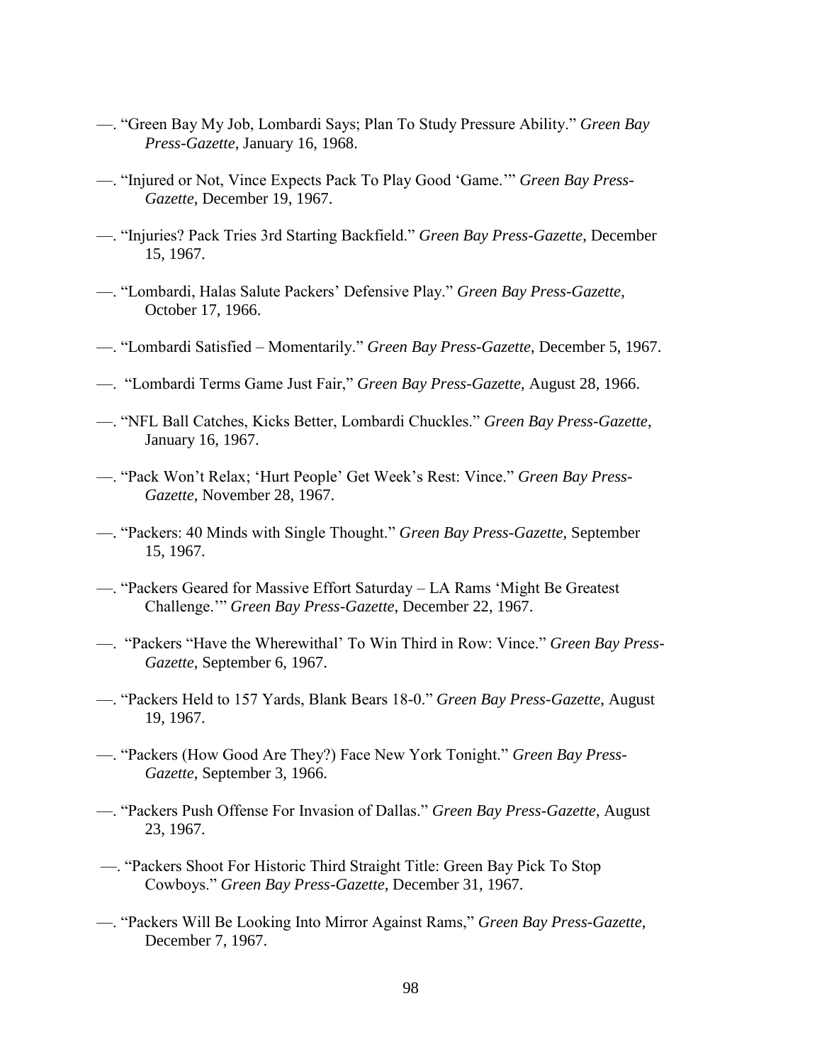—. "Green Bay My Job, Lombardi Says; Plan To Study Pressure Ability." *Green Bay Press-Gazette*, January 16, 1968.

—. "Injured or Not, Vince Expects Pack To Play Good 'Game.'" *Green Bay Press-Gazette*, December 19, 1967.

—. "Injuries? Pack Tries 3rd Starting Backfield." *Green Bay Press-Gazette*, December 15, 1967.

—. "Lombardi, Halas Salute Packers' Defensive Play." *Green Bay Press-Gazette*, October 17, 1966.

—. "Lombardi Satisfied – Momentarily." *Green Bay Press-Gazette*, December 5, 1967.

—. "Lombardi Terms Game Just Fair," *Green Bay Press-Gazette*, August 28, 1966.

—. "NFL Ball Catches, Kicks Better, Lombardi Chuckles." *Green Bay Press-Gazette*, January 16, 1967.

—. "Pack Won't Relax; 'Hurt People' Get Week's Rest: Vince." *Green Bay Press-Gazette*, November 28, 1967.

—. "Packers: 40 Minds with Single Thought." *Green Bay Press-Gazette*, September 15, 1967.

—. "Packers Geared for Massive Effort Saturday – LA Rams 'Might Be Greatest Challenge.'" *Green Bay Press-Gazette*, December 22, 1967.

—. "Packers "Have the Wherewithal' To Win Third in Row: Vince." *Green Bay Press-Gazette*, September 6, 1967.

—. "Packers Held to 157 Yards, Blank Bears 18-0." *Green Bay Press-Gazette*, August 19, 1967.

—. "Packers (How Good Are They?) Face New York Tonight." *Green Bay Press-Gazette*, September 3, 1966.

—. "Packers Push Offense For Invasion of Dallas." *Green Bay Press-Gazette*, August 23, 1967.

—. "Packers Shoot For Historic Third Straight Title: Green Bay Pick To Stop Cowboys." *Green Bay Press-Gazette*, December 31, 1967.

—. "Packers Will Be Looking Into Mirror Against Rams," *Green Bay Press-Gazette*, December 7, 1967.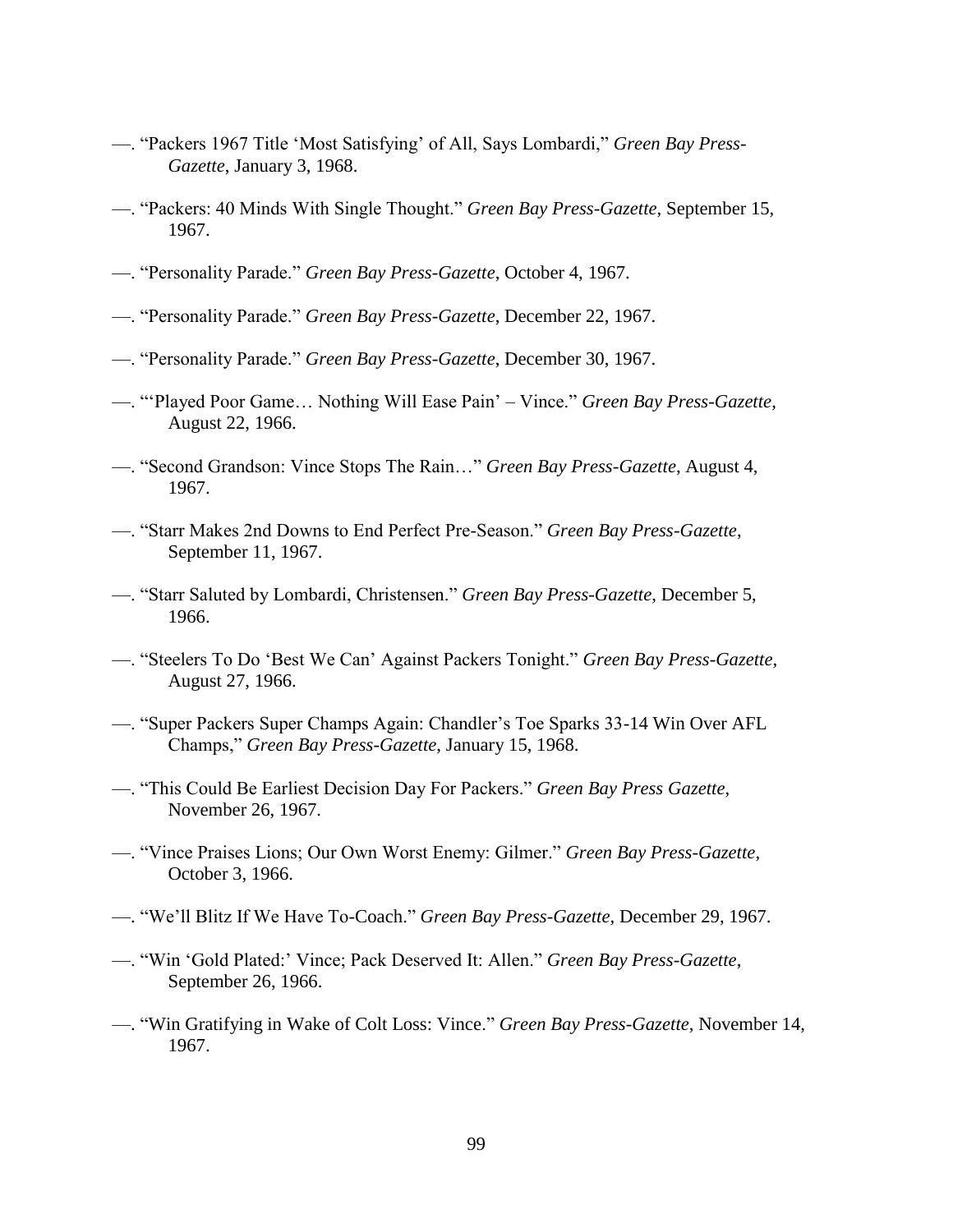—. "Packers 1967 Title 'Most Satisfying' of All, Says Lombardi," *Green Bay Press-Gazette*, January 3, 1968.

—. "Packers: 40 Minds With Single Thought." *Green Bay Press-Gazette*, September 15, 1967.

—. "Personality Parade." *Green Bay Press-Gazette*, October 4, 1967.

—. "Personality Parade." *Green Bay Press-Gazette*, December 22, 1967.

—. "Personality Parade." *Green Bay Press-Gazette*, December 30, 1967.

—. "'Played Poor Game… Nothing Will Ease Pain' – Vince." *Green Bay Press-Gazette*, August 22, 1966.

—. "Second Grandson: Vince Stops The Rain…" *Green Bay Press-Gazette*, August 4, 1967.

—. "Starr Makes 2nd Downs to End Perfect Pre-Season." *Green Bay Press-Gazette*, September 11, 1967.

—. "Starr Saluted by Lombardi, Christensen." *Green Bay Press-Gazette*, December 5, 1966.

—. "Steelers To Do 'Best We Can' Against Packers Tonight." *Green Bay Press-Gazette*, August 27, 1966.

—. "Super Packers Super Champs Again: Chandler's Toe Sparks 33-14 Win Over AFL Champs," *Green Bay Press-Gazette*, January 15, 1968.

—. "This Could Be Earliest Decision Day For Packers." *Green Bay Press Gazette*, November 26, 1967.

—. "Vince Praises Lions; Our Own Worst Enemy: Gilmer." *Green Bay Press-Gazette*, October 3, 1966.

—. "We'll Blitz If We Have To-Coach." *Green Bay Press-Gazette*, December 29, 1967.

—. "Win 'Gold Plated:' Vince; Pack Deserved It: Allen." *Green Bay Press-Gazette*, September 26, 1966.

—. "Win Gratifying in Wake of Colt Loss: Vince." *Green Bay Press-Gazette*, November 14, 1967.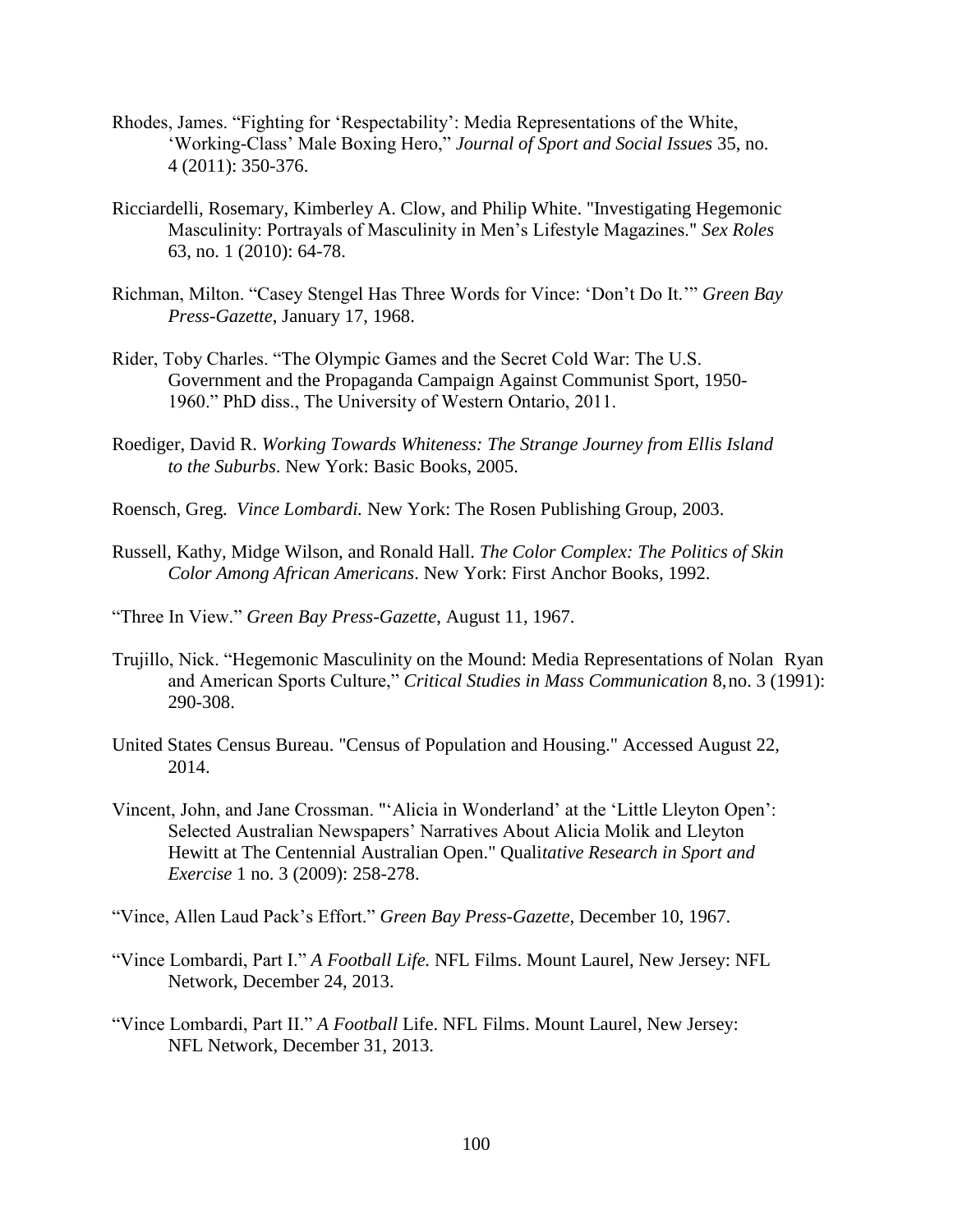Rhodes, James. "Fighting for 'Respectability': Media Representations of the White, 'Working-Class' Male Boxing Hero," *Journal of Sport and Social Issues* 35, no. 4 (2011): 350-376.

Ricciardelli, Rosemary, Kimberley A. Clow, and Philip White. "Investigating Hegemonic Masculinity: Portrayals of Masculinity in Men's Lifestyle Magazines." *Sex Roles* 63, no. 1 (2010): 64-78.

Richman, Milton. "Casey Stengel Has Three Words for Vince: 'Don't Do It.'" *Green Bay Press-Gazette*, January 17, 1968.

Rider, Toby Charles. "The Olympic Games and the Secret Cold War: The U.S. Government and the Propaganda Campaign Against Communist Sport, 1950-1960." PhD diss., The University of Western Ontario, 2011.

Roediger, David R. *Working Towards Whiteness: The Strange Journey from Ellis Island to the Suburbs*. New York: Basic Books, 2005.

Roensch, Greg. *Vince Lombardi.* New York: The Rosen Publishing Group, 2003.

Russell, Kathy, Midge Wilson, and Ronald Hall. *The Color Complex: The Politics of Skin Color Among African Americans*. New York: First Anchor Books, 1992.

"Three In View." *Green Bay Press-Gazette*, August 11, 1967.

Trujillo, Nick. "Hegemonic Masculinity on the Mound: Media Representations of Nolan Ryan and American Sports Culture," *Critical Studies in Mass Communication* 8, no. 3 (1991): 290-308.

United States Census Bureau. "Census of Population and Housing." Accessed August 22, 2014.

Vincent, John, and Jane Crossman. "'Alicia in Wonderland' at the 'Little Lleyton Open': Selected Australian Newspapers' Narratives About Alicia Molik and Lleyton Hewitt at The Centennial Australian Open." Quali*tative Research in Sport and Exercise* 1 no. 3 (2009): 258-278.

"Vince, Allen Laud Pack's Effort." *Green Bay Press-Gazette*, December 10, 1967.

"Vince Lombardi, Part I." *A Football Life.* NFL Films. Mount Laurel, New Jersey: NFL Network, December 24, 2013.

"Vince Lombardi, Part II." *A Football* Life. NFL Films. Mount Laurel, New Jersey: NFL Network, December 31, 2013.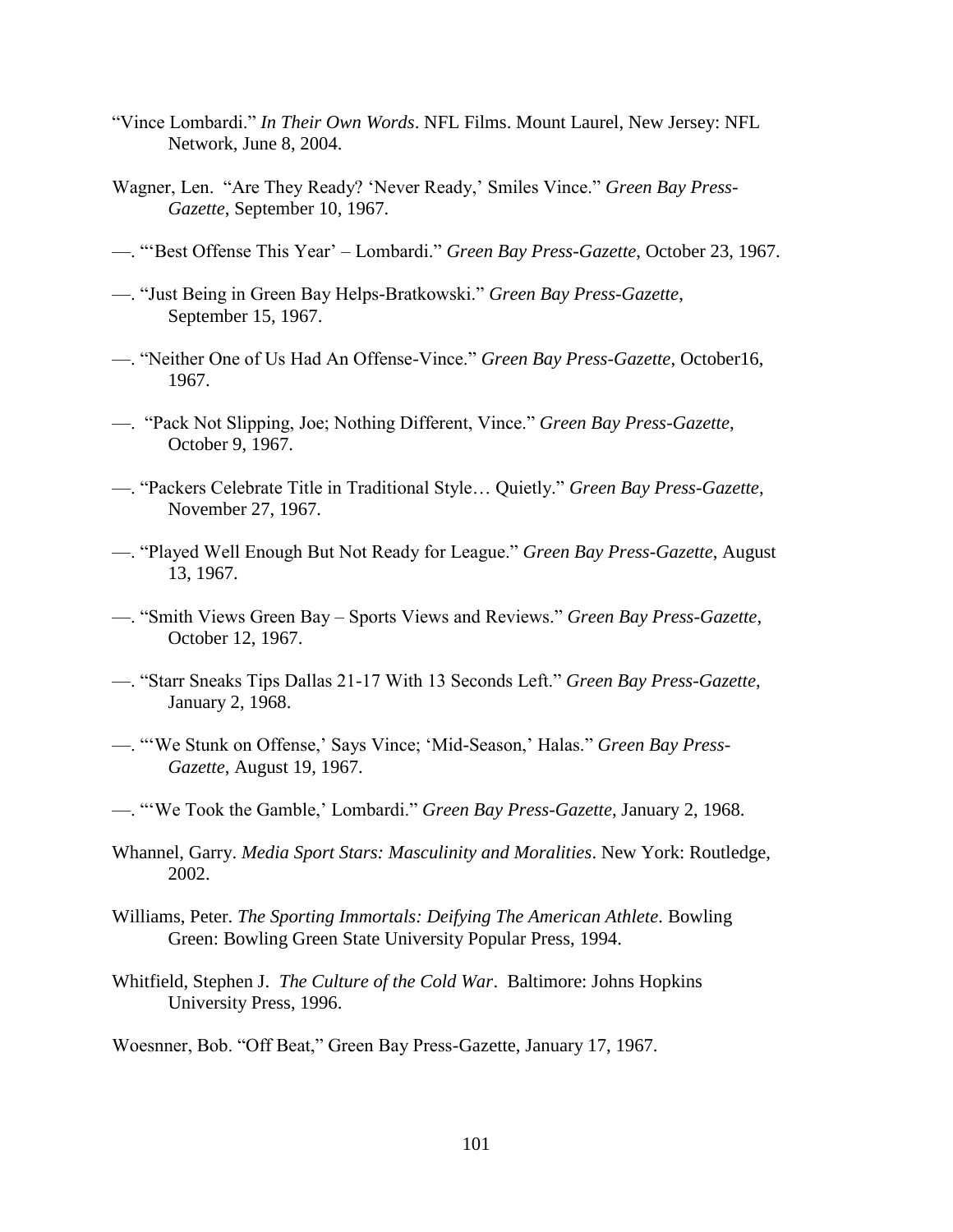"Vince Lombardi." *In Their Own Words*. NFL Films. Mount Laurel, New Jersey: NFL Network, June 8, 2004.

Wagner, Len. "Are They Ready? 'Never Ready,' Smiles Vince." *Green Bay Press-Gazette*, September 10, 1967.

—. "'Best Offense This Year' – Lombardi." *Green Bay Press-Gazette*, October 23, 1967.

—. "Just Being in Green Bay Helps-Bratkowski." *Green Bay Press-Gazette*, September 15, 1967.

—. "Neither One of Us Had An Offense-Vince." *Green Bay Press-Gazette*, October16, 1967.

—. "Pack Not Slipping, Joe; Nothing Different, Vince." *Green Bay Press-Gazette*, October 9, 1967.

—. "Packers Celebrate Title in Traditional Style… Quietly." *Green Bay Press-Gazette*, November 27, 1967.

—. "Played Well Enough But Not Ready for League." *Green Bay Press-Gazette*, August 13, 1967.

—. "Smith Views Green Bay – Sports Views and Reviews." *Green Bay Press-Gazette*, October 12, 1967.

—. "Starr Sneaks Tips Dallas 21-17 With 13 Seconds Left." *Green Bay Press-Gazette*, January 2, 1968.

—. "'We Stunk on Offense,' Says Vince; 'Mid-Season,' Halas." *Green Bay Press-Gazette*, August 19, 1967.

—. "'We Took the Gamble,' Lombardi." *Green Bay Press-Gazette*, January 2, 1968.

Whannel, Garry. *Media Sport Stars: Masculinity and Moralities*. New York: Routledge, 2002.

Williams, Peter. *The Sporting Immortals: Deifying The American Athlete*. Bowling Green: Bowling Green State University Popular Press, 1994.

Whitfield, Stephen J. *The Culture of the Cold War*. Baltimore: Johns Hopkins University Press, 1996.

Woesnner, Bob. "Off Beat," Green Bay Press-Gazette, January 17, 1967.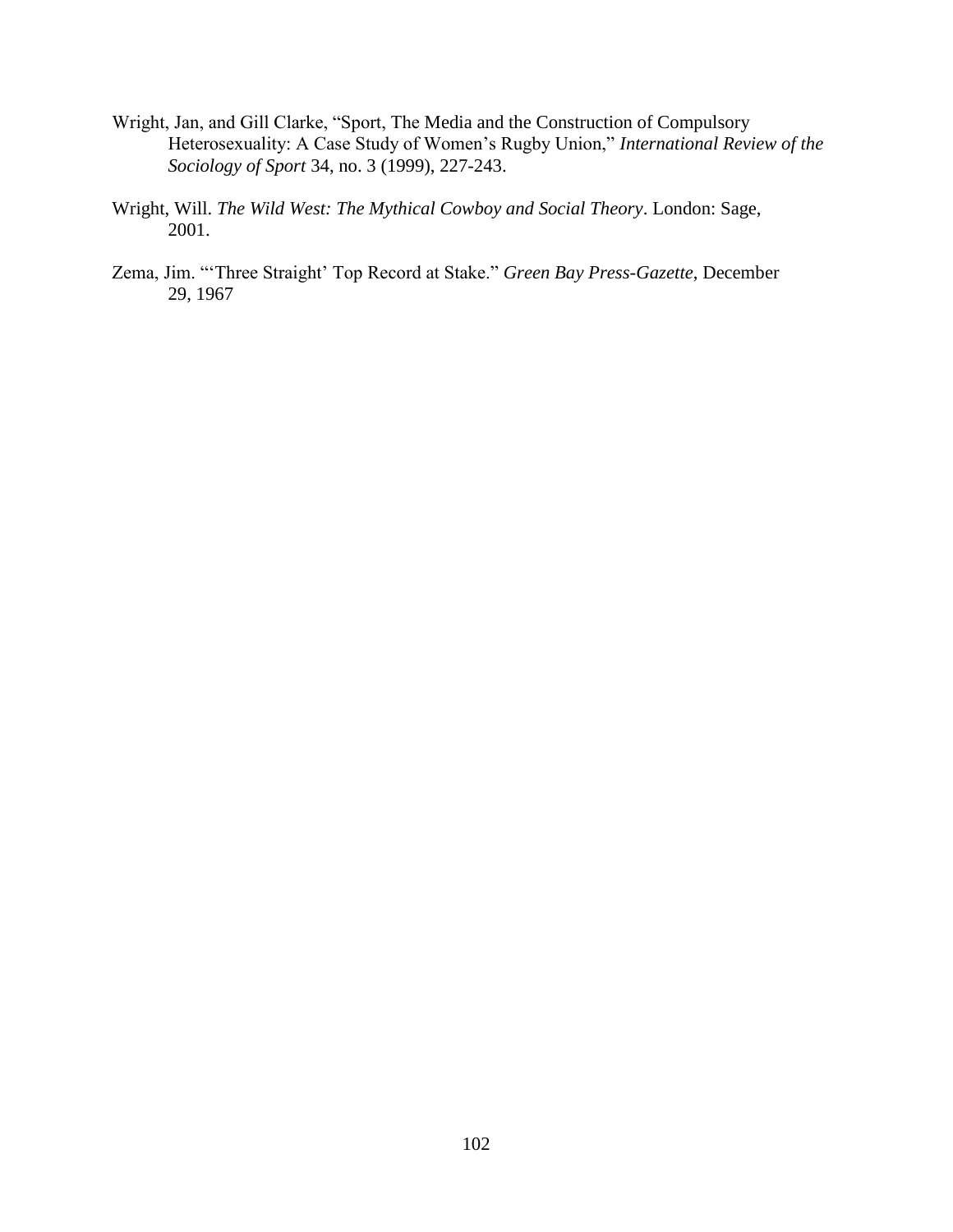Wright, Jan, and Gill Clarke, "Sport, The Media and the Construction of Compulsory Heterosexuality: A Case Study of Women's Rugby Union," *International Review of the Sociology of Sport* 34, no. 3 (1999), 227-243.

Wright, Will. *The Wild West: The Mythical Cowboy and Social Theory*. London: Sage, 2001.

Zema, Jim. "'Three Straight' Top Record at Stake." *Green Bay Press-Gazette*, December 29, 1967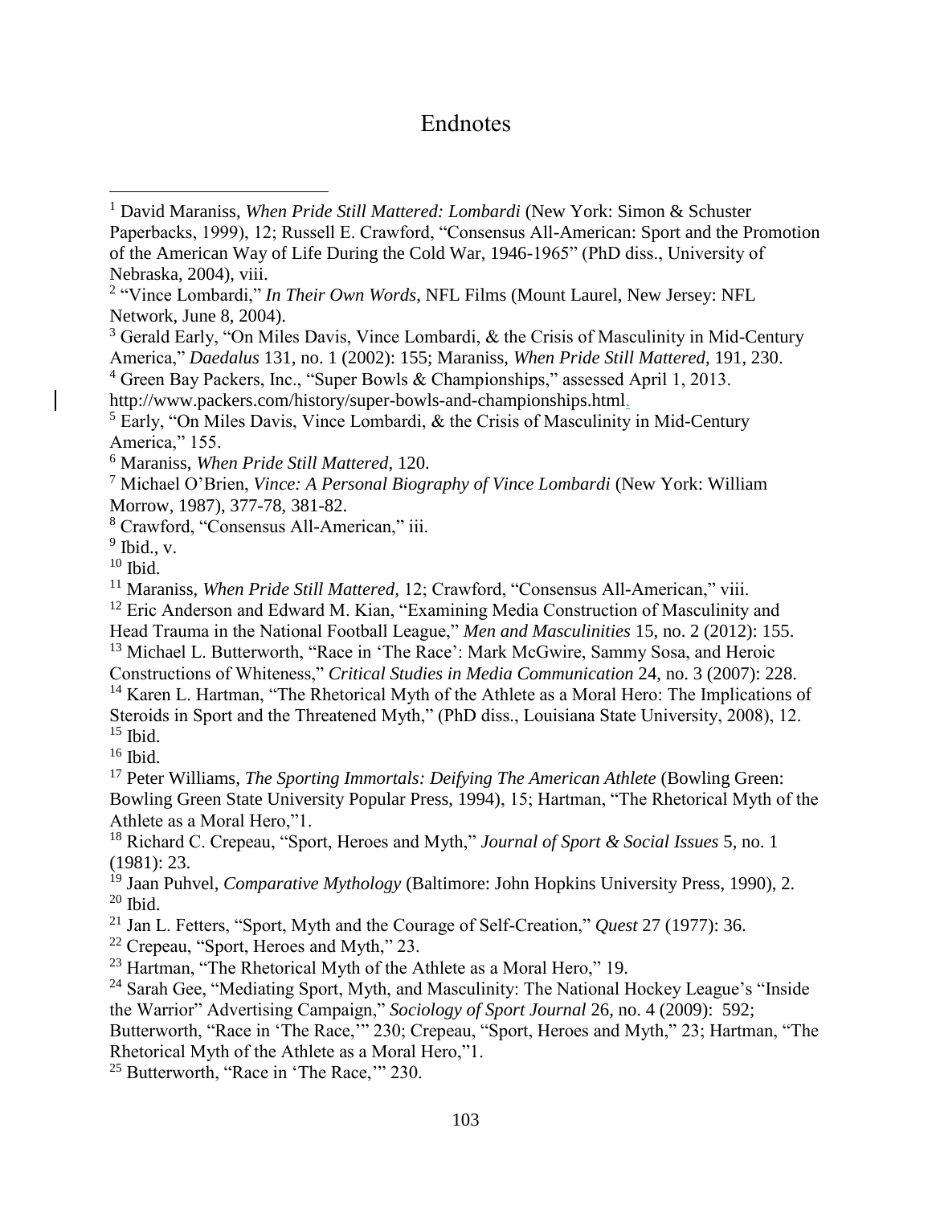# Endnotes

[1] David Maraniss, *When Pride Still Mattered: Lombardi* (New York: Simon & Schuster Paperbacks, 1999), 12; Russell E. Crawford, "Consensus All-American: Sport and the Promotion of the American Way of Life During the Cold War, 1946-1965" (PhD diss., University of Nebraska, 2004), viii.

[2] "Vince Lombardi," *In Their Own Words*, NFL Films (Mount Laurel, New Jersey: NFL Network, June 8, 2004).

[3] Gerald Early, "On Miles Davis, Vince Lombardi, & the Crisis of Masculinity in Mid-Century America," *Daedalus* 131, no. 1 (2002): 155; Maraniss, *When Pride Still Mattered*, 191, 230.

[4] Green Bay Packers, Inc., "Super Bowls & Championships," assessed April 1, 2013. http://www.packers.com/history/super-bowls-and-championships.html.

[5] Early, "On Miles Davis, Vince Lombardi, & the Crisis of Masculinity in Mid-Century America," 155.

[6] Maraniss, *When Pride Still Mattered*, 120.

[7] Michael O'Brien, *Vince: A Personal Biography of Vince Lombardi* (New York: William Morrow, 1987), 377-78, 381-82.

[8] Crawford, "Consensus All-American," iii.

[9] Ibid., v.

[10] Ibid.

[11] Maraniss, *When Pride Still Mattered*, 12; Crawford, "Consensus All-American," viii.

[12] Eric Anderson and Edward M. Kian, "Examining Media Construction of Masculinity and Head Trauma in the National Football League," *Men and Masculinities* 15, no. 2 (2012): 155.

[13] Michael L. Butterworth, "Race in 'The Race': Mark McGwire, Sammy Sosa, and Heroic Constructions of Whiteness," *Critical Studies in Media Communication* 24, no. 3 (2007): 228.

[14] Karen L. Hartman, "The Rhetorical Myth of the Athlete as a Moral Hero: The Implications of Steroids in Sport and the Threatened Myth," (PhD diss., Louisiana State University, 2008), 12.

[15] Ibid.

[16] Ibid.

[17] Peter Williams, *The Sporting Immortals: Deifying The American Athlete* (Bowling Green: Bowling Green State University Popular Press, 1994), 15; Hartman, "The Rhetorical Myth of the Athlete as a Moral Hero,"1.

[18] Richard C. Crepeau, "Sport, Heroes and Myth," *Journal of Sport & Social Issues* 5, no. 1 (1981): 23.

[19] Jaan Puhvel, *Comparative Mythology* (Baltimore: John Hopkins University Press, 1990), 2.

[20] Ibid.

[21] Jan L. Fetters, "Sport, Myth and the Courage of Self-Creation," *Quest* 27 (1977): 36.

[22] Crepeau, "Sport, Heroes and Myth," 23.

[23] Hartman, "The Rhetorical Myth of the Athlete as a Moral Hero," 19.

[24] Sarah Gee, "Mediating Sport, Myth, and Masculinity: The National Hockey League's "Inside the Warrior" Advertising Campaign," *Sociology of Sport Journal* 26, no. 4 (2009): 592; Butterworth, "Race in 'The Race,'" 230; Crepeau, "Sport, Heroes and Myth," 23; Hartman, "The Rhetorical Myth of the Athlete as a Moral Hero,"1.

[25] Butterworth, "Race in 'The Race,'" 230.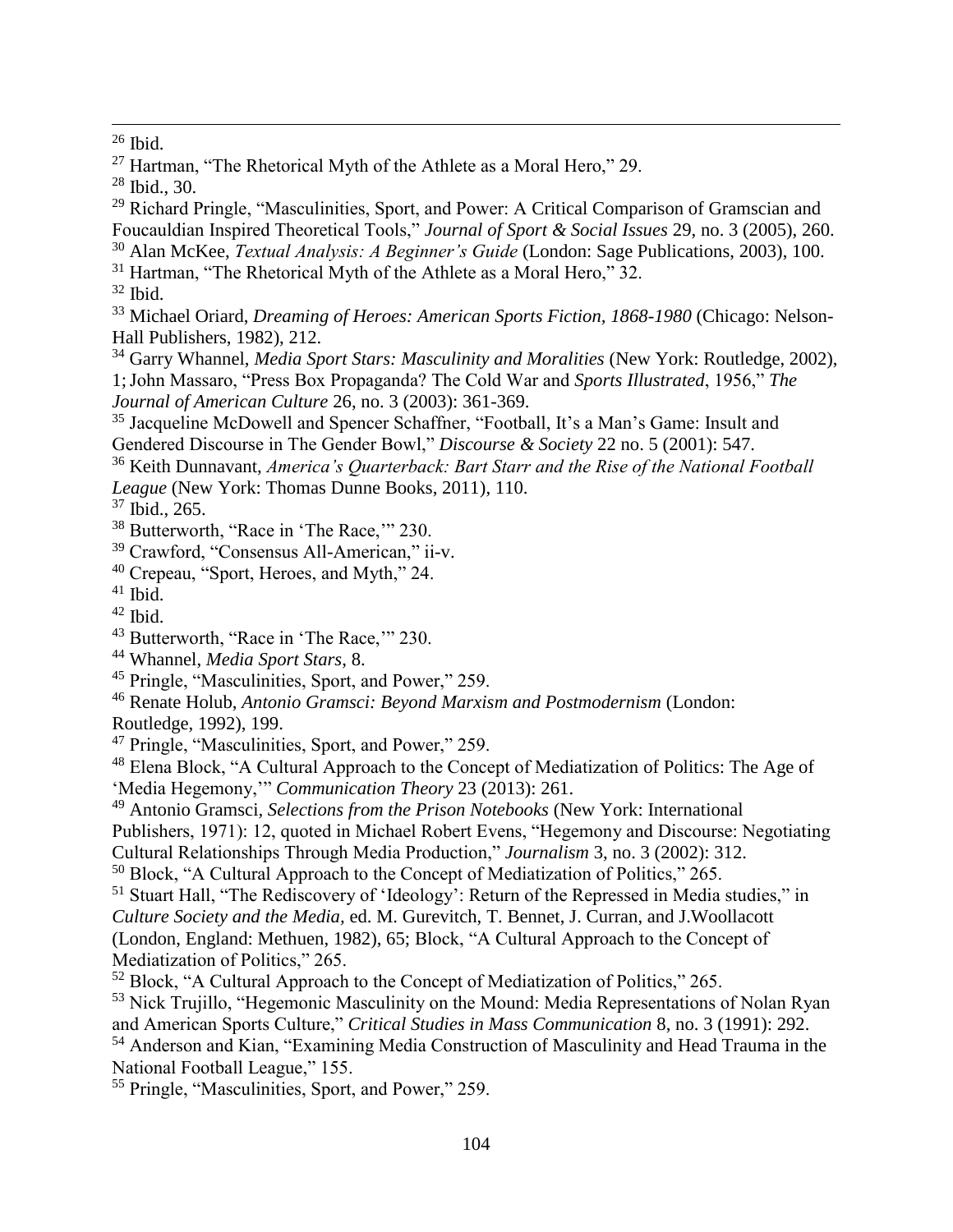[26] Ibid.

[27] Hartman, "The Rhetorical Myth of the Athlete as a Moral Hero," 29.

[28] Ibid., 30.

[29] Richard Pringle, "Masculinities, Sport, and Power: A Critical Comparison of Gramscian and Foucauldian Inspired Theoretical Tools," *Journal of Sport & Social Issues* 29, no. 3 (2005), 260.

[30] Alan McKee, *Textual Analysis: A Beginner's Guide* (London: Sage Publications, 2003), 100.

[31] Hartman, "The Rhetorical Myth of the Athlete as a Moral Hero," 32.

[32] Ibid.

[33] Michael Oriard, *Dreaming of Heroes: American Sports Fiction, 1868-1980* (Chicago: Nelson-Hall Publishers, 1982), 212.

[34] Garry Whannel, *Media Sport Stars: Masculinity and Moralities* (New York: Routledge, 2002), 1; John Massaro, "Press Box Propaganda? The Cold War and *Sports Illustrated*, 1956," *The Journal of American Culture* 26, no. 3 (2003): 361-369.

[35] Jacqueline McDowell and Spencer Schaffner, "Football, It's a Man's Game: Insult and Gendered Discourse in The Gender Bowl," *Discourse & Society* 22 no. 5 (2001): 547.

[36] Keith Dunnavant, *America's Quarterback: Bart Starr and the Rise of the National Football League* (New York: Thomas Dunne Books, 2011), 110.

[37] Ibid., 265.

[38] Butterworth, "Race in 'The Race,'" 230.

[39] Crawford, "Consensus All-American," ii-v.

[40] Crepeau, "Sport, Heroes, and Myth," 24.

[41] Ibid.

[42] Ibid.

[43] Butterworth, "Race in 'The Race,'" 230.

[44] Whannel, *Media Sport Stars*, 8.

[45] Pringle, "Masculinities, Sport, and Power," 259.

[46] Renate Holub, *Antonio Gramsci: Beyond Marxism and Postmodernism* (London: Routledge, 1992), 199.

[47] Pringle, "Masculinities, Sport, and Power," 259.

[48] Elena Block, "A Cultural Approach to the Concept of Mediatization of Politics: The Age of 'Media Hegemony,'" *Communication Theory* 23 (2013): 261.

[49] Antonio Gramsci, *Selections from the Prison Notebooks* (New York: International Publishers, 1971): 12, quoted in Michael Robert Evens, "Hegemony and Discourse: Negotiating Cultural Relationships Through Media Production," *Journalism* 3, no. 3 (2002): 312.

[50] Block, "A Cultural Approach to the Concept of Mediatization of Politics," 265.

[51] Stuart Hall, "The Rediscovery of 'Ideology': Return of the Repressed in Media studies," in *Culture Society and the Media,* ed. M. Gurevitch, T. Bennet, J. Curran, and J.Woollacott (London, England: Methuen, 1982), 65; Block, "A Cultural Approach to the Concept of Mediatization of Politics," 265.

[52] Block, "A Cultural Approach to the Concept of Mediatization of Politics," 265.

[53] Nick Trujillo, "Hegemonic Masculinity on the Mound: Media Representations of Nolan Ryan and American Sports Culture," *Critical Studies in Mass Communication* 8, no. 3 (1991): 292.

[54] Anderson and Kian, "Examining Media Construction of Masculinity and Head Trauma in the National Football League," 155.

[55] Pringle, "Masculinities, Sport, and Power," 259.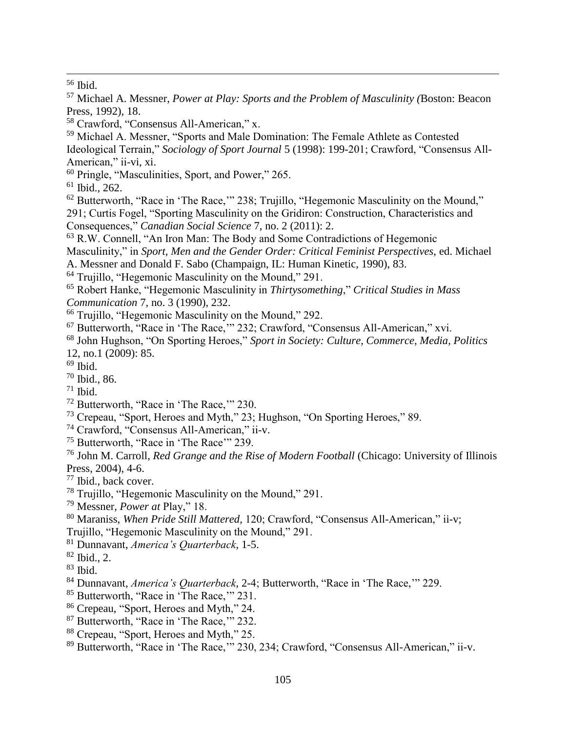[56] Ibid.

[57] Michael A. Messner, *Power at Play: Sports and the Problem of Masculinity (*Boston: Beacon Press, 1992), 18.

[58] Crawford, "Consensus All-American," x.

[59] Michael A. Messner, "Sports and Male Domination: The Female Athlete as Contested Ideological Terrain," *Sociology of Sport Journal* 5 (1998): 199-201; Crawford, "Consensus All-American," ii-vi, xi.

[60] Pringle, "Masculinities, Sport, and Power," 265.

[61] Ibid., 262.

[62] Butterworth, "Race in 'The Race,'" 238; Trujillo, "Hegemonic Masculinity on the Mound," 291; Curtis Fogel, "Sporting Masculinity on the Gridiron: Construction, Characteristics and Consequences," *Canadian Social Science* 7, no. 2 (2011): 2.

[63] R.W. Connell, "An Iron Man: The Body and Some Contradictions of Hegemonic Masculinity," in *Sport, Men and the Gender Order: Critical Feminist Perspectives,* ed. Michael A. Messner and Donald F. Sabo (Champaign, IL: Human Kinetic, 1990), 83.

[64] Trujillo, "Hegemonic Masculinity on the Mound," 291.

[65] Robert Hanke, "Hegemonic Masculinity in *Thirtysomething*," *Critical Studies in Mass Communication* 7, no. 3 (1990), 232.

[66] Trujillo, "Hegemonic Masculinity on the Mound," 292.

[67] Butterworth, "Race in 'The Race,'" 232; Crawford, "Consensus All-American," xvi.

[68] John Hughson, "On Sporting Heroes," *Sport in Society: Culture, Commerce, Media, Politics* 12, no.1 (2009): 85.

[69] Ibid.

[70] Ibid., 86.

[71] Ibid.

[72] Butterworth, "Race in 'The Race,'" 230.

[73] Crepeau, "Sport, Heroes and Myth," 23; Hughson, "On Sporting Heroes," 89.

[74] Crawford, "Consensus All-American," ii-v.

[75] Butterworth, "Race in 'The Race'" 239.

[76] John M. Carroll, *Red Grange and the Rise of Modern Football* (Chicago: University of Illinois Press, 2004), 4-6.

[77] Ibid., back cover.

[78] Trujillo, "Hegemonic Masculinity on the Mound," 291.

[79] Messner, *Power at* Play," 18.

[80] Maraniss, *When Pride Still Mattered,* 120; Crawford, "Consensus All-American," ii-v; Trujillo, "Hegemonic Masculinity on the Mound," 291.

[81] Dunnavant, *America's Quarterback*, 1-5.

[82] Ibid., 2.

[83] Ibid.

[84] Dunnavant, *America's Quarterback*, 2-4; Butterworth, "Race in 'The Race,'" 229.

[85] Butterworth, "Race in 'The Race,'" 231.

[86] Crepeau, "Sport, Heroes and Myth," 24.

[87] Butterworth, "Race in 'The Race,'" 232.

[88] Crepeau, "Sport, Heroes and Myth," 25.

[89] Butterworth, "Race in 'The Race,'" 230, 234; Crawford, "Consensus All-American," ii-v.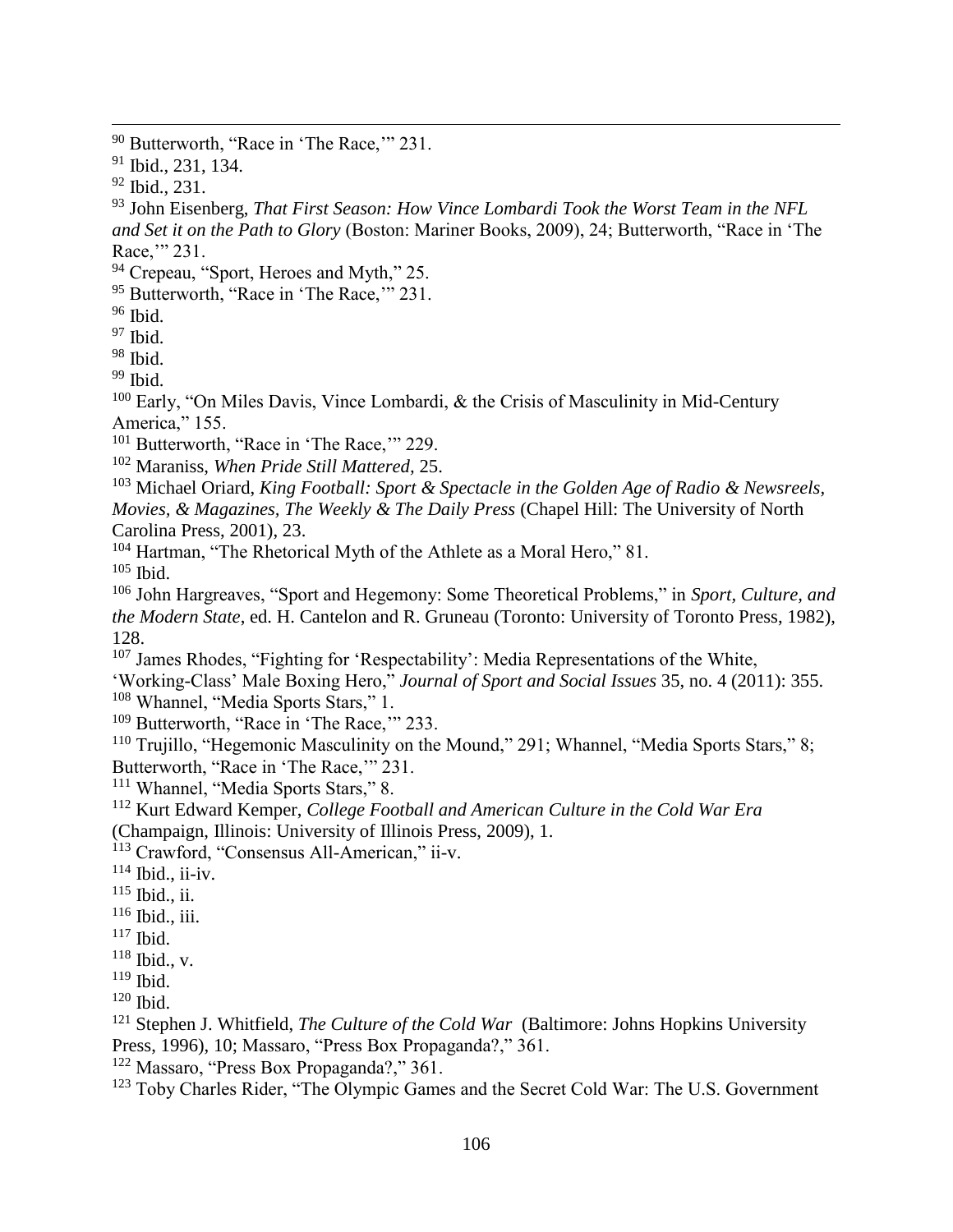[90] Butterworth, "Race in 'The Race,'" 231.
[91] Ibid., 231, 134.
[92] Ibid., 231.
[93] John Eisenberg, *That First Season: How Vince Lombardi Took the Worst Team in the NFL and Set it on the Path to Glory* (Boston: Mariner Books, 2009), 24; Butterworth, "Race in 'The Race,'" 231.
[94] Crepeau, "Sport, Heroes and Myth," 25.
[95] Butterworth, "Race in 'The Race,'" 231.
[96] Ibid.
[97] Ibid.
[98] Ibid.
[99] Ibid.
[100] Early, "On Miles Davis, Vince Lombardi, & the Crisis of Masculinity in Mid-Century America," 155.
[101] Butterworth, "Race in 'The Race,'" 229.
[102] Maraniss, *When Pride Still Mattered,* 25.
[103] Michael Oriard, *King Football: Sport & Spectacle in the Golden Age of Radio & Newsreels, Movies, & Magazines, The Weekly & The Daily Press* (Chapel Hill: The University of North Carolina Press, 2001), 23.
[104] Hartman, "The Rhetorical Myth of the Athlete as a Moral Hero," 81.
[105] Ibid.
[106] John Hargreaves, "Sport and Hegemony: Some Theoretical Problems," in *Sport, Culture, and the Modern State*, ed. H. Cantelon and R. Gruneau (Toronto: University of Toronto Press, 1982), 128.
[107] James Rhodes, "Fighting for 'Respectability': Media Representations of the White, 'Working-Class' Male Boxing Hero," *Journal of Sport and Social Issues* 35, no. 4 (2011): 355.
[108] Whannel, "Media Sports Stars," 1.
[109] Butterworth, "Race in 'The Race,'" 233.
[110] Trujillo, "Hegemonic Masculinity on the Mound," 291; Whannel, "Media Sports Stars," 8; Butterworth, "Race in 'The Race,'" 231.
[111] Whannel, "Media Sports Stars," 8.
[112] Kurt Edward Kemper, *College Football and American Culture in the Cold War Era* (Champaign, Illinois: University of Illinois Press, 2009), 1.
[113] Crawford, "Consensus All-American," ii-v.
[114] Ibid., ii-iv.
[115] Ibid., ii.
[116] Ibid., iii.
[117] Ibid.
[118] Ibid., v.
[119] Ibid.
[120] Ibid.
[121] Stephen J. Whitfield, *The Culture of the Cold War* (Baltimore: Johns Hopkins University Press, 1996), 10; Massaro, "Press Box Propaganda?," 361.
[122] Massaro, "Press Box Propaganda?," 361.
[123] Toby Charles Rider, "The Olympic Games and the Secret Cold War: The U.S. Government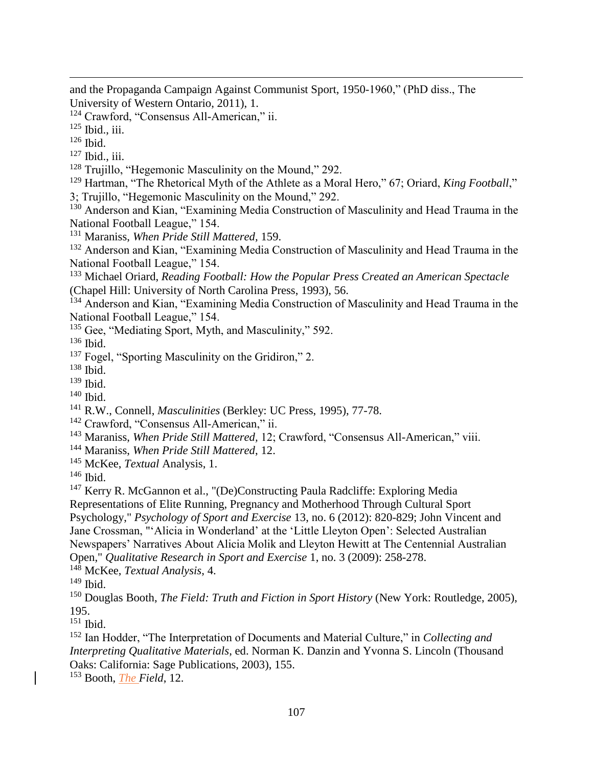and the Propaganda Campaign Against Communist Sport, 1950-1960," (PhD diss., The University of Western Ontario, 2011), 1.

[124] Crawford, "Consensus All-American," ii.

[125] Ibid., iii.

[126] Ibid.

[127] Ibid., iii.

[128] Trujillo, "Hegemonic Masculinity on the Mound," 292.

[129] Hartman, "The Rhetorical Myth of the Athlete as a Moral Hero," 67; Oriard, *King Football*," 3; Trujillo, "Hegemonic Masculinity on the Mound," 292.

[130] Anderson and Kian, "Examining Media Construction of Masculinity and Head Trauma in the National Football League," 154.

[131] Maraniss, *When Pride Still Mattered*, 159.

[132] Anderson and Kian, "Examining Media Construction of Masculinity and Head Trauma in the National Football League," 154.

[133] Michael Oriard, *Reading Football: How the Popular Press Created an American Spectacle* (Chapel Hill: University of North Carolina Press, 1993), 56.

[134] Anderson and Kian, "Examining Media Construction of Masculinity and Head Trauma in the National Football League," 154.

[135] Gee, "Mediating Sport, Myth, and Masculinity," 592.

[136] Ibid.

[137] Fogel, "Sporting Masculinity on the Gridiron," 2.

[138] Ibid.

[139] Ibid.

[140] Ibid.

[141] R.W., Connell, *Masculinities* (Berkley: UC Press, 1995), 77-78.

[142] Crawford, "Consensus All-American," ii.

[143] Maraniss, *When Pride Still Mattered*, 12; Crawford, "Consensus All-American," viii.

[144] Maraniss, *When Pride Still Mattered*, 12.

[145] McKee, *Textual* Analysis, 1.

[146] Ibid.

[147] Kerry R. McGannon et al., "(De)Constructing Paula Radcliffe: Exploring Media Representations of Elite Running, Pregnancy and Motherhood Through Cultural Sport Psychology," *Psychology of Sport and Exercise* 13, no. 6 (2012): 820-829; John Vincent and Jane Crossman, "'Alicia in Wonderland' at the 'Little Lleyton Open': Selected Australian Newspapers' Narratives About Alicia Molik and Lleyton Hewitt at The Centennial Australian Open," *Qualitative Research in Sport and Exercise* 1, no. 3 (2009): 258-278.

[148] McKee, *Textual Analysis*, 4.

[149] Ibid.

[150] Douglas Booth, *The Field: Truth and Fiction in Sport History* (New York: Routledge, 2005), 195.

[151] Ibid.

[152] Ian Hodder, "The Interpretation of Documents and Material Culture," in *Collecting and Interpreting Qualitative Materials*, ed. Norman K. Danzin and Yvonna S. Lincoln (Thousand Oaks: California: Sage Publications, 2003), 155.

[153] Booth, *The Field*, 12.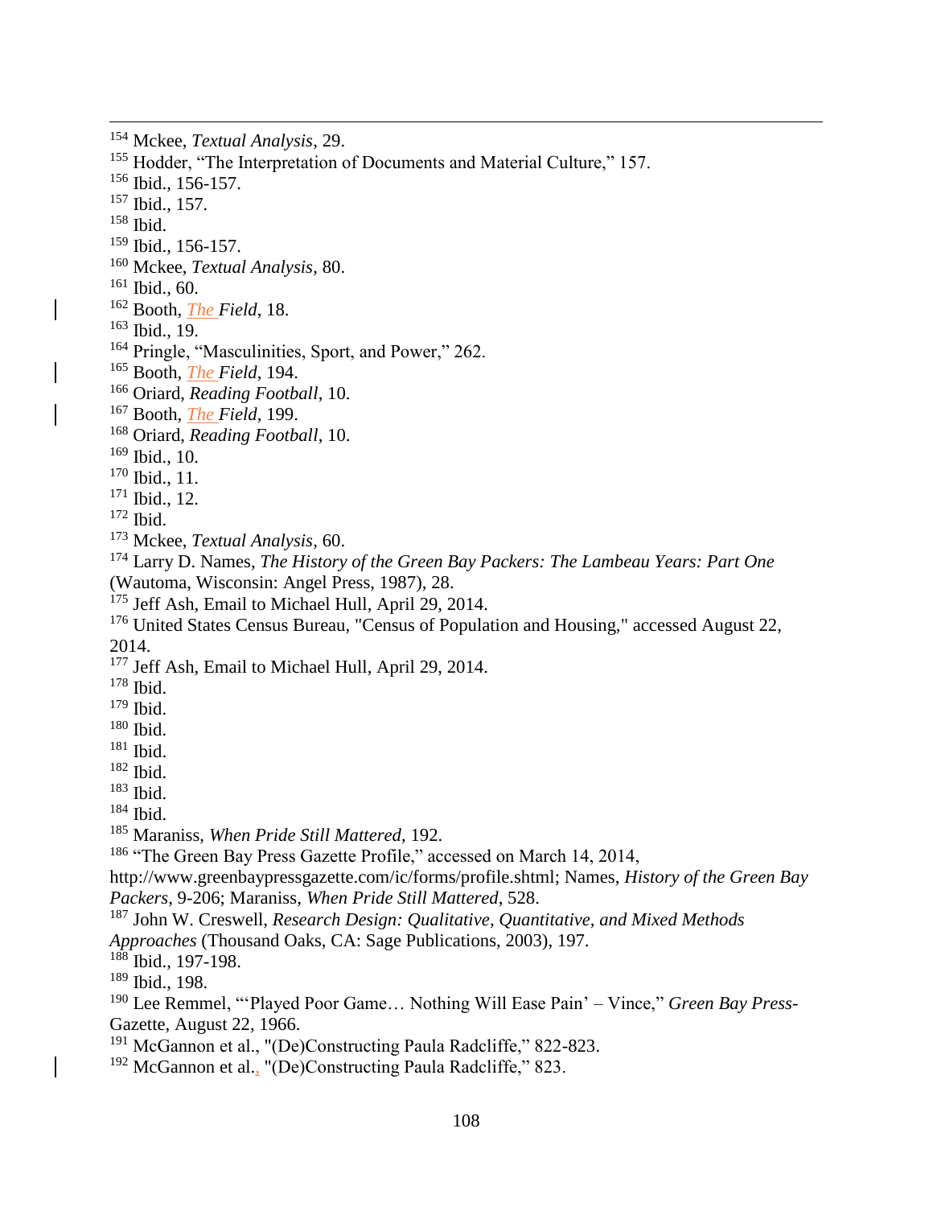[154] Mckee, *Textual Analysis*, 29.
[155] Hodder, "The Interpretation of Documents and Material Culture," 157.
[156] Ibid., 156-157.
[157] Ibid., 157.
[158] Ibid.
[159] Ibid., 156-157.
[160] Mckee, *Textual Analysis*, 80.
[161] Ibid., 60.
[162] Booth, *The Field*, 18.
[163] Ibid., 19.
[164] Pringle, "Masculinities, Sport, and Power," 262.
[165] Booth, *The Field*, 194.
[166] Oriard, *Reading Football*, 10.
[167] Booth, *The Field*, 199.
[168] Oriard, *Reading Football*, 10.
[169] Ibid., 10.
[170] Ibid., 11.
[171] Ibid., 12.
[172] Ibid.
[173] Mckee, *Textual Analysis*, 60.
[174] Larry D. Names, *The History of the Green Bay Packers: The Lambeau Years: Part One* (Wautoma, Wisconsin: Angel Press, 1987), 28.
[175] Jeff Ash, Email to Michael Hull, April 29, 2014.
[176] United States Census Bureau, "Census of Population and Housing," accessed August 22, 2014.
[177] Jeff Ash, Email to Michael Hull, April 29, 2014.
[178] Ibid.
[179] Ibid.
[180] Ibid.
[181] Ibid.
[182] Ibid.
[183] Ibid.
[184] Ibid.
[185] Maraniss, *When Pride Still Mattered*, 192.
[186] "The Green Bay Press Gazette Profile," accessed on March 14, 2014, http://www.greenbaypressgazette.com/ic/forms/profile.shtml; Names, *History of the Green Bay Packers*, 9-206; Maraniss, *When Pride Still Mattered*, 528.
[187] John W. Creswell, *Research Design: Qualitative, Quantitative, and Mixed Methods Approaches* (Thousand Oaks, CA: Sage Publications, 2003), 197.
[188] Ibid., 197-198.
[189] Ibid., 198.
[190] Lee Remmel, "'Played Poor Game… Nothing Will Ease Pain' – Vince," *Green Bay Press-*Gazette, August 22, 1966.
[191] McGannon et al., "(De)Constructing Paula Radcliffe," 822-823.
[192] McGannon et al., "(De)Constructing Paula Radcliffe," 823.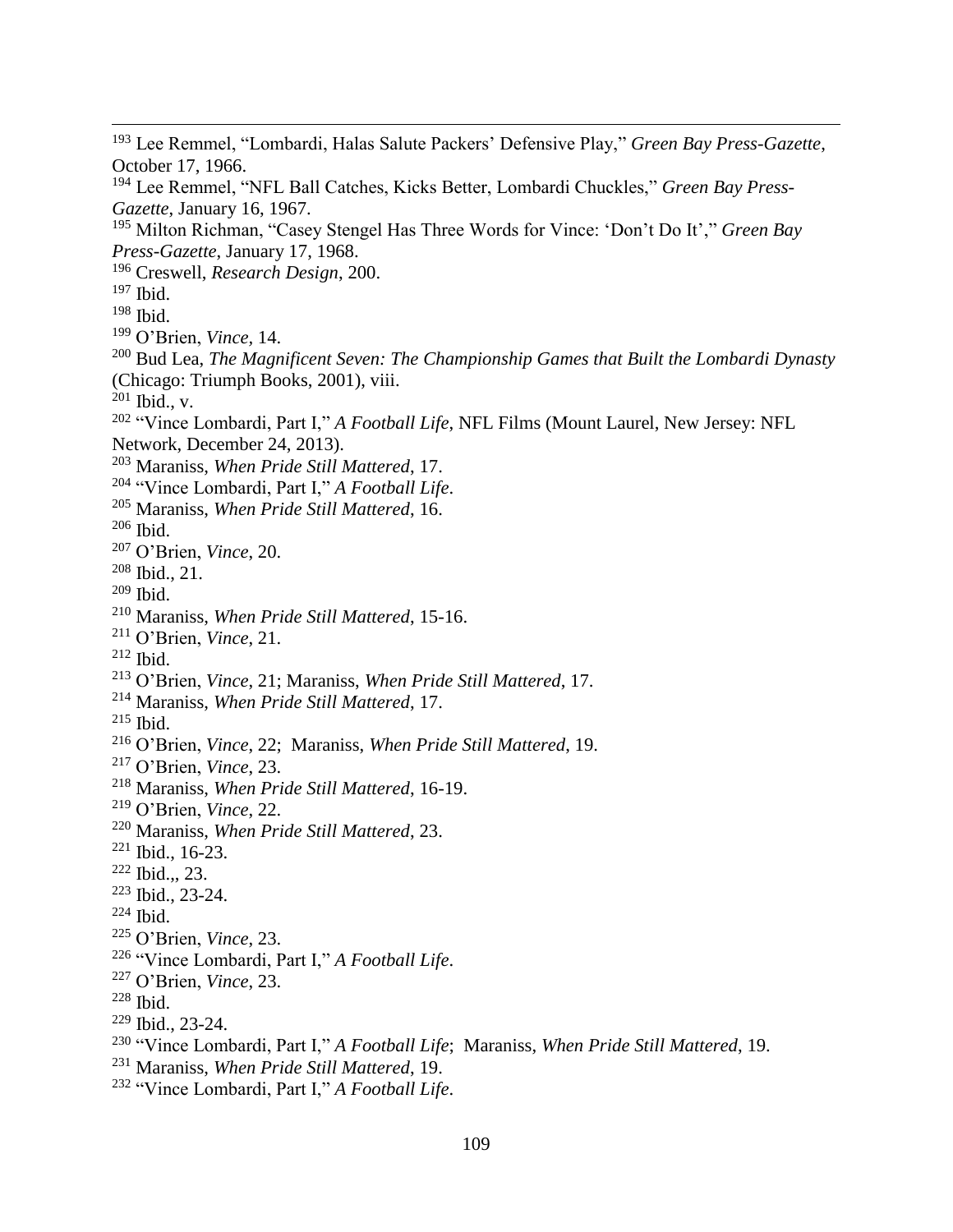[193] Lee Remmel, "Lombardi, Halas Salute Packers' Defensive Play," *Green Bay Press-Gazette*, October 17, 1966.
[194] Lee Remmel, "NFL Ball Catches, Kicks Better, Lombardi Chuckles," *Green Bay Press-Gazette*, January 16, 1967.
[195] Milton Richman, "Casey Stengel Has Three Words for Vince: 'Don't Do It'," *Green Bay Press-Gazette*, January 17, 1968.
[196] Creswell, *Research Design*, 200.
[197] Ibid.
[198] Ibid.
[199] O'Brien, *Vince*, 14.
[200] Bud Lea, *The Magnificent Seven: The Championship Games that Built the Lombardi Dynasty* (Chicago: Triumph Books, 2001), viii.
[201] Ibid., v.
[202] "Vince Lombardi, Part I," *A Football Life*, NFL Films (Mount Laurel, New Jersey: NFL Network, December 24, 2013).
[203] Maraniss, *When Pride Still Mattered*, 17.
[204] "Vince Lombardi, Part I," *A Football Life*.
[205] Maraniss, *When Pride Still Mattered*, 16.
[206] Ibid.
[207] O'Brien, *Vince*, 20.
[208] Ibid., 21.
[209] Ibid.
[210] Maraniss, *When Pride Still Mattered*, 15-16.
[211] O'Brien, *Vince*, 21.
[212] Ibid.
[213] O'Brien, *Vince*, 21; Maraniss, *When Pride Still Mattered*, 17.
[214] Maraniss, *When Pride Still Mattered*, 17.
[215] Ibid.
[216] O'Brien, *Vince*, 22; Maraniss, *When Pride Still Mattered*, 19.
[217] O'Brien, *Vince*, 23.
[218] Maraniss, *When Pride Still Mattered*, 16-19.
[219] O'Brien, *Vince*, 22.
[220] Maraniss, *When Pride Still Mattered*, 23.
[221] Ibid., 16-23.
[222] Ibid.,, 23.
[223] Ibid., 23-24.
[224] Ibid.
[225] O'Brien, *Vince*, 23.
[226] "Vince Lombardi, Part I," *A Football Life*.
[227] O'Brien, *Vince*, 23.
[228] Ibid.
[229] Ibid., 23-24.
[230] "Vince Lombardi, Part I," *A Football Life*; Maraniss, *When Pride Still Mattered*, 19.
[231] Maraniss, *When Pride Still Mattered*, 19.
[232] "Vince Lombardi, Part I," *A Football Life*.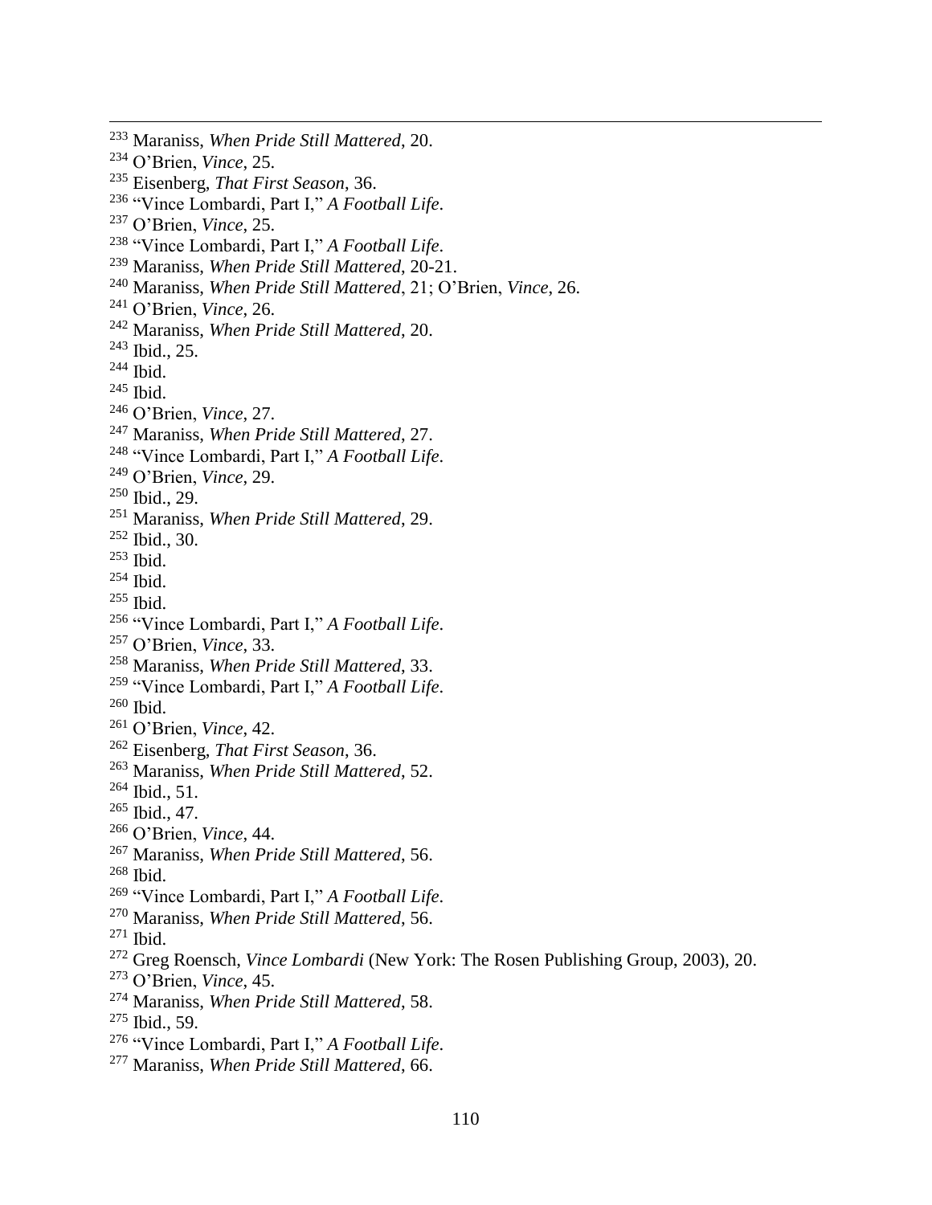[233] Maraniss, *When Pride Still Mattered*, 20.
[234] O'Brien, *Vince*, 25.
[235] Eisenberg, *That First Season*, 36.
[236] "Vince Lombardi, Part I," *A Football Life*.
[237] O'Brien, *Vince*, 25.
[238] "Vince Lombardi, Part I," *A Football Life*.
[239] Maraniss, *When Pride Still Mattered*, 20-21.
[240] Maraniss, *When Pride Still Mattered*, 21; O'Brien, *Vince*, 26.
[241] O'Brien, *Vince*, 26.
[242] Maraniss, *When Pride Still Mattered*, 20.
[243] Ibid., 25.
[244] Ibid.
[245] Ibid.
[246] O'Brien, *Vince*, 27.
[247] Maraniss, *When Pride Still Mattered*, 27.
[248] "Vince Lombardi, Part I," *A Football Life*.
[249] O'Brien, *Vince*, 29.
[250] Ibid., 29.
[251] Maraniss, *When Pride Still Mattered*, 29.
[252] Ibid., 30.
[253] Ibid.
[254] Ibid.
[255] Ibid.
[256] "Vince Lombardi, Part I," *A Football Life*.
[257] O'Brien, *Vince*, 33.
[258] Maraniss, *When Pride Still Mattered*, 33.
[259] "Vince Lombardi, Part I," *A Football Life*.
[260] Ibid.
[261] O'Brien, *Vince*, 42.
[262] Eisenberg, *That First Season*, 36.
[263] Maraniss, *When Pride Still Mattered*, 52.
[264] Ibid., 51.
[265] Ibid., 47.
[266] O'Brien, *Vince*, 44.
[267] Maraniss, *When Pride Still Mattered*, 56.
[268] Ibid.
[269] "Vince Lombardi, Part I," *A Football Life*.
[270] Maraniss, *When Pride Still Mattered*, 56.
[271] Ibid.
[272] Greg Roensch, *Vince Lombardi* (New York: The Rosen Publishing Group, 2003), 20.
[273] O'Brien, *Vince*, 45.
[274] Maraniss, *When Pride Still Mattered*, 58.
[275] Ibid., 59.
[276] "Vince Lombardi, Part I," *A Football Life*.
[277] Maraniss, *When Pride Still Mattered*, 66.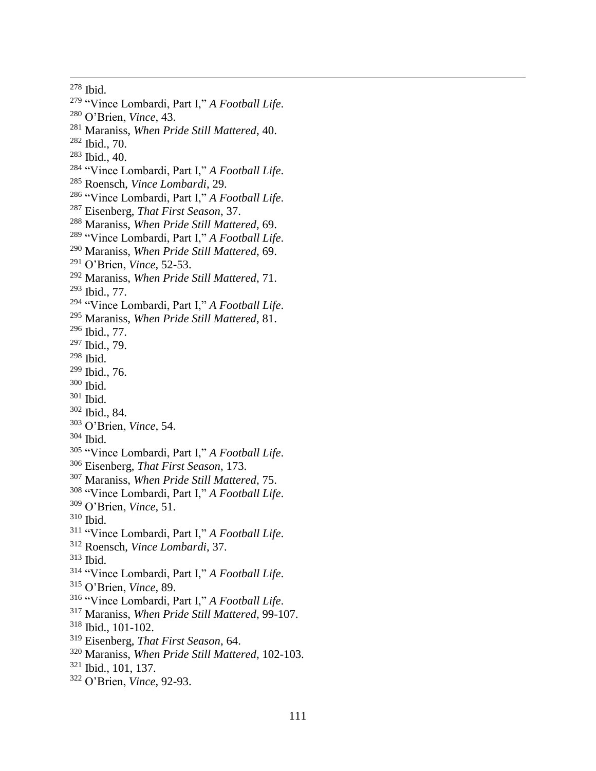[278] Ibid.
[279] "Vince Lombardi, Part I," *A Football Life*.
[280] O'Brien, *Vince*, 43.
[281] Maraniss, *When Pride Still Mattered*, 40.
[282] Ibid., 70.
[283] Ibid., 40.
[284] "Vince Lombardi, Part I," *A Football Life*.
[285] Roensch, *Vince Lombardi*, 29.
[286] "Vince Lombardi, Part I," *A Football Life*.
[287] Eisenberg, *That First Season*, 37.
[288] Maraniss, *When Pride Still Mattered*, 69.
[289] "Vince Lombardi, Part I," *A Football Life*.
[290] Maraniss, *When Pride Still Mattered*, 69.
[291] O'Brien, *Vince*, 52-53.
[292] Maraniss, *When Pride Still Mattered*, 71.
[293] Ibid., 77.
[294] "Vince Lombardi, Part I," *A Football Life*.
[295] Maraniss, *When Pride Still Mattered*, 81.
[296] Ibid., 77.
[297] Ibid., 79.
[298] Ibid.
[299] Ibid., 76.
[300] Ibid.
[301] Ibid.
[302] Ibid., 84.
[303] O'Brien, *Vince*, 54.
[304] Ibid.
[305] "Vince Lombardi, Part I," *A Football Life*.
[306] Eisenberg, *That First Season*, 173.
[307] Maraniss, *When Pride Still Mattered*, 75.
[308] "Vince Lombardi, Part I," *A Football Life*.
[309] O'Brien, *Vince*, 51.
[310] Ibid.
[311] "Vince Lombardi, Part I," *A Football Life*.
[312] Roensch, *Vince Lombardi*, 37.
[313] Ibid.
[314] "Vince Lombardi, Part I," *A Football Life*.
[315] O'Brien, *Vince*, 89.
[316] "Vince Lombardi, Part I," *A Football Life*.
[317] Maraniss, *When Pride Still Mattered*, 99-107.
[318] Ibid., 101-102.
[319] Eisenberg, *That First Season*, 64.
[320] Maraniss, *When Pride Still Mattered*, 102-103.
[321] Ibid., 101, 137.
[322] O'Brien, *Vince*, 92-93.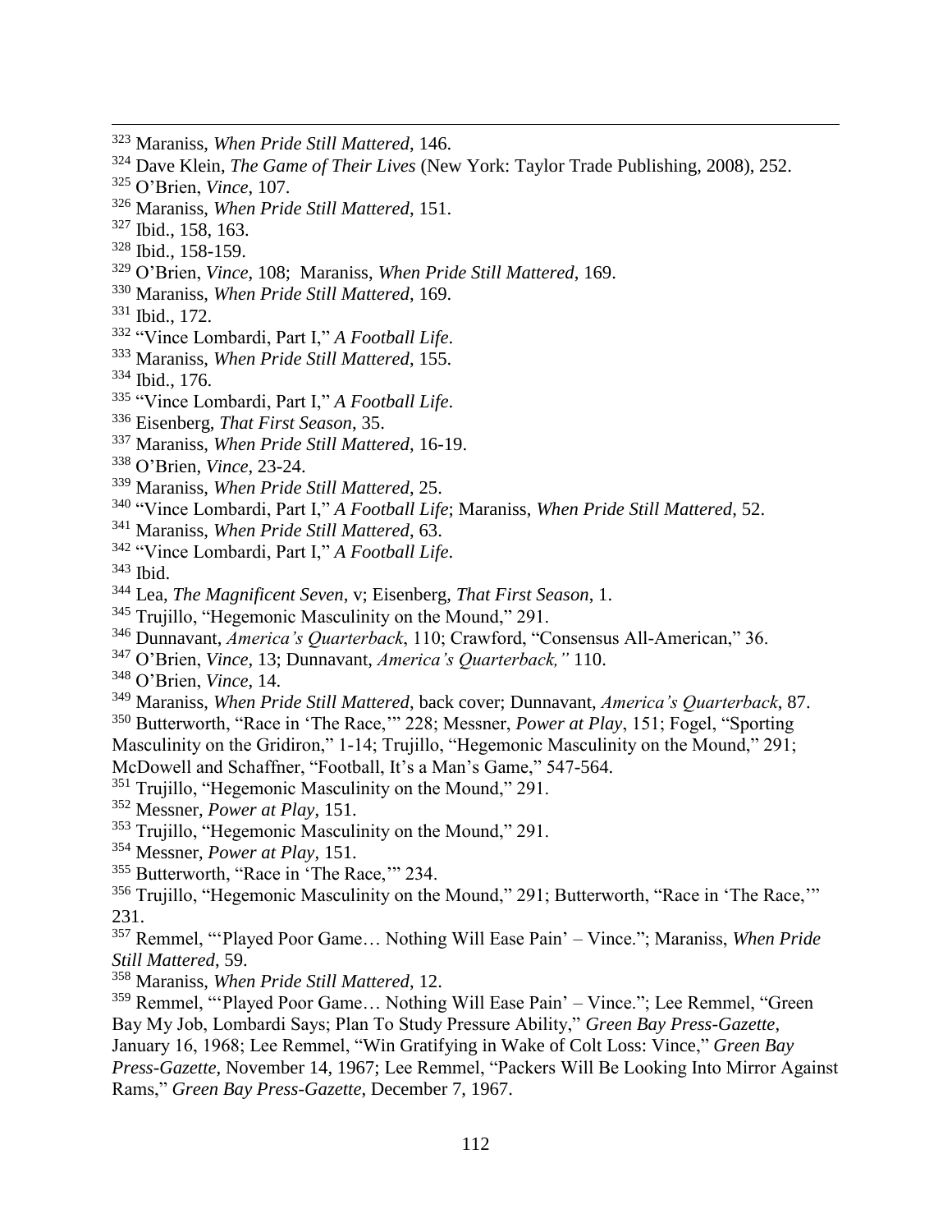[323] Maraniss, *When Pride Still Mattered*, 146.
[324] Dave Klein, *The Game of Their Lives* (New York: Taylor Trade Publishing, 2008), 252.
[325] O'Brien, *Vince*, 107.
[326] Maraniss, *When Pride Still Mattered*, 151.
[327] Ibid., 158, 163.
[328] Ibid., 158-159.
[329] O'Brien, *Vince*, 108; Maraniss, *When Pride Still Mattered*, 169.
[330] Maraniss, *When Pride Still Mattered*, 169.
[331] Ibid., 172.
[332] "Vince Lombardi, Part I," *A Football Life*.
[333] Maraniss, *When Pride Still Mattered*, 155.
[334] Ibid., 176.
[335] "Vince Lombardi, Part I," *A Football Life*.
[336] Eisenberg, *That First Season*, 35.
[337] Maraniss, *When Pride Still Mattered*, 16-19.
[338] O'Brien, *Vince*, 23-24.
[339] Maraniss, *When Pride Still Mattered*, 25.
[340] "Vince Lombardi, Part I," *A Football Life*; Maraniss, *When Pride Still Mattered*, 52.
[341] Maraniss, *When Pride Still Mattered*, 63.
[342] "Vince Lombardi, Part I," *A Football Life*.
[343] Ibid.
[344] Lea, *The Magnificent Seven*, v; Eisenberg, *That First Season*, 1.
[345] Trujillo, "Hegemonic Masculinity on the Mound," 291.
[346] Dunnavant, *America's Quarterback*, 110; Crawford, "Consensus All-American," 36.
[347] O'Brien, *Vince*, 13; Dunnavant, *America's Quarterback,"* 110.
[348] O'Brien, *Vince*, 14.
[349] Maraniss, *When Pride Still Mattered*, back cover; Dunnavant, *America's Quarterback*, 87.
[350] Butterworth, "Race in 'The Race,'" 228; Messner, *Power at Play*, 151; Fogel, "Sporting Masculinity on the Gridiron," 1-14; Trujillo, "Hegemonic Masculinity on the Mound," 291; McDowell and Schaffner, "Football, It's a Man's Game," 547-564.
[351] Trujillo, "Hegemonic Masculinity on the Mound," 291.
[352] Messner, *Power at Play*, 151.
[353] Trujillo, "Hegemonic Masculinity on the Mound," 291.
[354] Messner, *Power at Play*, 151.
[355] Butterworth, "Race in 'The Race,'" 234.
[356] Trujillo, "Hegemonic Masculinity on the Mound," 291; Butterworth, "Race in 'The Race,'" 231.
[357] Remmel, "'Played Poor Game… Nothing Will Ease Pain' – Vince."; Maraniss, *When Pride Still Mattered*, 59.
[358] Maraniss, *When Pride Still Mattered*, 12.
[359] Remmel, "'Played Poor Game… Nothing Will Ease Pain' – Vince."; Lee Remmel, "Green Bay My Job, Lombardi Says; Plan To Study Pressure Ability," *Green Bay Press-Gazette*, January 16, 1968; Lee Remmel, "Win Gratifying in Wake of Colt Loss: Vince," *Green Bay Press-Gazette*, November 14, 1967; Lee Remmel, "Packers Will Be Looking Into Mirror Against Rams," *Green Bay Press-Gazette*, December 7, 1967.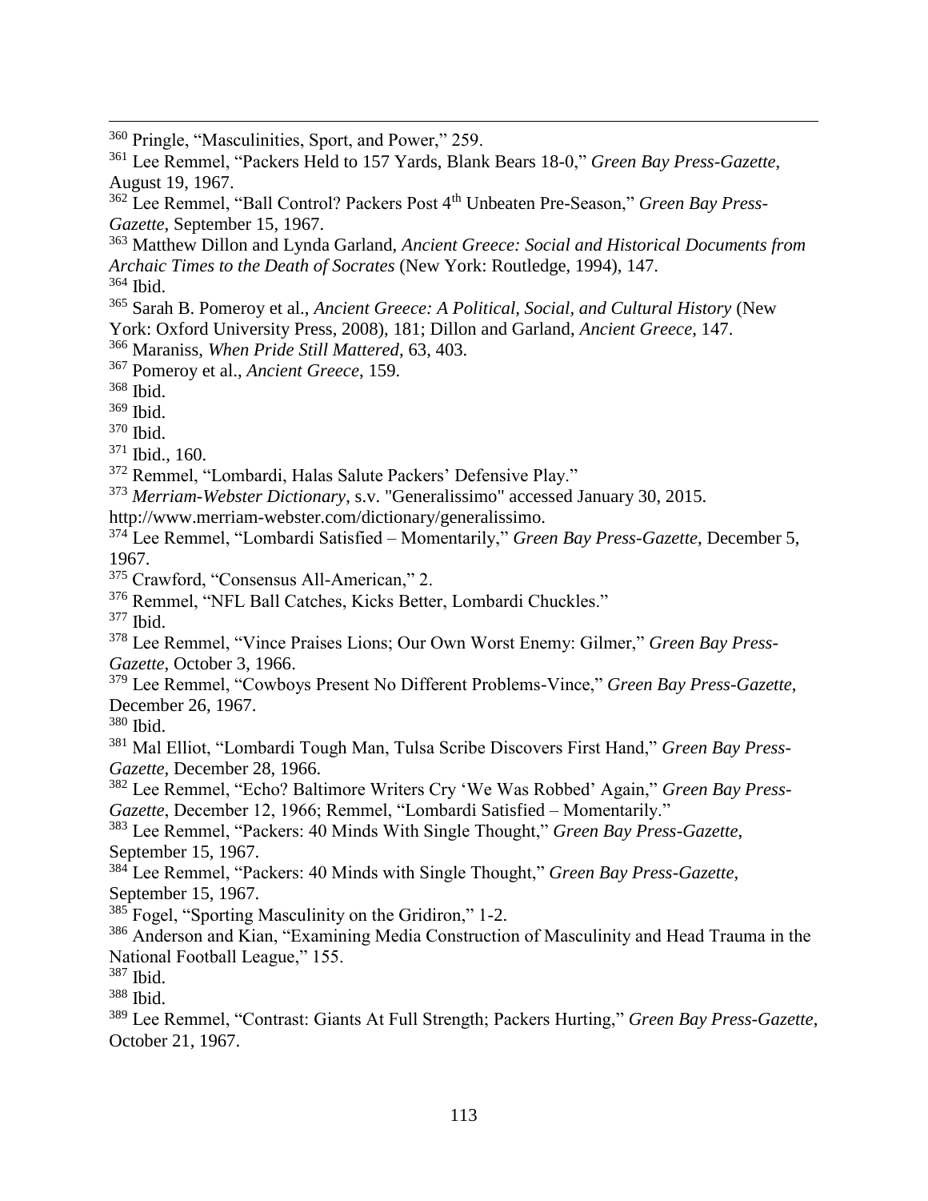[360] Pringle, "Masculinities, Sport, and Power," 259.

[361] Lee Remmel, "Packers Held to 157 Yards, Blank Bears 18-0," *Green Bay Press-Gazette*, August 19, 1967.

[362] Lee Remmel, "Ball Control? Packers Post 4th Unbeaten Pre-Season," *Green Bay Press-Gazette*, September 15, 1967.

[363] Matthew Dillon and Lynda Garland, *Ancient Greece: Social and Historical Documents from Archaic Times to the Death of Socrates* (New York: Routledge, 1994), 147.

[364] Ibid.

[365] Sarah B. Pomeroy et al., *Ancient Greece: A Political, Social, and Cultural History* (New York: Oxford University Press, 2008), 181; Dillon and Garland, *Ancient Greece*, 147.

[366] Maraniss, *When Pride Still Mattered*, 63, 403.

[367] Pomeroy et al., *Ancient Greece*, 159.

[368] Ibid.

[369] Ibid.

[370] Ibid.

[371] Ibid., 160.

[372] Remmel, "Lombardi, Halas Salute Packers' Defensive Play."

[373] *Merriam-Webster Dictionary*, s.v. "Generalissimo" accessed January 30, 2015. http://www.merriam-webster.com/dictionary/generalissimo.

[374] Lee Remmel, "Lombardi Satisfied – Momentarily," *Green Bay Press-Gazette*, December 5, 1967.

[375] Crawford, "Consensus All-American," 2.

[376] Remmel, "NFL Ball Catches, Kicks Better, Lombardi Chuckles."

[377] Ibid.

[378] Lee Remmel, "Vince Praises Lions; Our Own Worst Enemy: Gilmer," *Green Bay Press-Gazette*, October 3, 1966.

[379] Lee Remmel, "Cowboys Present No Different Problems-Vince," *Green Bay Press-Gazette*, December 26, 1967.

[380] Ibid.

[381] Mal Elliot, "Lombardi Tough Man, Tulsa Scribe Discovers First Hand," *Green Bay Press-Gazette*, December 28, 1966.

[382] Lee Remmel, "Echo? Baltimore Writers Cry 'We Was Robbed' Again," *Green Bay Press-Gazette*, December 12, 1966; Remmel, "Lombardi Satisfied – Momentarily."

[383] Lee Remmel, "Packers: 40 Minds With Single Thought," *Green Bay Press-Gazette*, September 15, 1967.

[384] Lee Remmel, "Packers: 40 Minds with Single Thought," *Green Bay Press-Gazette*, September 15, 1967.

[385] Fogel, "Sporting Masculinity on the Gridiron," 1-2.

[386] Anderson and Kian, "Examining Media Construction of Masculinity and Head Trauma in the National Football League," 155.

[387] Ibid.

[388] Ibid.

[389] Lee Remmel, "Contrast: Giants At Full Strength; Packers Hurting," *Green Bay Press-Gazette*, October 21, 1967.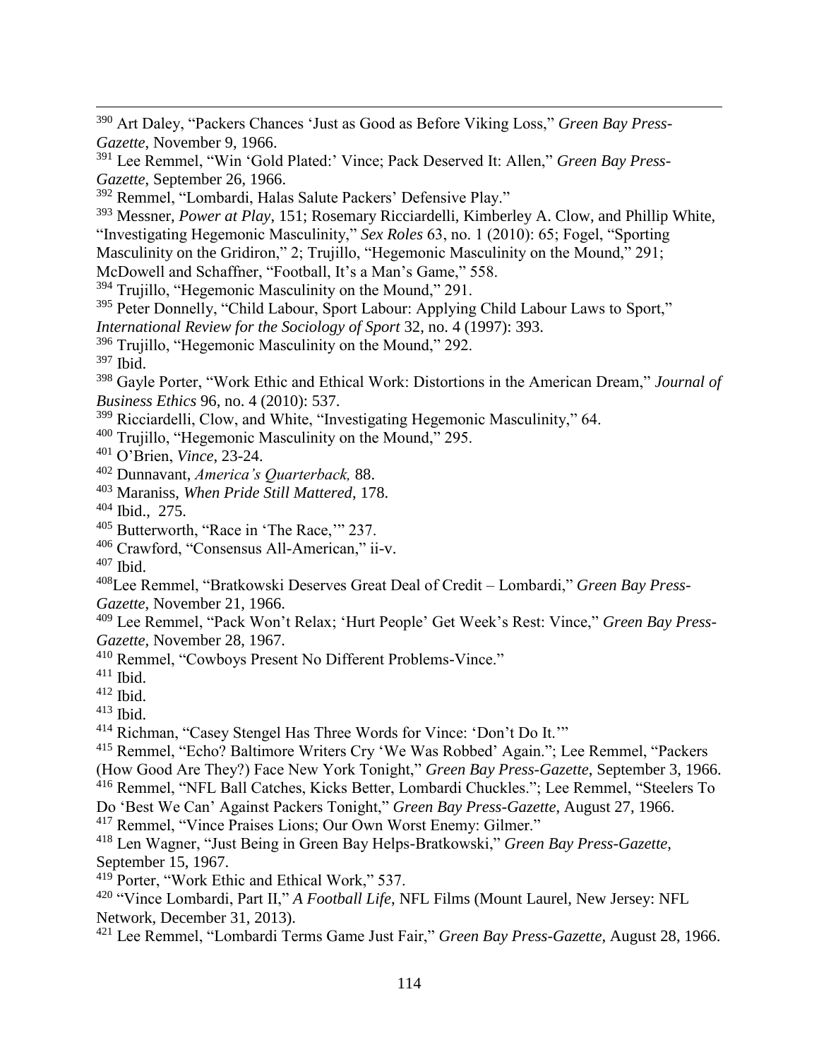[390] Art Daley, "Packers Chances 'Just as Good as Before Viking Loss," *Green Bay Press-Gazette*, November 9, 1966.

[391] Lee Remmel, "Win 'Gold Plated:' Vince; Pack Deserved It: Allen," *Green Bay Press-Gazette*, September 26, 1966.

[392] Remmel, "Lombardi, Halas Salute Packers' Defensive Play."

[393] Messner, *Power at Play*, 151; Rosemary Ricciardelli, Kimberley A. Clow, and Phillip White, "Investigating Hegemonic Masculinity," *Sex Roles* 63, no. 1 (2010): 65; Fogel, "Sporting Masculinity on the Gridiron," 2; Trujillo, "Hegemonic Masculinity on the Mound," 291; McDowell and Schaffner, "Football, It's a Man's Game," 558.

[394] Trujillo, "Hegemonic Masculinity on the Mound," 291.

[395] Peter Donnelly, "Child Labour, Sport Labour: Applying Child Labour Laws to Sport," *International Review for the Sociology of Sport* 32, no. 4 (1997): 393.

[396] Trujillo, "Hegemonic Masculinity on the Mound," 292.

[397] Ibid.

[398] Gayle Porter, "Work Ethic and Ethical Work: Distortions in the American Dream," *Journal of Business Ethics* 96, no. 4 (2010): 537.

[399] Ricciardelli, Clow, and White, "Investigating Hegemonic Masculinity," 64.

[400] Trujillo, "Hegemonic Masculinity on the Mound," 295.

[401] O'Brien, *Vince*, 23-24.

[402] Dunnavant, *America's Quarterback,* 88.

[403] Maraniss, *When Pride Still Mattered*, 178.

[404] Ibid., 275.

[405] Butterworth, "Race in 'The Race,'" 237.

[406] Crawford, "Consensus All-American," ii-v.

[407] Ibid.

[408] Lee Remmel, "Bratkowski Deserves Great Deal of Credit – Lombardi," *Green Bay Press-Gazette*, November 21, 1966.

[409] Lee Remmel, "Pack Won't Relax; 'Hurt People' Get Week's Rest: Vince," *Green Bay Press-Gazette*, November 28, 1967.

[410] Remmel, "Cowboys Present No Different Problems-Vince."

[411] Ibid.

[412] Ibid.

[413] Ibid.

[414] Richman, "Casey Stengel Has Three Words for Vince: 'Don't Do It.'"

[415] Remmel, "Echo? Baltimore Writers Cry 'We Was Robbed' Again."; Lee Remmel, "Packers (How Good Are They?) Face New York Tonight," *Green Bay Press-Gazette*, September 3, 1966.

[416] Remmel, "NFL Ball Catches, Kicks Better, Lombardi Chuckles."; Lee Remmel, "Steelers To Do 'Best We Can' Against Packers Tonight," *Green Bay Press-Gazette*, August 27, 1966.

[417] Remmel, "Vince Praises Lions; Our Own Worst Enemy: Gilmer."

[418] Len Wagner, "Just Being in Green Bay Helps-Bratkowski," *Green Bay Press-Gazette*, September 15, 1967.

[419] Porter, "Work Ethic and Ethical Work," 537.

[420] "Vince Lombardi, Part II," *A Football Life*, NFL Films (Mount Laurel, New Jersey: NFL Network, December 31, 2013).

[421] Lee Remmel, "Lombardi Terms Game Just Fair," *Green Bay Press-Gazette*, August 28, 1966.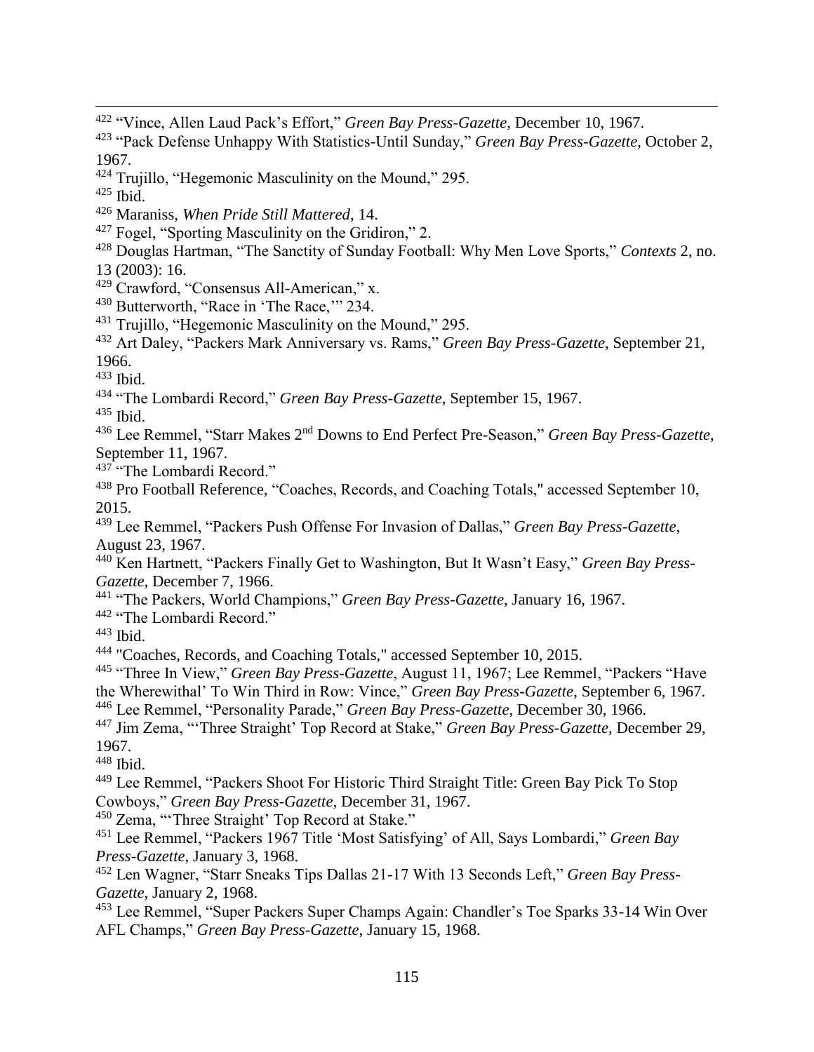[422] "Vince, Allen Laud Pack's Effort," *Green Bay Press-Gazette*, December 10, 1967.

[423] "Pack Defense Unhappy With Statistics-Until Sunday," *Green Bay Press-Gazette*, October 2, 1967.

[424] Trujillo, "Hegemonic Masculinity on the Mound," 295.

[425] Ibid.

[426] Maraniss, *When Pride Still Mattered*, 14.

[427] Fogel, "Sporting Masculinity on the Gridiron," 2.

[428] Douglas Hartman, "The Sanctity of Sunday Football: Why Men Love Sports," *Contexts* 2, no. 13 (2003): 16.

[429] Crawford, "Consensus All-American," x.

[430] Butterworth, "Race in 'The Race,'" 234.

[431] Trujillo, "Hegemonic Masculinity on the Mound," 295.

[432] Art Daley, "Packers Mark Anniversary vs. Rams," *Green Bay Press-Gazette*, September 21, 1966.

[433] Ibid.

[434] "The Lombardi Record," *Green Bay Press-Gazette*, September 15, 1967.

[435] Ibid.

[436] Lee Remmel, "Starr Makes 2nd Downs to End Perfect Pre-Season," *Green Bay Press-Gazette*, September 11, 1967.

[437] "The Lombardi Record."

[438] Pro Football Reference, "Coaches, Records, and Coaching Totals," accessed September 10, 2015.

[439] Lee Remmel, "Packers Push Offense For Invasion of Dallas," *Green Bay Press-Gazette*, August 23, 1967.

[440] Ken Hartnett, "Packers Finally Get to Washington, But It Wasn't Easy," *Green Bay Press-Gazette*, December 7, 1966.

[441] "The Packers, World Champions," *Green Bay Press-Gazette*, January 16, 1967.

[442] "The Lombardi Record."

[443] Ibid.

[444] "Coaches, Records, and Coaching Totals," accessed September 10, 2015.

[445] "Three In View," *Green Bay Press-Gazette*, August 11, 1967; Lee Remmel, "Packers "Have the Wherewithal' To Win Third in Row: Vince," *Green Bay Press-Gazette*, September 6, 1967.

[446] Lee Remmel, "Personality Parade," *Green Bay Press-Gazette*, December 30, 1966.

[447] Jim Zema, "'Three Straight' Top Record at Stake," *Green Bay Press-Gazette*, December 29, 1967.

[448] Ibid.

[449] Lee Remmel, "Packers Shoot For Historic Third Straight Title: Green Bay Pick To Stop Cowboys," *Green Bay Press-Gazette*, December 31, 1967.

[450] Zema, "'Three Straight' Top Record at Stake."

[451] Lee Remmel, "Packers 1967 Title 'Most Satisfying' of All, Says Lombardi," *Green Bay Press-Gazette*, January 3, 1968.

[452] Len Wagner, "Starr Sneaks Tips Dallas 21-17 With 13 Seconds Left," *Green Bay Press-Gazette*, January 2, 1968.

[453] Lee Remmel, "Super Packers Super Champs Again: Chandler's Toe Sparks 33-14 Win Over AFL Champs," *Green Bay Press-Gazette*, January 15, 1968.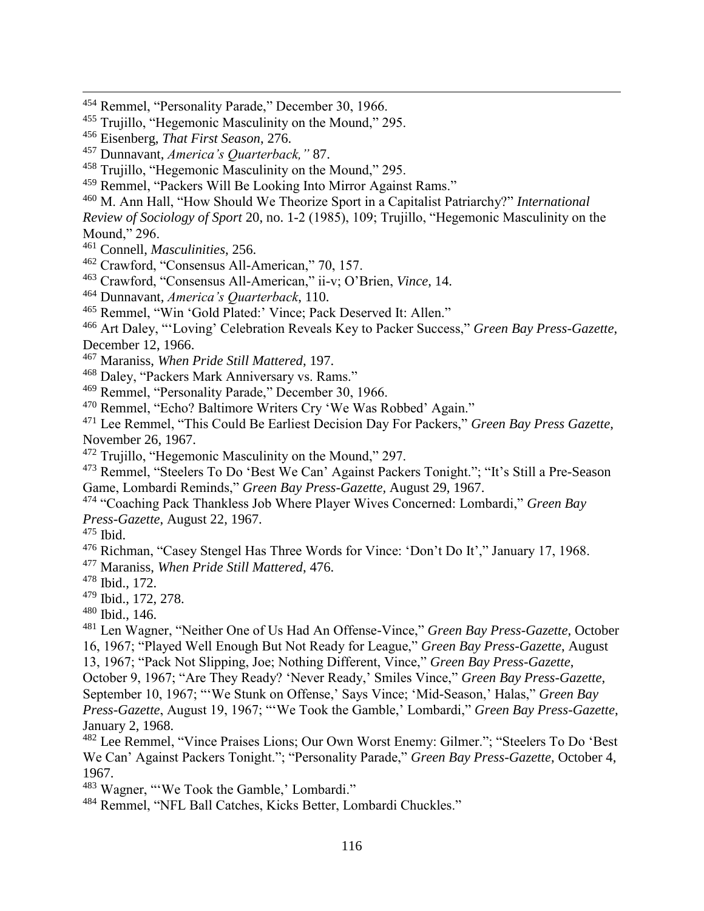[454] Remmel, "Personality Parade," December 30, 1966.

[455] Trujillo, "Hegemonic Masculinity on the Mound," 295.

[456] Eisenberg, *That First Season*, 276.

[457] Dunnavant, *America's Quarterback,"* 87.

[458] Trujillo, "Hegemonic Masculinity on the Mound," 295.

[459] Remmel, "Packers Will Be Looking Into Mirror Against Rams."

[460] M. Ann Hall, "How Should We Theorize Sport in a Capitalist Patriarchy?" *International Review of Sociology of Sport* 20, no. 1-2 (1985), 109; Trujillo, "Hegemonic Masculinity on the Mound," 296.

[461] Connell, *Masculinities*, 256.

[462] Crawford, "Consensus All-American," 70, 157.

[463] Crawford, "Consensus All-American," ii-v; O'Brien, *Vince*, 14.

[464] Dunnavant, *America's Quarterback*, 110.

[465] Remmel, "Win 'Gold Plated:' Vince; Pack Deserved It: Allen."

[466] Art Daley, "'Loving' Celebration Reveals Key to Packer Success," *Green Bay Press-Gazette*, December 12, 1966.

[467] Maraniss, *When Pride Still Mattered*, 197.

[468] Daley, "Packers Mark Anniversary vs. Rams."

[469] Remmel, "Personality Parade," December 30, 1966.

[470] Remmel, "Echo? Baltimore Writers Cry 'We Was Robbed' Again."

[471] Lee Remmel, "This Could Be Earliest Decision Day For Packers," *Green Bay Press Gazette*, November 26, 1967.

[472] Trujillo, "Hegemonic Masculinity on the Mound," 297.

[473] Remmel, "Steelers To Do 'Best We Can' Against Packers Tonight."; "It's Still a Pre-Season Game, Lombardi Reminds," *Green Bay Press-Gazette*, August 29, 1967.

[474] "Coaching Pack Thankless Job Where Player Wives Concerned: Lombardi," *Green Bay Press-Gazette*, August 22, 1967.

[475] Ibid.

[476] Richman, "Casey Stengel Has Three Words for Vince: 'Don't Do It'," January 17, 1968.

[477] Maraniss, *When Pride Still Mattered*, 476.

[478] Ibid., 172.

[479] Ibid., 172, 278.

[480] Ibid., 146.

[481] Len Wagner, "Neither One of Us Had An Offense-Vince," *Green Bay Press-Gazette*, October 16, 1967; "Played Well Enough But Not Ready for League," *Green Bay Press-Gazette*, August 13, 1967; "Pack Not Slipping, Joe; Nothing Different, Vince," *Green Bay Press-Gazette*, October 9, 1967; "Are They Ready? 'Never Ready,' Smiles Vince," *Green Bay Press-Gazette*, September 10, 1967; "'We Stunk on Offense,' Says Vince; 'Mid-Season,' Halas," *Green Bay Press-Gazette*, August 19, 1967; "'We Took the Gamble,' Lombardi," *Green Bay Press-Gazette*, January 2, 1968.

[482] Lee Remmel, "Vince Praises Lions; Our Own Worst Enemy: Gilmer."; "Steelers To Do 'Best We Can' Against Packers Tonight."; "Personality Parade," *Green Bay Press-Gazette*, October 4, 1967.

[483] Wagner, "'We Took the Gamble,' Lombardi."

[484] Remmel, "NFL Ball Catches, Kicks Better, Lombardi Chuckles."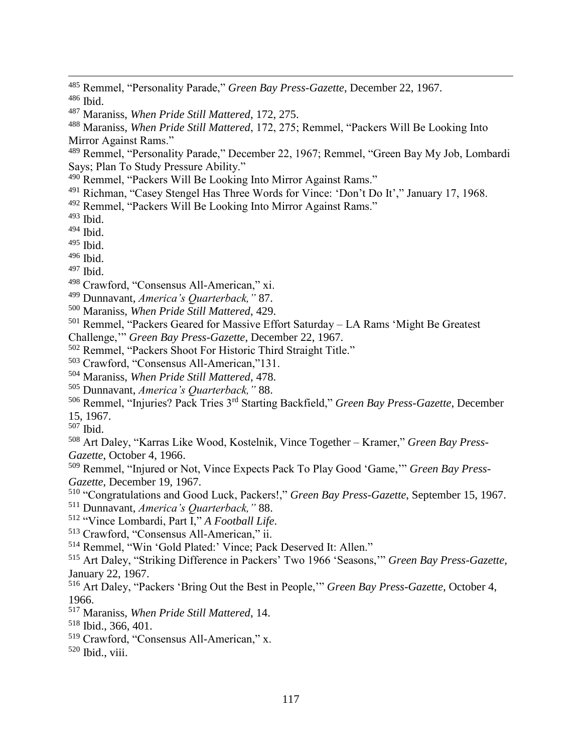[485] Remmel, "Personality Parade," *Green Bay Press-Gazette*, December 22, 1967.
[486] Ibid.
[487] Maraniss, *When Pride Still Mattered*, 172, 275.
[488] Maraniss, *When Pride Still Mattered*, 172, 275; Remmel, "Packers Will Be Looking Into Mirror Against Rams."
[489] Remmel, "Personality Parade," December 22, 1967; Remmel, "Green Bay My Job, Lombardi Says; Plan To Study Pressure Ability."
[490] Remmel, "Packers Will Be Looking Into Mirror Against Rams."
[491] Richman, "Casey Stengel Has Three Words for Vince: 'Don't Do It'," January 17, 1968.
[492] Remmel, "Packers Will Be Looking Into Mirror Against Rams."
[493] Ibid.
[494] Ibid.
[495] Ibid.
[496] Ibid.
[497] Ibid.
[498] Crawford, "Consensus All-American," xi.
[499] Dunnavant, *America's Quarterback,"* 87.
[500] Maraniss, *When Pride Still Mattered*, 429.
[501] Remmel, "Packers Geared for Massive Effort Saturday – LA Rams 'Might Be Greatest Challenge,'" *Green Bay Press-Gazette*, December 22, 1967.
[502] Remmel, "Packers Shoot For Historic Third Straight Title."
[503] Crawford, "Consensus All-American,"131.
[504] Maraniss, *When Pride Still Mattered*, 478.
[505] Dunnavant, *America's Quarterback,"* 88.
[506] Remmel, "Injuries? Pack Tries 3rd Starting Backfield," *Green Bay Press-Gazette*, December 15, 1967.
[507] Ibid.
[508] Art Daley, "Karras Like Wood, Kostelnik, Vince Together – Kramer," *Green Bay Press-Gazette*, October 4, 1966.
[509] Remmel, "Injured or Not, Vince Expects Pack To Play Good 'Game,'" *Green Bay Press-Gazette*, December 19, 1967.
[510] "Congratulations and Good Luck, Packers!," *Green Bay Press-Gazette*, September 15, 1967.
[511] Dunnavant, *America's Quarterback,"* 88.
[512] "Vince Lombardi, Part I," *A Football Life*.
[513] Crawford, "Consensus All-American," ii.
[514] Remmel, "Win 'Gold Plated:' Vince; Pack Deserved It: Allen."
[515] Art Daley, "Striking Difference in Packers' Two 1966 'Seasons,'" *Green Bay Press-Gazette*, January 22, 1967.
[516] Art Daley, "Packers 'Bring Out the Best in People,'" *Green Bay Press-Gazette*, October 4, 1966.
[517] Maraniss, *When Pride Still Mattered*, 14.
[518] Ibid., 366, 401.
[519] Crawford, "Consensus All-American," x.
[520] Ibid., viii.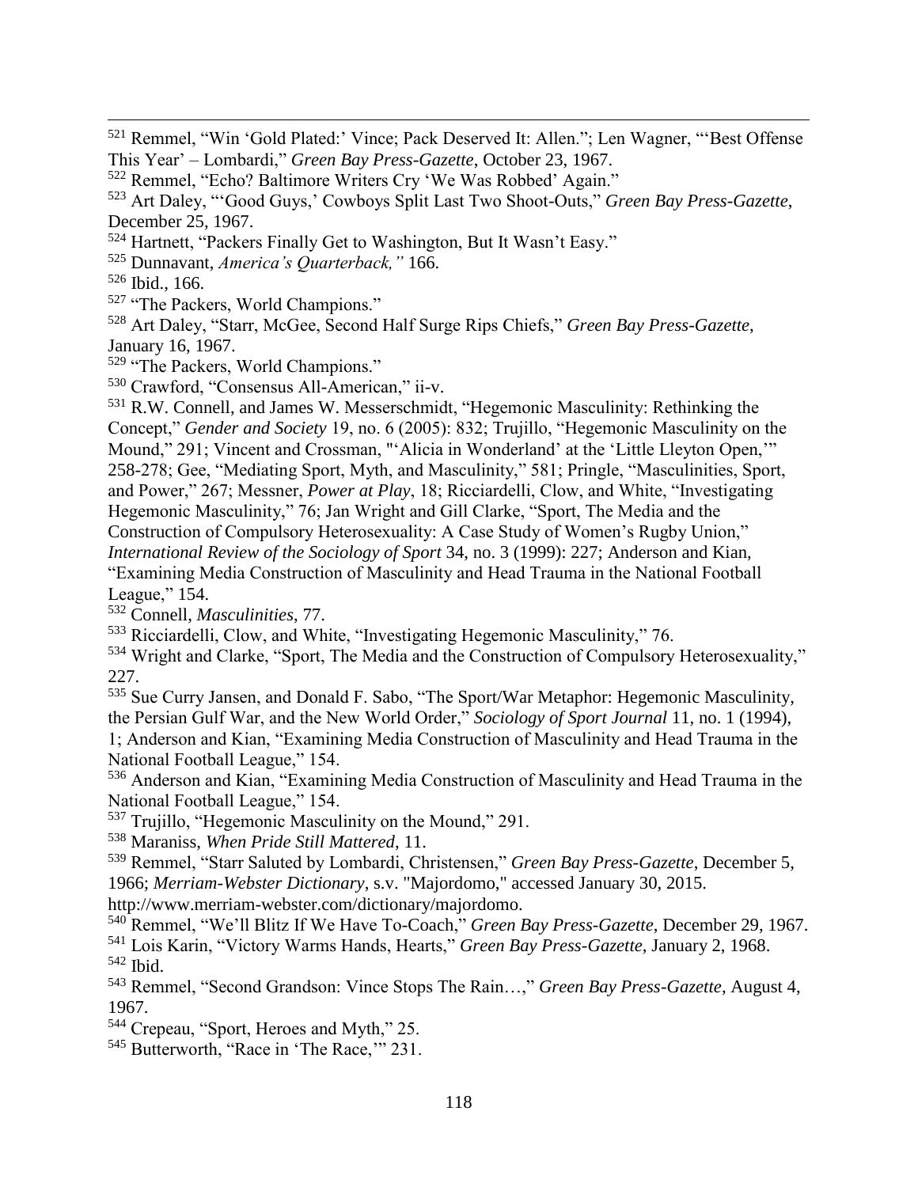[521] Remmel, "Win 'Gold Plated:' Vince; Pack Deserved It: Allen."; Len Wagner, "'Best Offense This Year' – Lombardi," *Green Bay Press-Gazette*, October 23, 1967.

[522] Remmel, "Echo? Baltimore Writers Cry 'We Was Robbed' Again."

[523] Art Daley, "'Good Guys,' Cowboys Split Last Two Shoot-Outs," *Green Bay Press-Gazette*, December 25, 1967.

[524] Hartnett, "Packers Finally Get to Washington, But It Wasn't Easy."

[525] Dunnavant, *America's Quarterback,"* 166.

[526] Ibid., 166.

[527] "The Packers, World Champions."

[528] Art Daley, "Starr, McGee, Second Half Surge Rips Chiefs," *Green Bay Press-Gazette*, January 16, 1967.

[529] "The Packers, World Champions."

[530] Crawford, "Consensus All-American," ii-v.

[531] R.W. Connell, and James W. Messerschmidt, "Hegemonic Masculinity: Rethinking the Concept," *Gender and Society* 19, no. 6 (2005): 832; Trujillo, "Hegemonic Masculinity on the Mound," 291; Vincent and Crossman, "'Alicia in Wonderland' at the 'Little Lleyton Open,'" 258-278; Gee, "Mediating Sport, Myth, and Masculinity," 581; Pringle, "Masculinities, Sport, and Power," 267; Messner, *Power at Play*, 18; Ricciardelli, Clow, and White, "Investigating Hegemonic Masculinity," 76; Jan Wright and Gill Clarke, "Sport, The Media and the Construction of Compulsory Heterosexuality: A Case Study of Women's Rugby Union," *International Review of the Sociology of Sport* 34, no. 3 (1999): 227; Anderson and Kian, "Examining Media Construction of Masculinity and Head Trauma in the National Football League," 154.

[532] Connell, *Masculinities*, 77.

[533] Ricciardelli, Clow, and White, "Investigating Hegemonic Masculinity," 76.

[534] Wright and Clarke, "Sport, The Media and the Construction of Compulsory Heterosexuality," 227.

[535] Sue Curry Jansen, and Donald F. Sabo, "The Sport/War Metaphor: Hegemonic Masculinity, the Persian Gulf War, and the New World Order," *Sociology of Sport Journal* 11, no. 1 (1994), 1; Anderson and Kian, "Examining Media Construction of Masculinity and Head Trauma in the National Football League," 154.

[536] Anderson and Kian, "Examining Media Construction of Masculinity and Head Trauma in the National Football League," 154.

[537] Trujillo, "Hegemonic Masculinity on the Mound," 291.

[538] Maraniss, *When Pride Still Mattered*, 11.

[539] Remmel, "Starr Saluted by Lombardi, Christensen," *Green Bay Press-Gazette*, December 5, 1966; *Merriam-Webster Dictionary*, s.v. "Majordomo," accessed January 30, 2015. http://www.merriam-webster.com/dictionary/majordomo.

[540] Remmel, "We'll Blitz If We Have To-Coach," *Green Bay Press-Gazette*, December 29, 1967.

[541] Lois Karin, "Victory Warms Hands, Hearts," *Green Bay Press-Gazette*, January 2, 1968.

[542] Ibid.

[543] Remmel, "Second Grandson: Vince Stops The Rain…," *Green Bay Press-Gazette*, August 4, 1967.

[544] Crepeau, "Sport, Heroes and Myth," 25.

[545] Butterworth, "Race in 'The Race,'" 231.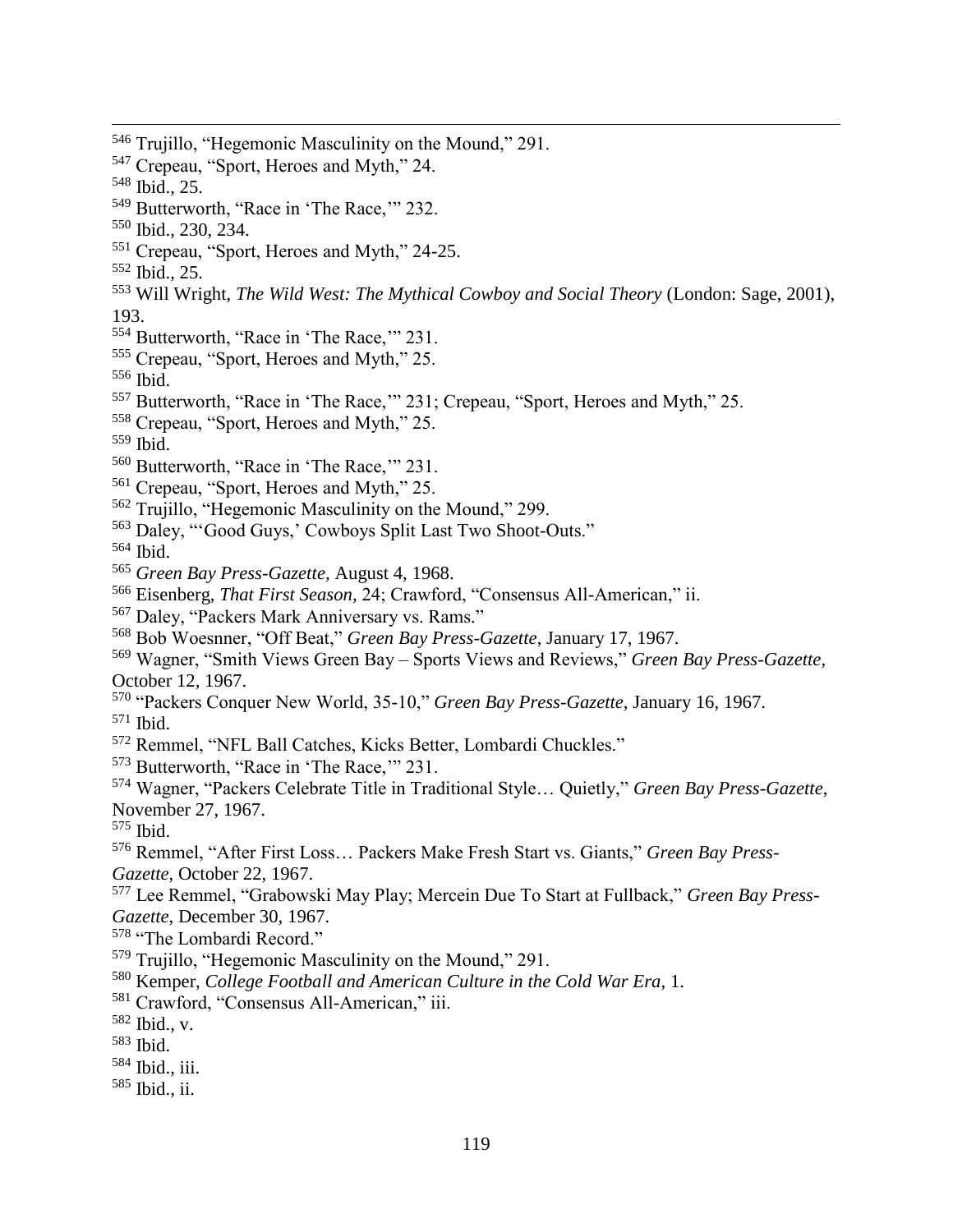[546] Trujillo, "Hegemonic Masculinity on the Mound," 291.
[547] Crepeau, "Sport, Heroes and Myth," 24.
[548] Ibid., 25.
[549] Butterworth, "Race in 'The Race,'" 232.
[550] Ibid., 230, 234.
[551] Crepeau, "Sport, Heroes and Myth," 24-25.
[552] Ibid., 25.
[553] Will Wright, *The Wild West: The Mythical Cowboy and Social Theory* (London: Sage, 2001), 193.
[554] Butterworth, "Race in 'The Race,'" 231.
[555] Crepeau, "Sport, Heroes and Myth," 25.
[556] Ibid.
[557] Butterworth, "Race in 'The Race,'" 231; Crepeau, "Sport, Heroes and Myth," 25.
[558] Crepeau, "Sport, Heroes and Myth," 25.
[559] Ibid.
[560] Butterworth, "Race in 'The Race,'" 231.
[561] Crepeau, "Sport, Heroes and Myth," 25.
[562] Trujillo, "Hegemonic Masculinity on the Mound," 299.
[563] Daley, "'Good Guys,' Cowboys Split Last Two Shoot-Outs."
[564] Ibid.
[565] *Green Bay Press-Gazette,* August 4, 1968.
[566] Eisenberg, *That First Season,* 24; Crawford, "Consensus All-American," ii.
[567] Daley, "Packers Mark Anniversary vs. Rams."
[568] Bob Woesnner, "Off Beat," *Green Bay Press-Gazette*, January 17, 1967.
[569] Wagner, "Smith Views Green Bay – Sports Views and Reviews," *Green Bay Press-Gazette*, October 12, 1967.
[570] "Packers Conquer New World, 35-10," *Green Bay Press-Gazette*, January 16, 1967.
[571] Ibid.
[572] Remmel, "NFL Ball Catches, Kicks Better, Lombardi Chuckles."
[573] Butterworth, "Race in 'The Race,'" 231.
[574] Wagner, "Packers Celebrate Title in Traditional Style… Quietly," *Green Bay Press-Gazette*, November 27, 1967.
[575] Ibid.
[576] Remmel, "After First Loss… Packers Make Fresh Start vs. Giants," *Green Bay Press-Gazette,* October 22, 1967.
[577] Lee Remmel, "Grabowski May Play; Mercein Due To Start at Fullback," *Green Bay Press-Gazette,* December 30, 1967.
[578] "The Lombardi Record."
[579] Trujillo, "Hegemonic Masculinity on the Mound," 291.
[580] Kemper, *College Football and American Culture in the Cold War Era,* 1.
[581] Crawford, "Consensus All-American," iii.
[582] Ibid., v.
[583] Ibid.
[584] Ibid., iii.
[585] Ibid., ii.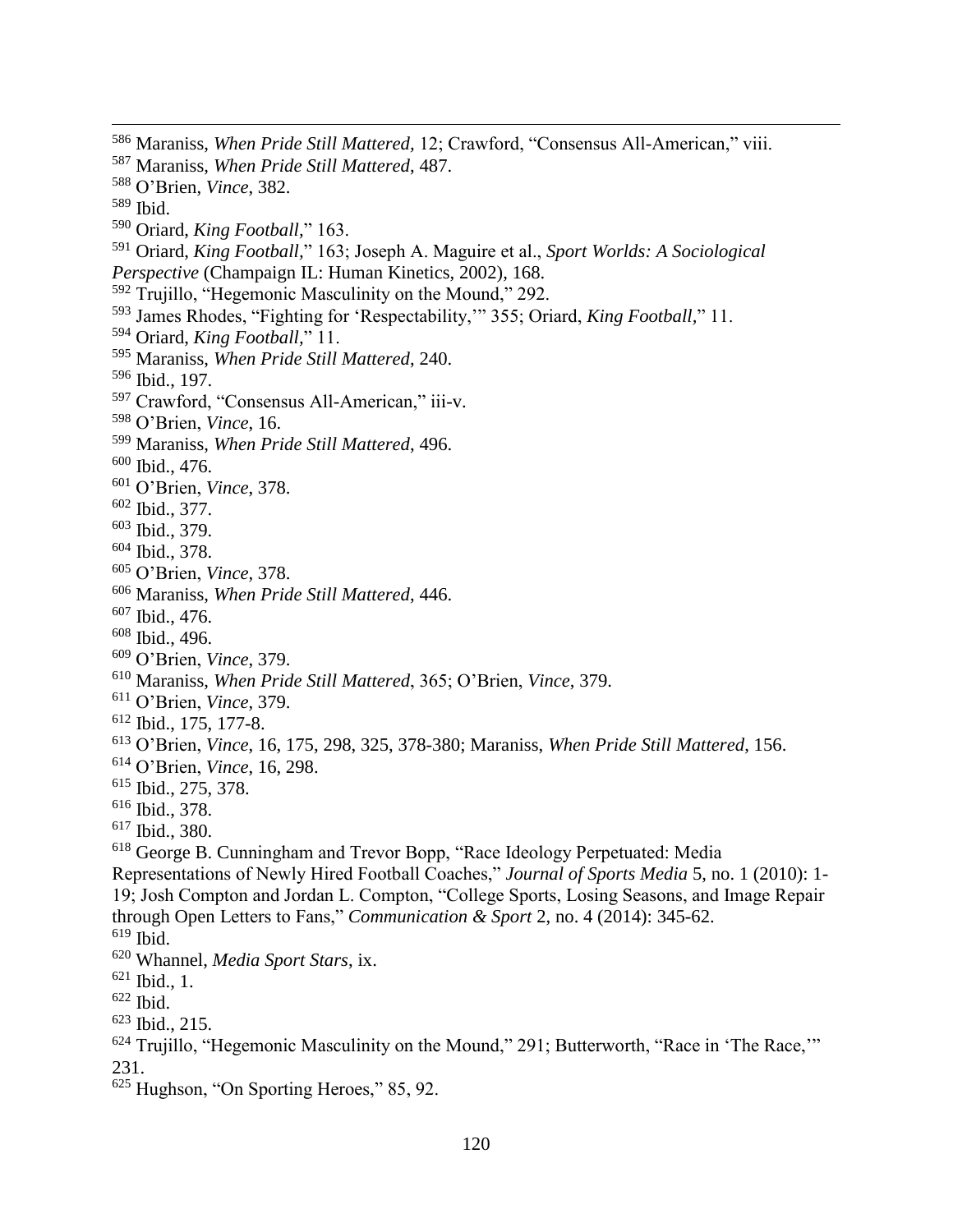[586] Maraniss, *When Pride Still Mattered*, 12; Crawford, "Consensus All-American," viii.
[587] Maraniss, *When Pride Still Mattered*, 487.
[588] O'Brien, *Vince*, 382.
[589] Ibid.
[590] Oriard, *King Football*," 163.
[591] Oriard, *King Football*," 163; Joseph A. Maguire et al., *Sport Worlds: A Sociological Perspective* (Champaign IL: Human Kinetics, 2002), 168.
[592] Trujillo, "Hegemonic Masculinity on the Mound," 292.
[593] James Rhodes, "Fighting for 'Respectability,'" 355; Oriard, *King Football*," 11.
[594] Oriard, *King Football*," 11.
[595] Maraniss, *When Pride Still Mattered*, 240.
[596] Ibid., 197.
[597] Crawford, "Consensus All-American," iii-v.
[598] O'Brien, *Vince*, 16.
[599] Maraniss, *When Pride Still Mattered*, 496.
[600] Ibid., 476.
[601] O'Brien, *Vince*, 378.
[602] Ibid., 377.
[603] Ibid., 379.
[604] Ibid., 378.
[605] O'Brien, *Vince*, 378.
[606] Maraniss, *When Pride Still Mattered*, 446.
[607] Ibid., 476.
[608] Ibid., 496.
[609] O'Brien, *Vince*, 379.
[610] Maraniss, *When Pride Still Mattered*, 365; O'Brien, *Vince*, 379.
[611] O'Brien, *Vince*, 379.
[612] Ibid., 175, 177-8.
[613] O'Brien, *Vince*, 16, 175, 298, 325, 378-380; Maraniss, *When Pride Still Mattered*, 156.
[614] O'Brien, *Vince*, 16, 298.
[615] Ibid., 275, 378.
[616] Ibid., 378.
[617] Ibid., 380.
[618] George B. Cunningham and Trevor Bopp, "Race Ideology Perpetuated: Media Representations of Newly Hired Football Coaches," *Journal of Sports Media* 5, no. 1 (2010): 1-19; Josh Compton and Jordan L. Compton, "College Sports, Losing Seasons, and Image Repair through Open Letters to Fans," *Communication & Sport* 2, no. 4 (2014): 345-62.
[619] Ibid.
[620] Whannel, *Media Sport Stars*, ix.
[621] Ibid., 1.
[622] Ibid.
[623] Ibid., 215.
[624] Trujillo, "Hegemonic Masculinity on the Mound," 291; Butterworth, "Race in 'The Race,'" 231.
[625] Hughson, "On Sporting Heroes," 85, 92.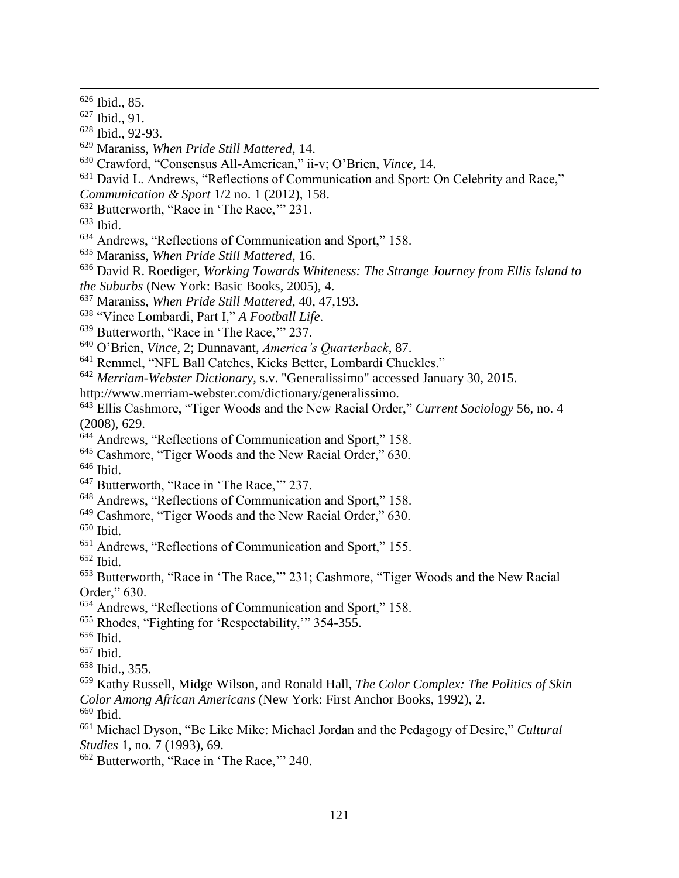[626] Ibid., 85.

[627] Ibid., 91.

[628] Ibid., 92-93.

[629] Maraniss, *When Pride Still Mattered*, 14.

[630] Crawford, "Consensus All-American," ii-v; O'Brien, *Vince*, 14.

[631] David L. Andrews, "Reflections of Communication and Sport: On Celebrity and Race," *Communication & Sport* 1/2 no. 1 (2012), 158.

[632] Butterworth, "Race in 'The Race,'" 231.

[633] Ibid.

[634] Andrews, "Reflections of Communication and Sport," 158.

[635] Maraniss, *When Pride Still Mattered*, 16.

[636] David R. Roediger, *Working Towards Whiteness: The Strange Journey from Ellis Island to the Suburbs* (New York: Basic Books, 2005), 4.

[637] Maraniss, *When Pride Still Mattered*, 40, 47,193.

[638] "Vince Lombardi, Part I," *A Football Life*.

[639] Butterworth, "Race in 'The Race,'" 237.

[640] O'Brien, *Vince*, 2; Dunnavant, *America's Quarterback*, 87.

[641] Remmel, "NFL Ball Catches, Kicks Better, Lombardi Chuckles."

[642] *Merriam-Webster Dictionary*, s.v. "Generalissimo" accessed January 30, 2015. http://www.merriam-webster.com/dictionary/generalissimo.

[643] Ellis Cashmore, "Tiger Woods and the New Racial Order," *Current Sociology* 56, no. 4 (2008), 629.

[644] Andrews, "Reflections of Communication and Sport," 158.

[645] Cashmore, "Tiger Woods and the New Racial Order," 630.

[646] Ibid.

[647] Butterworth, "Race in 'The Race,'" 237.

[648] Andrews, "Reflections of Communication and Sport," 158.

[649] Cashmore, "Tiger Woods and the New Racial Order," 630.

[650] Ibid.

[651] Andrews, "Reflections of Communication and Sport," 155.

[652] Ibid.

[653] Butterworth, "Race in 'The Race,'" 231; Cashmore, "Tiger Woods and the New Racial Order," 630.

[654] Andrews, "Reflections of Communication and Sport," 158.

[655] Rhodes, "Fighting for 'Respectability,'" 354-355.

[656] Ibid.

[657] Ibid.

[658] Ibid., 355.

[659] Kathy Russell, Midge Wilson, and Ronald Hall, *The Color Complex: The Politics of Skin Color Among African Americans* (New York: First Anchor Books, 1992), 2.

[660] Ibid.

[661] Michael Dyson, "Be Like Mike: Michael Jordan and the Pedagogy of Desire," *Cultural Studies* 1, no. 7 (1993), 69.

[662] Butterworth, "Race in 'The Race,'" 240.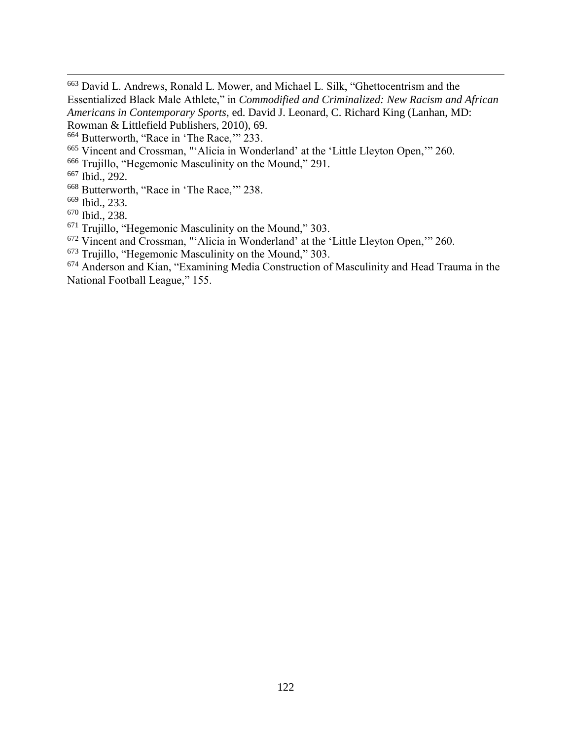[663] David L. Andrews, Ronald L. Mower, and Michael L. Silk, "Ghettocentrism and the Essentialized Black Male Athlete," in *Commodified and Criminalized: New Racism and African Americans in Contemporary Sports*, ed. David J. Leonard, C. Richard King (Lanhan, MD: Rowman & Littlefield Publishers, 2010), 69.

[664] Butterworth, "Race in 'The Race,'" 233.

[665] Vincent and Crossman, "'Alicia in Wonderland' at the 'Little Lleyton Open,'" 260.

[666] Trujillo, "Hegemonic Masculinity on the Mound," 291.

[667] Ibid., 292.

[668] Butterworth, "Race in 'The Race,'" 238.

[669] Ibid., 233.

[670] Ibid., 238.

[671] Trujillo, "Hegemonic Masculinity on the Mound," 303.

[672] Vincent and Crossman, "'Alicia in Wonderland' at the 'Little Lleyton Open,'" 260.

[673] Trujillo, "Hegemonic Masculinity on the Mound," 303.

[674] Anderson and Kian, "Examining Media Construction of Masculinity and Head Trauma in the National Football League," 155.